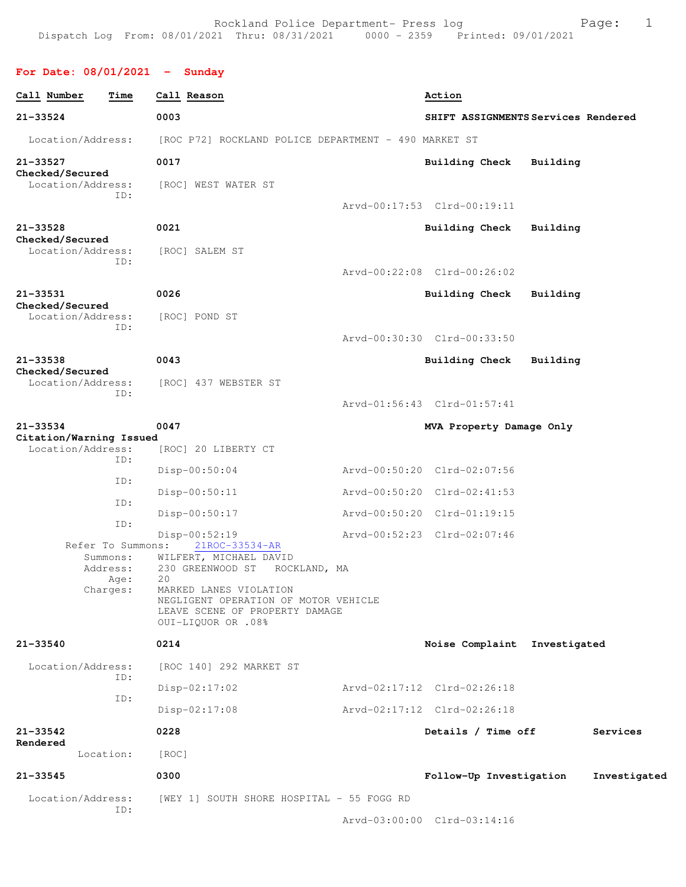Rockland Police Department- Press log
Dispatch Log From: 08/01/2021 Thru: 08/31/2021 0000 - 2359 Printed: 09/01/2021

## For Date: 08/01/2021 - Sunday

**Call Number** **Time** **Call Reason** **Action**

**21-33524** **0003** **SHIFT ASSIGNMENTS Services Rendered**
Location/Address: [ROC P72] ROCKLAND POLICE DEPARTMENT - 490 MARKET ST

**21-33527** **0017** **Building Check Building Checked/Secured**
Location/Address: [ROC] WEST WATER ST
ID:
Arvd-00:17:53 Clrd-00:19:11

**21-33528** **0021** **Building Check Building Checked/Secured**
Location/Address: [ROC] SALEM ST
ID:
Arvd-00:22:08 Clrd-00:26:02

**21-33531** **0026** **Building Check Building Checked/Secured**
Location/Address: [ROC] POND ST
ID:
Arvd-00:30:30 Clrd-00:33:50

**21-33538** **0043** **Building Check Building Checked/Secured**
Location/Address: [ROC] 437 WEBSTER ST
ID:
Arvd-01:56:43 Clrd-01:57:41

**21-33534** **0047** **MVA Property Damage Only Citation/Warning Issued**
Location/Address: [ROC] 20 LIBERTY CT
ID:
Disp-00:50:04 Arvd-00:50:20 Clrd-02:07:56
ID:
Disp-00:50:11 Arvd-00:50:20 Clrd-02:41:53
ID:
Disp-00:50:17 Arvd-00:50:20 Clrd-01:19:15
ID:
Disp-00:52:19 Arvd-00:52:23 Clrd-02:07:46
Refer To Summons: 21ROC-33534-AR
Summons: WILFERT, MICHAEL DAVID
Address: 230 GREENWOOD ST ROCKLAND, MA
Age: 20
Charges: MARKED LANES VIOLATION
NEGLIGENT OPERATION OF MOTOR VEHICLE
LEAVE SCENE OF PROPERTY DAMAGE
OUI-LIQUOR OR .08%

**21-33540** **0214** **Noise Complaint Investigated**
Location/Address: [ROC 140] 292 MARKET ST
ID:
Disp-02:17:02 Arvd-02:17:12 Clrd-02:26:18
ID:
Disp-02:17:08 Arvd-02:17:12 Clrd-02:26:18

**21-33542** **0228** **Details / Time off Services Rendered**
Location: [ROC]

**21-33545** **0300** **Follow-Up Investigation Investigated**
Location/Address: [WEY 1] SOUTH SHORE HOSPITAL - 55 FOGG RD
ID:
Arvd-03:00:00 Clrd-03:14:16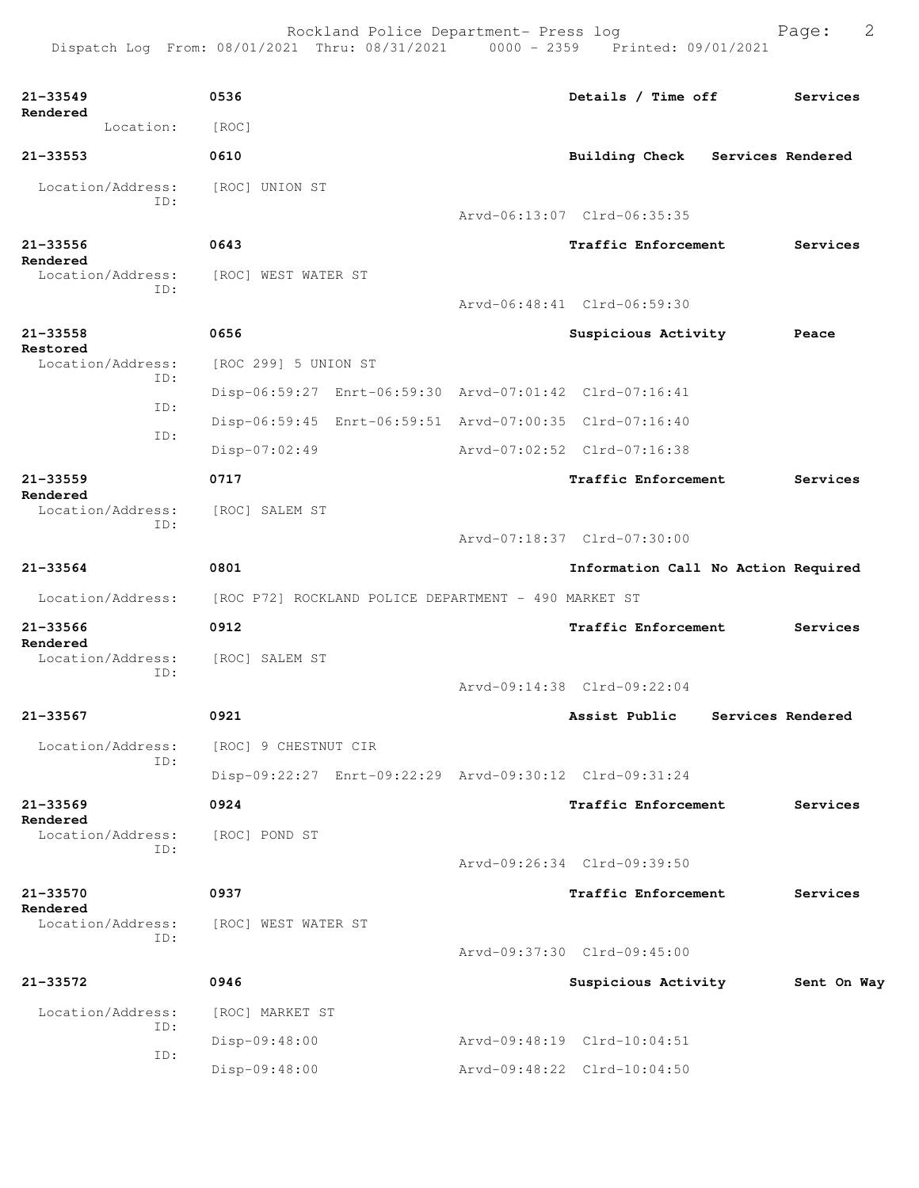**21-33549** 0536 **Details / Time off** **Services Rendered**
Location: [ROC]

**21-33553** 0610 **Building Check** **Services Rendered**
Location/Address: [ROC] UNION ST
ID:
Arvd-06:13:07 Clrd-06:35:35

**21-33556** 0643 **Traffic Enforcement** **Services Rendered**
Location/Address: [ROC] WEST WATER ST
ID:
Arvd-06:48:41 Clrd-06:59:30

**21-33558** 0656 **Suspicious Activity** **Peace Restored**
Location/Address: [ROC 299] 5 UNION ST
ID:
Disp-06:59:27 Enrt-06:59:30 Arvd-07:01:42 Clrd-07:16:41
ID:
Disp-06:59:45 Enrt-06:59:51 Arvd-07:00:35 Clrd-07:16:40
ID:
Disp-07:02:49 Arvd-07:02:52 Clrd-07:16:38

**21-33559** 0717 **Traffic Enforcement** **Services Rendered**
Location/Address: [ROC] SALEM ST
ID:
Arvd-07:18:37 Clrd-07:30:00

**21-33564** 0801 **Information Call No Action Required**
Location/Address: [ROC P72] ROCKLAND POLICE DEPARTMENT - 490 MARKET ST

**21-33566** 0912 **Traffic Enforcement** **Services Rendered**
Location/Address: [ROC] SALEM ST
ID:
Arvd-09:14:38 Clrd-09:22:04

**21-33567** 0921 **Assist Public** **Services Rendered**
Location/Address: [ROC] 9 CHESTNUT CIR
ID:
Disp-09:22:27 Enrt-09:22:29 Arvd-09:30:12 Clrd-09:31:24

**21-33569** 0924 **Traffic Enforcement** **Services Rendered**
Location/Address: [ROC] POND ST
ID:
Arvd-09:26:34 Clrd-09:39:50

**21-33570** 0937 **Traffic Enforcement** **Services Rendered**
Location/Address: [ROC] WEST WATER ST
ID:
Arvd-09:37:30 Clrd-09:45:00

**21-33572** 0946 **Suspicious Activity** **Sent On Way**
Location/Address: [ROC] MARKET ST
ID:
Disp-09:48:00 Arvd-09:48:19 Clrd-10:04:51
ID:
Disp-09:48:00 Arvd-09:48:22 Clrd-10:04:50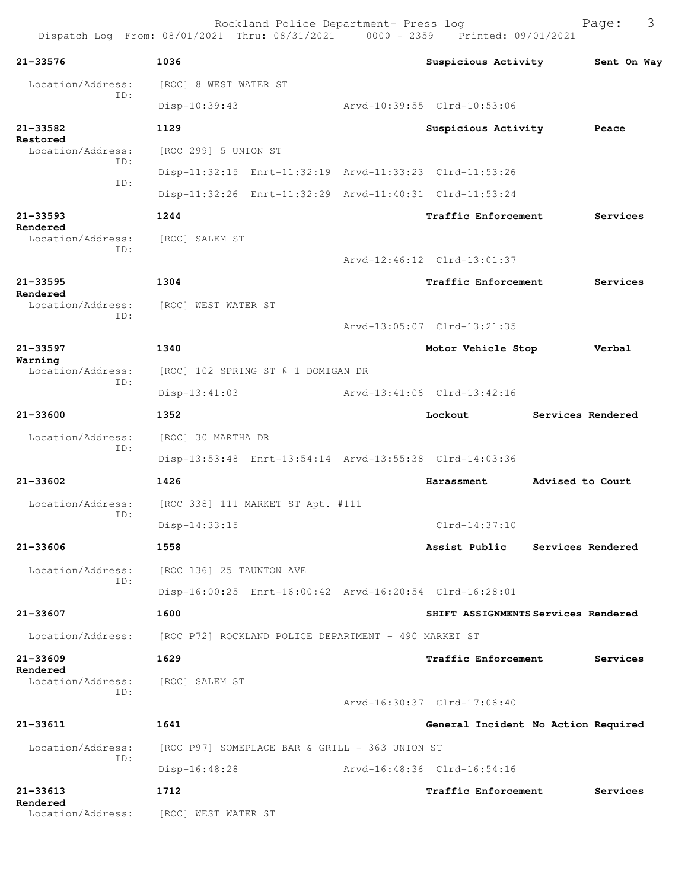Rockland Police Department- Press log
Dispatch Log From: 08/01/2021 Thru: 08/31/2021 0000 - 2359 Printed: 09/01/2021

**21-33576** **1036** **Suspicious Activity** **Sent On Way**
Location/Address: [ROC] 8 WEST WATER ST
ID:
Disp-10:39:43 Arvd-10:39:55 Clrd-10:53:06

**21-33582** **1129** **Suspicious Activity** **Peace Restored**
Location/Address: [ROC 299] 5 UNION ST
ID:
Disp-11:32:15 Enrt-11:32:19 Arvd-11:33:23 Clrd-11:53:26
ID:
Disp-11:32:26 Enrt-11:32:29 Arvd-11:40:31 Clrd-11:53:24

**21-33593** **1244** **Traffic Enforcement** **Services Rendered**
Location/Address: [ROC] SALEM ST
ID:
Arvd-12:46:12 Clrd-13:01:37

**21-33595** **1304** **Traffic Enforcement** **Services Rendered**
Location/Address: [ROC] WEST WATER ST
ID:
Arvd-13:05:07 Clrd-13:21:35

**21-33597** **1340** **Motor Vehicle Stop** **Verbal Warning**
Location/Address: [ROC] 102 SPRING ST @ 1 DOMIGAN DR
ID:
Disp-13:41:03 Arvd-13:41:06 Clrd-13:42:16

**21-33600** **1352** **Lockout** **Services Rendered**
Location/Address: [ROC] 30 MARTHA DR
ID:
Disp-13:53:48 Enrt-13:54:14 Arvd-13:55:38 Clrd-14:03:36

**21-33602** **1426** **Harassment** **Advised to Court**
Location/Address: [ROC 338] 111 MARKET ST Apt. #111
ID:
Disp-14:33:15 Clrd-14:37:10

**21-33606** **1558** **Assist Public** **Services Rendered**
Location/Address: [ROC 136] 25 TAUNTON AVE
ID:
Disp-16:00:25 Enrt-16:00:42 Arvd-16:20:54 Clrd-16:28:01

**21-33607** **1600** **SHIFT ASSIGNMENTS** **Services Rendered**
Location/Address: [ROC P72] ROCKLAND POLICE DEPARTMENT - 490 MARKET ST

**21-33609** **1629** **Traffic Enforcement** **Services Rendered**
Location/Address: [ROC] SALEM ST
ID:
Arvd-16:30:37 Clrd-17:06:40

**21-33611** **1641** **General Incident** **No Action Required**
Location/Address: [ROC P97] SOMEPLACE BAR & GRILL - 363 UNION ST
ID:
Disp-16:48:28 Arvd-16:48:36 Clrd-16:54:16

**21-33613** **1712** **Traffic Enforcement** **Services Rendered**
Location/Address: [ROC] WEST WATER ST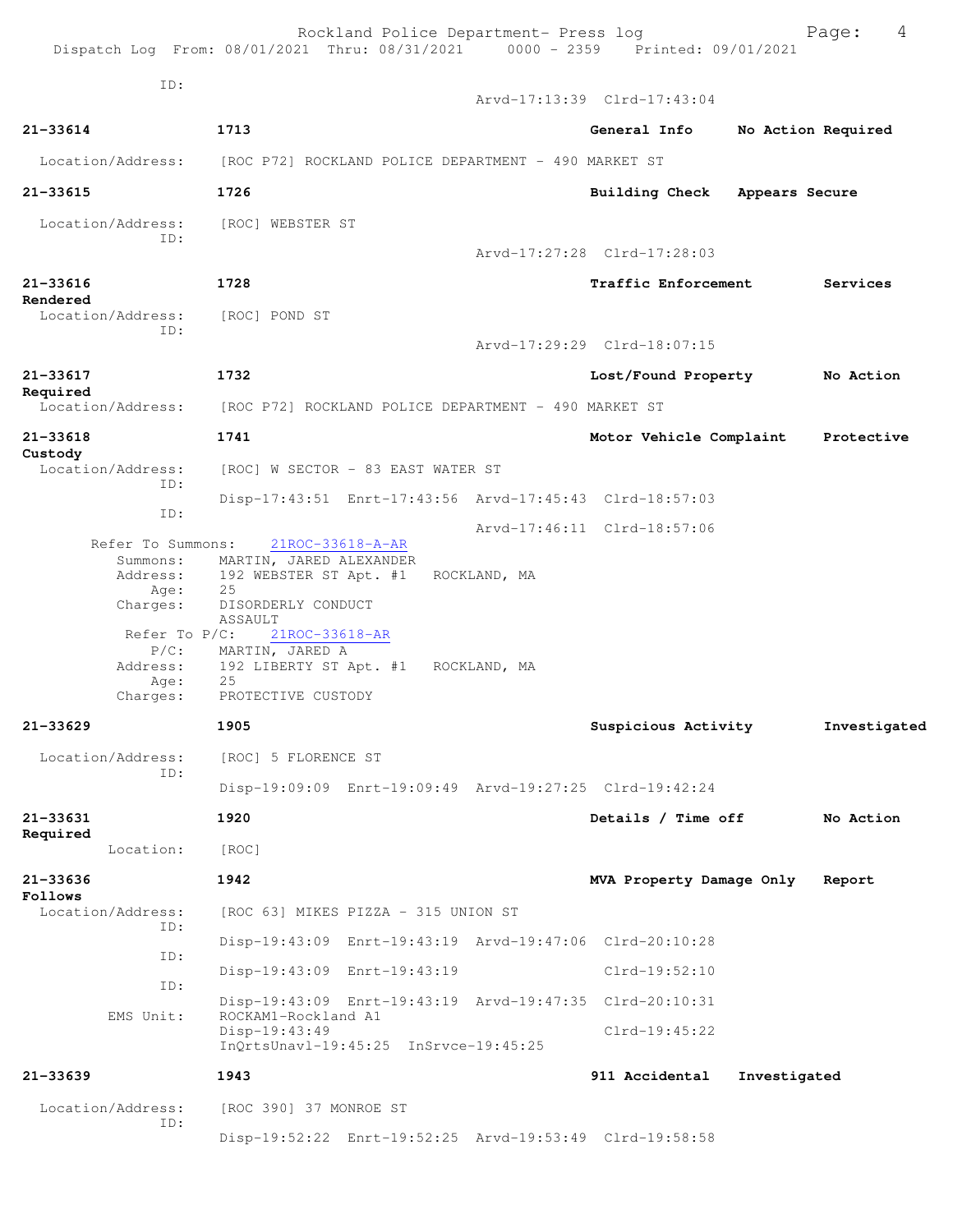ID:
                                        Arvd-17:13:39  Clrd-17:43:04

**21-33614**   1713   General Info   No Action Required

Location/Address: [ROC P72] ROCKLAND POLICE DEPARTMENT - 490 MARKET ST

**21-33615**   1726   Building Check   Appears Secure

Location/Address: [ROC] WEBSTER ST
ID:
Arvd-17:27:28  Clrd-17:28:03

**21-33616**   1728   Traffic Enforcement   Services Rendered

Location/Address: [ROC] POND ST
ID:
Arvd-17:29:29  Clrd-18:07:15

**21-33617**   1732   Lost/Found Property   No Action Required

Location/Address: [ROC P72] ROCKLAND POLICE DEPARTMENT - 490 MARKET ST

**21-33618**   1741   Motor Vehicle Complaint   Protective Custody

Location/Address: [ROC] W SECTOR - 83 EAST WATER ST
ID:
Disp-17:43:51  Enrt-17:43:56  Arvd-17:45:43  Clrd-18:57:03
ID:
Arvd-17:46:11  Clrd-18:57:06

Refer To Summons: 21ROC-33618-A-AR
Summons: MARTIN, JARED ALEXANDER
Address: 192 WEBSTER ST Apt. #1   ROCKLAND, MA
Age: 25
Charges: DISORDERLY CONDUCT
ASSAULT
Refer To P/C: 21ROC-33618-AR
P/C: MARTIN, JARED A
Address: 192 LIBERTY ST Apt. #1   ROCKLAND, MA
Age: 25
Charges: PROTECTIVE CUSTODY

**21-33629**   1905   Suspicious Activity   Investigated

Location/Address: [ROC] 5 FLORENCE ST
ID:
Disp-19:09:09  Enrt-19:09:49  Arvd-19:27:25  Clrd-19:42:24

**21-33631**   1920   Details / Time off   No Action Required

Location: [ROC]

**21-33636**   1942   MVA Property Damage Only   Report Follows

Location/Address: [ROC 63] MIKES PIZZA - 315 UNION ST
ID:
Disp-19:43:09  Enrt-19:43:19  Arvd-19:47:06  Clrd-20:10:28
ID:
Disp-19:43:09  Enrt-19:43:19  Clrd-19:52:10
ID:
Disp-19:43:09  Enrt-19:43:19  Arvd-19:47:35  Clrd-20:10:31
EMS Unit: ROCKAM1-Rockland A1
Disp-19:43:49  Clrd-19:45:22
InQrtsUnavl-19:45:25  InSrvce-19:45:25

**21-33639**   1943   911 Accidental   Investigated

Location/Address: [ROC 390] 37 MONROE ST
ID:
Disp-19:52:22  Enrt-19:52:25  Arvd-19:53:49  Clrd-19:58:58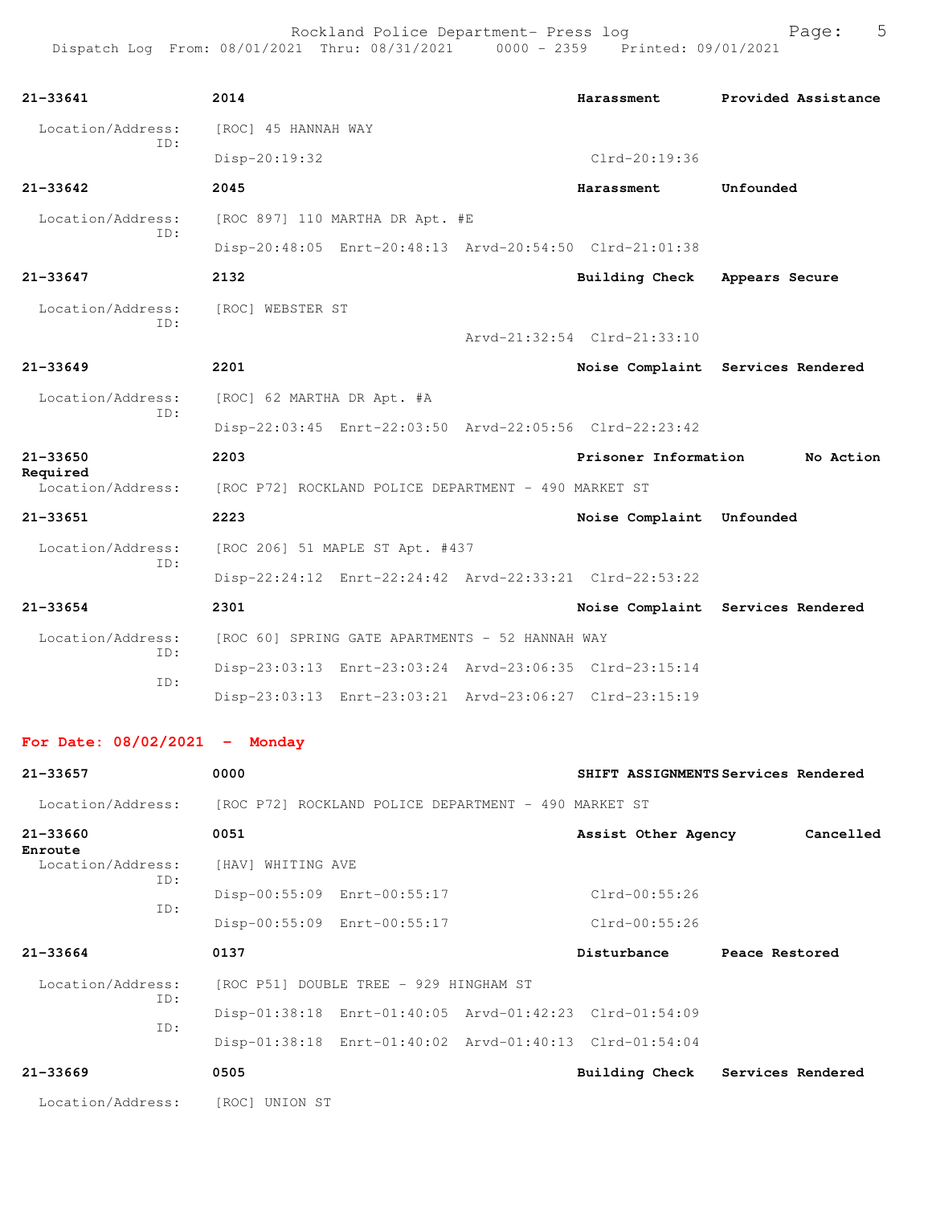**21-33641** 2014 **Harassment** **Provided Assistance**

Location/Address: [ROC] 45 HANNAH WAY
ID:
Disp-20:19:32 Clrd-20:19:36

**21-33642** 2045 **Harassment** **Unfounded**

Location/Address: [ROC 897] 110 MARTHA DR Apt. #E
ID:
Disp-20:48:05 Enrt-20:48:13 Arvd-20:54:50 Clrd-21:01:38

**21-33647** 2132 **Building Check** **Appears Secure**

Location/Address: [ROC] WEBSTER ST
ID:
Arvd-21:32:54 Clrd-21:33:10

**21-33649** 2201 **Noise Complaint** **Services Rendered**

Location/Address: [ROC] 62 MARTHA DR Apt. #A
ID:
Disp-22:03:45 Enrt-22:03:50 Arvd-22:05:56 Clrd-22:23:42

**21-33650** 2203 **Prisoner Information** **No Action Required**

Location/Address: [ROC P72] ROCKLAND POLICE DEPARTMENT - 490 MARKET ST

**21-33651** 2223 **Noise Complaint** **Unfounded**

Location/Address: [ROC 206] 51 MAPLE ST Apt. #437
ID:
Disp-22:24:12 Enrt-22:24:42 Arvd-22:33:21 Clrd-22:53:22

**21-33654** 2301 **Noise Complaint** **Services Rendered**

Location/Address: [ROC 60] SPRING GATE APARTMENTS - 52 HANNAH WAY
ID:
Disp-23:03:13 Enrt-23:03:24 Arvd-23:06:35 Clrd-23:15:14
ID:
Disp-23:03:13 Enrt-23:03:21 Arvd-23:06:27 Clrd-23:15:19

## For Date: 08/02/2021 - Monday

**21-33657** 0000 **SHIFT ASSIGNMENTS** **Services Rendered**

Location/Address: [ROC P72] ROCKLAND POLICE DEPARTMENT - 490 MARKET ST

**21-33660** 0051 **Assist Other Agency** **Cancelled Enroute**

Location/Address: [HAV] WHITING AVE
ID:
Disp-00:55:09 Enrt-00:55:17 Clrd-00:55:26
ID:
Disp-00:55:09 Enrt-00:55:17 Clrd-00:55:26

**21-33664** 0137 **Disturbance** **Peace Restored**

Location/Address: [ROC P51] DOUBLE TREE - 929 HINGHAM ST
ID:
Disp-01:38:18 Enrt-01:40:05 Arvd-01:42:23 Clrd-01:54:09
ID:
Disp-01:38:18 Enrt-01:40:02 Arvd-01:40:13 Clrd-01:54:04

**21-33669** 0505 **Building Check** **Services Rendered**

Location/Address: [ROC] UNION ST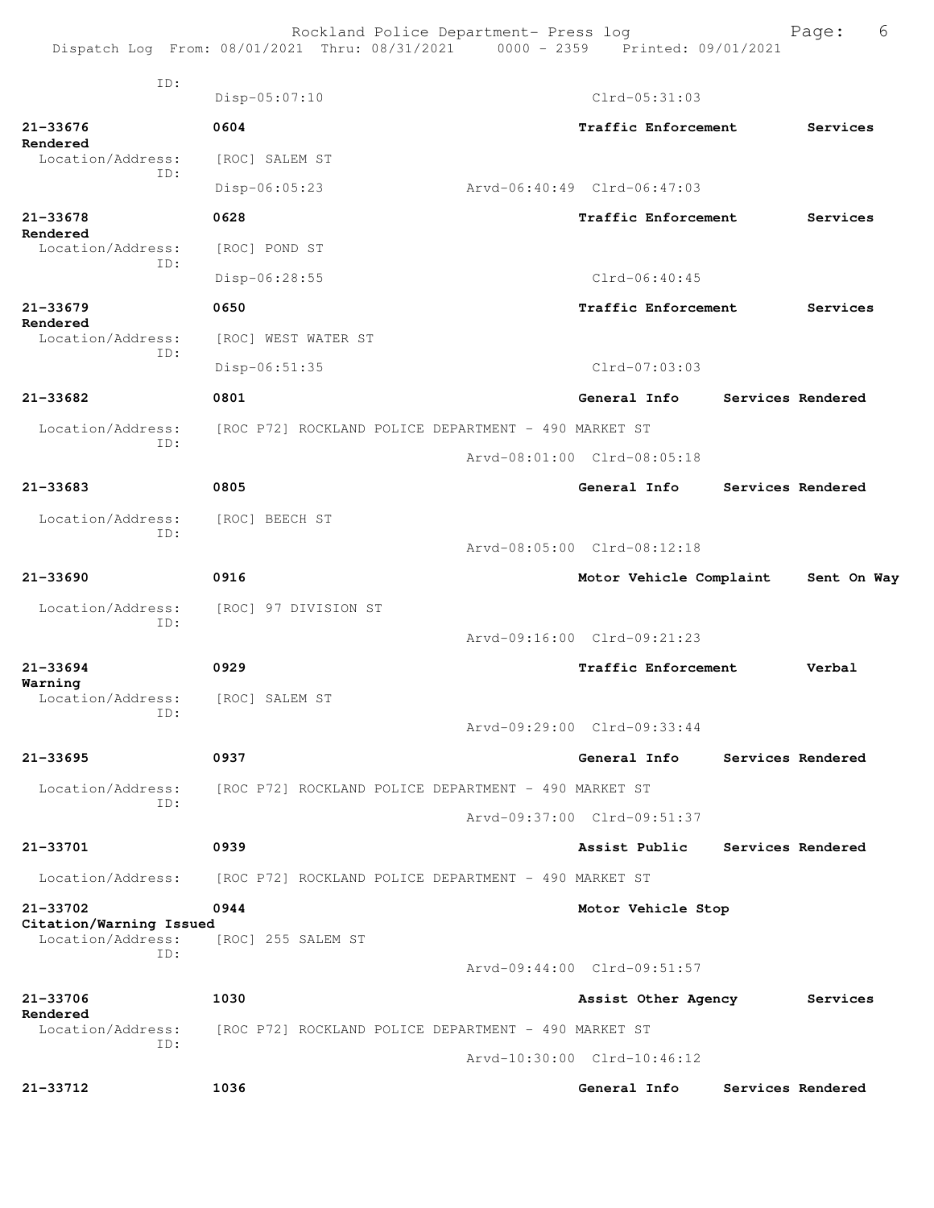ID:

Disp-05:07:10 Clrd-05:31:03

**21-33676** **0604** **Traffic Enforcement** **Services Rendered**
Location/Address: [ROC] SALEM ST
ID:
Disp-06:05:23 Arvd-06:40:49 Clrd-06:47:03

**21-33678** **0628** **Traffic Enforcement** **Services Rendered**
Location/Address: [ROC] POND ST
ID:
Disp-06:28:55 Clrd-06:40:45

**21-33679** **0650** **Traffic Enforcement** **Services Rendered**
Location/Address: [ROC] WEST WATER ST
ID:
Disp-06:51:35 Clrd-07:03:03

**21-33682** **0801** **General Info** **Services Rendered**
Location/Address: [ROC P72] ROCKLAND POLICE DEPARTMENT - 490 MARKET ST
ID:
Arvd-08:01:00 Clrd-08:05:18

**21-33683** **0805** **General Info** **Services Rendered**
Location/Address: [ROC] BEECH ST
ID:
Arvd-08:05:00 Clrd-08:12:18

**21-33690** **0916** **Motor Vehicle Complaint** **Sent On Way**
Location/Address: [ROC] 97 DIVISION ST
ID:
Arvd-09:16:00 Clrd-09:21:23

**21-33694** **0929** **Traffic Enforcement** **Verbal Warning**
Location/Address: [ROC] SALEM ST
ID:
Arvd-09:29:00 Clrd-09:33:44

**21-33695** **0937** **General Info** **Services Rendered**
Location/Address: [ROC P72] ROCKLAND POLICE DEPARTMENT - 490 MARKET ST
ID:
Arvd-09:37:00 Clrd-09:51:37

**21-33701** **0939** **Assist Public** **Services Rendered**
Location/Address: [ROC P72] ROCKLAND POLICE DEPARTMENT - 490 MARKET ST

**21-33702** **0944** **Motor Vehicle Stop** **Citation/Warning Issued**
Location/Address: [ROC] 255 SALEM ST
ID:
Arvd-09:44:00 Clrd-09:51:57

**21-33706** **1030** **Assist Other Agency** **Services Rendered**
Location/Address: [ROC P72] ROCKLAND POLICE DEPARTMENT - 490 MARKET ST
ID:
Arvd-10:30:00 Clrd-10:46:12

**21-33712** **1036** **General Info** **Services Rendered**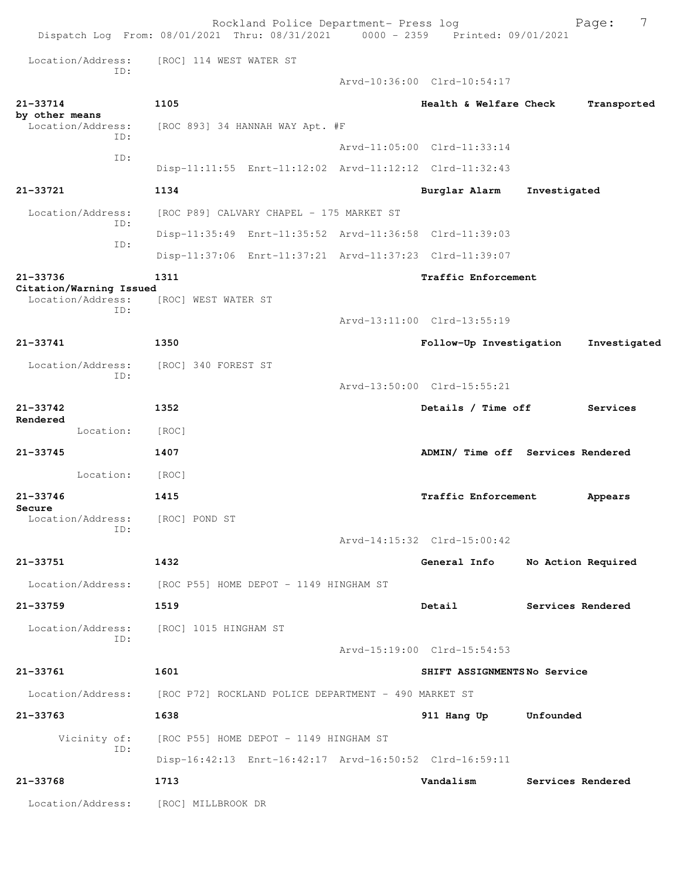Location/Address: [ROC] 114 WEST WATER ST
ID:
Arvd-10:36:00 Clrd-10:54:17

**21-33714** **1105** **Health & Welfare Check** **Transported by other means**
Location/Address: [ROC 893] 34 HANNAH WAY Apt. #F
ID:
Arvd-11:05:00 Clrd-11:33:14
ID:
Disp-11:11:55 Enrt-11:12:02 Arvd-11:12:12 Clrd-11:32:43

**21-33721** **1134** **Burglar Alarm** **Investigated**
Location/Address: [ROC P89] CALVARY CHAPEL - 175 MARKET ST
ID:
Disp-11:35:49 Enrt-11:35:52 Arvd-11:36:58 Clrd-11:39:03
ID:
Disp-11:37:06 Enrt-11:37:21 Arvd-11:37:23 Clrd-11:39:07

**21-33736** **1311** **Traffic Enforcement** **Citation/Warning Issued**
Location/Address: [ROC] WEST WATER ST
ID:
Arvd-13:11:00 Clrd-13:55:19

**21-33741** **1350** **Follow-Up Investigation** **Investigated**
Location/Address: [ROC] 340 FOREST ST
ID:
Arvd-13:50:00 Clrd-15:55:21

**21-33742** **1352** **Details / Time off** **Services Rendered**
Location: [ROC]

**21-33745** **1407** **ADMIN/ Time off** **Services Rendered**
Location: [ROC]

**21-33746** **1415** **Traffic Enforcement** **Appears Secure**
Location/Address: [ROC] POND ST
ID:
Arvd-14:15:32 Clrd-15:00:42

**21-33751** **1432** **General Info** **No Action Required**
Location/Address: [ROC P55] HOME DEPOT - 1149 HINGHAM ST

**21-33759** **1519** **Detail** **Services Rendered**
Location/Address: [ROC] 1015 HINGHAM ST
ID:
Arvd-15:19:00 Clrd-15:54:53

**21-33761** **1601** **SHIFT ASSIGNMENTS** **No Service**
Location/Address: [ROC P72] ROCKLAND POLICE DEPARTMENT - 490 MARKET ST

**21-33763** **1638** **911 Hang Up** **Unfounded**
Vicinity of: [ROC P55] HOME DEPOT - 1149 HINGHAM ST
ID:
Disp-16:42:13 Enrt-16:42:17 Arvd-16:50:52 Clrd-16:59:11

**21-33768** **1713** **Vandalism** **Services Rendered**
Location/Address: [ROC] MILLBROOK DR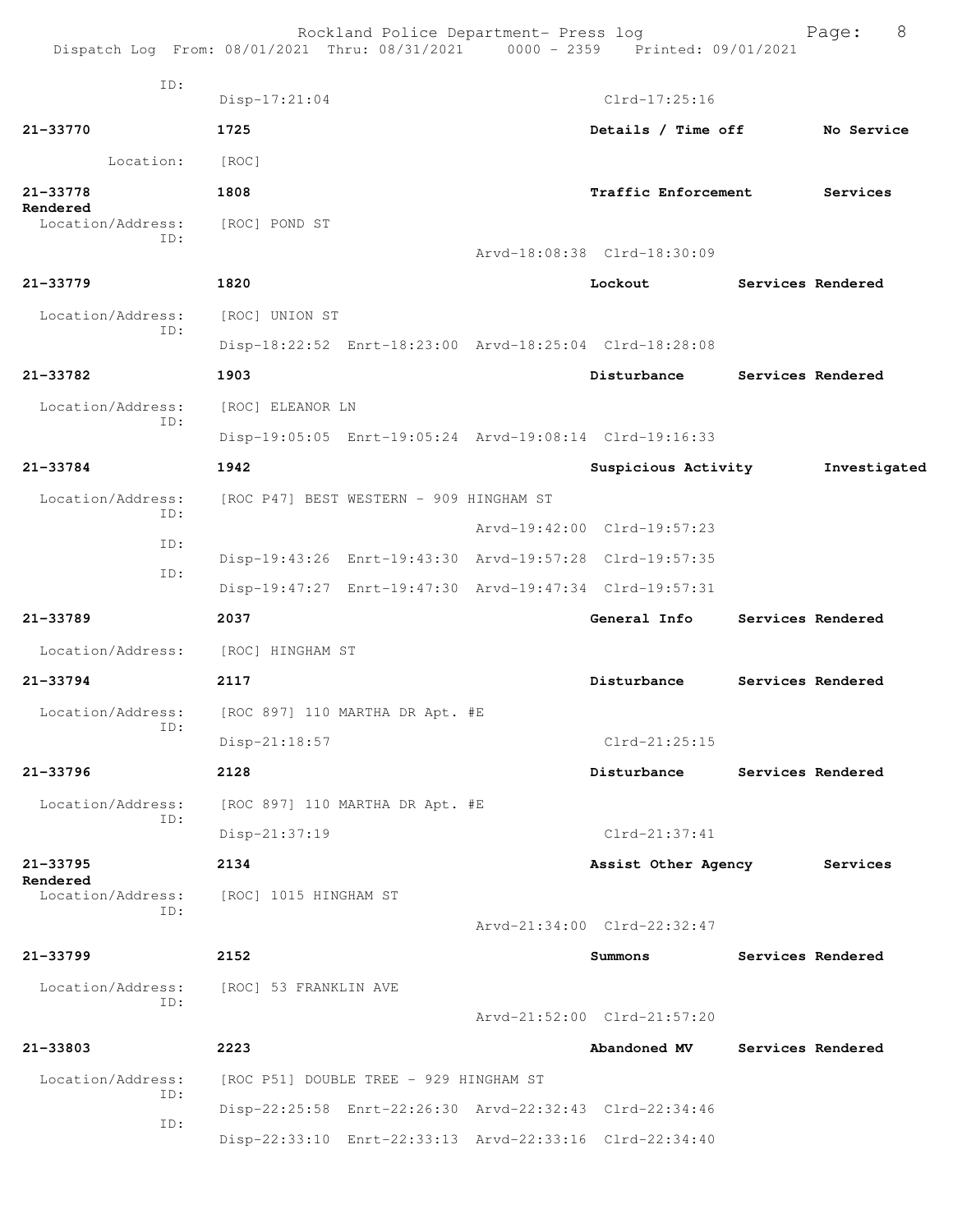ID:
Disp-17:21:04 Clrd-17:25:16

**21-33770** **1725** **Details / Time off** **No Service**

Location: [ROC]

**21-33778** **1808** **Traffic Enforcement** **Services Rendered**

Location/Address: [ROC] POND ST
ID:
Arvd-18:08:38 Clrd-18:30:09

**21-33779** **1820** **Lockout** **Services Rendered**

Location/Address: [ROC] UNION ST
ID:
Disp-18:22:52 Enrt-18:23:00 Arvd-18:25:04 Clrd-18:28:08

**21-33782** **1903** **Disturbance** **Services Rendered**

Location/Address: [ROC] ELEANOR LN
ID:
Disp-19:05:05 Enrt-19:05:24 Arvd-19:08:14 Clrd-19:16:33

**21-33784** **1942** **Suspicious Activity** **Investigated**

Location/Address: [ROC P47] BEST WESTERN - 909 HINGHAM ST
ID:
Arvd-19:42:00 Clrd-19:57:23
ID:
Disp-19:43:26 Enrt-19:43:30 Arvd-19:57:28 Clrd-19:57:35
ID:
Disp-19:47:27 Enrt-19:47:30 Arvd-19:47:34 Clrd-19:57:31

**21-33789** **2037** **General Info** **Services Rendered**

Location/Address: [ROC] HINGHAM ST

**21-33794** **2117** **Disturbance** **Services Rendered**

Location/Address: [ROC 897] 110 MARTHA DR Apt. #E
ID:
Disp-21:18:57 Clrd-21:25:15

**21-33796** **2128** **Disturbance** **Services Rendered**

Location/Address: [ROC 897] 110 MARTHA DR Apt. #E
ID:
Disp-21:37:19 Clrd-21:37:41

**21-33795** **2134** **Assist Other Agency** **Services Rendered**

Location/Address: [ROC] 1015 HINGHAM ST
ID:
Arvd-21:34:00 Clrd-22:32:47

**21-33799** **2152** **Summons** **Services Rendered**

Location/Address: [ROC] 53 FRANKLIN AVE
ID:
Arvd-21:52:00 Clrd-21:57:20

**21-33803** **2223** **Abandoned MV** **Services Rendered**

Location/Address: [ROC P51] DOUBLE TREE - 929 HINGHAM ST
ID:
Disp-22:25:58 Enrt-22:26:30 Arvd-22:32:43 Clrd-22:34:46
ID:
Disp-22:33:10 Enrt-22:33:13 Arvd-22:33:16 Clrd-22:34:40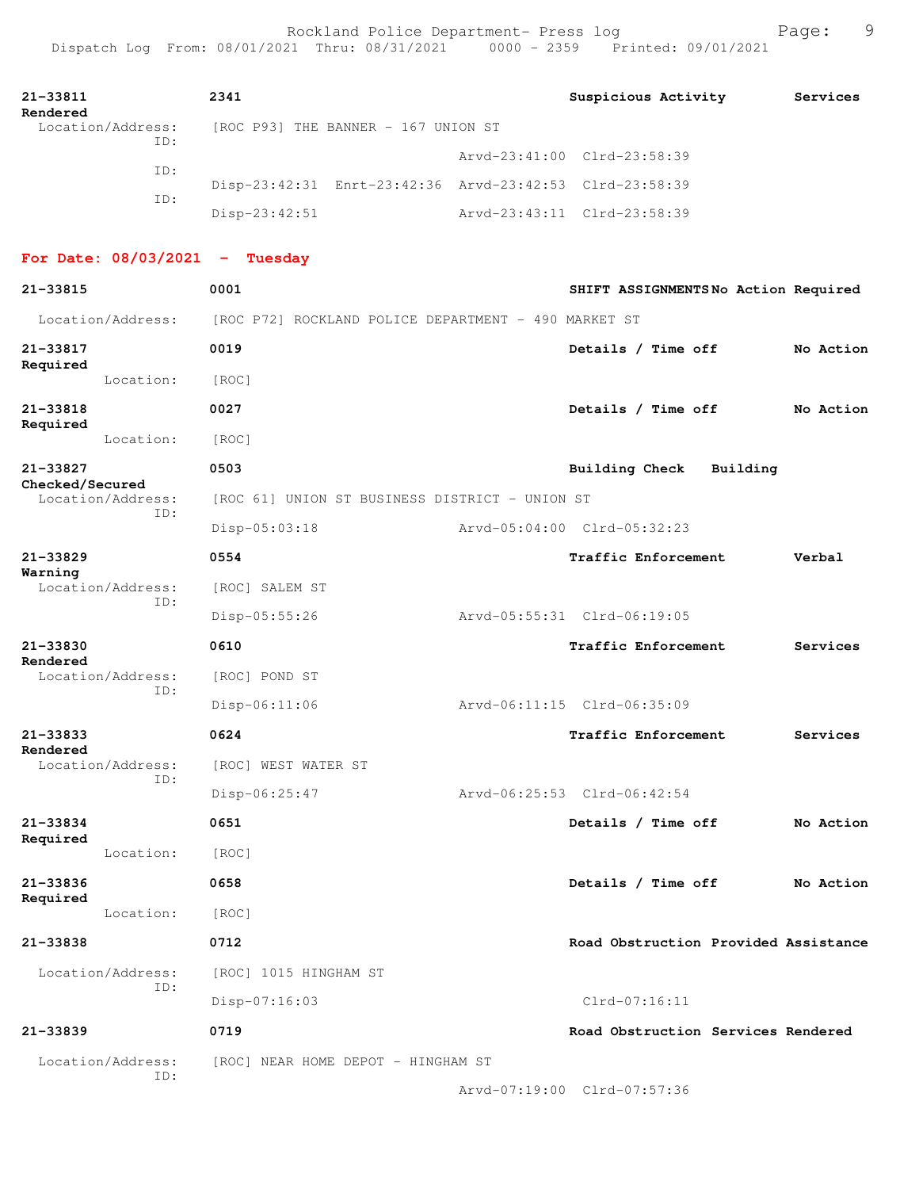**21-33811** **2341** **Suspicious Activity** **Services Rendered**

Location/Address: [ROC P93] THE BANNER - 167 UNION ST

ID: Arvd-23:41:00 Clrd-23:58:39

ID: Disp-23:42:31 Enrt-23:42:36 Arvd-23:42:53 Clrd-23:58:39

ID: Disp-23:42:51 Arvd-23:43:11 Clrd-23:58:39

## For Date: 08/03/2021 - Tuesday

**21-33815** **0001** **SHIFT ASSIGNMENTS** **No Action Required**

Location/Address: [ROC P72] ROCKLAND POLICE DEPARTMENT - 490 MARKET ST

**21-33817** **0019** **Details / Time off** **No Action Required**

Location: [ROC]

**21-33818** **0027** **Details / Time off** **No Action Required**

Location: [ROC]

**21-33827** **0503** **Building Check** **Building Checked/Secured**

Location/Address: [ROC 61] UNION ST BUSINESS DISTRICT - UNION ST

ID: Disp-05:03:18 Arvd-05:04:00 Clrd-05:32:23

**21-33829** **0554** **Traffic Enforcement** **Verbal Warning**

Location/Address: [ROC] SALEM ST

ID: Disp-05:55:26 Arvd-05:55:31 Clrd-06:19:05

**21-33830** **0610** **Traffic Enforcement** **Services Rendered**

Location/Address: [ROC] POND ST

ID: Disp-06:11:06 Arvd-06:11:15 Clrd-06:35:09

**21-33833** **0624** **Traffic Enforcement** **Services Rendered**

Location/Address: [ROC] WEST WATER ST

ID: Disp-06:25:47 Arvd-06:25:53 Clrd-06:42:54

**21-33834** **0651** **Details / Time off** **No Action Required**

Location: [ROC]

**21-33836** **0658** **Details / Time off** **No Action Required**

Location: [ROC]

**21-33838** **0712** **Road Obstruction** **Provided Assistance**

Location/Address: [ROC] 1015 HINGHAM ST

ID: Disp-07:16:03 Clrd-07:16:11

**21-33839** **0719** **Road Obstruction** **Services Rendered**

Location/Address: [ROC] NEAR HOME DEPOT - HINGHAM ST

ID: Arvd-07:19:00 Clrd-07:57:36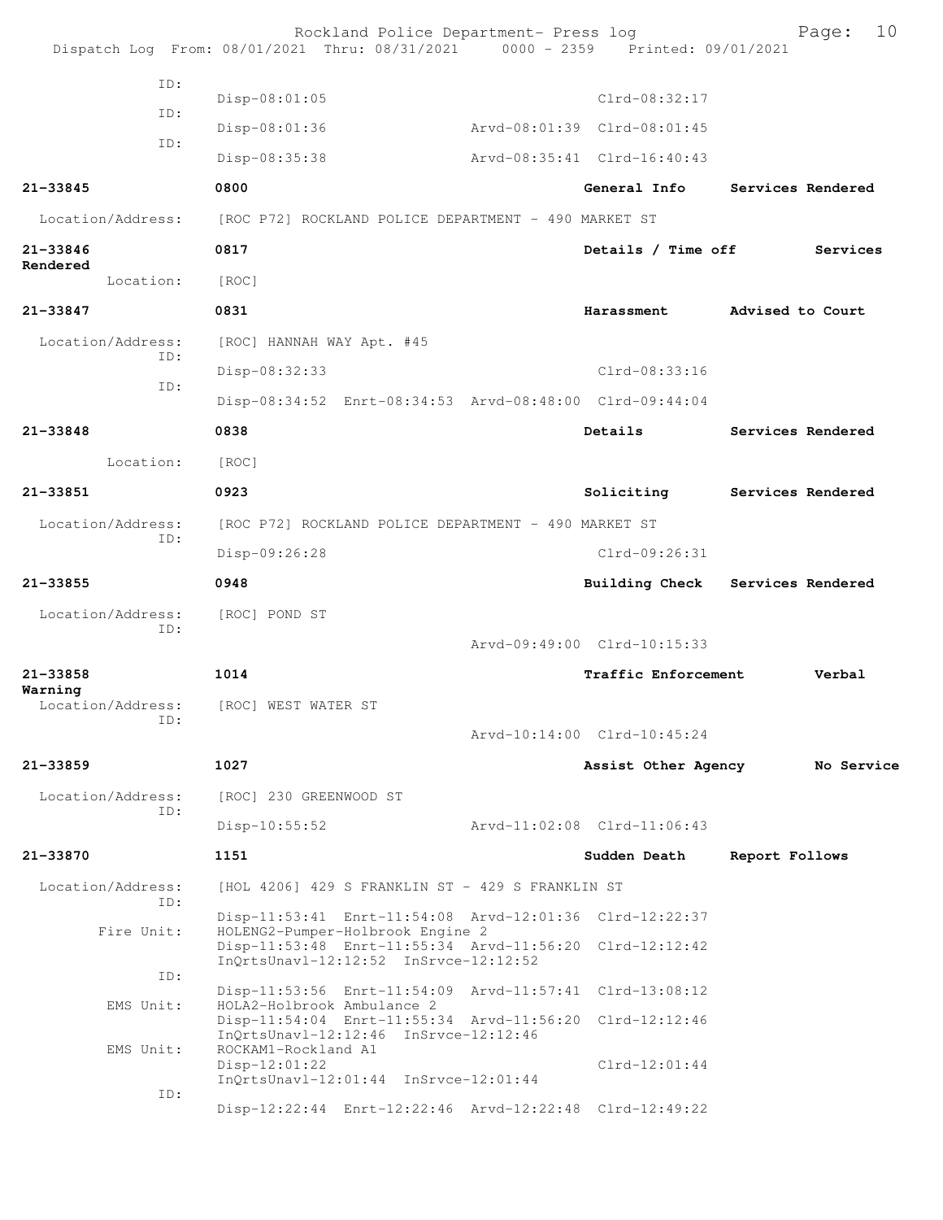ID:
Disp-08:01:05 Clrd-08:32:17
ID:
Disp-08:01:36 Arvd-08:01:39 Clrd-08:01:45
ID:
Disp-08:35:38 Arvd-08:35:41 Clrd-16:40:43

**21-33845** 0800 General Info Services Rendered
Location/Address: [ROC P72] ROCKLAND POLICE DEPARTMENT - 490 MARKET ST

**21-33846** 0817 Details / Time off Services Rendered
Location: [ROC]

**21-33847** 0831 Harassment Advised to Court
Location/Address: [ROC] HANNAH WAY Apt. #45
ID:
Disp-08:32:33 Clrd-08:33:16
ID:
Disp-08:34:52 Enrt-08:34:53 Arvd-08:48:00 Clrd-09:44:04

**21-33848** 0838 Details Services Rendered
Location: [ROC]

**21-33851** 0923 Soliciting Services Rendered
Location/Address: [ROC P72] ROCKLAND POLICE DEPARTMENT - 490 MARKET ST
ID:
Disp-09:26:28 Clrd-09:26:31

**21-33855** 0948 Building Check Services Rendered
Location/Address: [ROC] POND ST
ID:
Arvd-09:49:00 Clrd-10:15:33

**21-33858** 1014 Traffic Enforcement Verbal Warning
Location/Address: [ROC] WEST WATER ST
ID:
Arvd-10:14:00 Clrd-10:45:24

**21-33859** 1027 Assist Other Agency No Service
Location/Address: [ROC] 230 GREENWOOD ST
ID:
Disp-10:55:52 Arvd-11:02:08 Clrd-11:06:43

**21-33870** 1151 Sudden Death Report Follows
Location/Address: [HOL 4206] 429 S FRANKLIN ST - 429 S FRANKLIN ST
ID:
Disp-11:53:41 Enrt-11:54:08 Arvd-12:01:36 Clrd-12:22:37
Fire Unit: HOLENG2-Pumper-Holbrook Engine 2
Disp-11:53:48 Enrt-11:55:34 Arvd-11:56:20 Clrd-12:12:42
InQrtsUnavl-12:12:52 InSrvce-12:12:52
ID:
Disp-11:53:56 Enrt-11:54:09 Arvd-11:57:41 Clrd-13:08:12
EMS Unit: HOLA2-Holbrook Ambulance 2
Disp-11:54:04 Enrt-11:55:34 Arvd-11:56:20 Clrd-12:12:46
InQrtsUnavl-12:12:46 InSrvce-12:12:46
EMS Unit: ROCKAM1-Rockland A1
Disp-12:01:22 Clrd-12:01:44
InQrtsUnavl-12:01:44 InSrvce-12:01:44
ID:
Disp-12:22:44 Enrt-12:22:46 Arvd-12:22:48 Clrd-12:49:22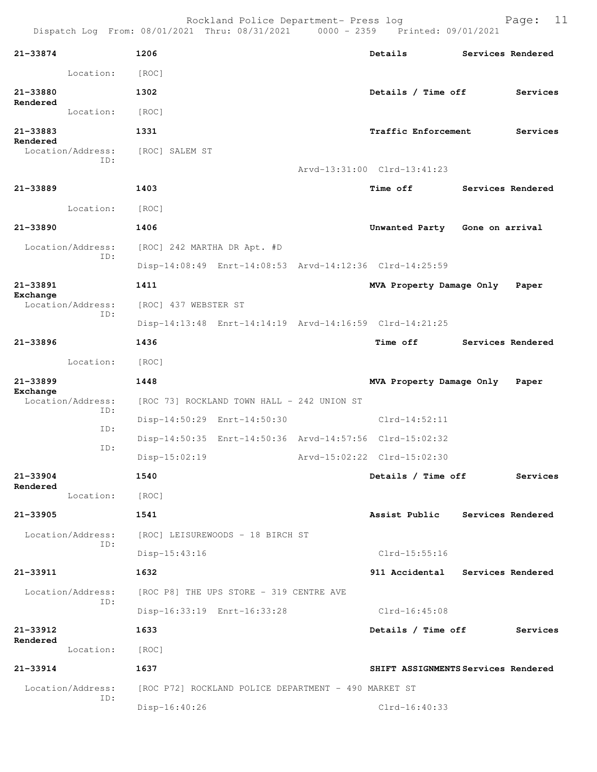**21-33874** 1206 **Details** **Services Rendered**

Location: [ROC]

**21-33880** 1302 **Details / Time off** **Services Rendered**

Location: [ROC]

**21-33883** 1331 **Traffic Enforcement** **Services Rendered**

Location/Address: [ROC] SALEM ST
ID:
Arvd-13:31:00 Clrd-13:41:23

**21-33889** 1403 **Time off** **Services Rendered**

Location: [ROC]

**21-33890** 1406 **Unwanted Party** **Gone on arrival**

Location/Address: [ROC] 242 MARTHA DR Apt. #D
ID:
Disp-14:08:49 Enrt-14:08:53 Arvd-14:12:36 Clrd-14:25:59

**21-33891** 1411 **MVA Property Damage Only** **Paper Exchange**

Location/Address: [ROC] 437 WEBSTER ST
ID:
Disp-14:13:48 Enrt-14:14:19 Arvd-14:16:59 Clrd-14:21:25

**21-33896** 1436 **Time off** **Services Rendered**

Location: [ROC]

**21-33899** 1448 **MVA Property Damage Only** **Paper Exchange**

Location/Address: [ROC 73] ROCKLAND TOWN HALL - 242 UNION ST
ID:
Disp-14:50:29 Enrt-14:50:30 Clrd-14:52:11
ID:
Disp-14:50:35 Enrt-14:50:36 Arvd-14:57:56 Clrd-15:02:32
ID:
Disp-15:02:19 Arvd-15:02:22 Clrd-15:02:30

**21-33904** 1540 **Details / Time off** **Services Rendered**

Location: [ROC]

**21-33905** 1541 **Assist Public** **Services Rendered**

Location/Address: [ROC] LEISUREWOODS - 18 BIRCH ST
ID:
Disp-15:43:16 Clrd-15:55:16

**21-33911** 1632 **911 Accidental** **Services Rendered**

Location/Address: [ROC P8] THE UPS STORE - 319 CENTRE AVE
ID:
Disp-16:33:19 Enrt-16:33:28 Clrd-16:45:08

**21-33912** 1633 **Details / Time off** **Services Rendered**

Location: [ROC]

**21-33914** 1637 **SHIFT ASSIGNMENTS** **Services Rendered**

Location/Address: [ROC P72] ROCKLAND POLICE DEPARTMENT - 490 MARKET ST
ID:
Disp-16:40:26 Clrd-16:40:33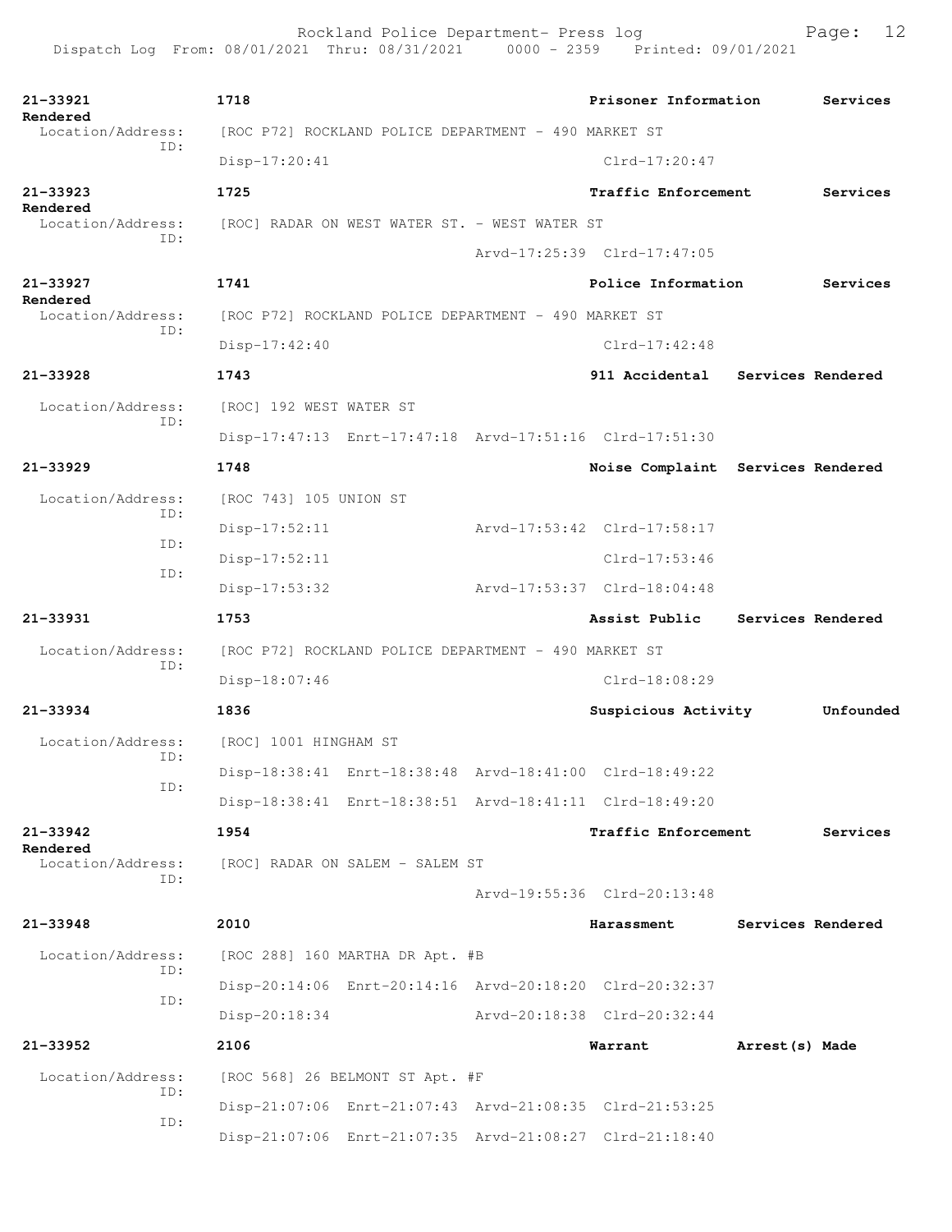| Call # | Time | Call Reason | Action |
|---|---|---|---|
| 21-33921 | 1718 | Prisoner Information | Services Rendered |

Location/Address: [ROC P72] ROCKLAND POLICE DEPARTMENT - 490 MARKET ST
ID: Disp-17:20:41 Clrd-17:20:47

| Call # | Time | Call Reason | Action |
|---|---|---|---|
| 21-33923 | 1725 | Traffic Enforcement | Services Rendered |

Location/Address: [ROC] RADAR ON WEST WATER ST. - WEST WATER ST
ID: Arvd-17:25:39 Clrd-17:47:05

| Call # | Time | Call Reason | Action |
|---|---|---|---|
| 21-33927 | 1741 | Police Information | Services Rendered |

Location/Address: [ROC P72] ROCKLAND POLICE DEPARTMENT - 490 MARKET ST
ID: Disp-17:42:40 Clrd-17:42:48

| Call # | Time | Call Reason | Action |
|---|---|---|---|
| 21-33928 | 1743 | 911 Accidental | Services Rendered |

Location/Address: [ROC] 192 WEST WATER ST
ID: Disp-17:47:13 Enrt-17:47:18 Arvd-17:51:16 Clrd-17:51:30

| Call # | Time | Call Reason | Action |
|---|---|---|---|
| 21-33929 | 1748 | Noise Complaint | Services Rendered |

Location/Address: [ROC 743] 105 UNION ST
ID: Disp-17:52:11 Arvd-17:53:42 Clrd-17:58:17
ID: Disp-17:52:11 Clrd-17:53:46
ID: Disp-17:53:32 Arvd-17:53:37 Clrd-18:04:48

| Call # | Time | Call Reason | Action |
|---|---|---|---|
| 21-33931 | 1753 | Assist Public | Services Rendered |

Location/Address: [ROC P72] ROCKLAND POLICE DEPARTMENT - 490 MARKET ST
ID: Disp-18:07:46 Clrd-18:08:29

| Call # | Time | Call Reason | Action |
|---|---|---|---|
| 21-33934 | 1836 | Suspicious Activity | Unfounded |

Location/Address: [ROC] 1001 HINGHAM ST
ID: Disp-18:38:41 Enrt-18:38:48 Arvd-18:41:00 Clrd-18:49:22
ID: Disp-18:38:41 Enrt-18:38:51 Arvd-18:41:11 Clrd-18:49:20

| Call # | Time | Call Reason | Action |
|---|---|---|---|
| 21-33942 | 1954 | Traffic Enforcement | Services Rendered |

Location/Address: [ROC] RADAR ON SALEM - SALEM ST
ID: Arvd-19:55:36 Clrd-20:13:48

| Call # | Time | Call Reason | Action |
|---|---|---|---|
| 21-33948 | 2010 | Harassment | Services Rendered |

Location/Address: [ROC 288] 160 MARTHA DR Apt. #B
ID: Disp-20:14:06 Enrt-20:14:16 Arvd-20:18:20 Clrd-20:32:37
ID: Disp-20:18:34 Arvd-20:18:38 Clrd-20:32:44

| Call # | Time | Call Reason | Action |
|---|---|---|---|
| 21-33952 | 2106 | Warrant | Arrest(s) Made |

Location/Address: [ROC 568] 26 BELMONT ST Apt. #F
ID: Disp-21:07:06 Enrt-21:07:43 Arvd-21:08:35 Clrd-21:53:25
ID: Disp-21:07:06 Enrt-21:07:35 Arvd-21:08:27 Clrd-21:18:40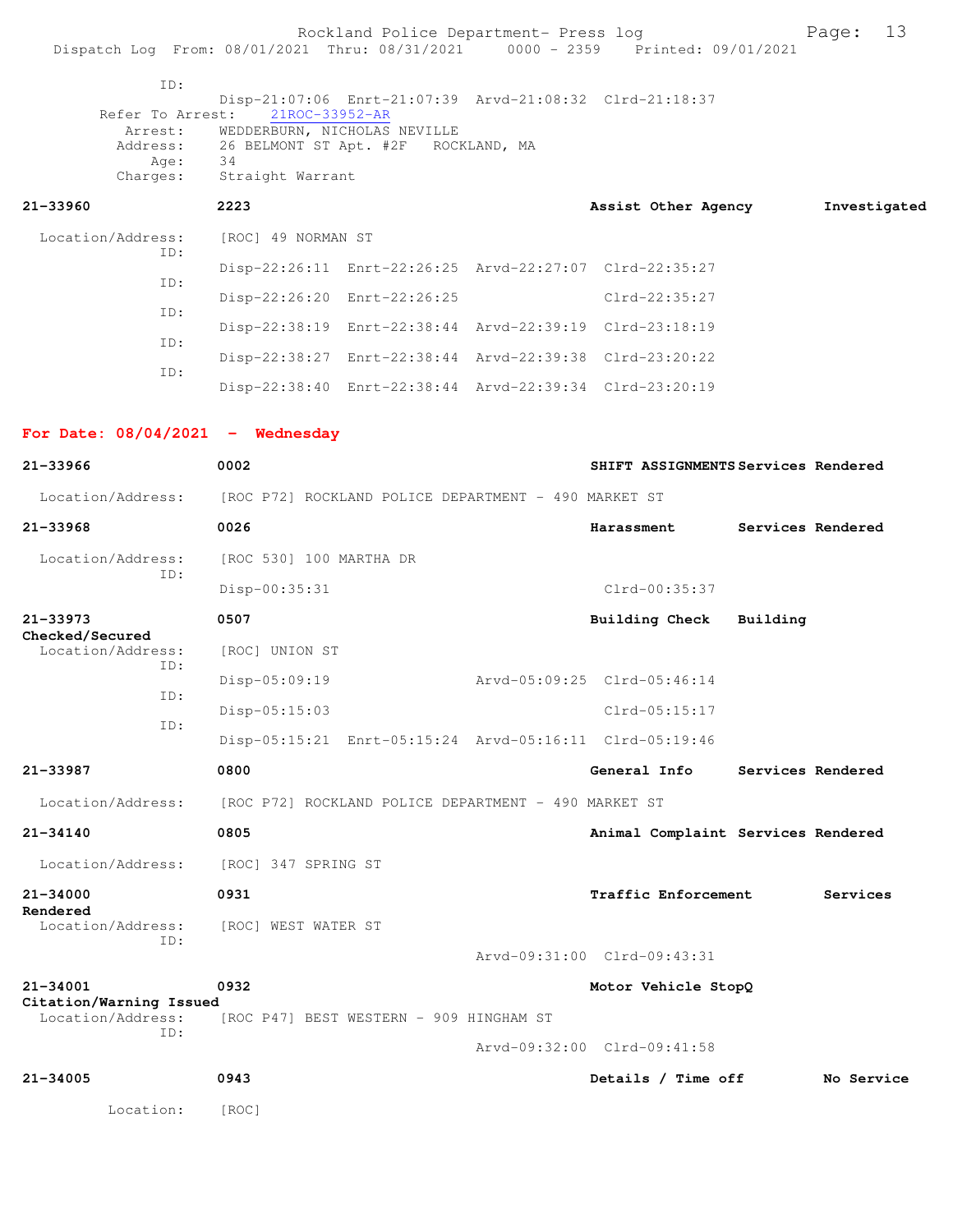```
             ID:
                    Disp-21:07:06  Enrt-21:07:39  Arvd-21:08:32  Clrd-21:18:37
        Refer To Arrest:    21ROC-33952-AR
            Arrest:    WEDDERBURN, NICHOLAS NEVILLE
           Address:    26 BELMONT ST Apt. #2F   ROCKLAND, MA
               Age:    34
           Charges:    Straight Warrant

21-33960            2223                                  Assist Other Agency        Investigated

  Location/Address:    [ROC] 49 NORMAN ST
                ID:
                    Disp-22:26:11  Enrt-22:26:25  Arvd-22:27:07  Clrd-22:35:27
                ID:
                    Disp-22:26:20  Enrt-22:26:25                 Clrd-22:35:27
                ID:
                    Disp-22:38:19  Enrt-22:38:44  Arvd-22:39:19  Clrd-23:18:19
                ID:
                    Disp-22:38:27  Enrt-22:38:44  Arvd-22:39:38  Clrd-23:20:22
                ID:
                    Disp-22:38:40  Enrt-22:38:44  Arvd-22:39:34  Clrd-23:20:19
```

**For Date: 08/04/2021 - Wednesday**

```
21-33966            0002                                  SHIFT ASSIGNMENTS Services Rendered

  Location/Address:    [ROC P72] ROCKLAND POLICE DEPARTMENT - 490 MARKET ST

21-33968            0026                                  Harassment        Services Rendered

  Location/Address:    [ROC 530] 100 MARTHA DR
                ID:
                    Disp-00:35:31                                Clrd-00:35:37

21-33973            0507                                  Building Check    Building Checked/Secured
  Location/Address:    [ROC] UNION ST
                ID:
                    Disp-05:09:19                 Arvd-05:09:25  Clrd-05:46:14
                ID:
                    Disp-05:15:03                                Clrd-05:15:17
                ID:
                    Disp-05:15:21  Enrt-05:15:24  Arvd-05:16:11  Clrd-05:19:46

21-33987            0800                                  General Info      Services Rendered

  Location/Address:    [ROC P72] ROCKLAND POLICE DEPARTMENT - 490 MARKET ST

21-34140            0805                                  Animal Complaint Services Rendered

  Location/Address:    [ROC] 347 SPRING ST

21-34000            0931                                  Traffic Enforcement        Services Rendered
  Location/Address:    [ROC] WEST WATER ST
                ID:
                                                  Arvd-09:31:00  Clrd-09:43:31

21-34001            0932                                  Motor Vehicle StopQ
Citation/Warning Issued
  Location/Address:    [ROC P47] BEST WESTERN - 909 HINGHAM ST
                ID:
                                                  Arvd-09:32:00  Clrd-09:41:58

21-34005            0943                                  Details / Time off         No Service

          Location:    [ROC]
```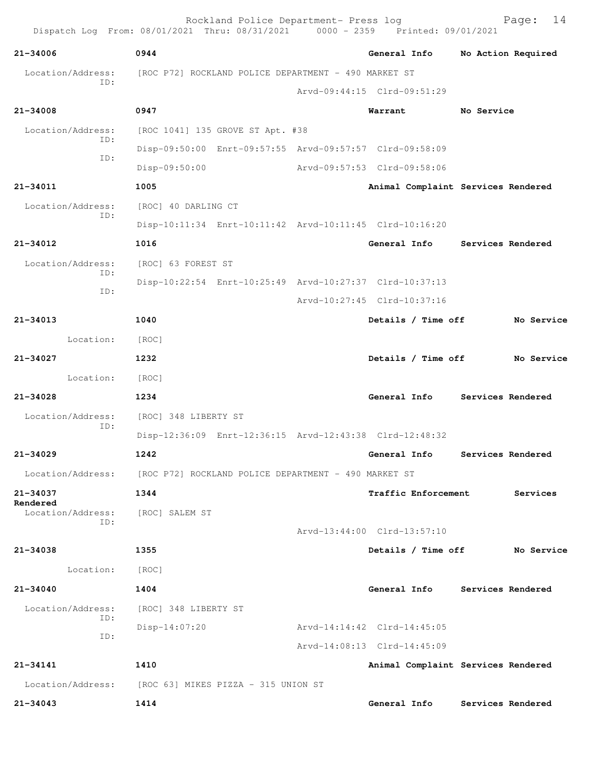Rockland Police Department- Press log

Dispatch Log From: 08/01/2021 Thru: 08/31/2021 0000 - 2359 Printed: 09/01/2021

**21-34006** **0944** **General Info** **No Action Required**

Location/Address: [ROC P72] ROCKLAND POLICE DEPARTMENT - 490 MARKET ST

ID: Arvd-09:44:15 Clrd-09:51:29

**21-34008** **0947** **Warrant** **No Service**

Location/Address: [ROC 1041] 135 GROVE ST Apt. #38

ID: Disp-09:50:00 Enrt-09:57:55 Arvd-09:57:57 Clrd-09:58:09

ID: Disp-09:50:00 Arvd-09:57:53 Clrd-09:58:06

**21-34011** **1005** **Animal Complaint** **Services Rendered**

Location/Address: [ROC] 40 DARLING CT

ID: Disp-10:11:34 Enrt-10:11:42 Arvd-10:11:45 Clrd-10:16:20

**21-34012** **1016** **General Info** **Services Rendered**

Location/Address: [ROC] 63 FOREST ST

ID: Disp-10:22:54 Enrt-10:25:49 Arvd-10:27:37 Clrd-10:37:13

ID: Arvd-10:27:45 Clrd-10:37:16

**21-34013** **1040** **Details / Time off** **No Service**

Location: [ROC]

**21-34027** **1232** **Details / Time off** **No Service**

Location: [ROC]

**21-34028** **1234** **General Info** **Services Rendered**

Location/Address: [ROC] 348 LIBERTY ST

ID: Disp-12:36:09 Enrt-12:36:15 Arvd-12:43:38 Clrd-12:48:32

**21-34029** **1242** **General Info** **Services Rendered**

Location/Address: [ROC P72] ROCKLAND POLICE DEPARTMENT - 490 MARKET ST

**21-34037** **1344** **Traffic Enforcement** **Services Rendered**

Location/Address: [ROC] SALEM ST

ID: Arvd-13:44:00 Clrd-13:57:10

**21-34038** **1355** **Details / Time off** **No Service**

Location: [ROC]

**21-34040** **1404** **General Info** **Services Rendered**

Location/Address: [ROC] 348 LIBERTY ST

ID: Disp-14:07:20 Arvd-14:14:42 Clrd-14:45:05

ID: Arvd-14:08:13 Clrd-14:45:09

**21-34141** **1410** **Animal Complaint** **Services Rendered**

Location/Address: [ROC 63] MIKES PIZZA - 315 UNION ST

**21-34043** **1414** **General Info** **Services Rendered**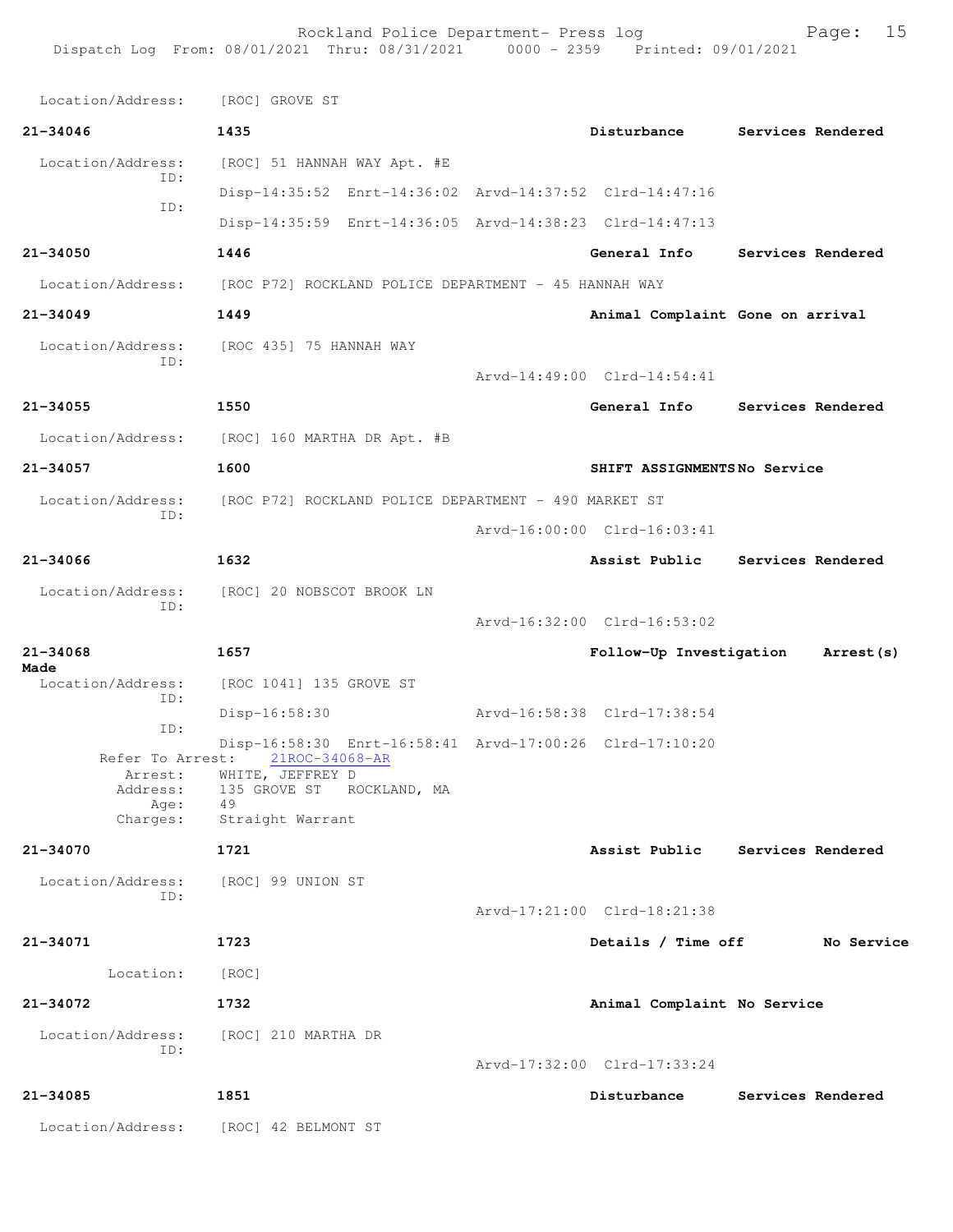Location/Address: [ROC] GROVE ST

**21-34046** 1435 **Disturbance** **Services Rendered**

Location/Address: [ROC] 51 HANNAH WAY Apt. #E
ID:
Disp-14:35:52 Enrt-14:36:02 Arvd-14:37:52 Clrd-14:47:16
ID:
Disp-14:35:59 Enrt-14:36:05 Arvd-14:38:23 Clrd-14:47:13

**21-34050** 1446 **General Info** **Services Rendered**

Location/Address: [ROC P72] ROCKLAND POLICE DEPARTMENT - 45 HANNAH WAY

**21-34049** 1449 **Animal Complaint** **Gone on arrival**

Location/Address: [ROC 435] 75 HANNAH WAY
ID:
Arvd-14:49:00 Clrd-14:54:41

**21-34055** 1550 **General Info** **Services Rendered**

Location/Address: [ROC] 160 MARTHA DR Apt. #B

**21-34057** 1600 **SHIFT ASSIGNMENTS** **No Service**

Location/Address: [ROC P72] ROCKLAND POLICE DEPARTMENT - 490 MARKET ST
ID:
Arvd-16:00:00 Clrd-16:03:41

**21-34066** 1632 **Assist Public** **Services Rendered**

Location/Address: [ROC] 20 NOBSCOT BROOK LN
ID:
Arvd-16:32:00 Clrd-16:53:02

**21-34068** 1657 **Follow-Up Investigation** **Arrest(s) Made**

Location/Address: [ROC 1041] 135 GROVE ST
ID:
Disp-16:58:30 Arvd-16:58:38 Clrd-17:38:54
ID:
Disp-16:58:30 Enrt-16:58:41 Arvd-17:00:26 Clrd-17:10:20
Refer To Arrest: 21ROC-34068-AR
Arrest: WHITE, JEFFREY D
Address: 135 GROVE ST ROCKLAND, MA
Age: 49
Charges: Straight Warrant

**21-34070** 1721 **Assist Public** **Services Rendered**

Location/Address: [ROC] 99 UNION ST
ID:
Arvd-17:21:00 Clrd-18:21:38

**21-34071** 1723 **Details / Time off** **No Service**

Location: [ROC]

**21-34072** 1732 **Animal Complaint** **No Service**

Location/Address: [ROC] 210 MARTHA DR
ID:
Arvd-17:32:00 Clrd-17:33:24

**21-34085** 1851 **Disturbance** **Services Rendered**

Location/Address: [ROC] 42 BELMONT ST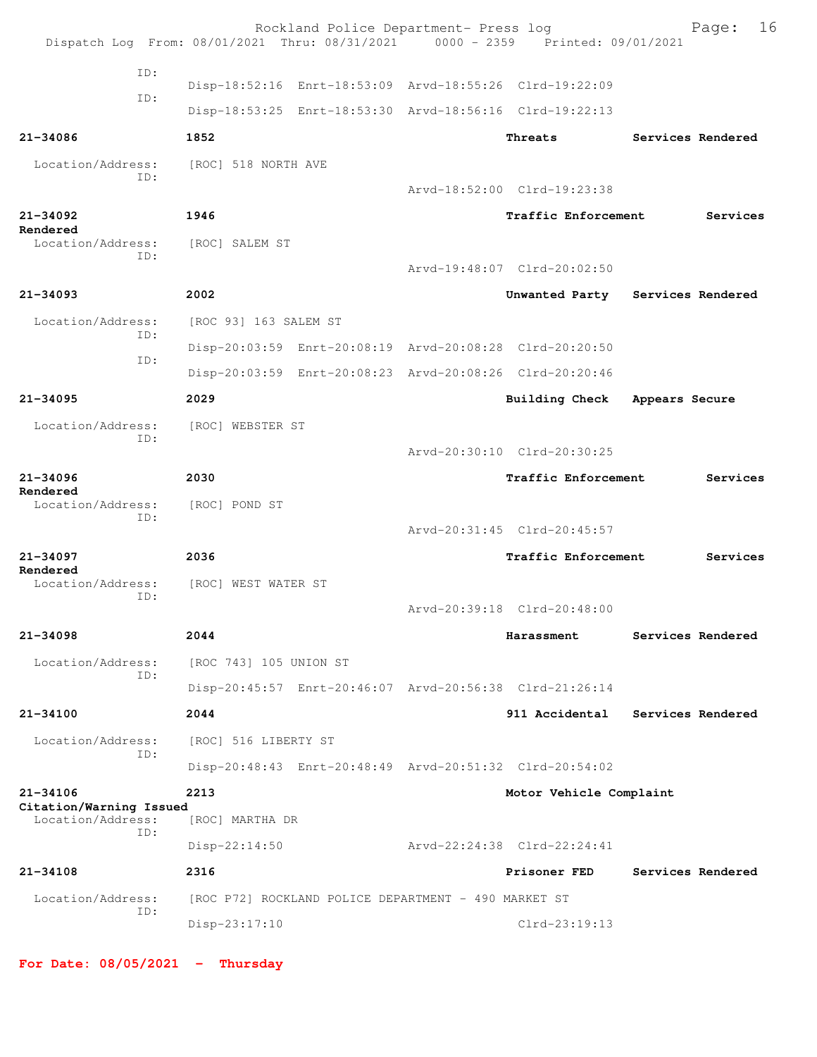ID:
Disp-18:52:16 Enrt-18:53:09 Arvd-18:55:26 Clrd-19:22:09

ID:
Disp-18:53:25 Enrt-18:53:30 Arvd-18:56:16 Clrd-19:22:13

**21-34086** **1852** **Threats** **Services Rendered**

Location/Address: [ROC] 518 NORTH AVE
ID:
Arvd-18:52:00 Clrd-19:23:38

**21-34092** **1946** **Traffic Enforcement** **Services Rendered**

Location/Address: [ROC] SALEM ST
ID:
Arvd-19:48:07 Clrd-20:02:50

**21-34093** **2002** **Unwanted Party** **Services Rendered**

Location/Address: [ROC 93] 163 SALEM ST
ID:
Disp-20:03:59 Enrt-20:08:19 Arvd-20:08:28 Clrd-20:20:50
ID:
Disp-20:03:59 Enrt-20:08:23 Arvd-20:08:26 Clrd-20:20:46

**21-34095** **2029** **Building Check** **Appears Secure**

Location/Address: [ROC] WEBSTER ST
ID:
Arvd-20:30:10 Clrd-20:30:25

**21-34096** **2030** **Traffic Enforcement** **Services Rendered**

Location/Address: [ROC] POND ST
ID:
Arvd-20:31:45 Clrd-20:45:57

**21-34097** **2036** **Traffic Enforcement** **Services Rendered**

Location/Address: [ROC] WEST WATER ST
ID:
Arvd-20:39:18 Clrd-20:48:00

**21-34098** **2044** **Harassment** **Services Rendered**

Location/Address: [ROC 743] 105 UNION ST
ID:
Disp-20:45:57 Enrt-20:46:07 Arvd-20:56:38 Clrd-21:26:14

**21-34100** **2044** **911 Accidental** **Services Rendered**

Location/Address: [ROC] 516 LIBERTY ST
ID:
Disp-20:48:43 Enrt-20:48:49 Arvd-20:51:32 Clrd-20:54:02

**21-34106** **2213** **Motor Vehicle Complaint** **Citation/Warning Issued**

Location/Address: [ROC] MARTHA DR
ID:
Disp-22:14:50 Arvd-22:24:38 Clrd-22:24:41

**21-34108** **2316** **Prisoner FED** **Services Rendered**

Location/Address: [ROC P72] ROCKLAND POLICE DEPARTMENT - 490 MARKET ST
ID:
Disp-23:17:10 Clrd-23:19:13

**For Date: 08/05/2021 - Thursday**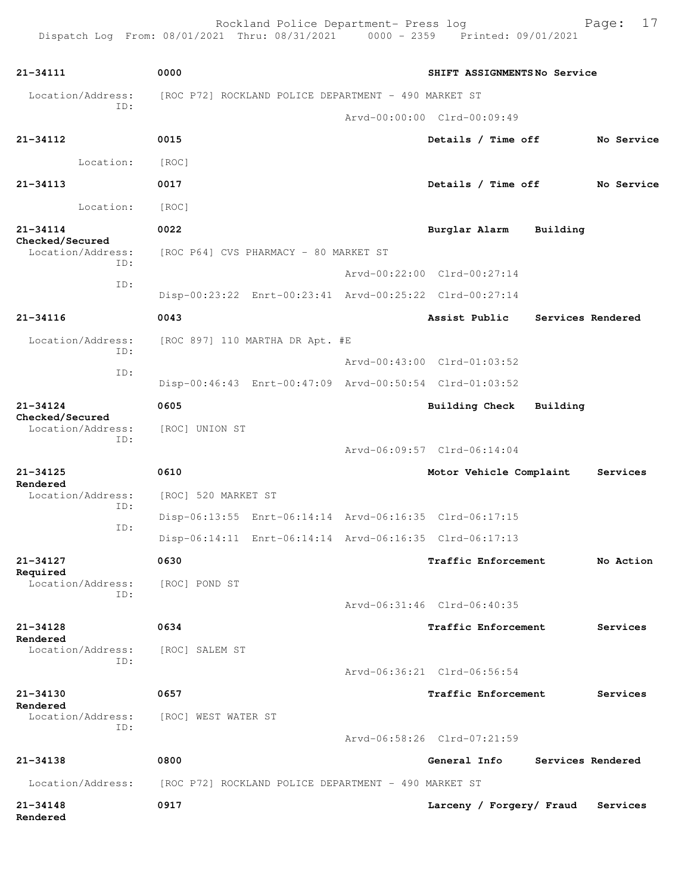| Call # | Time | Call Type | Disposition |
|---|---|---|---|
| 21-34111 | 0000 | SHIFT ASSIGNMENTS | No Service |

Location/Address: [ROC P72] ROCKLAND POLICE DEPARTMENT - 490 MARKET ST
ID:
Arvd-00:00:00 Clrd-00:09:49

**21-34112** 0015 Details / Time off — No Service
Location: [ROC]

**21-34113** 0017 Details / Time off — No Service
Location: [ROC]

**21-34114** 0022 Burglar Alarm — Building Checked/Secured
Location/Address: [ROC P64] CVS PHARMACY - 80 MARKET ST
ID: Arvd-00:22:00 Clrd-00:27:14
ID: Disp-00:23:22 Enrt-00:23:41 Arvd-00:25:22 Clrd-00:27:14

**21-34116** 0043 Assist Public — Services Rendered
Location/Address: [ROC 897] 110 MARTHA DR Apt. #E
ID: Arvd-00:43:00 Clrd-01:03:52
ID: Disp-00:46:43 Enrt-00:47:09 Arvd-00:50:54 Clrd-01:03:52

**21-34124** 0605 Building Check — Building Checked/Secured
Location/Address: [ROC] UNION ST
ID: Arvd-06:09:57 Clrd-06:14:04

**21-34125** 0610 Motor Vehicle Complaint — Services Rendered
Location/Address: [ROC] 520 MARKET ST
ID: Disp-06:13:55 Enrt-06:14:14 Arvd-06:16:35 Clrd-06:17:15
ID: Disp-06:14:11 Enrt-06:14:14 Arvd-06:16:35 Clrd-06:17:13

**21-34127** 0630 Traffic Enforcement — No Action Required
Location/Address: [ROC] POND ST
ID: Arvd-06:31:46 Clrd-06:40:35

**21-34128** 0634 Traffic Enforcement — Services Rendered
Location/Address: [ROC] SALEM ST
ID: Arvd-06:36:21 Clrd-06:56:54

**21-34130** 0657 Traffic Enforcement — Services Rendered
Location/Address: [ROC] WEST WATER ST
ID: Arvd-06:58:26 Clrd-07:21:59

**21-34138** 0800 General Info — Services Rendered
Location/Address: [ROC P72] ROCKLAND POLICE DEPARTMENT - 490 MARKET ST

**21-34148** 0917 Larceny / Forgery/ Fraud — Services Rendered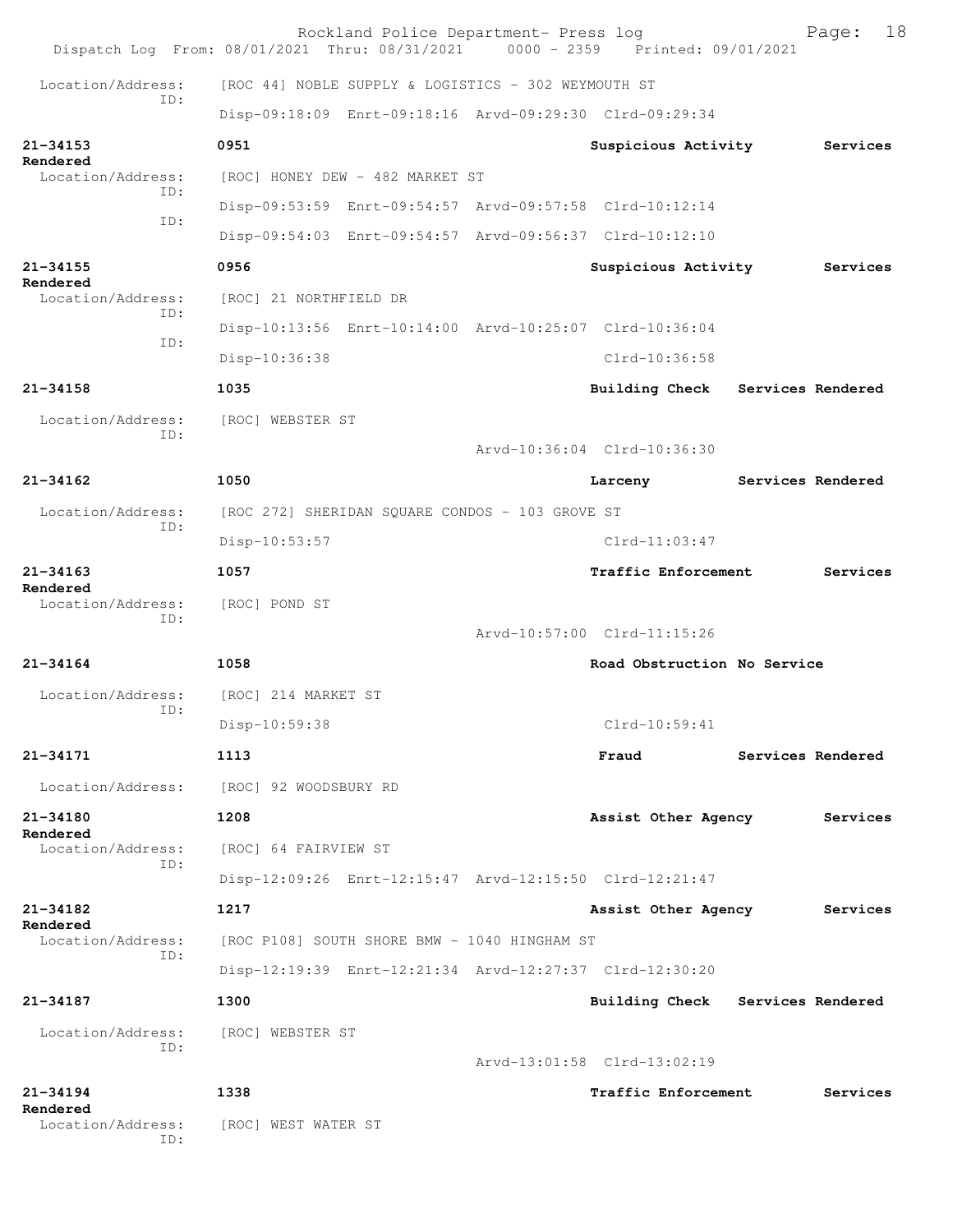Location/Address: [ROC 44] NOBLE SUPPLY & LOGISTICS - 302 WEYMOUTH ST
ID:
Disp-09:18:09 Enrt-09:18:16 Arvd-09:29:30 Clrd-09:29:34

**21-34153** 0951 Suspicious Activity Services Rendered
Location/Address: [ROC] HONEY DEW - 482 MARKET ST
ID:
Disp-09:53:59 Enrt-09:54:57 Arvd-09:57:58 Clrd-10:12:14
ID:
Disp-09:54:03 Enrt-09:54:57 Arvd-09:56:37 Clrd-10:12:10

**21-34155** 0956 Suspicious Activity Services Rendered
Location/Address: [ROC] 21 NORTHFIELD DR
ID:
Disp-10:13:56 Enrt-10:14:00 Arvd-10:25:07 Clrd-10:36:04
ID:
Disp-10:36:38 Clrd-10:36:58

**21-34158** 1035 Building Check Services Rendered
Location/Address: [ROC] WEBSTER ST
ID:
Arvd-10:36:04 Clrd-10:36:30

**21-34162** 1050 Larceny Services Rendered
Location/Address: [ROC 272] SHERIDAN SQUARE CONDOS - 103 GROVE ST
ID:
Disp-10:53:57 Clrd-11:03:47

**21-34163** 1057 Traffic Enforcement Services Rendered
Location/Address: [ROC] POND ST
ID:
Arvd-10:57:00 Clrd-11:15:26

**21-34164** 1058 Road Obstruction No Service
Location/Address: [ROC] 214 MARKET ST
ID:
Disp-10:59:38 Clrd-10:59:41

**21-34171** 1113 Fraud Services Rendered
Location/Address: [ROC] 92 WOODSBURY RD

**21-34180** 1208 Assist Other Agency Services Rendered
Location/Address: [ROC] 64 FAIRVIEW ST
ID:
Disp-12:09:26 Enrt-12:15:47 Arvd-12:15:50 Clrd-12:21:47

**21-34182** 1217 Assist Other Agency Services Rendered
Location/Address: [ROC P108] SOUTH SHORE BMW - 1040 HINGHAM ST
ID:
Disp-12:19:39 Enrt-12:21:34 Arvd-12:27:37 Clrd-12:30:20

**21-34187** 1300 Building Check Services Rendered
Location/Address: [ROC] WEBSTER ST
ID:
Arvd-13:01:58 Clrd-13:02:19

**21-34194** 1338 Traffic Enforcement Services Rendered
Location/Address: [ROC] WEST WATER ST
ID: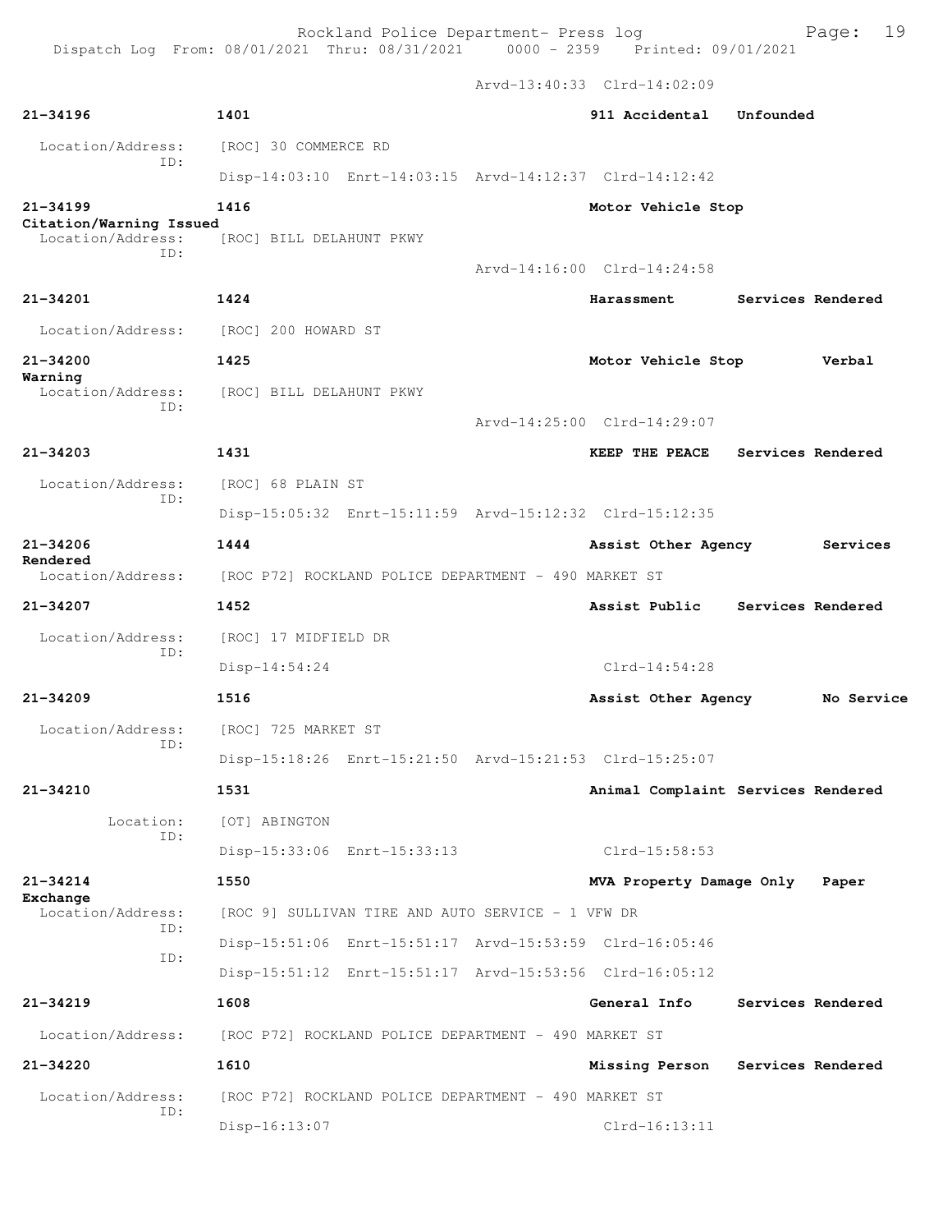Arvd-13:40:33 Clrd-14:02:09

**21-34196** 1401 911 Accidental Unfounded
Location/Address: [ROC] 30 COMMERCE RD
ID:
Disp-14:03:10 Enrt-14:03:15 Arvd-14:12:37 Clrd-14:12:42

**21-34199** 1416 Motor Vehicle Stop Citation/Warning Issued
Location/Address: [ROC] BILL DELAHUNT PKWY
ID:
Arvd-14:16:00 Clrd-14:24:58

**21-34201** 1424 Harassment Services Rendered
Location/Address: [ROC] 200 HOWARD ST

**21-34200** 1425 Motor Vehicle Stop Verbal Warning
Location/Address: [ROC] BILL DELAHUNT PKWY
ID:
Arvd-14:25:00 Clrd-14:29:07

**21-34203** 1431 KEEP THE PEACE Services Rendered
Location/Address: [ROC] 68 PLAIN ST
ID:
Disp-15:05:32 Enrt-15:11:59 Arvd-15:12:32 Clrd-15:12:35

**21-34206** 1444 Assist Other Agency Services Rendered
Location/Address: [ROC P72] ROCKLAND POLICE DEPARTMENT - 490 MARKET ST

**21-34207** 1452 Assist Public Services Rendered
Location/Address: [ROC] 17 MIDFIELD DR
ID:
Disp-14:54:24 Clrd-14:54:28

**21-34209** 1516 Assist Other Agency No Service
Location/Address: [ROC] 725 MARKET ST
ID:
Disp-15:18:26 Enrt-15:21:50 Arvd-15:21:53 Clrd-15:25:07

**21-34210** 1531 Animal Complaint Services Rendered
Location: [OT] ABINGTON
ID:
Disp-15:33:06 Enrt-15:33:13 Clrd-15:58:53

**21-34214** 1550 MVA Property Damage Only Paper Exchange
Location/Address: [ROC 9] SULLIVAN TIRE AND AUTO SERVICE - 1 VFW DR
ID:
Disp-15:51:06 Enrt-15:51:17 Arvd-15:53:59 Clrd-16:05:46
ID:
Disp-15:51:12 Enrt-15:51:17 Arvd-15:53:56 Clrd-16:05:12

**21-34219** 1608 General Info Services Rendered
Location/Address: [ROC P72] ROCKLAND POLICE DEPARTMENT - 490 MARKET ST

**21-34220** 1610 Missing Person Services Rendered
Location/Address: [ROC P72] ROCKLAND POLICE DEPARTMENT - 490 MARKET ST
ID:
Disp-16:13:07 Clrd-16:13:11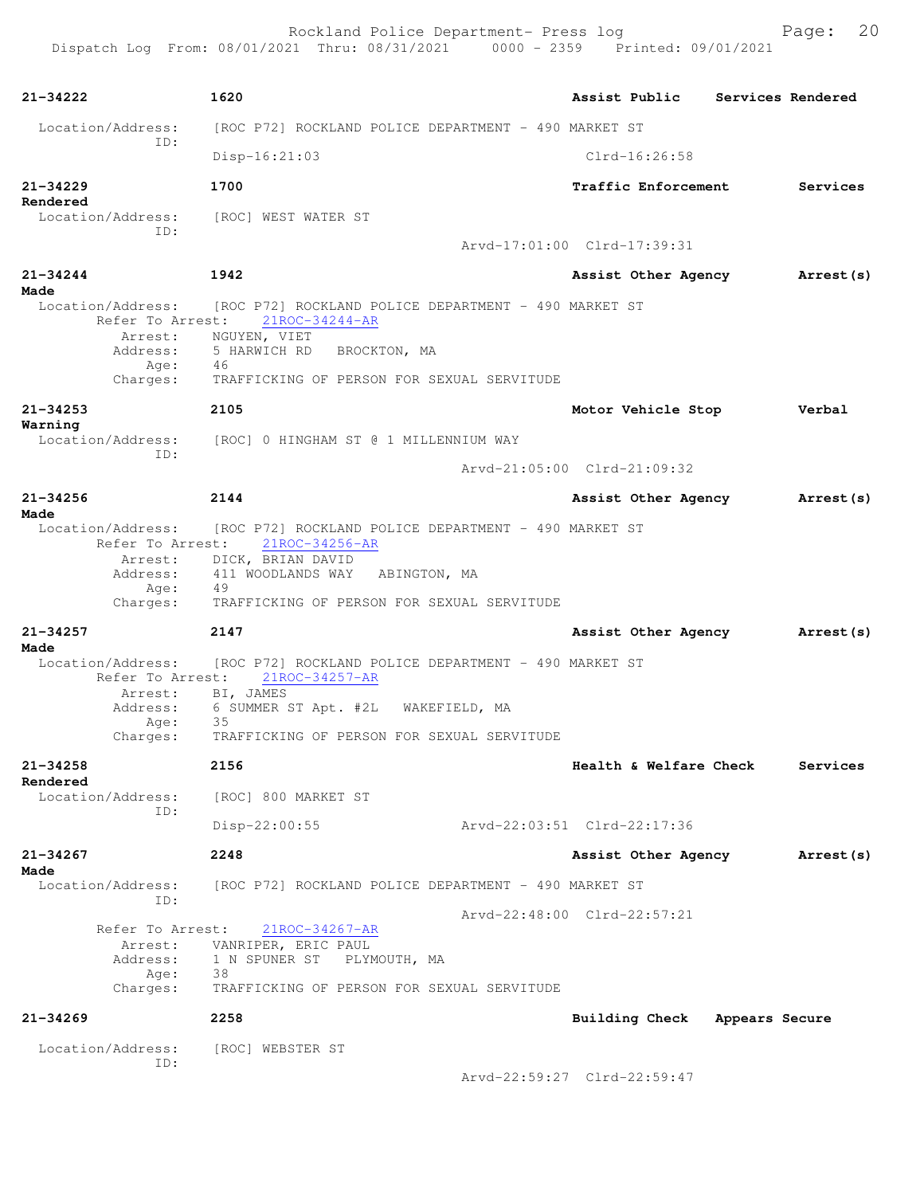**21-34222** 1620 **Assist Public** **Services Rendered**

Location/Address: [ROC P72] ROCKLAND POLICE DEPARTMENT - 490 MARKET ST
ID:
Disp-16:21:03 Clrd-16:26:58

**21-34229** 1700 **Traffic Enforcement** **Services Rendered**

Location/Address: [ROC] WEST WATER ST
ID:
Arvd-17:01:00 Clrd-17:39:31

**21-34244** 1942 **Assist Other Agency** **Arrest(s) Made**

Location/Address: [ROC P72] ROCKLAND POLICE DEPARTMENT - 490 MARKET ST
Refer To Arrest: 21ROC-34244-AR
Arrest: NGUYEN, VIET
Address: 5 HARWICH RD BROCKTON, MA
Age: 46
Charges: TRAFFICKING OF PERSON FOR SEXUAL SERVITUDE

**21-34253** 2105 **Motor Vehicle Stop** **Verbal Warning**

Location/Address: [ROC] 0 HINGHAM ST @ 1 MILLENNIUM WAY
ID:
Arvd-21:05:00 Clrd-21:09:32

**21-34256** 2144 **Assist Other Agency** **Arrest(s) Made**

Location/Address: [ROC P72] ROCKLAND POLICE DEPARTMENT - 490 MARKET ST
Refer To Arrest: 21ROC-34256-AR
Arrest: DICK, BRIAN DAVID
Address: 411 WOODLANDS WAY ABINGTON, MA
Age: 49
Charges: TRAFFICKING OF PERSON FOR SEXUAL SERVITUDE

**21-34257** 2147 **Assist Other Agency** **Arrest(s) Made**

Location/Address: [ROC P72] ROCKLAND POLICE DEPARTMENT - 490 MARKET ST
Refer To Arrest: 21ROC-34257-AR
Arrest: BI, JAMES
Address: 6 SUMMER ST Apt. #2L WAKEFIELD, MA
Age: 35
Charges: TRAFFICKING OF PERSON FOR SEXUAL SERVITUDE

**21-34258** 2156 **Health & Welfare Check** **Services Rendered**

Location/Address: [ROC] 800 MARKET ST
ID:
Disp-22:00:55 Arvd-22:03:51 Clrd-22:17:36

**21-34267** 2248 **Assist Other Agency** **Arrest(s) Made**

Location/Address: [ROC P72] ROCKLAND POLICE DEPARTMENT - 490 MARKET ST
ID:
Arvd-22:48:00 Clrd-22:57:21
Refer To Arrest: 21ROC-34267-AR
Arrest: VANRIPER, ERIC PAUL
Address: 1 N SPUNER ST PLYMOUTH, MA
Age: 38
Charges: TRAFFICKING OF PERSON FOR SEXUAL SERVITUDE

**21-34269** 2258 **Building Check** **Appears Secure**

Location/Address: [ROC] WEBSTER ST
ID:
Arvd-22:59:27 Clrd-22:59:47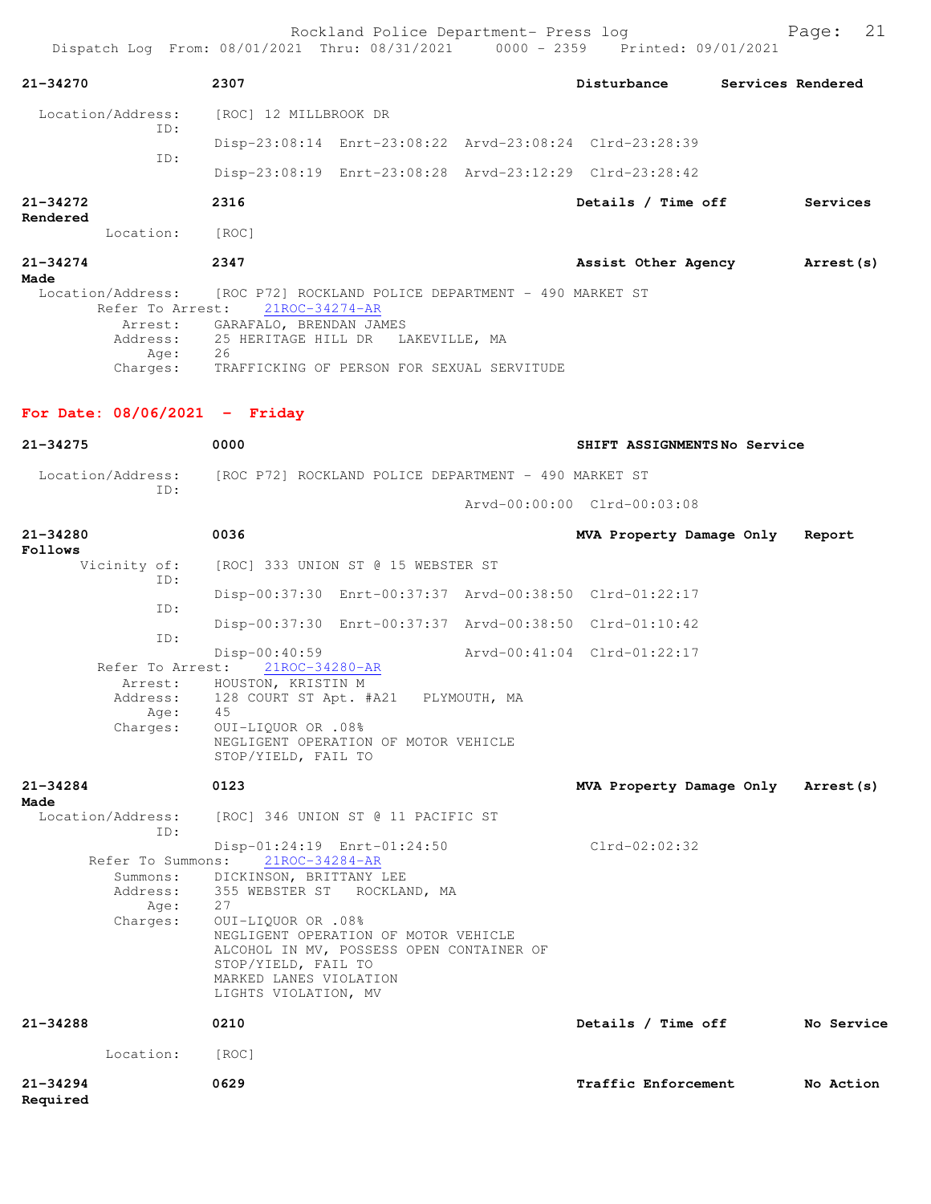**21-34270** 2307 **Disturbance** **Services Rendered**

Location/Address: [ROC] 12 MILLBROOK DR
ID:
Disp-23:08:14 Enrt-23:08:22 Arvd-23:08:24 Clrd-23:28:39
ID:
Disp-23:08:19 Enrt-23:08:28 Arvd-23:12:29 Clrd-23:28:42

**21-34272** 2316 **Details / Time off** **Services Rendered**

Location: [ROC]

**21-34274** 2347 **Assist Other Agency** **Arrest(s) Made**

Location/Address: [ROC P72] ROCKLAND POLICE DEPARTMENT - 490 MARKET ST
Refer To Arrest: 21ROC-34274-AR
Arrest: GARAFALO, BRENDAN JAMES
Address: 25 HERITAGE HILL DR LAKEVILLE, MA
Age: 26
Charges: TRAFFICKING OF PERSON FOR SEXUAL SERVITUDE

## For Date: 08/06/2021 - Friday

**21-34275** 0000 **SHIFT ASSIGNMENTS** **No Service**

Location/Address: [ROC P72] ROCKLAND POLICE DEPARTMENT - 490 MARKET ST
ID:
Arvd-00:00:00 Clrd-00:03:08

**21-34280** 0036 **MVA Property Damage Only** **Report Follows**

Vicinity of: [ROC] 333 UNION ST @ 15 WEBSTER ST
ID:
Disp-00:37:30 Enrt-00:37:37 Arvd-00:38:50 Clrd-01:22:17
ID:
Disp-00:37:30 Enrt-00:37:37 Arvd-00:38:50 Clrd-01:10:42
ID:
Disp-00:40:59 Arvd-00:41:04 Clrd-01:22:17
Refer To Arrest: 21ROC-34280-AR
Arrest: HOUSTON, KRISTIN M
Address: 128 COURT ST Apt. #A21 PLYMOUTH, MA
Age: 45
Charges: OUI-LIQUOR OR .08%
NEGLIGENT OPERATION OF MOTOR VEHICLE
STOP/YIELD, FAIL TO

**21-34284** 0123 **MVA Property Damage Only** **Arrest(s) Made**

Location/Address: [ROC] 346 UNION ST @ 11 PACIFIC ST
ID:
Disp-01:24:19 Enrt-01:24:50 Clrd-02:02:32
Refer To Summons: 21ROC-34284-AR
Summons: DICKINSON, BRITTANY LEE
Address: 355 WEBSTER ST ROCKLAND, MA
Age: 27
Charges: OUI-LIQUOR OR .08%
NEGLIGENT OPERATION OF MOTOR VEHICLE
ALCOHOL IN MV, POSSESS OPEN CONTAINER OF
STOP/YIELD, FAIL TO
MARKED LANES VIOLATION
LIGHTS VIOLATION, MV

**21-34288** 0210 **Details / Time off** **No Service**

Location: [ROC]

**21-34294** 0629 **Traffic Enforcement** **No Action Required**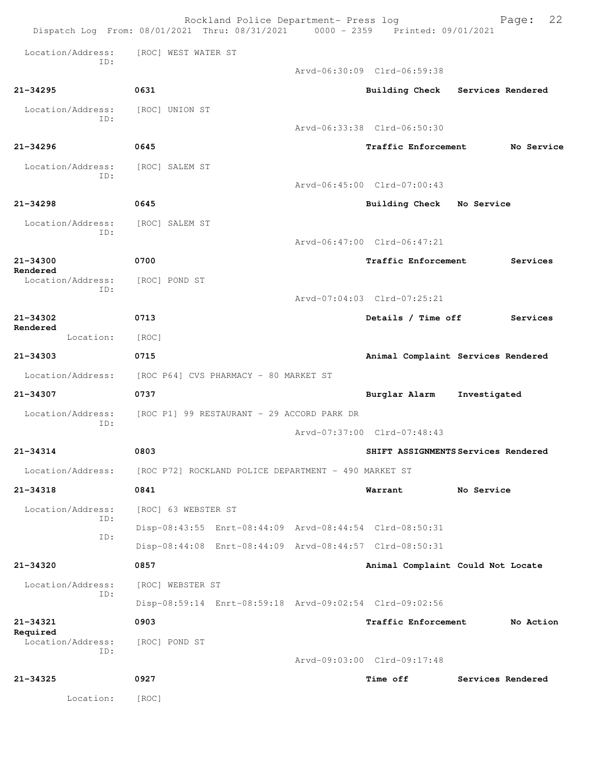Location/Address: [ROC] WEST WATER ST
ID:
Arvd-06:30:09 Clrd-06:59:38

**21-34295** 0631 **Building Check** Services Rendered

Location/Address: [ROC] UNION ST
ID:
Arvd-06:33:38 Clrd-06:50:30

**21-34296** 0645 **Traffic Enforcement** No Service

Location/Address: [ROC] SALEM ST
ID:
Arvd-06:45:00 Clrd-07:00:43

**21-34298** 0645 **Building Check** No Service

Location/Address: [ROC] SALEM ST
ID:
Arvd-06:47:00 Clrd-06:47:21

**21-34300** 0700 **Traffic Enforcement** Services Rendered

Location/Address: [ROC] POND ST
ID:
Arvd-07:04:03 Clrd-07:25:21

**21-34302** 0713 **Details / Time off** Services Rendered

Location: [ROC]

**21-34303** 0715 **Animal Complaint** Services Rendered

Location/Address: [ROC P64] CVS PHARMACY - 80 MARKET ST

**21-34307** 0737 **Burglar Alarm** Investigated

Location/Address: [ROC P1] 99 RESTAURANT - 29 ACCORD PARK DR
ID:
Arvd-07:37:00 Clrd-07:48:43

**21-34314** 0803 **SHIFT ASSIGNMENTS** Services Rendered

Location/Address: [ROC P72] ROCKLAND POLICE DEPARTMENT - 490 MARKET ST

**21-34318** 0841 **Warrant** No Service

Location/Address: [ROC] 63 WEBSTER ST
ID:
Disp-08:43:55 Enrt-08:44:09 Arvd-08:44:54 Clrd-08:50:31
ID:
Disp-08:44:08 Enrt-08:44:09 Arvd-08:44:57 Clrd-08:50:31

**21-34320** 0857 **Animal Complaint** Could Not Locate

Location/Address: [ROC] WEBSTER ST
ID:
Disp-08:59:14 Enrt-08:59:18 Arvd-09:02:54 Clrd-09:02:56

**21-34321** 0903 **Traffic Enforcement** No Action Required

Location/Address: [ROC] POND ST
ID:
Arvd-09:03:00 Clrd-09:17:48

**21-34325** 0927 **Time off** Services Rendered

Location: [ROC]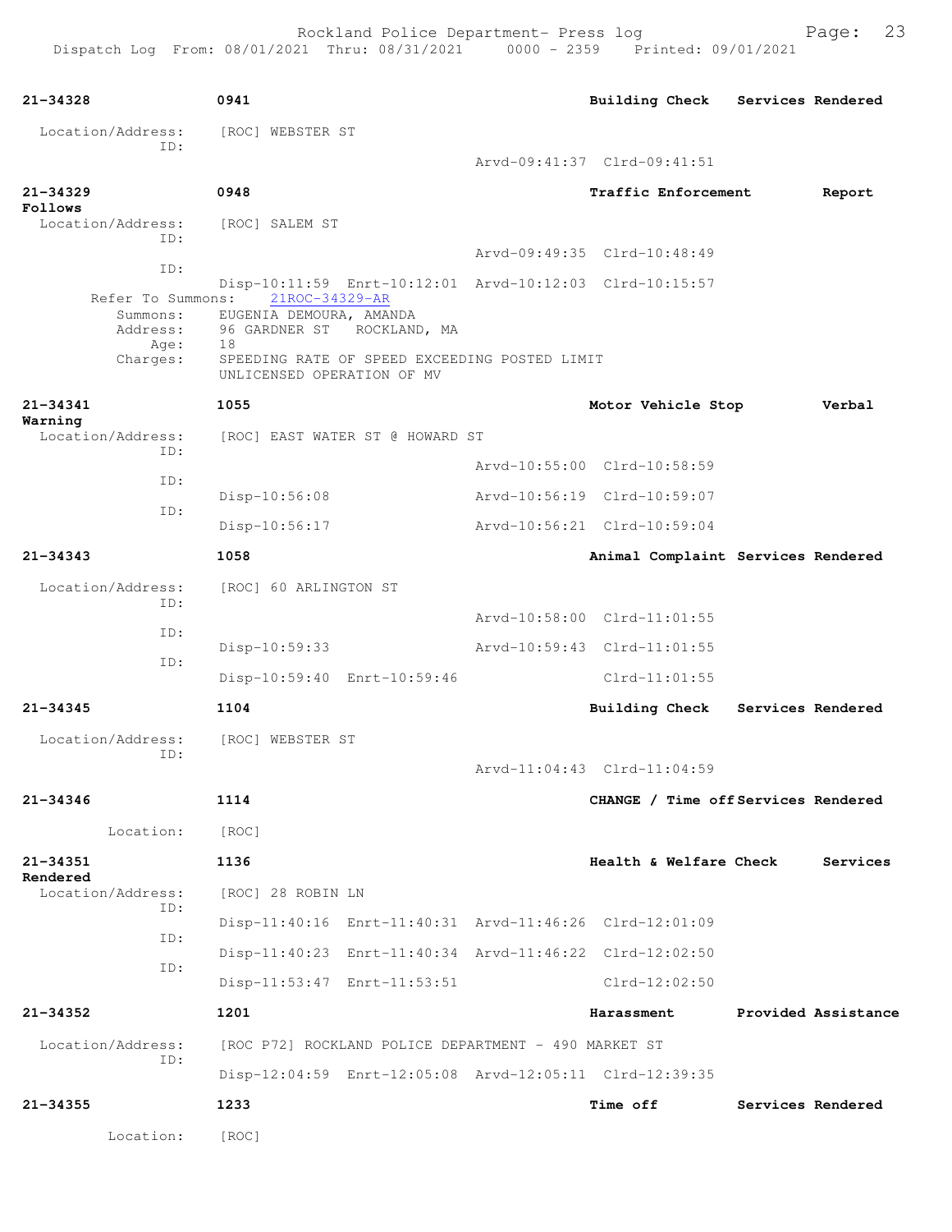**21-34328** 0941 **Building Check** **Services Rendered**

Location/Address: [ROC] WEBSTER ST
ID:
Arvd-09:41:37 Clrd-09:41:51

**21-34329** 0948 **Traffic Enforcement** **Report Follows**

Location/Address: [ROC] SALEM ST
ID:
Arvd-09:49:35 Clrd-10:48:49
ID:
Disp-10:11:59 Enrt-10:12:01 Arvd-10:12:03 Clrd-10:15:57
Refer To Summons: 21ROC-34329-AR
Summons: EUGENIA DEMOURA, AMANDA
Address: 96 GARDNER ST ROCKLAND, MA
Age: 18
Charges: SPEEDING RATE OF SPEED EXCEEDING POSTED LIMIT
UNLICENSED OPERATION OF MV

**21-34341** 1055 **Motor Vehicle Stop** **Verbal Warning**

Location/Address: [ROC] EAST WATER ST @ HOWARD ST
ID:
Arvd-10:55:00 Clrd-10:58:59
ID:
Disp-10:56:08 Arvd-10:56:19 Clrd-10:59:07
ID:
Disp-10:56:17 Arvd-10:56:21 Clrd-10:59:04

**21-34343** 1058 **Animal Complaint** **Services Rendered**

Location/Address: [ROC] 60 ARLINGTON ST
ID:
Arvd-10:58:00 Clrd-11:01:55
ID:
Disp-10:59:33 Arvd-10:59:43 Clrd-11:01:55
ID:
Disp-10:59:40 Enrt-10:59:46 Clrd-11:01:55

**21-34345** 1104 **Building Check** **Services Rendered**

Location/Address: [ROC] WEBSTER ST
ID:
Arvd-11:04:43 Clrd-11:04:59

**21-34346** 1114 **CHANGE / Time off** **Services Rendered**

Location: [ROC]

**21-34351** 1136 **Health & Welfare Check** **Services Rendered**

Location/Address: [ROC] 28 ROBIN LN
ID:
Disp-11:40:16 Enrt-11:40:31 Arvd-11:46:26 Clrd-12:01:09
ID:
Disp-11:40:23 Enrt-11:40:34 Arvd-11:46:22 Clrd-12:02:50
ID:
Disp-11:53:47 Enrt-11:53:51 Clrd-12:02:50

**21-34352** 1201 **Harassment** **Provided Assistance**

Location/Address: [ROC P72] ROCKLAND POLICE DEPARTMENT - 490 MARKET ST
ID:
Disp-12:04:59 Enrt-12:05:08 Arvd-12:05:11 Clrd-12:39:35

**21-34355** 1233 **Time off** **Services Rendered**

Location: [ROC]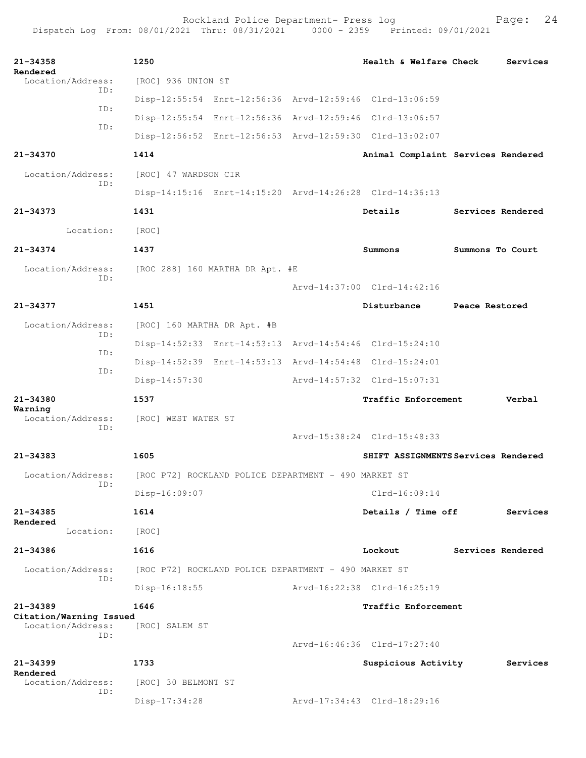Rockland Police Department- Press log
Dispatch Log From: 08/01/2021 Thru: 08/31/2021 0000 - 2359 Printed: 09/01/2021

**21-34358** **1250** **Health & Welfare Check** **Services Rendered**
Location/Address: [ROC] 936 UNION ST
ID: Disp-12:55:54 Enrt-12:56:36 Arvd-12:59:46 Clrd-13:06:59
ID: Disp-12:55:54 Enrt-12:56:36 Arvd-12:59:46 Clrd-13:06:57
ID: Disp-12:56:52 Enrt-12:56:53 Arvd-12:59:30 Clrd-13:02:07

**21-34370** **1414** **Animal Complaint** **Services Rendered**
Location/Address: [ROC] 47 WARDSON CIR
ID: Disp-14:15:16 Enrt-14:15:20 Arvd-14:26:28 Clrd-14:36:13

**21-34373** **1431** **Details** **Services Rendered**
Location: [ROC]

**21-34374** **1437** **Summons** **Summons To Court**
Location/Address: [ROC 288] 160 MARTHA DR Apt. #E
ID: Arvd-14:37:00 Clrd-14:42:16

**21-34377** **1451** **Disturbance** **Peace Restored**
Location/Address: [ROC] 160 MARTHA DR Apt. #B
ID: Disp-14:52:33 Enrt-14:53:13 Arvd-14:54:46 Clrd-15:24:10
ID: Disp-14:52:39 Enrt-14:53:13 Arvd-14:54:48 Clrd-15:24:01
ID: Disp-14:57:30 Arvd-14:57:32 Clrd-15:07:31

**21-34380** **1537** **Traffic Enforcement** **Verbal Warning**
Location/Address: [ROC] WEST WATER ST
ID: Arvd-15:38:24 Clrd-15:48:33

**21-34383** **1605** **SHIFT ASSIGNMENTS** **Services Rendered**
Location/Address: [ROC P72] ROCKLAND POLICE DEPARTMENT - 490 MARKET ST
ID: Disp-16:09:07 Clrd-16:09:14

**21-34385** **1614** **Details / Time off** **Services Rendered**
Location: [ROC]

**21-34386** **1616** **Lockout** **Services Rendered**
Location/Address: [ROC P72] ROCKLAND POLICE DEPARTMENT - 490 MARKET ST
ID: Disp-16:18:55 Arvd-16:22:38 Clrd-16:25:19

**21-34389** **1646** **Traffic Enforcement** **Citation/Warning Issued**
Location/Address: [ROC] SALEM ST
ID: Arvd-16:46:36 Clrd-17:27:40

**21-34399** **1733** **Suspicious Activity** **Services Rendered**
Location/Address: [ROC] 30 BELMONT ST
ID: Disp-17:34:28 Arvd-17:34:43 Clrd-18:29:16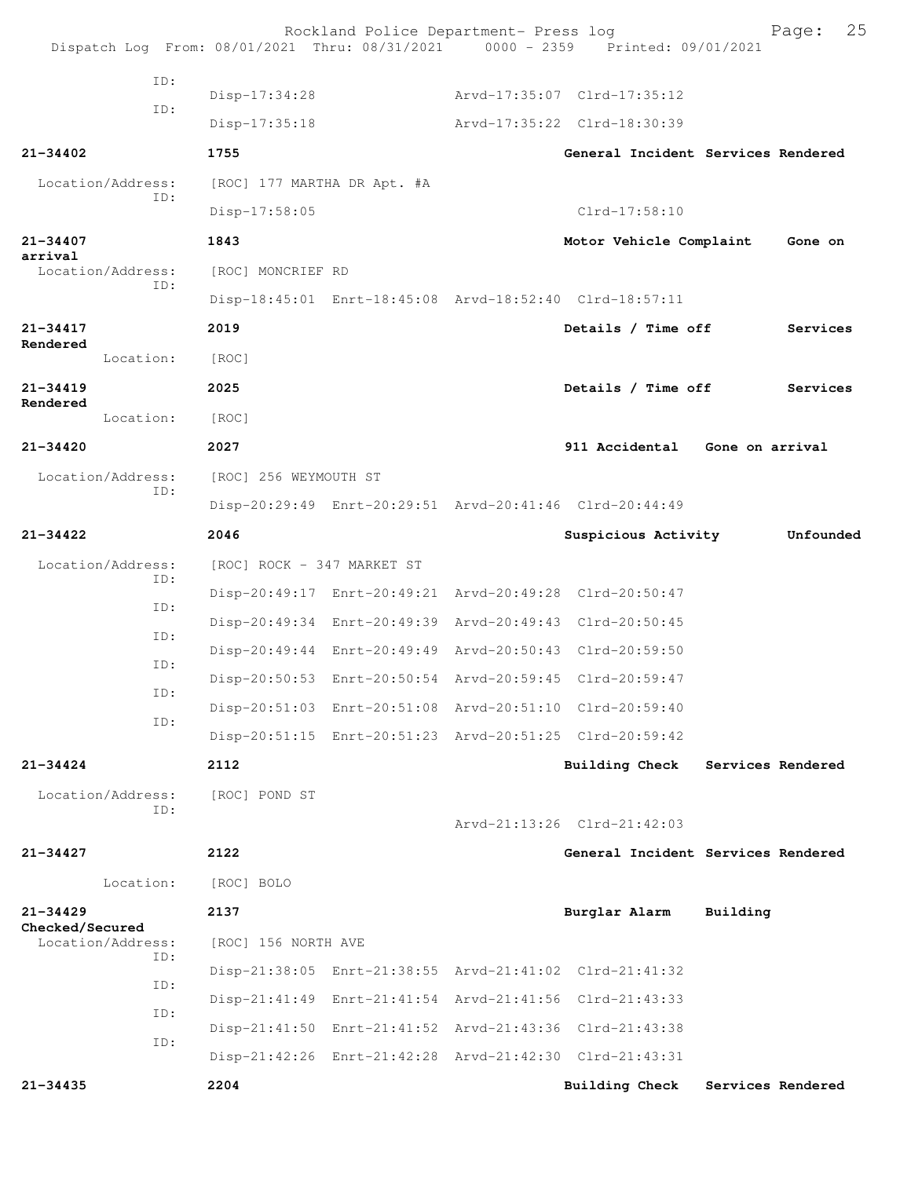ID: Disp-17:34:28 Arvd-17:35:07 Clrd-17:35:12

ID: Disp-17:35:18 Arvd-17:35:22 Clrd-18:30:39

**21-34402** **1755** **General Incident Services Rendered**

Location/Address: [ROC] 177 MARTHA DR Apt. #A

ID: Disp-17:58:05 Clrd-17:58:10

**21-34407** **1843** **Motor Vehicle Complaint Gone on arrival**

Location/Address: [ROC] MONCRIEF RD

ID: Disp-18:45:01 Enrt-18:45:08 Arvd-18:52:40 Clrd-18:57:11

**21-34417** **2019** **Details / Time off Services Rendered**

Location: [ROC]

**21-34419** **2025** **Details / Time off Services Rendered**

Location: [ROC]

**21-34420** **2027** **911 Accidental Gone on arrival**

Location/Address: [ROC] 256 WEYMOUTH ST

ID: Disp-20:29:49 Enrt-20:29:51 Arvd-20:41:46 Clrd-20:44:49

**21-34422** **2046** **Suspicious Activity Unfounded**

Location/Address: [ROC] ROCK - 347 MARKET ST

ID: Disp-20:49:17 Enrt-20:49:21 Arvd-20:49:28 Clrd-20:50:47

ID: Disp-20:49:34 Enrt-20:49:39 Arvd-20:49:43 Clrd-20:50:45

ID: Disp-20:49:44 Enrt-20:49:49 Arvd-20:50:43 Clrd-20:59:50

ID: Disp-20:50:53 Enrt-20:50:54 Arvd-20:59:45 Clrd-20:59:47

ID: Disp-20:51:03 Enrt-20:51:08 Arvd-20:51:10 Clrd-20:59:40

ID: Disp-20:51:15 Enrt-20:51:23 Arvd-20:51:25 Clrd-20:59:42

**21-34424** **2112** **Building Check Services Rendered**

Location/Address: [ROC] POND ST

ID: Arvd-21:13:26 Clrd-21:42:03

**21-34427** **2122** **General Incident Services Rendered**

Location: [ROC] BOLO

**21-34429** **2137** **Burglar Alarm Building Checked/Secured**

Location/Address: [ROC] 156 NORTH AVE

ID: Disp-21:38:05 Enrt-21:38:55 Arvd-21:41:02 Clrd-21:41:32

ID: Disp-21:41:49 Enrt-21:41:54 Arvd-21:41:56 Clrd-21:43:33

ID: Disp-21:41:50 Enrt-21:41:52 Arvd-21:43:36 Clrd-21:43:38

ID: Disp-21:42:26 Enrt-21:42:28 Arvd-21:42:30 Clrd-21:43:31

**21-34435** **2204** **Building Check Services Rendered**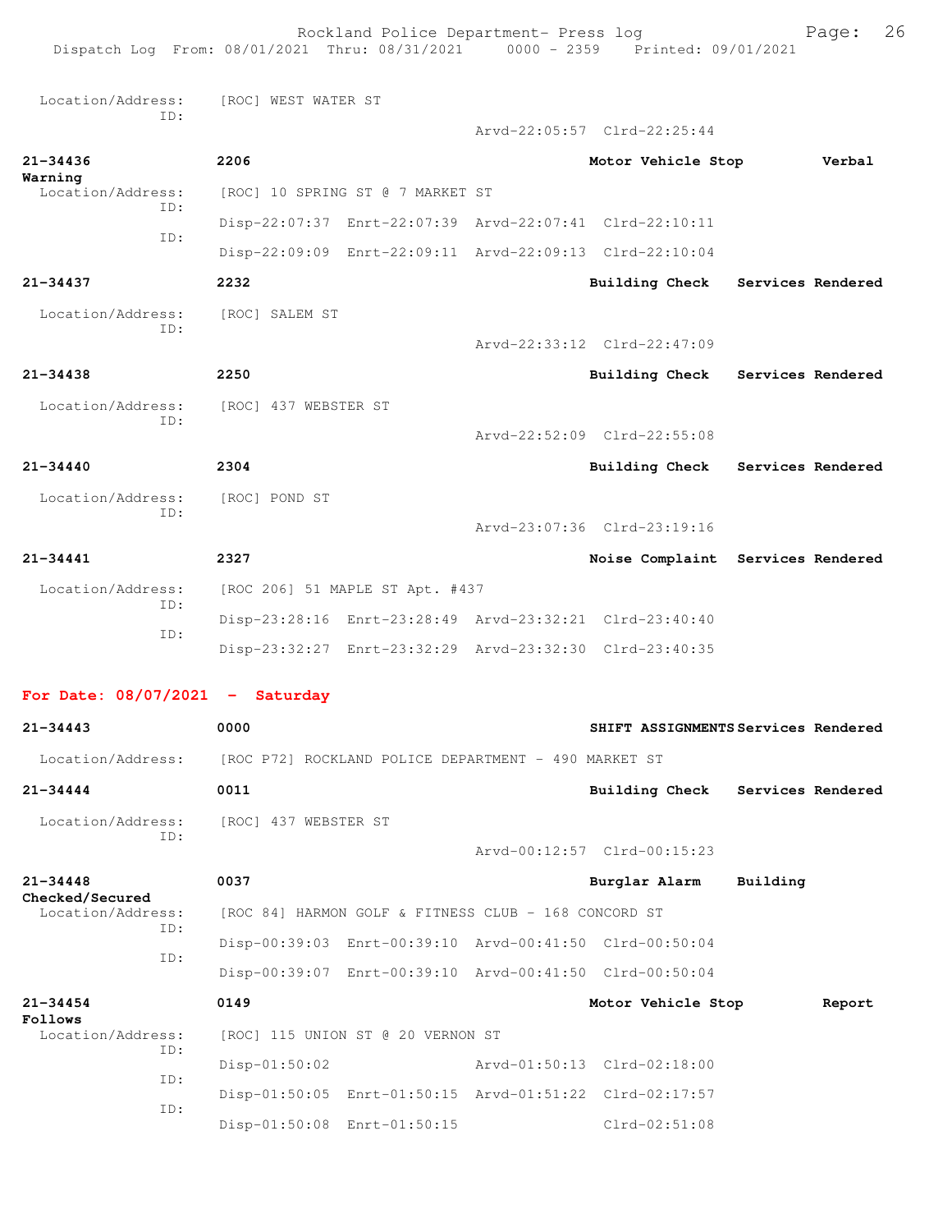Location/Address: [ROC] WEST WATER ST
ID:
Arvd-22:05:57 Clrd-22:25:44

**21-34436** **2206** **Motor Vehicle Stop** **Verbal Warning**
Location/Address: [ROC] 10 SPRING ST @ 7 MARKET ST
ID:
Disp-22:07:37 Enrt-22:07:39 Arvd-22:07:41 Clrd-22:10:11
ID:
Disp-22:09:09 Enrt-22:09:11 Arvd-22:09:13 Clrd-22:10:04

**21-34437** **2232** **Building Check** **Services Rendered**
Location/Address: [ROC] SALEM ST
ID:
Arvd-22:33:12 Clrd-22:47:09

**21-34438** **2250** **Building Check** **Services Rendered**
Location/Address: [ROC] 437 WEBSTER ST
ID:
Arvd-22:52:09 Clrd-22:55:08

**21-34440** **2304** **Building Check** **Services Rendered**
Location/Address: [ROC] POND ST
ID:
Arvd-23:07:36 Clrd-23:19:16

**21-34441** **2327** **Noise Complaint** **Services Rendered**
Location/Address: [ROC 206] 51 MAPLE ST Apt. #437
ID:
Disp-23:28:16 Enrt-23:28:49 Arvd-23:32:21 Clrd-23:40:40
ID:
Disp-23:32:27 Enrt-23:32:29 Arvd-23:32:30 Clrd-23:40:35

## For Date: 08/07/2021 - Saturday

**21-34443** **0000** **SHIFT ASSIGNMENTS** **Services Rendered**
Location/Address: [ROC P72] ROCKLAND POLICE DEPARTMENT - 490 MARKET ST

**21-34444** **0011** **Building Check** **Services Rendered**
Location/Address: [ROC] 437 WEBSTER ST
ID:
Arvd-00:12:57 Clrd-00:15:23

**21-34448** **0037** **Burglar Alarm** **Building Checked/Secured**
Location/Address: [ROC 84] HARMON GOLF & FITNESS CLUB - 168 CONCORD ST
ID:
Disp-00:39:03 Enrt-00:39:10 Arvd-00:41:50 Clrd-00:50:04
ID:
Disp-00:39:07 Enrt-00:39:10 Arvd-00:41:50 Clrd-00:50:04

**21-34454** **0149** **Motor Vehicle Stop** **Report Follows**
Location/Address: [ROC] 115 UNION ST @ 20 VERNON ST
ID:
Disp-01:50:02 Arvd-01:50:13 Clrd-02:18:00
ID:
Disp-01:50:05 Enrt-01:50:15 Arvd-01:51:22 Clrd-02:17:57
ID:
Disp-01:50:08 Enrt-01:50:15 Clrd-02:51:08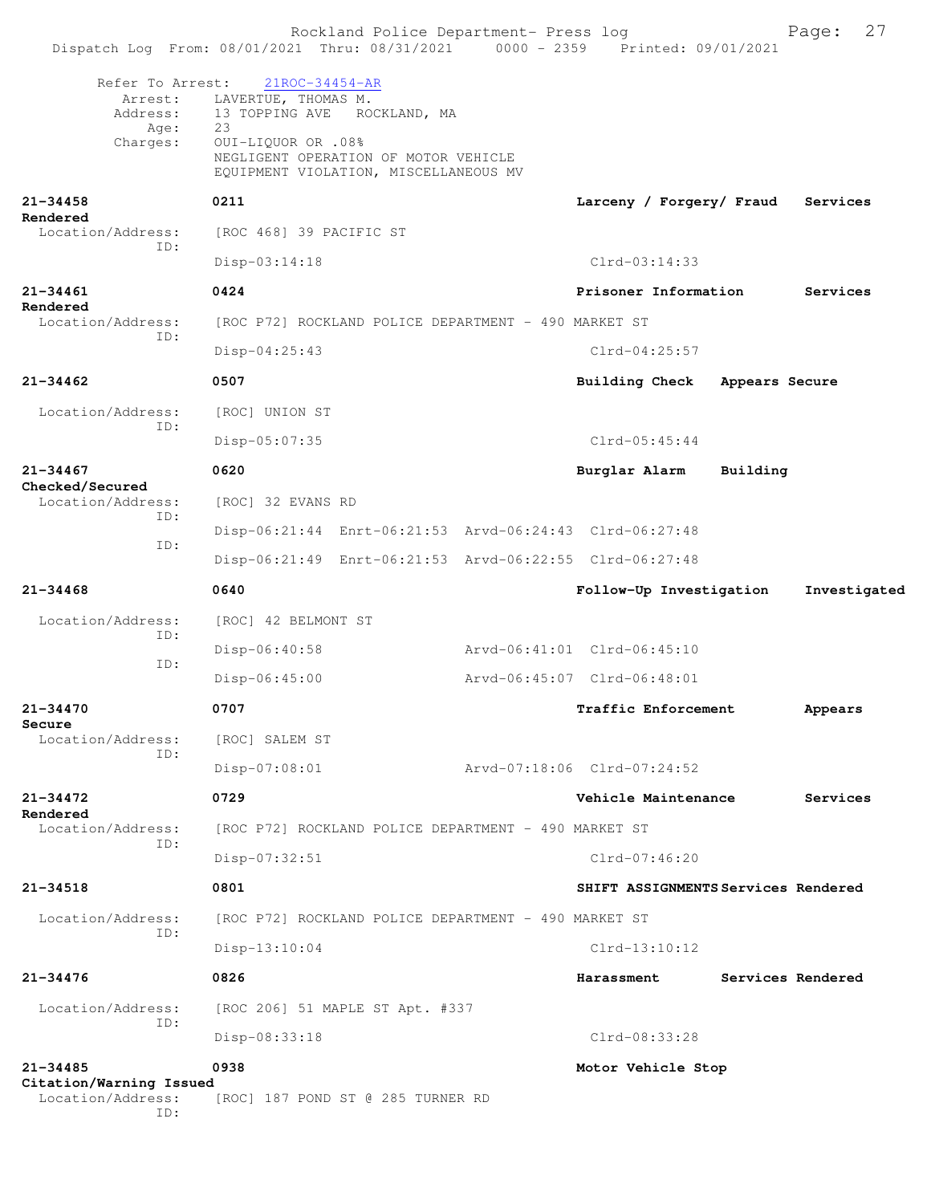Refer To Arrest: 21ROC-34454-AR
Arrest: LAVERTUE, THOMAS M.
Address: 13 TOPPING AVE ROCKLAND, MA
Age: 23
Charges: OUI-LIQUOR OR .08%
NEGLIGENT OPERATION OF MOTOR VEHICLE
EQUIPMENT VIOLATION, MISCELLANEOUS MV

**21-34458** **0211** **Larceny / Forgery/ Fraud Services Rendered**
Location/Address: [ROC 468] 39 PACIFIC ST
ID:
Disp-03:14:18 Clrd-03:14:33

**21-34461** **0424** **Prisoner Information Services Rendered**
Location/Address: [ROC P72] ROCKLAND POLICE DEPARTMENT - 490 MARKET ST
ID:
Disp-04:25:43 Clrd-04:25:57

**21-34462** **0507** **Building Check Appears Secure**
Location/Address: [ROC] UNION ST
ID:
Disp-05:07:35 Clrd-05:45:44

**21-34467** **0620** **Burglar Alarm Building Checked/Secured**
Location/Address: [ROC] 32 EVANS RD
ID:
Disp-06:21:44 Enrt-06:21:53 Arvd-06:24:43 Clrd-06:27:48
ID:
Disp-06:21:49 Enrt-06:21:53 Arvd-06:22:55 Clrd-06:27:48

**21-34468** **0640** **Follow-Up Investigation Investigated**
Location/Address: [ROC] 42 BELMONT ST
ID:
Disp-06:40:58 Arvd-06:41:01 Clrd-06:45:10
ID:
Disp-06:45:00 Arvd-06:45:07 Clrd-06:48:01

**21-34470** **0707** **Traffic Enforcement Appears Secure**
Location/Address: [ROC] SALEM ST
ID:
Disp-07:08:01 Arvd-07:18:06 Clrd-07:24:52

**21-34472** **0729** **Vehicle Maintenance Services Rendered**
Location/Address: [ROC P72] ROCKLAND POLICE DEPARTMENT - 490 MARKET ST
ID:
Disp-07:32:51 Clrd-07:46:20

**21-34518** **0801** **SHIFT ASSIGNMENTS Services Rendered**
Location/Address: [ROC P72] ROCKLAND POLICE DEPARTMENT - 490 MARKET ST
ID:
Disp-13:10:04 Clrd-13:10:12

**21-34476** **0826** **Harassment Services Rendered**
Location/Address: [ROC 206] 51 MAPLE ST Apt. #337
ID:
Disp-08:33:18 Clrd-08:33:28

**21-34485** **0938** **Motor Vehicle Stop Citation/Warning Issued**
Location/Address: [ROC] 187 POND ST @ 285 TURNER RD
ID: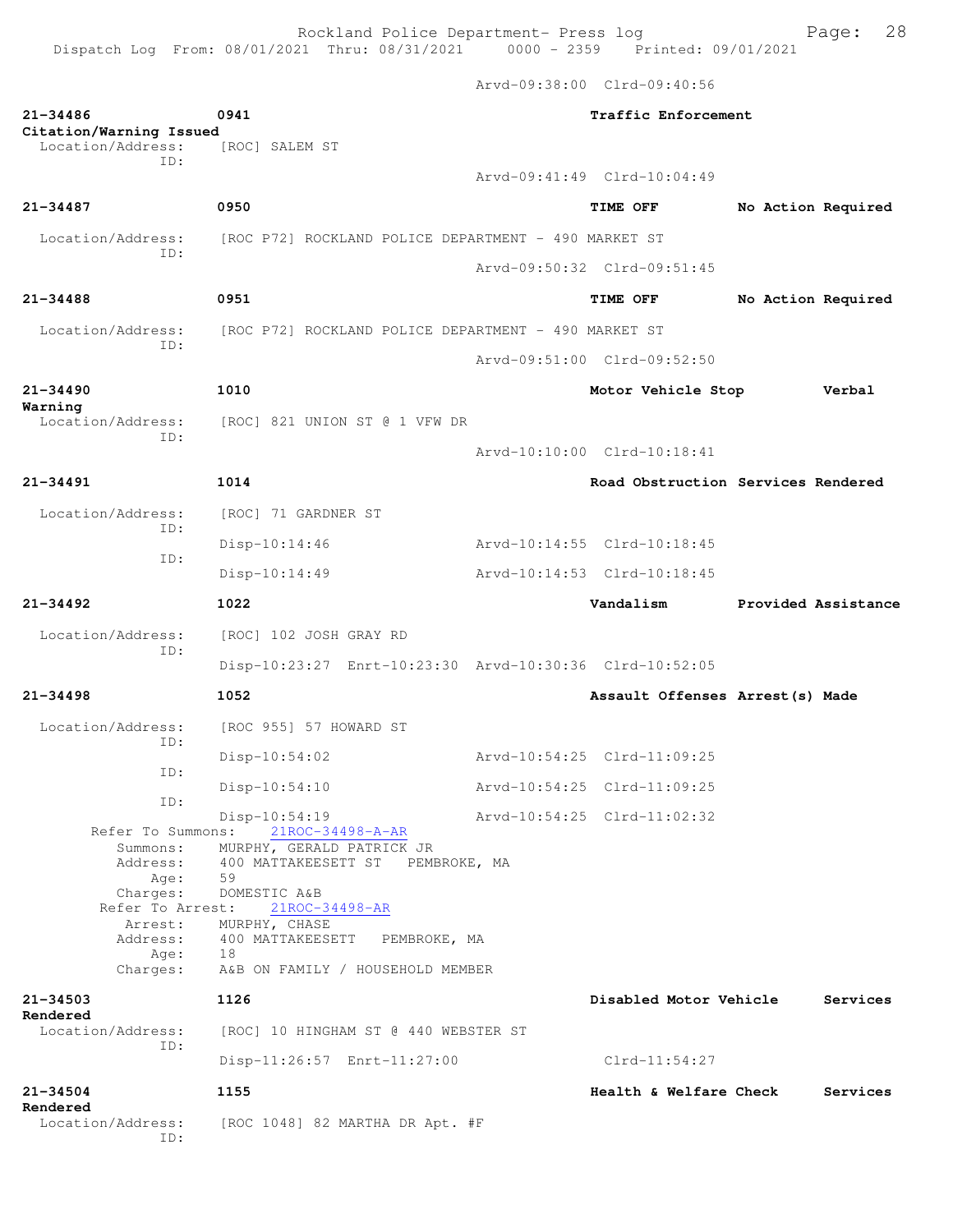Arvd-09:38:00 Clrd-09:40:56

**21-34486** 0941 **Traffic Enforcement**
**Citation/Warning Issued**
Location/Address: [ROC] SALEM ST
ID:
Arvd-09:41:49 Clrd-10:04:49

**21-34487** 0950 **TIME OFF** **No Action Required**
Location/Address: [ROC P72] ROCKLAND POLICE DEPARTMENT - 490 MARKET ST
ID:
Arvd-09:50:32 Clrd-09:51:45

**21-34488** 0951 **TIME OFF** **No Action Required**
Location/Address: [ROC P72] ROCKLAND POLICE DEPARTMENT - 490 MARKET ST
ID:
Arvd-09:51:00 Clrd-09:52:50

**21-34490** 1010 **Motor Vehicle Stop** **Verbal Warning**
Location/Address: [ROC] 821 UNION ST @ 1 VFW DR
ID:
Arvd-10:10:00 Clrd-10:18:41

**21-34491** 1014 **Road Obstruction** **Services Rendered**
Location/Address: [ROC] 71 GARDNER ST
ID:
Disp-10:14:46 Arvd-10:14:55 Clrd-10:18:45
ID:
Disp-10:14:49 Arvd-10:14:53 Clrd-10:18:45

**21-34492** 1022 **Vandalism** **Provided Assistance**
Location/Address: [ROC] 102 JOSH GRAY RD
ID:
Disp-10:23:27 Enrt-10:23:30 Arvd-10:30:36 Clrd-10:52:05

**21-34498** 1052 **Assault Offenses** **Arrest(s) Made**
Location/Address: [ROC 955] 57 HOWARD ST
ID:
Disp-10:54:02 Arvd-10:54:25 Clrd-11:09:25
ID:
Disp-10:54:10 Arvd-10:54:25 Clrd-11:09:25
ID:
Disp-10:54:19 Arvd-10:54:25 Clrd-11:02:32
Refer To Summons: 21ROC-34498-A-AR
Summons: MURPHY, GERALD PATRICK JR
Address: 400 MATTAKEESETT ST PEMBROKE, MA
Age: 59
Charges: DOMESTIC A&B
Refer To Arrest: 21ROC-34498-AR
Arrest: MURPHY, CHASE
Address: 400 MATTAKEESETT PEMBROKE, MA
Age: 18
Charges: A&B ON FAMILY / HOUSEHOLD MEMBER

**21-34503** 1126 **Disabled Motor Vehicle** **Services Rendered**
Location/Address: [ROC] 10 HINGHAM ST @ 440 WEBSTER ST
ID:
Disp-11:26:57 Enrt-11:27:00 Clrd-11:54:27

**21-34504** 1155 **Health & Welfare Check** **Services Rendered**
Location/Address: [ROC 1048] 82 MARTHA DR Apt. #F
ID: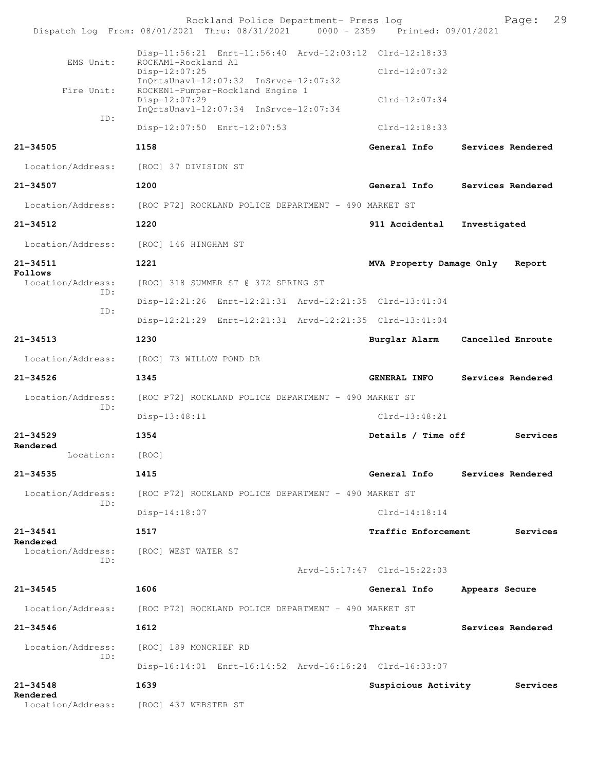Disp-11:56:21 Enrt-11:56:40 Arvd-12:03:12 Clrd-12:18:33

EMS Unit: ROCKAM1-Rockland A1
Disp-12:07:25 Clrd-12:07:32
InQrtsUnavl-12:07:32 InSrvce-12:07:32

Fire Unit: ROCKEN1-Pumper-Rockland Engine 1
Disp-12:07:29 Clrd-12:07:34
InQrtsUnavl-12:07:34 InSrvce-12:07:34

ID:
Disp-12:07:50 Enrt-12:07:53 Clrd-12:18:33

**21-34505** **1158** **General Info** **Services Rendered**

Location/Address: [ROC] 37 DIVISION ST

**21-34507** **1200** **General Info** **Services Rendered**

Location/Address: [ROC P72] ROCKLAND POLICE DEPARTMENT - 490 MARKET ST

**21-34512** **1220** **911 Accidental** **Investigated**

Location/Address: [ROC] 146 HINGHAM ST

**21-34511** **1221** **MVA Property Damage Only** **Report Follows**

Location/Address: [ROC] 318 SUMMER ST @ 372 SPRING ST

ID:
Disp-12:21:26 Enrt-12:21:31 Arvd-12:21:35 Clrd-13:41:04

ID:
Disp-12:21:29 Enrt-12:21:31 Arvd-12:21:35 Clrd-13:41:04

**21-34513** **1230** **Burglar Alarm** **Cancelled Enroute**

Location/Address: [ROC] 73 WILLOW POND DR

**21-34526** **1345** **GENERAL INFO** **Services Rendered**

Location/Address: [ROC P72] ROCKLAND POLICE DEPARTMENT - 490 MARKET ST

ID:
Disp-13:48:11 Clrd-13:48:21

**21-34529** **1354** **Details / Time off** **Services Rendered**

Location: [ROC]

**21-34535** **1415** **General Info** **Services Rendered**

Location/Address: [ROC P72] ROCKLAND POLICE DEPARTMENT - 490 MARKET ST

ID:
Disp-14:18:07 Clrd-14:18:14

**21-34541** **1517** **Traffic Enforcement** **Services Rendered**

Location/Address: [ROC] WEST WATER ST

ID:
Arvd-15:17:47 Clrd-15:22:03

**21-34545** **1606** **General Info** **Appears Secure**

Location/Address: [ROC P72] ROCKLAND POLICE DEPARTMENT - 490 MARKET ST

**21-34546** **1612** **Threats** **Services Rendered**

Location/Address: [ROC] 189 MONCRIEF RD

ID:
Disp-16:14:01 Enrt-16:14:52 Arvd-16:16:24 Clrd-16:33:07

**21-34548** **1639** **Suspicious Activity** **Services Rendered**

Location/Address: [ROC] 437 WEBSTER ST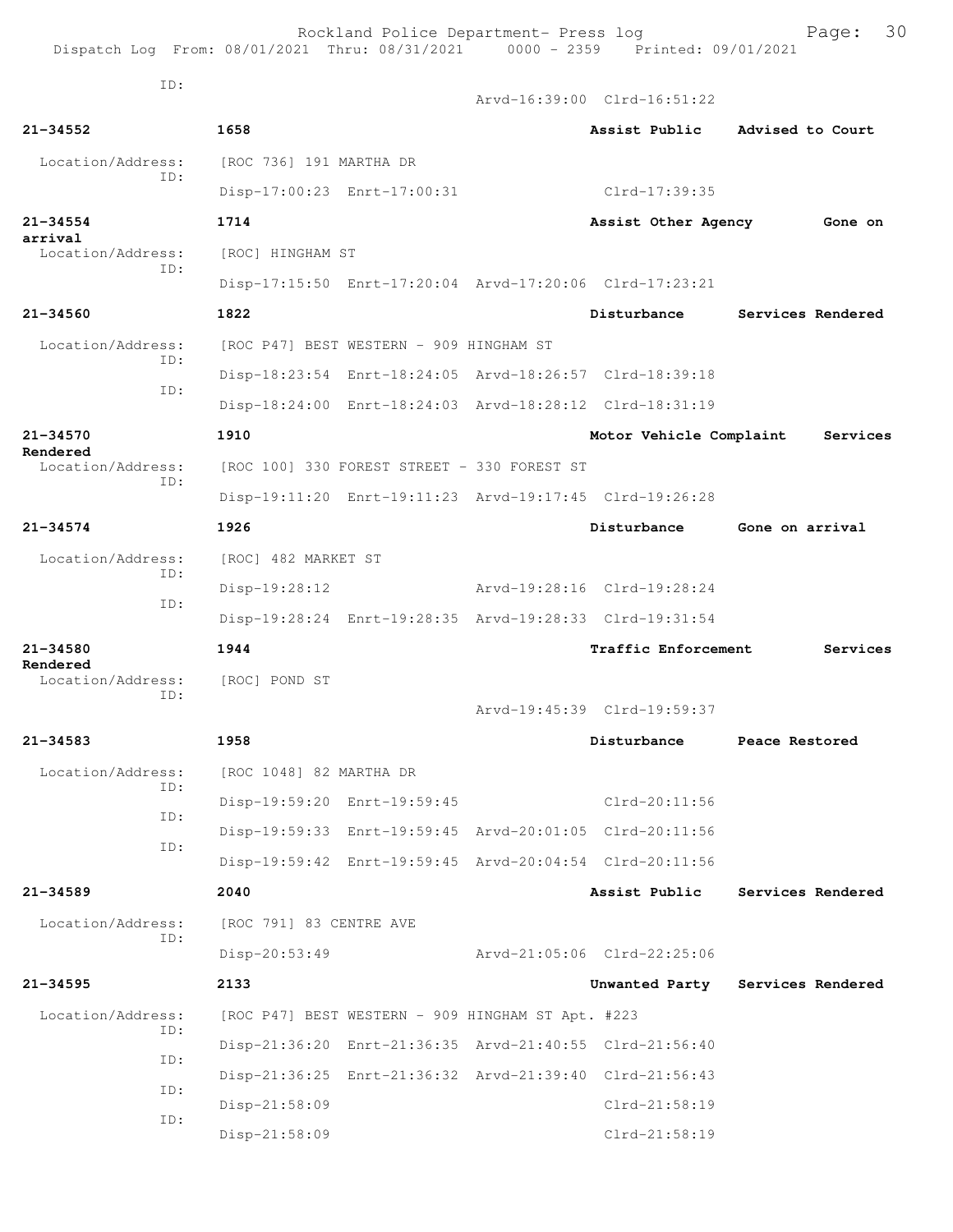ID:
Arvd-16:39:00 Clrd-16:51:22

**21-34552** 1658 Assist Public Advised to Court

Location/Address: [ROC 736] 191 MARTHA DR
ID:
Disp-17:00:23 Enrt-17:00:31 Clrd-17:39:35

**21-34554** 1714 Assist Other Agency Gone on arrival

Location/Address: [ROC] HINGHAM ST
ID:
Disp-17:15:50 Enrt-17:20:04 Arvd-17:20:06 Clrd-17:23:21

**21-34560** 1822 Disturbance Services Rendered

Location/Address: [ROC P47] BEST WESTERN - 909 HINGHAM ST
ID:
Disp-18:23:54 Enrt-18:24:05 Arvd-18:26:57 Clrd-18:39:18
ID:
Disp-18:24:00 Enrt-18:24:03 Arvd-18:28:12 Clrd-18:31:19

**21-34570** 1910 Motor Vehicle Complaint Services Rendered

Location/Address: [ROC 100] 330 FOREST STREET - 330 FOREST ST
ID:
Disp-19:11:20 Enrt-19:11:23 Arvd-19:17:45 Clrd-19:26:28

**21-34574** 1926 Disturbance Gone on arrival

Location/Address: [ROC] 482 MARKET ST
ID:
Disp-19:28:12 Arvd-19:28:16 Clrd-19:28:24
ID:
Disp-19:28:24 Enrt-19:28:35 Arvd-19:28:33 Clrd-19:31:54

**21-34580** 1944 Traffic Enforcement Services Rendered

Location/Address: [ROC] POND ST
ID:
Arvd-19:45:39 Clrd-19:59:37

**21-34583** 1958 Disturbance Peace Restored

Location/Address: [ROC 1048] 82 MARTHA DR
ID:
Disp-19:59:20 Enrt-19:59:45 Clrd-20:11:56
ID:
Disp-19:59:33 Enrt-19:59:45 Arvd-20:01:05 Clrd-20:11:56
ID:
Disp-19:59:42 Enrt-19:59:45 Arvd-20:04:54 Clrd-20:11:56

**21-34589** 2040 Assist Public Services Rendered

Location/Address: [ROC 791] 83 CENTRE AVE
ID:
Disp-20:53:49 Arvd-21:05:06 Clrd-22:25:06

**21-34595** 2133 Unwanted Party Services Rendered

Location/Address: [ROC P47] BEST WESTERN - 909 HINGHAM ST Apt. #223
ID:
Disp-21:36:20 Enrt-21:36:35 Arvd-21:40:55 Clrd-21:56:40
ID:
Disp-21:36:25 Enrt-21:36:32 Arvd-21:39:40 Clrd-21:56:43
ID:
Disp-21:58:09 Clrd-21:58:19
ID:
Disp-21:58:09 Clrd-21:58:19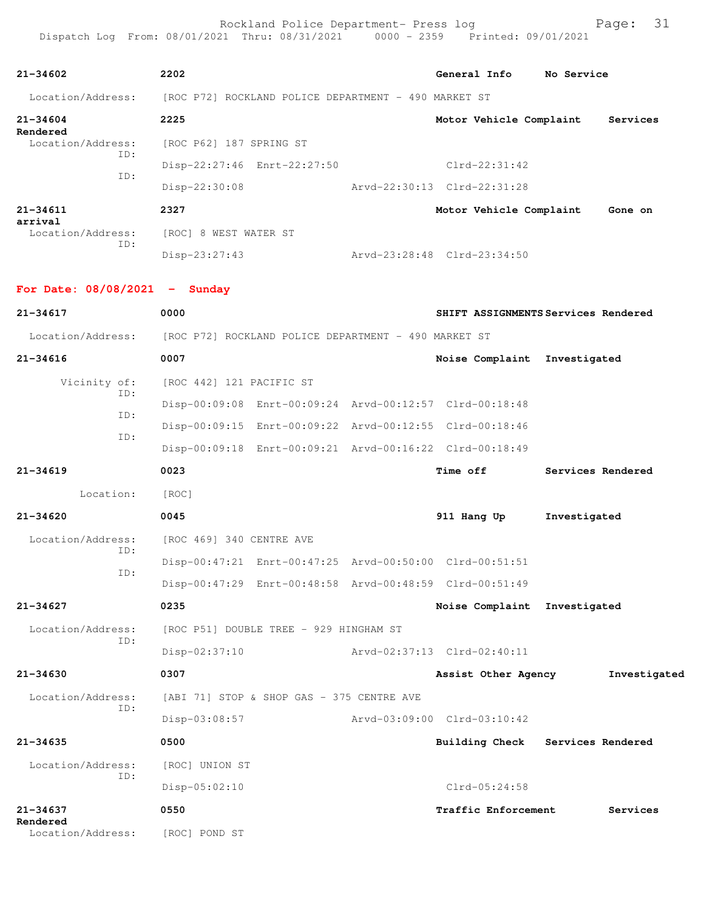**21-34602** 2202 General Info No Service

Location/Address: [ROC P72] ROCKLAND POLICE DEPARTMENT - 490 MARKET ST

**21-34604** 2225 Motor Vehicle Complaint Services Rendered

Location/Address: [ROC P62] 187 SPRING ST

ID: Disp-22:27:46 Enrt-22:27:50 Clrd-22:31:42

ID: Disp-22:30:08 Arvd-22:30:13 Clrd-22:31:28

**21-34611** 2327 Motor Vehicle Complaint Gone on arrival

Location/Address: [ROC] 8 WEST WATER ST

ID: Disp-23:27:43 Arvd-23:28:48 Clrd-23:34:50

## For Date: 08/08/2021 - Sunday

**21-34617** 0000 SHIFT ASSIGNMENTS Services Rendered

Location/Address: [ROC P72] ROCKLAND POLICE DEPARTMENT - 490 MARKET ST

**21-34616** 0007 Noise Complaint Investigated

Vicinity of: [ROC 442] 121 PACIFIC ST

ID: Disp-00:09:08 Enrt-00:09:24 Arvd-00:12:57 Clrd-00:18:48

ID: Disp-00:09:15 Enrt-00:09:22 Arvd-00:12:55 Clrd-00:18:46

ID: Disp-00:09:18 Enrt-00:09:21 Arvd-00:16:22 Clrd-00:18:49

**21-34619** 0023 Time off Services Rendered

Location: [ROC]

**21-34620** 0045 911 Hang Up Investigated

Location/Address: [ROC 469] 340 CENTRE AVE

ID: Disp-00:47:21 Enrt-00:47:25 Arvd-00:50:00 Clrd-00:51:51

ID: Disp-00:47:29 Enrt-00:48:58 Arvd-00:48:59 Clrd-00:51:49

**21-34627** 0235 Noise Complaint Investigated

Location/Address: [ROC P51] DOUBLE TREE - 929 HINGHAM ST

ID: Disp-02:37:10 Arvd-02:37:13 Clrd-02:40:11

**21-34630** 0307 Assist Other Agency Investigated

Location/Address: [ABI 71] STOP & SHOP GAS - 375 CENTRE AVE

ID: Disp-03:08:57 Arvd-03:09:00 Clrd-03:10:42

**21-34635** 0500 Building Check Services Rendered

Location/Address: [ROC] UNION ST

ID: Disp-05:02:10 Clrd-05:24:58

**21-34637** 0550 Traffic Enforcement Services Rendered

Location/Address: [ROC] POND ST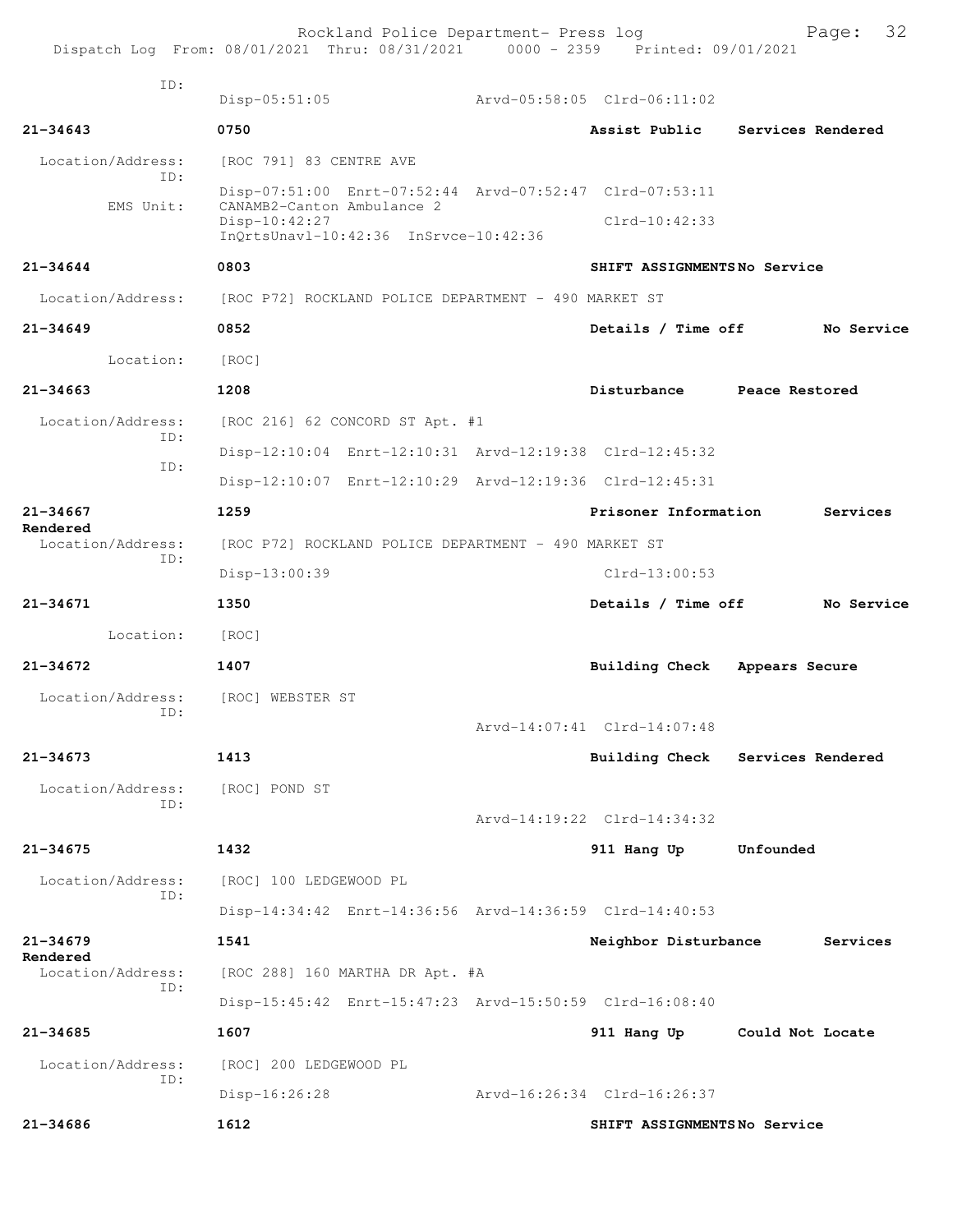ID:
Disp-05:51:05 Arvd-05:58:05 Clrd-06:11:02

**21-34643** **0750** **Assist Public** **Services Rendered**

Location/Address: [ROC 791] 83 CENTRE AVE
ID:
Disp-07:51:00 Enrt-07:52:44 Arvd-07:52:47 Clrd-07:53:11
EMS Unit: CANAMB2-Canton Ambulance 2
Disp-10:42:27 Clrd-10:42:33
InQrtsUnavl-10:42:36 InSrvce-10:42:36

**21-34644** **0803** **SHIFT ASSIGNMENTS** **No Service**

Location/Address: [ROC P72] ROCKLAND POLICE DEPARTMENT - 490 MARKET ST

**21-34649** **0852** **Details / Time off** **No Service**

Location: [ROC]

**21-34663** **1208** **Disturbance** **Peace Restored**

Location/Address: [ROC 216] 62 CONCORD ST Apt. #1
ID:
Disp-12:10:04 Enrt-12:10:31 Arvd-12:19:38 Clrd-12:45:32
ID:
Disp-12:10:07 Enrt-12:10:29 Arvd-12:19:36 Clrd-12:45:31

**21-34667** **1259** **Prisoner Information** **Services Rendered**

Location/Address: [ROC P72] ROCKLAND POLICE DEPARTMENT - 490 MARKET ST
ID:
Disp-13:00:39 Clrd-13:00:53

**21-34671** **1350** **Details / Time off** **No Service**

Location: [ROC]

**21-34672** **1407** **Building Check** **Appears Secure**

Location/Address: [ROC] WEBSTER ST
ID:
Arvd-14:07:41 Clrd-14:07:48

**21-34673** **1413** **Building Check** **Services Rendered**

Location/Address: [ROC] POND ST
ID:
Arvd-14:19:22 Clrd-14:34:32

**21-34675** **1432** **911 Hang Up** **Unfounded**

Location/Address: [ROC] 100 LEDGEWOOD PL
ID:
Disp-14:34:42 Enrt-14:36:56 Arvd-14:36:59 Clrd-14:40:53

**21-34679** **1541** **Neighbor Disturbance** **Services Rendered**

Location/Address: [ROC 288] 160 MARTHA DR Apt. #A
ID:
Disp-15:45:42 Enrt-15:47:23 Arvd-15:50:59 Clrd-16:08:40

**21-34685** **1607** **911 Hang Up** **Could Not Locate**

Location/Address: [ROC] 200 LEDGEWOOD PL
ID:
Disp-16:26:28 Arvd-16:26:34 Clrd-16:26:37

**21-34686** **1612** **SHIFT ASSIGNMENTS** **No Service**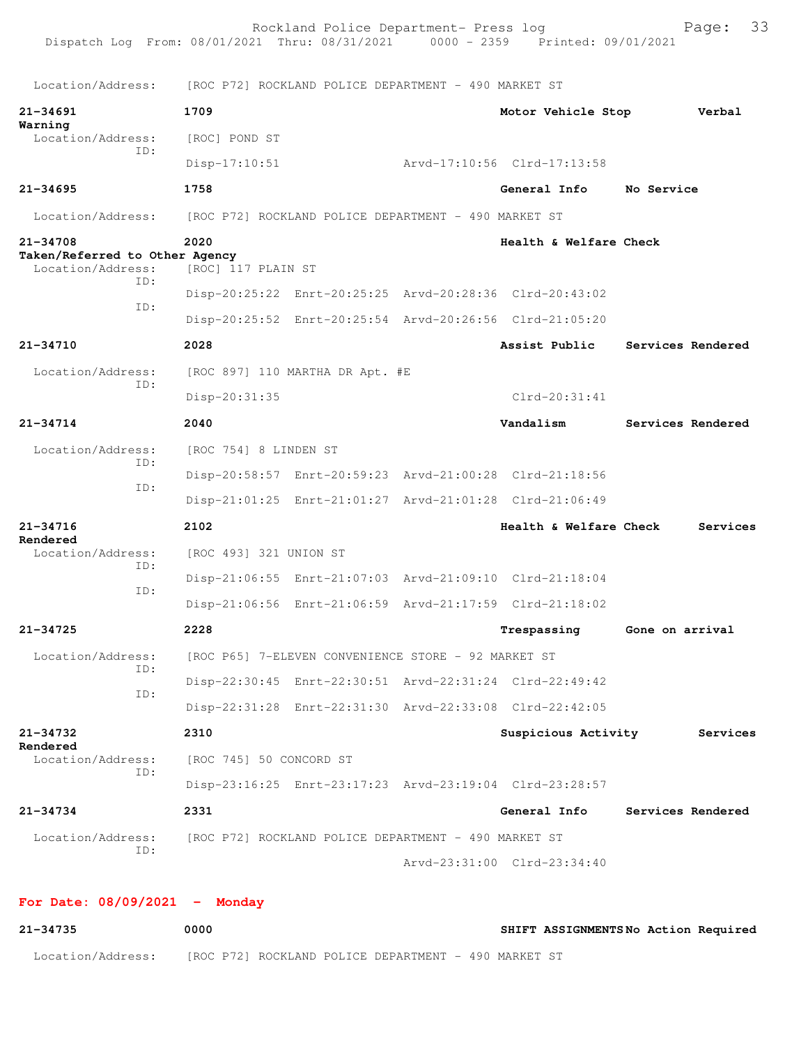Location/Address: [ROC P72] ROCKLAND POLICE DEPARTMENT - 490 MARKET ST

**21-34691** **1709** **Motor Vehicle Stop** **Verbal Warning**
Location/Address: [ROC] POND ST
ID:
Disp-17:10:51 Arvd-17:10:56 Clrd-17:13:58

**21-34695** **1758** **General Info** **No Service**
Location/Address: [ROC P72] ROCKLAND POLICE DEPARTMENT - 490 MARKET ST

**21-34708** **2020** **Health & Welfare Check** **Taken/Referred to Other Agency**
Location/Address: [ROC] 117 PLAIN ST
ID:
Disp-20:25:22 Enrt-20:25:25 Arvd-20:28:36 Clrd-20:43:02
ID:
Disp-20:25:52 Enrt-20:25:54 Arvd-20:26:56 Clrd-21:05:20

**21-34710** **2028** **Assist Public** **Services Rendered**
Location/Address: [ROC 897] 110 MARTHA DR Apt. #E
ID:
Disp-20:31:35 Clrd-20:31:41

**21-34714** **2040** **Vandalism** **Services Rendered**
Location/Address: [ROC 754] 8 LINDEN ST
ID:
Disp-20:58:57 Enrt-20:59:23 Arvd-21:00:28 Clrd-21:18:56
ID:
Disp-21:01:25 Enrt-21:01:27 Arvd-21:01:28 Clrd-21:06:49

**21-34716** **2102** **Health & Welfare Check** **Services Rendered**
Location/Address: [ROC 493] 321 UNION ST
ID:
Disp-21:06:55 Enrt-21:07:03 Arvd-21:09:10 Clrd-21:18:04
ID:
Disp-21:06:56 Enrt-21:06:59 Arvd-21:17:59 Clrd-21:18:02

**21-34725** **2228** **Trespassing** **Gone on arrival**
Location/Address: [ROC P65] 7-ELEVEN CONVENIENCE STORE - 92 MARKET ST
ID:
Disp-22:30:45 Enrt-22:30:51 Arvd-22:31:24 Clrd-22:49:42
ID:
Disp-22:31:28 Enrt-22:31:30 Arvd-22:33:08 Clrd-22:42:05

**21-34732** **2310** **Suspicious Activity** **Services Rendered**
Location/Address: [ROC 745] 50 CONCORD ST
ID:
Disp-23:16:25 Enrt-23:17:23 Arvd-23:19:04 Clrd-23:28:57

**21-34734** **2331** **General Info** **Services Rendered**
Location/Address: [ROC P72] ROCKLAND POLICE DEPARTMENT - 490 MARKET ST
ID:
Arvd-23:31:00 Clrd-23:34:40

## For Date: 08/09/2021 - Monday

**21-34735** **0000** **SHIFT ASSIGNMENTS** **No Action Required**
Location/Address: [ROC P72] ROCKLAND POLICE DEPARTMENT - 490 MARKET ST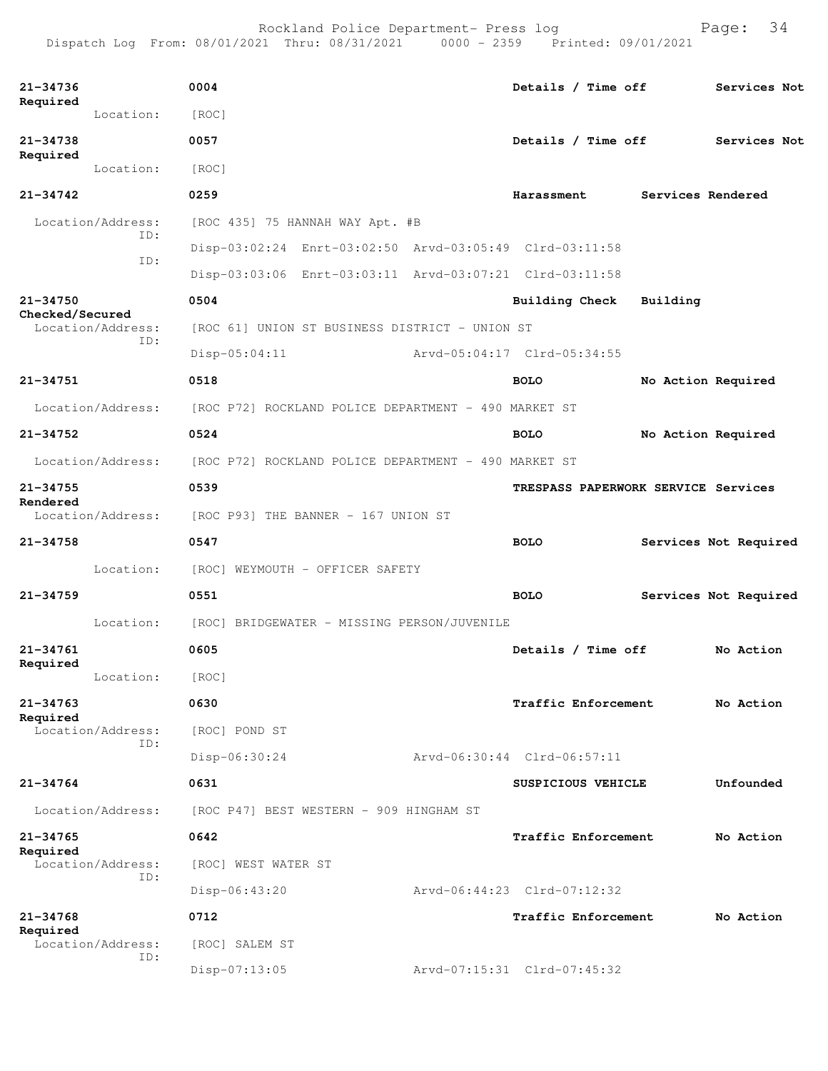**21-34736** 0004 **Details / Time off** **Services Not Required**
Location: [ROC]

**21-34738** 0057 **Details / Time off** **Services Not Required**
Location: [ROC]

**21-34742** 0259 **Harassment** **Services Rendered**
Location/Address: [ROC 435] 75 HANNAH WAY Apt. #B
ID: Disp-03:02:24 Enrt-03:02:50 Arvd-03:05:49 Clrd-03:11:58
ID: Disp-03:03:06 Enrt-03:03:11 Arvd-03:07:21 Clrd-03:11:58

**21-34750** 0504 **Building Check** **Building Checked/Secured**
Location/Address: [ROC 61] UNION ST BUSINESS DISTRICT - UNION ST
ID: Disp-05:04:11 Arvd-05:04:17 Clrd-05:34:55

**21-34751** 0518 **BOLO** **No Action Required**
Location/Address: [ROC P72] ROCKLAND POLICE DEPARTMENT - 490 MARKET ST

**21-34752** 0524 **BOLO** **No Action Required**
Location/Address: [ROC P72] ROCKLAND POLICE DEPARTMENT - 490 MARKET ST

**21-34755** 0539 **TRESPASS PAPERWORK SERVICE** **Services Rendered**
Location/Address: [ROC P93] THE BANNER - 167 UNION ST

**21-34758** 0547 **BOLO** **Services Not Required**
Location: [ROC] WEYMOUTH - OFFICER SAFETY

**21-34759** 0551 **BOLO** **Services Not Required**
Location: [ROC] BRIDGEWATER - MISSING PERSON/JUVENILE

**21-34761** 0605 **Details / Time off** **No Action Required**
Location: [ROC]

**21-34763** 0630 **Traffic Enforcement** **No Action Required**
Location/Address: [ROC] POND ST
ID: Disp-06:30:24 Arvd-06:30:44 Clrd-06:57:11

**21-34764** 0631 **SUSPICIOUS VEHICLE** **Unfounded**
Location/Address: [ROC P47] BEST WESTERN - 909 HINGHAM ST

**21-34765** 0642 **Traffic Enforcement** **No Action Required**
Location/Address: [ROC] WEST WATER ST
ID: Disp-06:43:20 Arvd-06:44:23 Clrd-07:12:32

**21-34768** 0712 **Traffic Enforcement** **No Action Required**
Location/Address: [ROC] SALEM ST
ID: Disp-07:13:05 Arvd-07:15:31 Clrd-07:45:32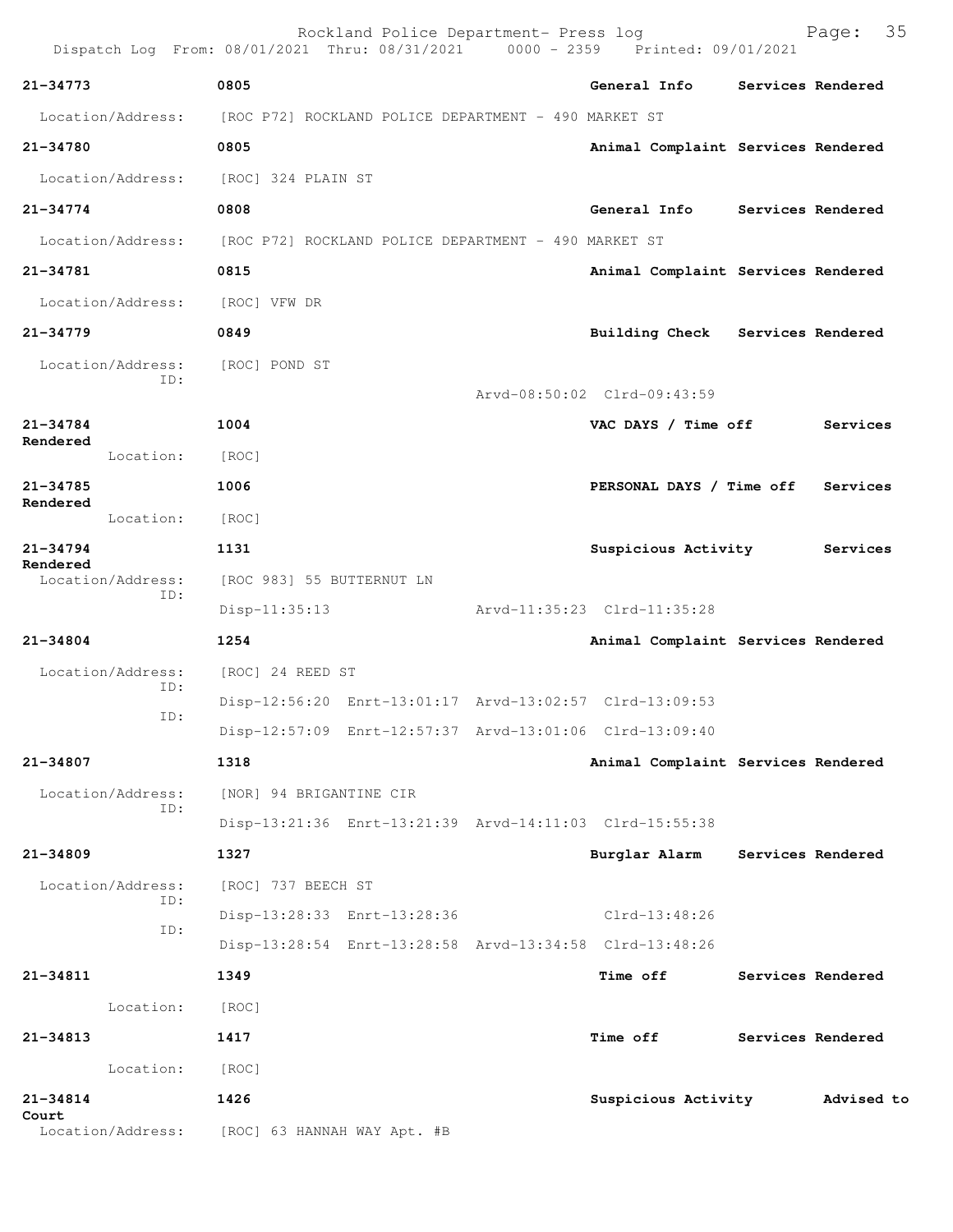Rockland Police Department- Press log
Dispatch Log From: 08/01/2021 Thru: 08/31/2021 0000 - 2359 Printed: 09/01/2021

**21-34773** 0805 **General Info** **Services Rendered**
Location/Address: [ROC P72] ROCKLAND POLICE DEPARTMENT - 490 MARKET ST

**21-34780** 0805 **Animal Complaint** **Services Rendered**
Location/Address: [ROC] 324 PLAIN ST

**21-34774** 0808 **General Info** **Services Rendered**
Location/Address: [ROC P72] ROCKLAND POLICE DEPARTMENT - 490 MARKET ST

**21-34781** 0815 **Animal Complaint** **Services Rendered**
Location/Address: [ROC] VFW DR

**21-34779** 0849 **Building Check** **Services Rendered**
Location/Address: [ROC] POND ST
ID:
Arvd-08:50:02 Clrd-09:43:59

**21-34784** 1004 **VAC DAYS / Time off** **Services Rendered**
Location: [ROC]

**21-34785** 1006 **PERSONAL DAYS / Time off** **Services Rendered**
Location: [ROC]

**21-34794** 1131 **Suspicious Activity** **Services Rendered**
Location/Address: [ROC 983] 55 BUTTERNUT LN
ID:
Disp-11:35:13 Arvd-11:35:23 Clrd-11:35:28

**21-34804** 1254 **Animal Complaint** **Services Rendered**
Location/Address: [ROC] 24 REED ST
ID:
Disp-12:56:20 Enrt-13:01:17 Arvd-13:02:57 Clrd-13:09:53
ID:
Disp-12:57:09 Enrt-12:57:37 Arvd-13:01:06 Clrd-13:09:40

**21-34807** 1318 **Animal Complaint** **Services Rendered**
Location/Address: [NOR] 94 BRIGANTINE CIR
ID:
Disp-13:21:36 Enrt-13:21:39 Arvd-14:11:03 Clrd-15:55:38

**21-34809** 1327 **Burglar Alarm** **Services Rendered**
Location/Address: [ROC] 737 BEECH ST
ID:
Disp-13:28:33 Enrt-13:28:36 Clrd-13:48:26
ID:
Disp-13:28:54 Enrt-13:28:58 Arvd-13:34:58 Clrd-13:48:26

**21-34811** 1349 **Time off** **Services Rendered**
Location: [ROC]

**21-34813** 1417 **Time off** **Services Rendered**
Location: [ROC]

**21-34814** 1426 **Suspicious Activity** **Advised to Court**
Location/Address: [ROC] 63 HANNAH WAY Apt. #B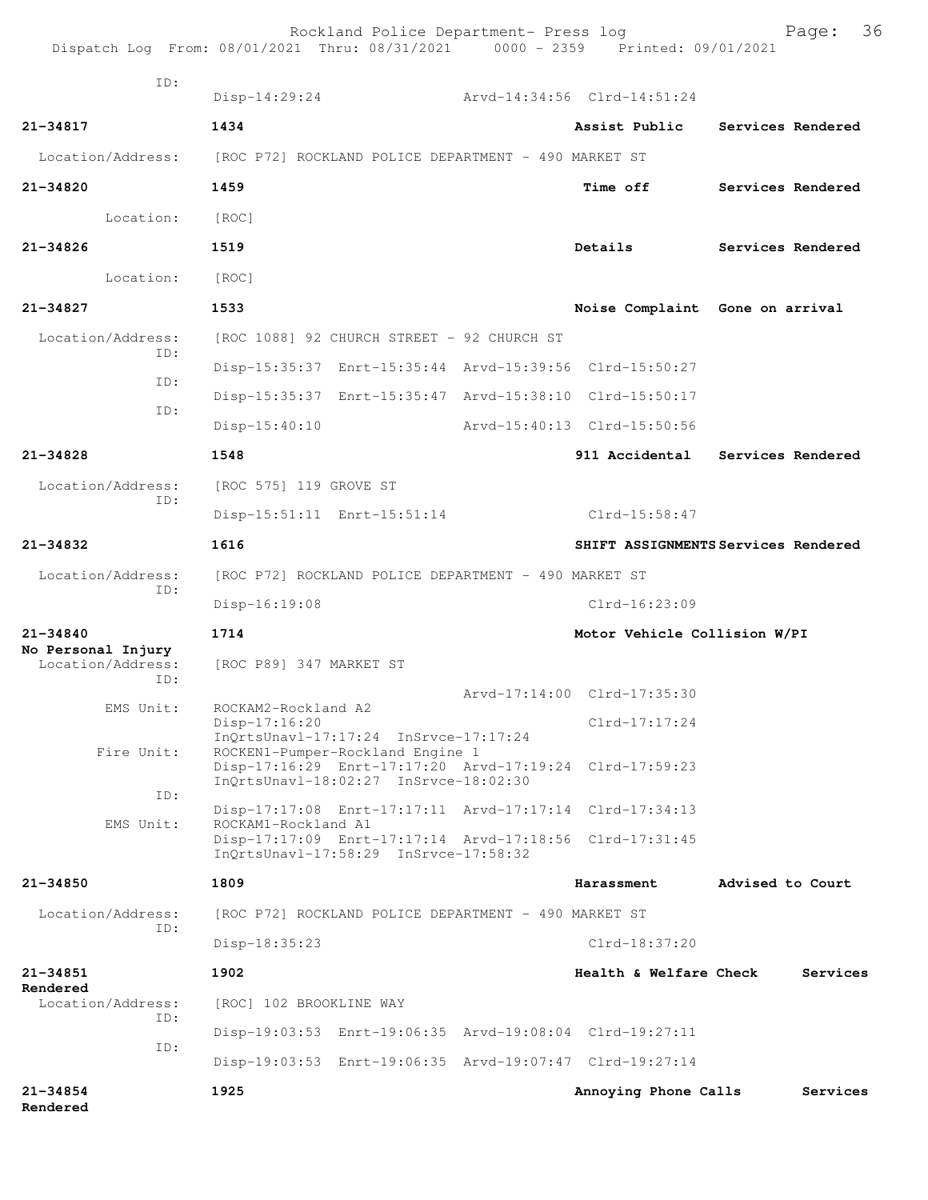ID:
Disp-14:29:24 Arvd-14:34:56 Clrd-14:51:24

**21-34817** **1434** **Assist Public** **Services Rendered**

Location/Address: [ROC P72] ROCKLAND POLICE DEPARTMENT - 490 MARKET ST

**21-34820** **1459** **Time off** **Services Rendered**

Location: [ROC]

**21-34826** **1519** **Details** **Services Rendered**

Location: [ROC]

**21-34827** **1533** **Noise Complaint** **Gone on arrival**

Location/Address: [ROC 1088] 92 CHURCH STREET - 92 CHURCH ST
ID:
Disp-15:35:37 Enrt-15:35:44 Arvd-15:39:56 Clrd-15:50:27
ID:
Disp-15:35:37 Enrt-15:35:47 Arvd-15:38:10 Clrd-15:50:17
ID:
Disp-15:40:10 Arvd-15:40:13 Clrd-15:50:56

**21-34828** **1548** **911 Accidental** **Services Rendered**

Location/Address: [ROC 575] 119 GROVE ST
ID:
Disp-15:51:11 Enrt-15:51:14 Clrd-15:58:47

**21-34832** **1616** **SHIFT ASSIGNMENTS** **Services Rendered**

Location/Address: [ROC P72] ROCKLAND POLICE DEPARTMENT - 490 MARKET ST
ID:
Disp-16:19:08 Clrd-16:23:09

**21-34840** **1714** **Motor Vehicle Collision W/PI**
**No Personal Injury**

Location/Address: [ROC P89] 347 MARKET ST
ID:
Arvd-17:14:00 Clrd-17:35:30
EMS Unit: ROCKAM2-Rockland A2
Disp-17:16:20 Clrd-17:17:24
InQrtsUnavl-17:17:24 InSrvce-17:17:24
Fire Unit: ROCKEN1-Pumper-Rockland Engine 1
Disp-17:16:29 Enrt-17:17:20 Arvd-17:19:24 Clrd-17:59:23
InQrtsUnavl-18:02:27 InSrvce-18:02:30
ID:
Disp-17:17:08 Enrt-17:17:11 Arvd-17:17:14 Clrd-17:34:13
EMS Unit: ROCKAM1-Rockland A1
Disp-17:17:09 Enrt-17:17:14 Arvd-17:18:56 Clrd-17:31:45
InQrtsUnavl-17:58:29 InSrvce-17:58:32

**21-34850** **1809** **Harassment** **Advised to Court**

Location/Address: [ROC P72] ROCKLAND POLICE DEPARTMENT - 490 MARKET ST
ID:
Disp-18:35:23 Clrd-18:37:20

**21-34851** **1902** **Health & Welfare Check** **Services Rendered**

Location/Address: [ROC] 102 BROOKLINE WAY
ID:
Disp-19:03:53 Enrt-19:06:35 Arvd-19:08:04 Clrd-19:27:11
ID:
Disp-19:03:53 Enrt-19:06:35 Arvd-19:07:47 Clrd-19:27:14

**21-34854** **1925** **Annoying Phone Calls** **Services Rendered**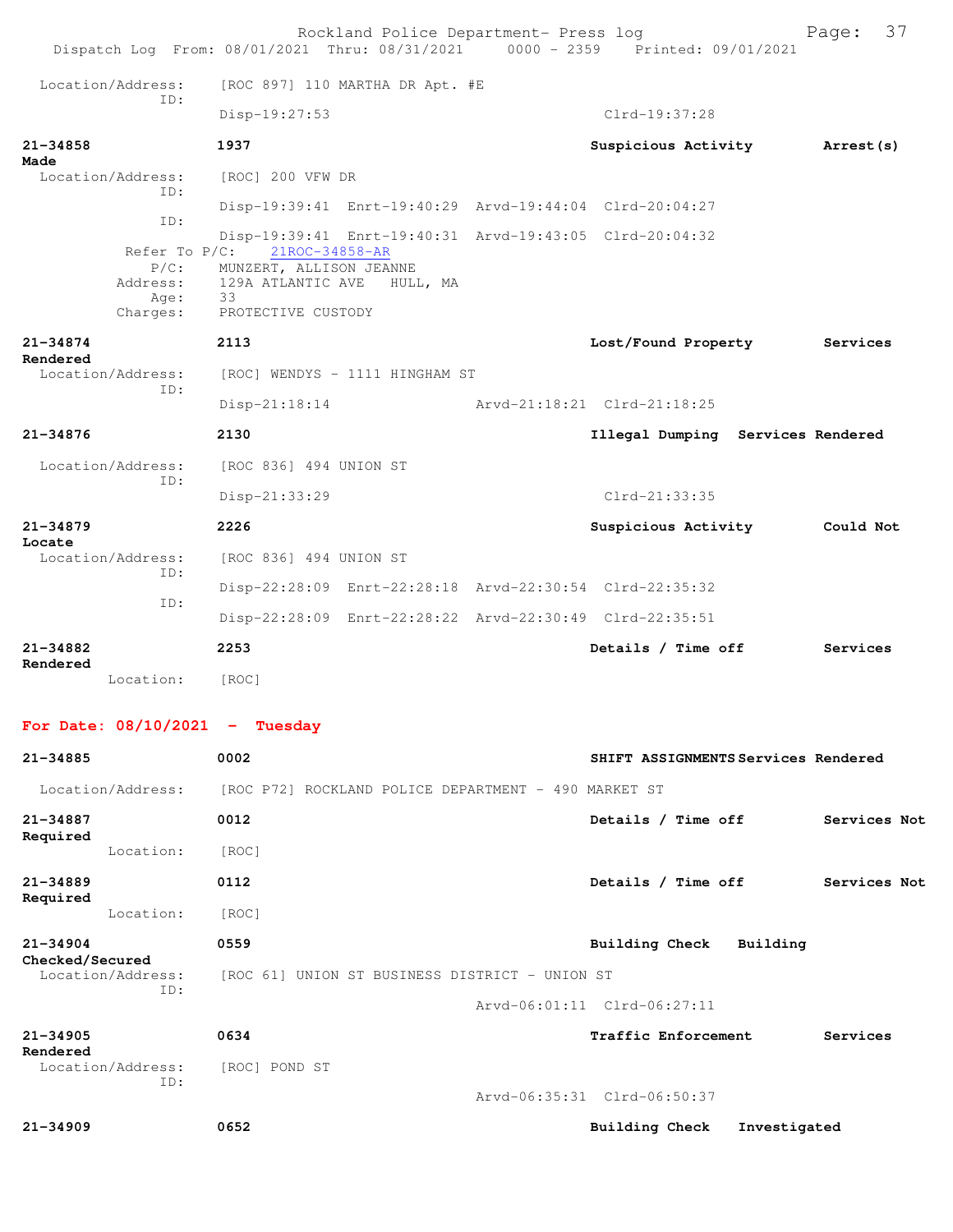Location/Address: [ROC 897] 110 MARTHA DR Apt. #E
ID:
Disp-19:27:53 Clrd-19:37:28

**21-34858** 1937 **Suspicious Activity** **Arrest(s) Made**
Location/Address: [ROC] 200 VFW DR
ID:
Disp-19:39:41 Enrt-19:40:29 Arvd-19:44:04 Clrd-20:04:27
ID:
Disp-19:39:41 Enrt-19:40:31 Arvd-19:43:05 Clrd-20:04:32
Refer To P/C: 21ROC-34858-AR
P/C: MUNZERT, ALLISON JEANNE
Address: 129A ATLANTIC AVE HULL, MA
Age: 33
Charges: PROTECTIVE CUSTODY

**21-34874** 2113 **Lost/Found Property** **Services Rendered**
Location/Address: [ROC] WENDYS - 1111 HINGHAM ST
ID:
Disp-21:18:14 Arvd-21:18:21 Clrd-21:18:25

**21-34876** 2130 **Illegal Dumping** **Services Rendered**
Location/Address: [ROC 836] 494 UNION ST
ID:
Disp-21:33:29 Clrd-21:33:35

**21-34879** 2226 **Suspicious Activity** **Could Not Locate**
Location/Address: [ROC 836] 494 UNION ST
ID:
Disp-22:28:09 Enrt-22:28:18 Arvd-22:30:54 Clrd-22:35:32
ID:
Disp-22:28:09 Enrt-22:28:22 Arvd-22:30:49 Clrd-22:35:51

**21-34882** 2253 **Details / Time off** **Services Rendered**
Location: [ROC]

## For Date: 08/10/2021 - Tuesday

**21-34885** 0002 **SHIFT ASSIGNMENTS** **Services Rendered**
Location/Address: [ROC P72] ROCKLAND POLICE DEPARTMENT - 490 MARKET ST

**21-34887** 0012 **Details / Time off** **Services Not Required**
Location: [ROC]

**21-34889** 0112 **Details / Time off** **Services Not Required**
Location: [ROC]

**21-34904** 0559 **Building Check** **Building Checked/Secured**
Location/Address: [ROC 61] UNION ST BUSINESS DISTRICT - UNION ST
ID:
Arvd-06:01:11 Clrd-06:27:11

**21-34905** 0634 **Traffic Enforcement** **Services Rendered**
Location/Address: [ROC] POND ST
ID:
Arvd-06:35:31 Clrd-06:50:37

**21-34909** 0652 **Building Check** **Investigated**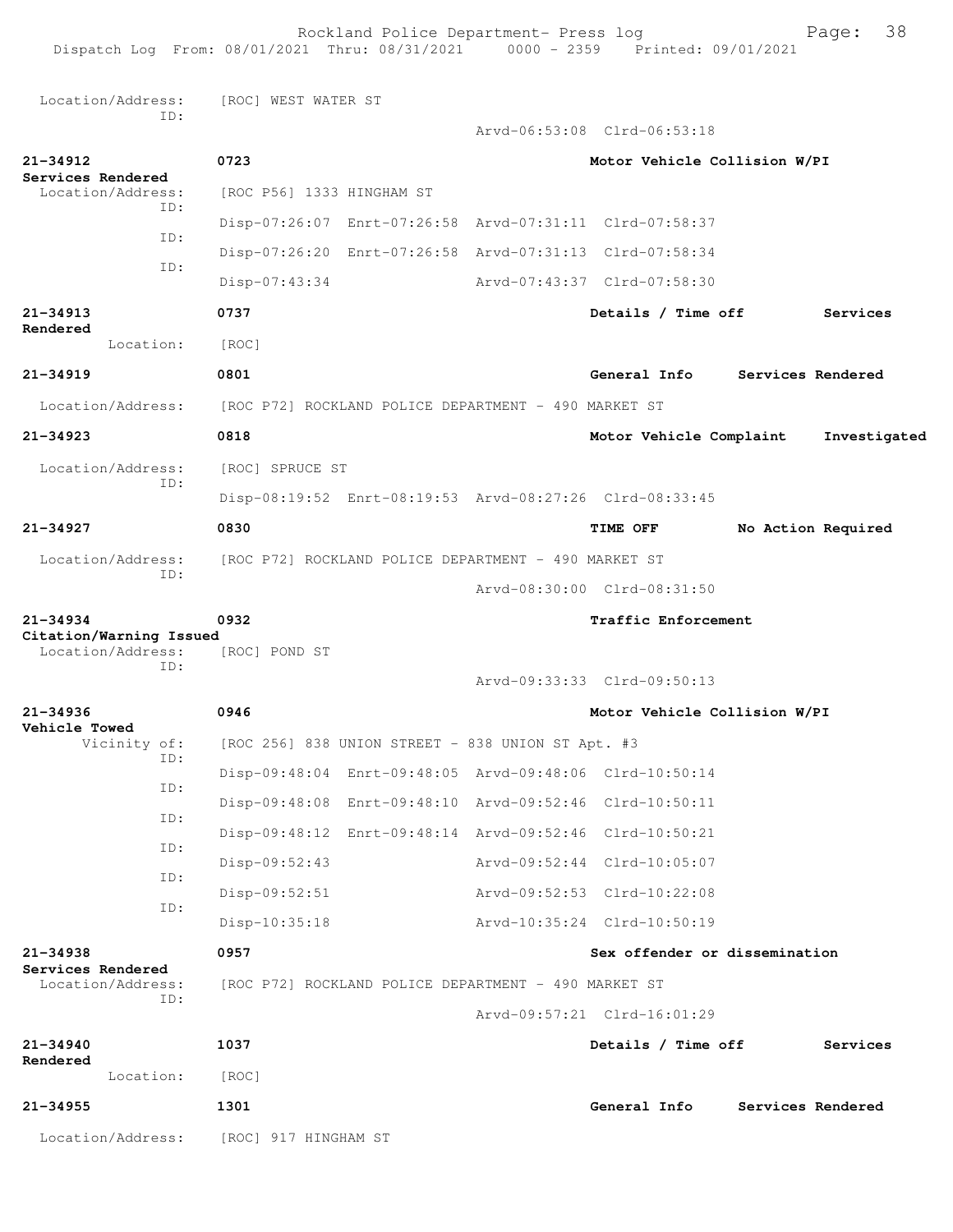Location/Address: [ROC] WEST WATER ST
ID:
Arvd-06:53:08 Clrd-06:53:18

**21-34912** **0723** **Motor Vehicle Collision W/PI**
**Services Rendered**
Location/Address: [ROC P56] 1333 HINGHAM ST
ID:
Disp-07:26:07 Enrt-07:26:58 Arvd-07:31:11 Clrd-07:58:37
ID:
Disp-07:26:20 Enrt-07:26:58 Arvd-07:31:13 Clrd-07:58:34
ID:
Disp-07:43:34 Arvd-07:43:37 Clrd-07:58:30

**21-34913** **0737** **Details / Time off** **Services Rendered**
Location: [ROC]

**21-34919** **0801** **General Info** **Services Rendered**
Location/Address: [ROC P72] ROCKLAND POLICE DEPARTMENT - 490 MARKET ST

**21-34923** **0818** **Motor Vehicle Complaint** **Investigated**
Location/Address: [ROC] SPRUCE ST
ID:
Disp-08:19:52 Enrt-08:19:53 Arvd-08:27:26 Clrd-08:33:45

**21-34927** **0830** **TIME OFF** **No Action Required**
Location/Address: [ROC P72] ROCKLAND POLICE DEPARTMENT - 490 MARKET ST
ID:
Arvd-08:30:00 Clrd-08:31:50

**21-34934** **0932** **Traffic Enforcement**
**Citation/Warning Issued**
Location/Address: [ROC] POND ST
ID:
Arvd-09:33:33 Clrd-09:50:13

**21-34936** **0946** **Motor Vehicle Collision W/PI**
**Vehicle Towed**
Vicinity of: [ROC 256] 838 UNION STREET - 838 UNION ST Apt. #3
ID:
Disp-09:48:04 Enrt-09:48:05 Arvd-09:48:06 Clrd-10:50:14
ID:
Disp-09:48:08 Enrt-09:48:10 Arvd-09:52:46 Clrd-10:50:11
ID:
Disp-09:48:12 Enrt-09:48:14 Arvd-09:52:46 Clrd-10:50:21
ID:
Disp-09:52:43 Arvd-09:52:44 Clrd-10:05:07
ID:
Disp-09:52:51 Arvd-09:52:53 Clrd-10:22:08
ID:
Disp-10:35:18 Arvd-10:35:24 Clrd-10:50:19

**21-34938** **0957** **Sex offender or dissemination**
**Services Rendered**
Location/Address: [ROC P72] ROCKLAND POLICE DEPARTMENT - 490 MARKET ST
ID:
Arvd-09:57:21 Clrd-16:01:29

**21-34940** **1037** **Details / Time off** **Services Rendered**
Location: [ROC]

**21-34955** **1301** **General Info** **Services Rendered**
Location/Address: [ROC] 917 HINGHAM ST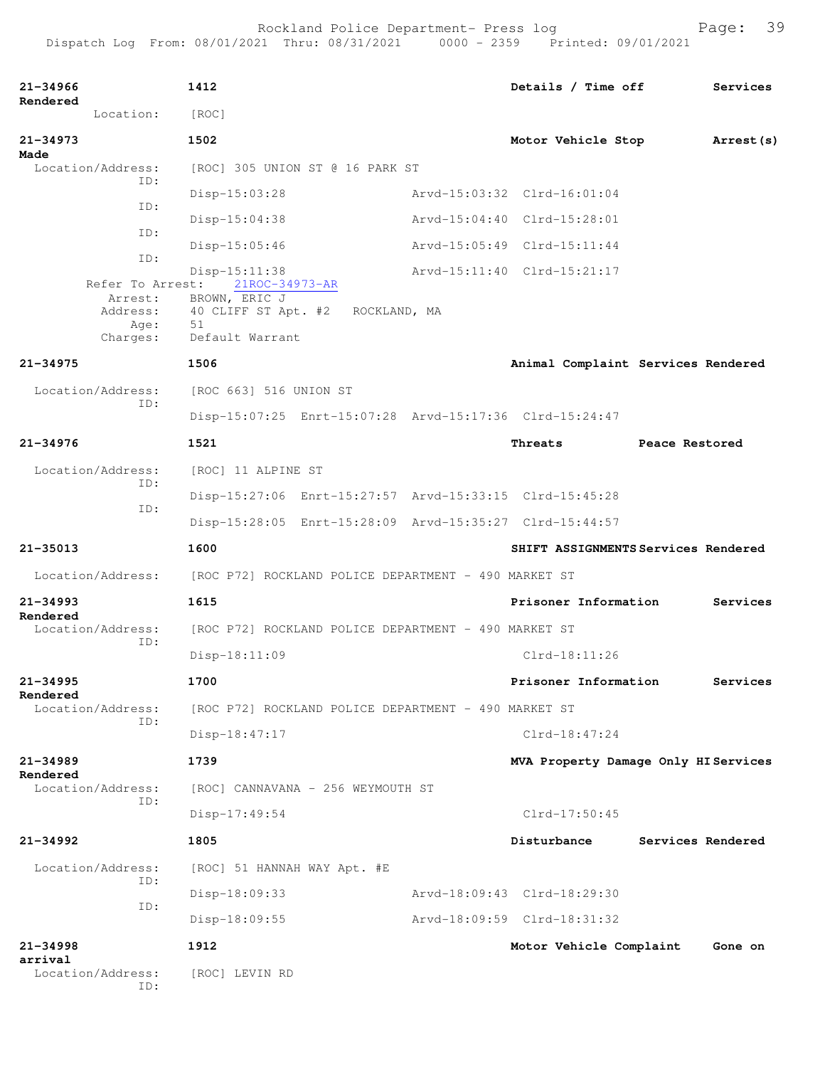| Call # | Time | Type | Disposition |
|---|---|---|---|
| 21-34966 | 1412 | Details / Time off | Services Rendered |

Location: [ROC]

| Call # | Time | Type | Disposition |
|---|---|---|---|
| 21-34973 | 1502 | Motor Vehicle Stop | Arrest(s) Made |

Location/Address: [ROC] 305 UNION ST @ 16 PARK ST

ID: Disp-15:03:28 Arvd-15:03:32 Clrd-16:01:04
ID: Disp-15:04:38 Arvd-15:04:40 Clrd-15:28:01
ID: Disp-15:05:46 Arvd-15:05:49 Clrd-15:11:44
ID: Disp-15:11:38 Arvd-15:11:40 Clrd-15:21:17

Refer To Arrest: 21ROC-34973-AR
Arrest: BROWN, ERIC J
Address: 40 CLIFF ST Apt. #2 ROCKLAND, MA
Age: 51
Charges: Default Warrant

| Call # | Time | Type | Disposition |
|---|---|---|---|
| 21-34975 | 1506 | Animal Complaint | Services Rendered |

Location/Address: [ROC 663] 516 UNION ST

ID: Disp-15:07:25 Enrt-15:07:28 Arvd-15:17:36 Clrd-15:24:47

| Call # | Time | Type | Disposition |
|---|---|---|---|
| 21-34976 | 1521 | Threats | Peace Restored |

Location/Address: [ROC] 11 ALPINE ST

ID: Disp-15:27:06 Enrt-15:27:57 Arvd-15:33:15 Clrd-15:45:28
ID: Disp-15:28:05 Enrt-15:28:09 Arvd-15:35:27 Clrd-15:44:57

| Call # | Time | Type | Disposition |
|---|---|---|---|
| 21-35013 | 1600 | SHIFT ASSIGNMENTS | Services Rendered |

Location/Address: [ROC P72] ROCKLAND POLICE DEPARTMENT - 490 MARKET ST

| Call # | Time | Type | Disposition |
|---|---|---|---|
| 21-34993 | 1615 | Prisoner Information | Services Rendered |

Location/Address: [ROC P72] ROCKLAND POLICE DEPARTMENT - 490 MARKET ST

ID: Disp-18:11:09 Clrd-18:11:26

| Call # | Time | Type | Disposition |
|---|---|---|---|
| 21-34995 | 1700 | Prisoner Information | Services Rendered |

Location/Address: [ROC P72] ROCKLAND POLICE DEPARTMENT - 490 MARKET ST

ID: Disp-18:47:17 Clrd-18:47:24

| Call # | Time | Type | Disposition |
|---|---|---|---|
| 21-34989 | 1739 | MVA Property Damage Only HI | Services Rendered |

Location/Address: [ROC] CANNAVANA - 256 WEYMOUTH ST

ID: Disp-17:49:54 Clrd-17:50:45

| Call # | Time | Type | Disposition |
|---|---|---|---|
| 21-34992 | 1805 | Disturbance | Services Rendered |

Location/Address: [ROC] 51 HANNAH WAY Apt. #E

ID: Disp-18:09:33 Arvd-18:09:43 Clrd-18:29:30
ID: Disp-18:09:55 Arvd-18:09:59 Clrd-18:31:32

| Call # | Time | Type | Disposition |
|---|---|---|---|
| 21-34998 | 1912 | Motor Vehicle Complaint | Gone on arrival |

Location/Address: [ROC] LEVIN RD

ID: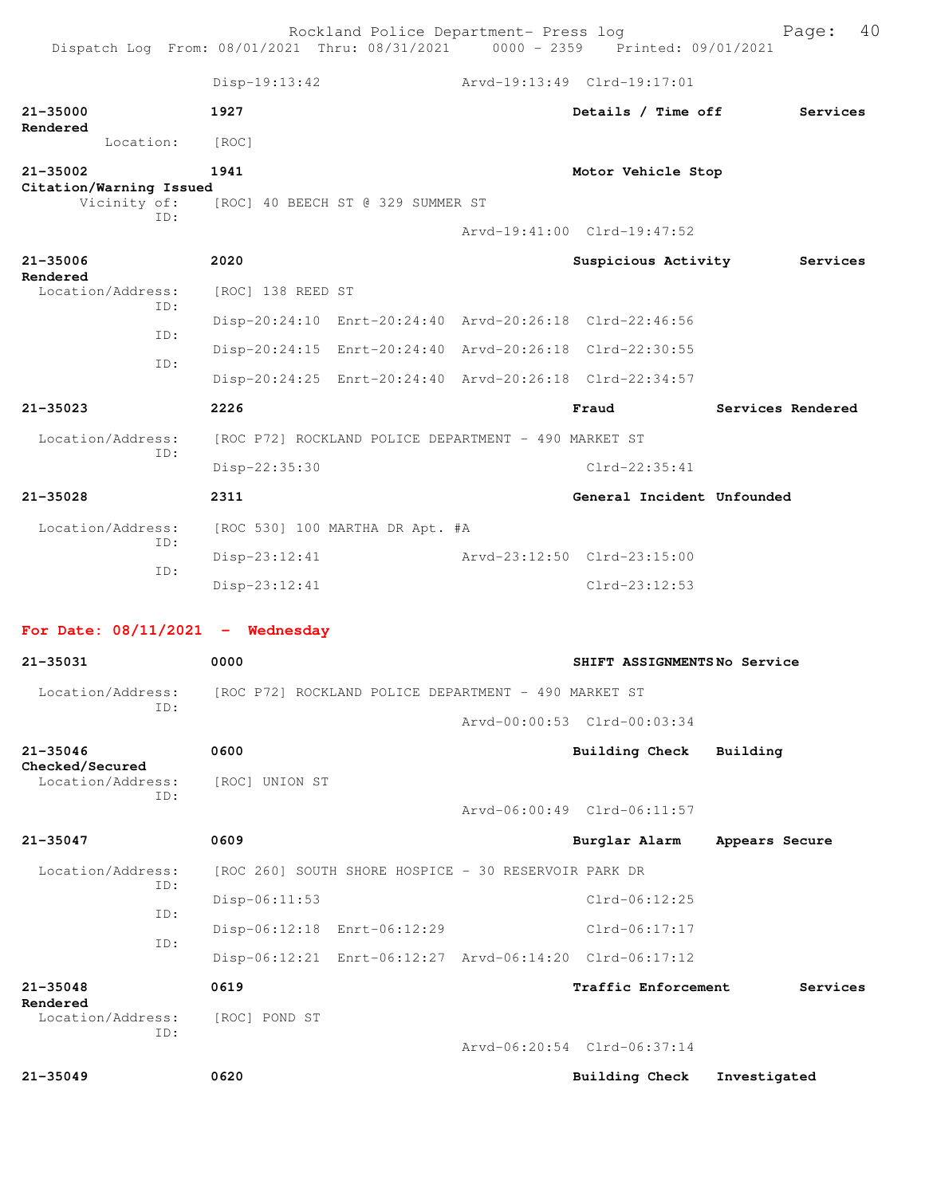Disp-19:13:42 Arvd-19:13:49 Clrd-19:17:01

**21-35000** **1927** **Details / Time off** **Services Rendered**
Location: [ROC]

**21-35002** **1941** **Motor Vehicle Stop** **Citation/Warning Issued**
Vicinity of: [ROC] 40 BEECH ST @ 329 SUMMER ST
ID:
Arvd-19:41:00 Clrd-19:47:52

**21-35006** **2020** **Suspicious Activity** **Services Rendered**
Location/Address: [ROC] 138 REED ST
ID:
Disp-20:24:10 Enrt-20:24:40 Arvd-20:26:18 Clrd-22:46:56
ID:
Disp-20:24:15 Enrt-20:24:40 Arvd-20:26:18 Clrd-22:30:55
ID:
Disp-20:24:25 Enrt-20:24:40 Arvd-20:26:18 Clrd-22:34:57

**21-35023** **2226** **Fraud** **Services Rendered**
Location/Address: [ROC P72] ROCKLAND POLICE DEPARTMENT - 490 MARKET ST
ID:
Disp-22:35:30 Clrd-22:35:41

**21-35028** **2311** **General Incident** **Unfounded**
Location/Address: [ROC 530] 100 MARTHA DR Apt. #A
ID:
Disp-23:12:41 Arvd-23:12:50 Clrd-23:15:00
ID:
Disp-23:12:41 Clrd-23:12:53

**For Date: 08/11/2021 - Wednesday**

**21-35031** **0000** **SHIFT ASSIGNMENTS** **No Service**
Location/Address: [ROC P72] ROCKLAND POLICE DEPARTMENT - 490 MARKET ST
ID:
Arvd-00:00:53 Clrd-00:03:34

**21-35046** **0600** **Building Check** **Building Checked/Secured**
Location/Address: [ROC] UNION ST
ID:
Arvd-06:00:49 Clrd-06:11:57

**21-35047** **0609** **Burglar Alarm** **Appears Secure**
Location/Address: [ROC 260] SOUTH SHORE HOSPICE - 30 RESERVOIR PARK DR
ID:
Disp-06:11:53 Clrd-06:12:25
ID:
Disp-06:12:18 Enrt-06:12:29 Clrd-06:17:17
ID:
Disp-06:12:21 Enrt-06:12:27 Arvd-06:14:20 Clrd-06:17:12

**21-35048** **0619** **Traffic Enforcement** **Services Rendered**
Location/Address: [ROC] POND ST
ID:
Arvd-06:20:54 Clrd-06:37:14

**21-35049** **0620** **Building Check** **Investigated**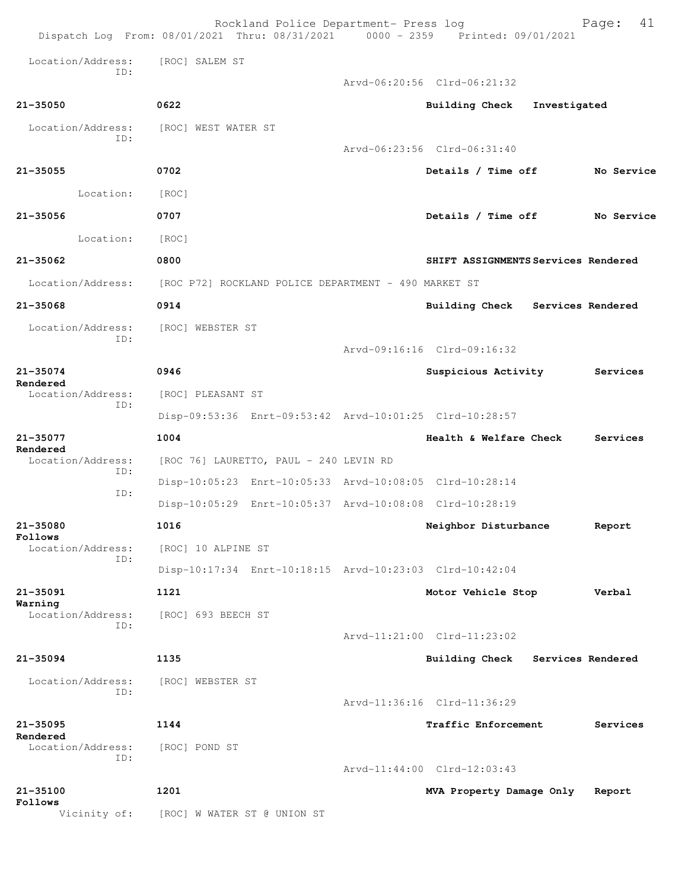Location/Address: [ROC] SALEM ST
ID:
Arvd-06:20:56 Clrd-06:21:32

**21-35050** **0622** **Building Check** **Investigated**

Location/Address: [ROC] WEST WATER ST
ID:
Arvd-06:23:56 Clrd-06:31:40

**21-35055** **0702** **Details / Time off** **No Service**

Location: [ROC]

**21-35056** **0707** **Details / Time off** **No Service**

Location: [ROC]

**21-35062** **0800** **SHIFT ASSIGNMENTS** **Services Rendered**

Location/Address: [ROC P72] ROCKLAND POLICE DEPARTMENT - 490 MARKET ST

**21-35068** **0914** **Building Check** **Services Rendered**

Location/Address: [ROC] WEBSTER ST
ID:
Arvd-09:16:16 Clrd-09:16:32

**21-35074** **0946** **Suspicious Activity** **Services Rendered**

Location/Address: [ROC] PLEASANT ST
ID:
Disp-09:53:36 Enrt-09:53:42 Arvd-10:01:25 Clrd-10:28:57

**21-35077** **1004** **Health & Welfare Check** **Services Rendered**

Location/Address: [ROC 76] LAURETTO, PAUL - 240 LEVIN RD
ID:
Disp-10:05:23 Enrt-10:05:33 Arvd-10:08:05 Clrd-10:28:14
ID:
Disp-10:05:29 Enrt-10:05:37 Arvd-10:08:08 Clrd-10:28:19

**21-35080** **1016** **Neighbor Disturbance** **Report Follows**

Location/Address: [ROC] 10 ALPINE ST
ID:
Disp-10:17:34 Enrt-10:18:15 Arvd-10:23:03 Clrd-10:42:04

**21-35091** **1121** **Motor Vehicle Stop** **Verbal Warning**

Location/Address: [ROC] 693 BEECH ST
ID:
Arvd-11:21:00 Clrd-11:23:02

**21-35094** **1135** **Building Check** **Services Rendered**

Location/Address: [ROC] WEBSTER ST
ID:
Arvd-11:36:16 Clrd-11:36:29

**21-35095** **1144** **Traffic Enforcement** **Services Rendered**

Location/Address: [ROC] POND ST
ID:
Arvd-11:44:00 Clrd-12:03:43

**21-35100** **1201** **MVA Property Damage Only** **Report Follows**

Vicinity of: [ROC] W WATER ST @ UNION ST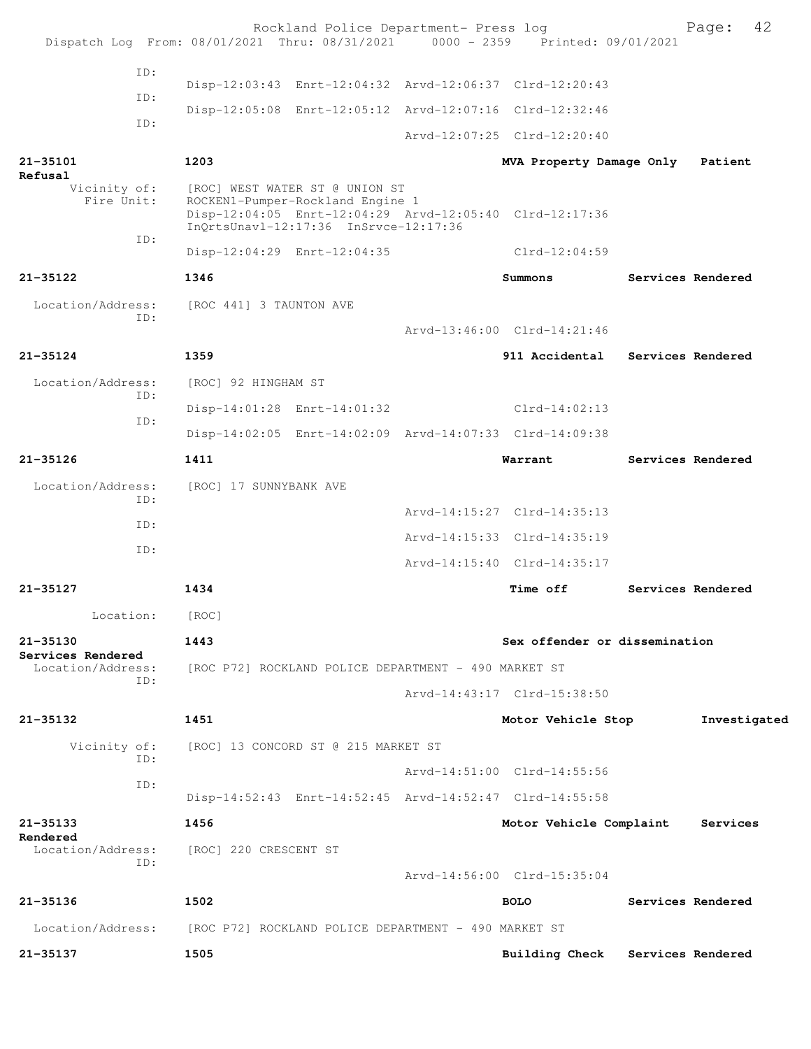```
              ID:
                    Disp-12:03:43  Enrt-12:04:32  Arvd-12:06:37  Clrd-12:20:43
              ID:
                    Disp-12:05:08  Enrt-12:05:12  Arvd-12:07:16  Clrd-12:32:46
              ID:
                                                  Arvd-12:07:25  Clrd-12:20:40

21-35101            1203                                    MVA Property Damage Only   Patient
Refusal
      Vicinity of:  [ROC] WEST WATER ST @ UNION ST
        Fire Unit:  ROCKEN1-Pumper-Rockland Engine 1
                    Disp-12:04:05  Enrt-12:04:29  Arvd-12:05:40  Clrd-12:17:36
                    InQrtsUnavl-12:17:36  InSrvce-12:17:36
              ID:
                    Disp-12:04:29  Enrt-12:04:35                 Clrd-12:04:59

21-35122            1346                                    Summons            Services Rendered

  Location/Address:  [ROC 441] 3 TAUNTON AVE
              ID:
                                                  Arvd-13:46:00  Clrd-14:21:46

21-35124            1359                                    911 Accidental    Services Rendered

  Location/Address:  [ROC] 92 HINGHAM ST
              ID:
                    Disp-14:01:28  Enrt-14:01:32                 Clrd-14:02:13
              ID:
                    Disp-14:02:05  Enrt-14:02:09  Arvd-14:07:33  Clrd-14:09:38

21-35126            1411                                    Warrant            Services Rendered

  Location/Address:  [ROC] 17 SUNNYBANK AVE
              ID:
                                                  Arvd-14:15:27  Clrd-14:35:13
              ID:
                                                  Arvd-14:15:33  Clrd-14:35:19
              ID:
                                                  Arvd-14:15:40  Clrd-14:35:17

21-35127            1434                                    Time off           Services Rendered

         Location:  [ROC]

21-35130            1443                                    Sex offender or dissemination
Services Rendered
  Location/Address:  [ROC P72] ROCKLAND POLICE DEPARTMENT - 490 MARKET ST
              ID:
                                                  Arvd-14:43:17  Clrd-15:38:50

21-35132            1451                                    Motor Vehicle Stop          Investigated

      Vicinity of:  [ROC] 13 CONCORD ST @ 215 MARKET ST
              ID:
                                                  Arvd-14:51:00  Clrd-14:55:56
              ID:
                    Disp-14:52:43  Enrt-14:52:45  Arvd-14:52:47  Clrd-14:55:58

21-35133            1456                                    Motor Vehicle Complaint     Services
Rendered
  Location/Address:  [ROC] 220 CRESCENT ST
              ID:
                                                  Arvd-14:56:00  Clrd-15:35:04

21-35136            1502                                    BOLO               Services Rendered

  Location/Address:  [ROC P72] ROCKLAND POLICE DEPARTMENT - 490 MARKET ST

21-35137            1505                                    Building Check    Services Rendered
```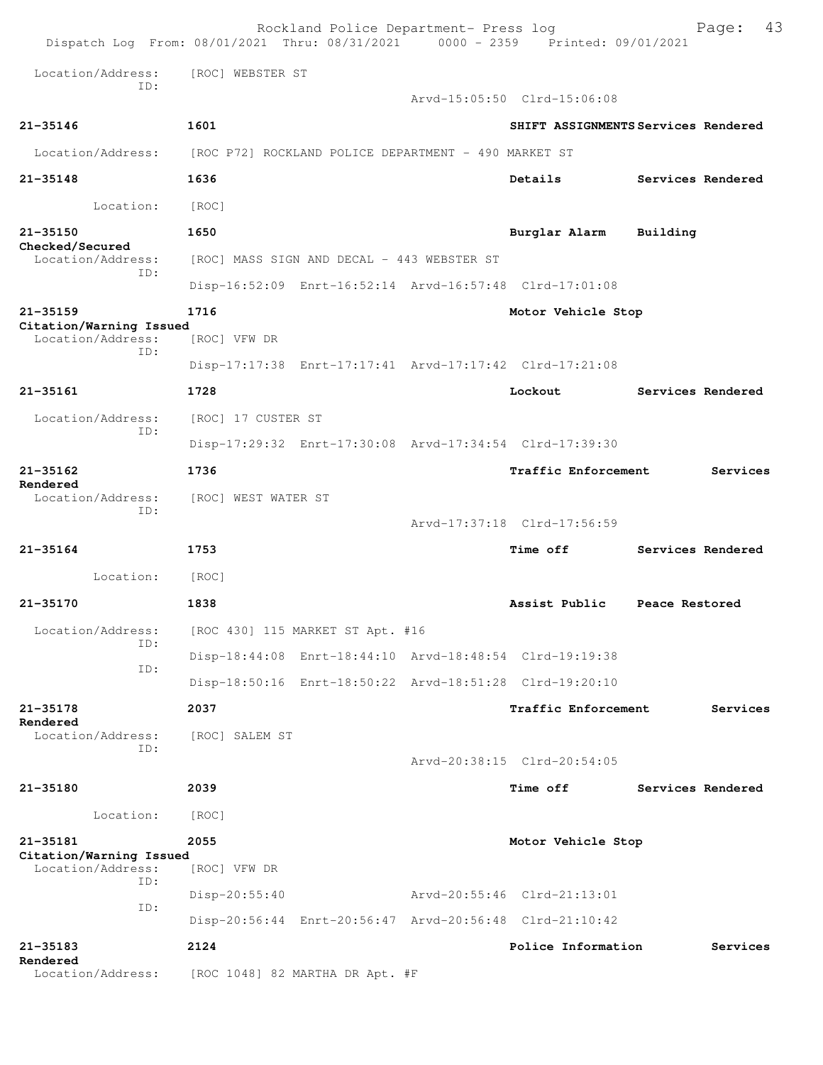Location/Address: [ROC] WEBSTER ST
ID:
Arvd-15:05:50 Clrd-15:06:08

**21-35146** 1601 **SHIFT ASSIGNMENTS Services Rendered**

Location/Address: [ROC P72] ROCKLAND POLICE DEPARTMENT - 490 MARKET ST

**21-35148** 1636 **Details Services Rendered**

Location: [ROC]

**21-35150** 1650 **Burglar Alarm Building Checked/Secured**

Location/Address: [ROC] MASS SIGN AND DECAL - 443 WEBSTER ST
ID:
Disp-16:52:09 Enrt-16:52:14 Arvd-16:57:48 Clrd-17:01:08

**21-35159** 1716 **Motor Vehicle Stop Citation/Warning Issued**

Location/Address: [ROC] VFW DR
ID:
Disp-17:17:38 Enrt-17:17:41 Arvd-17:17:42 Clrd-17:21:08

**21-35161** 1728 **Lockout Services Rendered**

Location/Address: [ROC] 17 CUSTER ST
ID:
Disp-17:29:32 Enrt-17:30:08 Arvd-17:34:54 Clrd-17:39:30

**21-35162** 1736 **Traffic Enforcement Services Rendered**

Location/Address: [ROC] WEST WATER ST
ID:
Arvd-17:37:18 Clrd-17:56:59

**21-35164** 1753 **Time off Services Rendered**

Location: [ROC]

**21-35170** 1838 **Assist Public Peace Restored**

Location/Address: [ROC 430] 115 MARKET ST Apt. #16
ID:
Disp-18:44:08 Enrt-18:44:10 Arvd-18:48:54 Clrd-19:19:38
ID:
Disp-18:50:16 Enrt-18:50:22 Arvd-18:51:28 Clrd-19:20:10

**21-35178** 2037 **Traffic Enforcement Services Rendered**

Location/Address: [ROC] SALEM ST
ID:
Arvd-20:38:15 Clrd-20:54:05

**21-35180** 2039 **Time off Services Rendered**

Location: [ROC]

**21-35181** 2055 **Motor Vehicle Stop Citation/Warning Issued**

Location/Address: [ROC] VFW DR
ID:
Disp-20:55:40 Arvd-20:55:46 Clrd-21:13:01
ID:
Disp-20:56:44 Enrt-20:56:47 Arvd-20:56:48 Clrd-21:10:42

**21-35183** 2124 **Police Information Services Rendered**

Location/Address: [ROC 1048] 82 MARTHA DR Apt. #F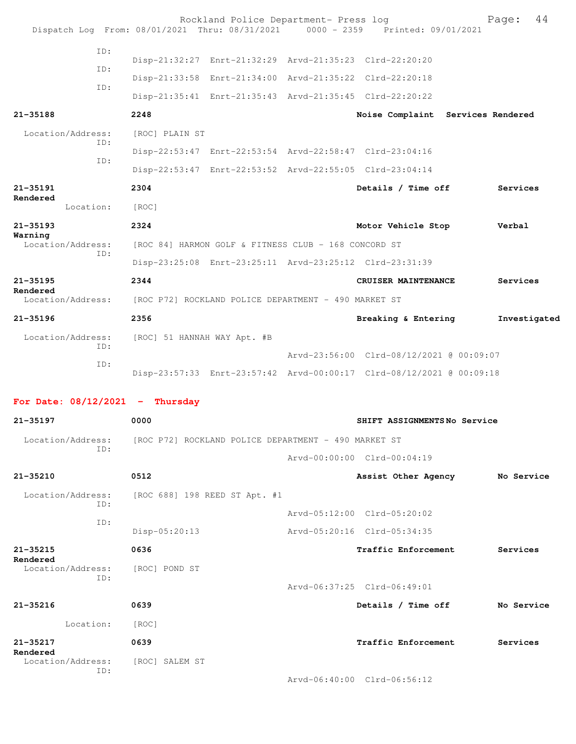```
            ID:
                    Disp-21:32:27  Enrt-21:32:29  Arvd-21:35:23  Clrd-22:20:20
            ID:
                    Disp-21:33:58  Enrt-21:34:00  Arvd-21:35:22  Clrd-22:20:18
            ID:
                    Disp-21:35:41  Enrt-21:35:43  Arvd-21:35:45  Clrd-22:20:22

21-35188            2248                                Noise Complaint  Services Rendered

  Location/Address:   [ROC] PLAIN ST
            ID:
                    Disp-22:53:47  Enrt-22:53:54  Arvd-22:58:47  Clrd-23:04:16
            ID:
                    Disp-22:53:47  Enrt-22:53:52  Arvd-22:55:05  Clrd-23:04:14

21-35191            2304                                Details / Time off         Services
Rendered
        Location:     [ROC]

21-35193            2324                                Motor Vehicle Stop         Verbal
Warning
  Location/Address:   [ROC 84] HARMON GOLF & FITNESS CLUB - 168 CONCORD ST
            ID:
                    Disp-23:25:08  Enrt-23:25:11  Arvd-23:25:12  Clrd-23:31:39

21-35195            2344                                CRUISER MAINTENANCE        Services
Rendered
  Location/Address:   [ROC P72] ROCKLAND POLICE DEPARTMENT - 490 MARKET ST

21-35196            2356                                Breaking & Entering        Investigated

  Location/Address:   [ROC] 51 HANNAH WAY Apt. #B
            ID:
                                                  Arvd-23:56:00  Clrd-08/12/2021 @ 00:09:07
            ID:
                    Disp-23:57:33  Enrt-23:57:42  Arvd-00:00:17  Clrd-08/12/2021 @ 00:09:18
```

**For Date: 08/12/2021 - Thursday**

```
21-35197            0000                                SHIFT ASSIGNMENTS No Service

  Location/Address:   [ROC P72] ROCKLAND POLICE DEPARTMENT - 490 MARKET ST
            ID:
                                                  Arvd-00:00:00  Clrd-00:04:19

21-35210            0512                                Assist Other Agency        No Service

  Location/Address:   [ROC 688] 198 REED ST Apt. #1
            ID:
                                                  Arvd-05:12:00  Clrd-05:20:02
            ID:
                    Disp-05:20:13                 Arvd-05:20:16  Clrd-05:34:35

21-35215            0636                                Traffic Enforcement        Services
Rendered
  Location/Address:   [ROC] POND ST
            ID:
                                                  Arvd-06:37:25  Clrd-06:49:01

21-35216            0639                                Details / Time off         No Service

        Location:     [ROC]

21-35217            0639                                Traffic Enforcement        Services
Rendered
  Location/Address:   [ROC] SALEM ST
            ID:
                                                  Arvd-06:40:00  Clrd-06:56:12
```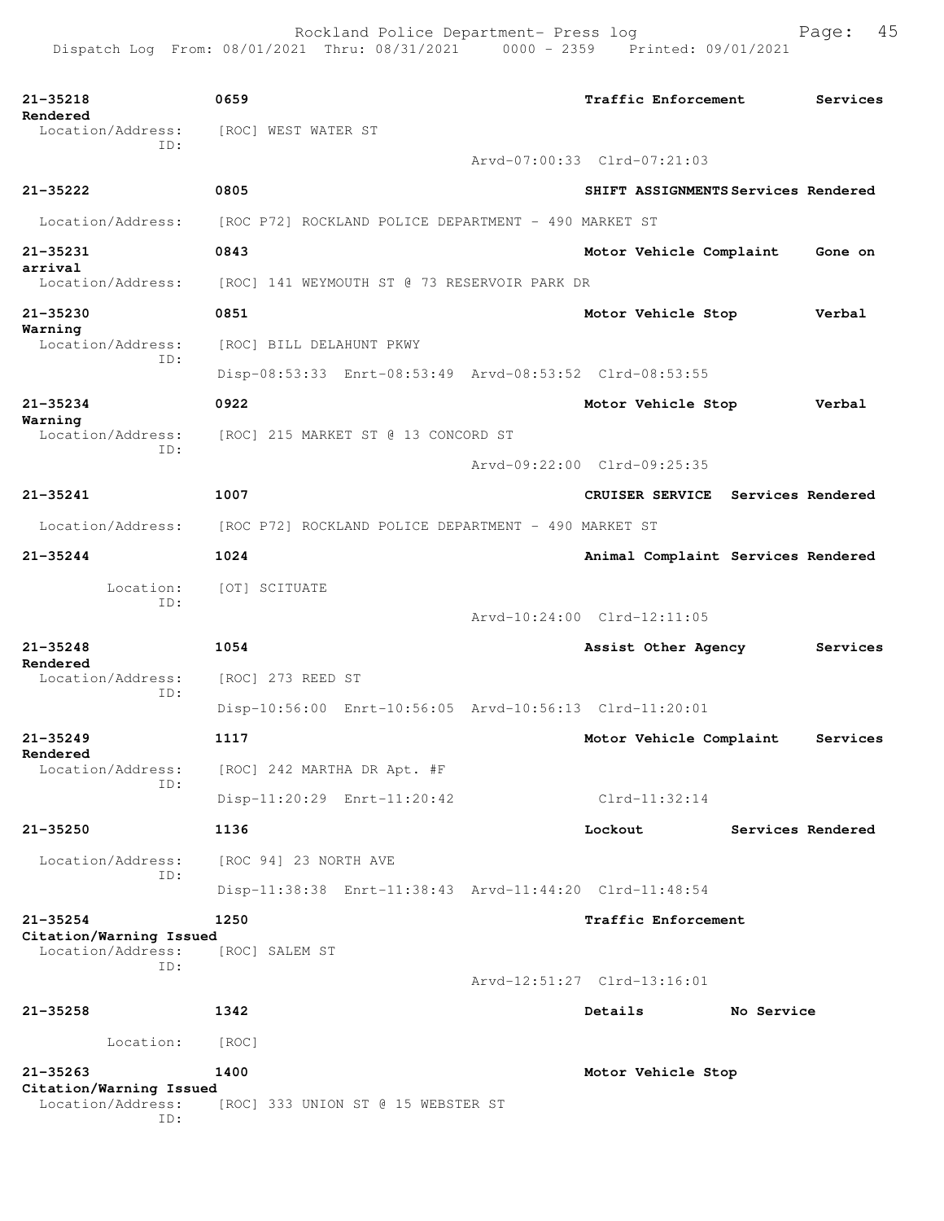**21-35218** 0659 **Traffic Enforcement** **Services Rendered**
Location/Address: [ROC] WEST WATER ST
ID:
Arvd-07:00:33 Clrd-07:21:03

**21-35222** 0805 **SHIFT ASSIGNMENTS Services Rendered**
Location/Address: [ROC P72] ROCKLAND POLICE DEPARTMENT - 490 MARKET ST

**21-35231** 0843 **Motor Vehicle Complaint** **Gone on arrival**
Location/Address: [ROC] 141 WEYMOUTH ST @ 73 RESERVOIR PARK DR

**21-35230** 0851 **Motor Vehicle Stop** **Verbal Warning**
Location/Address: [ROC] BILL DELAHUNT PKWY
ID:
Disp-08:53:33 Enrt-08:53:49 Arvd-08:53:52 Clrd-08:53:55

**21-35234** 0922 **Motor Vehicle Stop** **Verbal Warning**
Location/Address: [ROC] 215 MARKET ST @ 13 CONCORD ST
ID:
Arvd-09:22:00 Clrd-09:25:35

**21-35241** 1007 **CRUISER SERVICE Services Rendered**
Location/Address: [ROC P72] ROCKLAND POLICE DEPARTMENT - 490 MARKET ST

**21-35244** 1024 **Animal Complaint Services Rendered**
Location: [OT] SCITUATE
ID:
Arvd-10:24:00 Clrd-12:11:05

**21-35248** 1054 **Assist Other Agency** **Services Rendered**
Location/Address: [ROC] 273 REED ST
ID:
Disp-10:56:00 Enrt-10:56:05 Arvd-10:56:13 Clrd-11:20:01

**21-35249** 1117 **Motor Vehicle Complaint** **Services Rendered**
Location/Address: [ROC] 242 MARTHA DR Apt. #F
ID:
Disp-11:20:29 Enrt-11:20:42 Clrd-11:32:14

**21-35250** 1136 **Lockout** **Services Rendered**
Location/Address: [ROC 94] 23 NORTH AVE
ID:
Disp-11:38:38 Enrt-11:38:43 Arvd-11:44:20 Clrd-11:48:54

**21-35254** 1250 **Traffic Enforcement** **Citation/Warning Issued**
Location/Address: [ROC] SALEM ST
ID:
Arvd-12:51:27 Clrd-13:16:01

**21-35258** 1342 **Details** **No Service**
Location: [ROC]

**21-35263** 1400 **Motor Vehicle Stop** **Citation/Warning Issued**
Location/Address: [ROC] 333 UNION ST @ 15 WEBSTER ST
ID: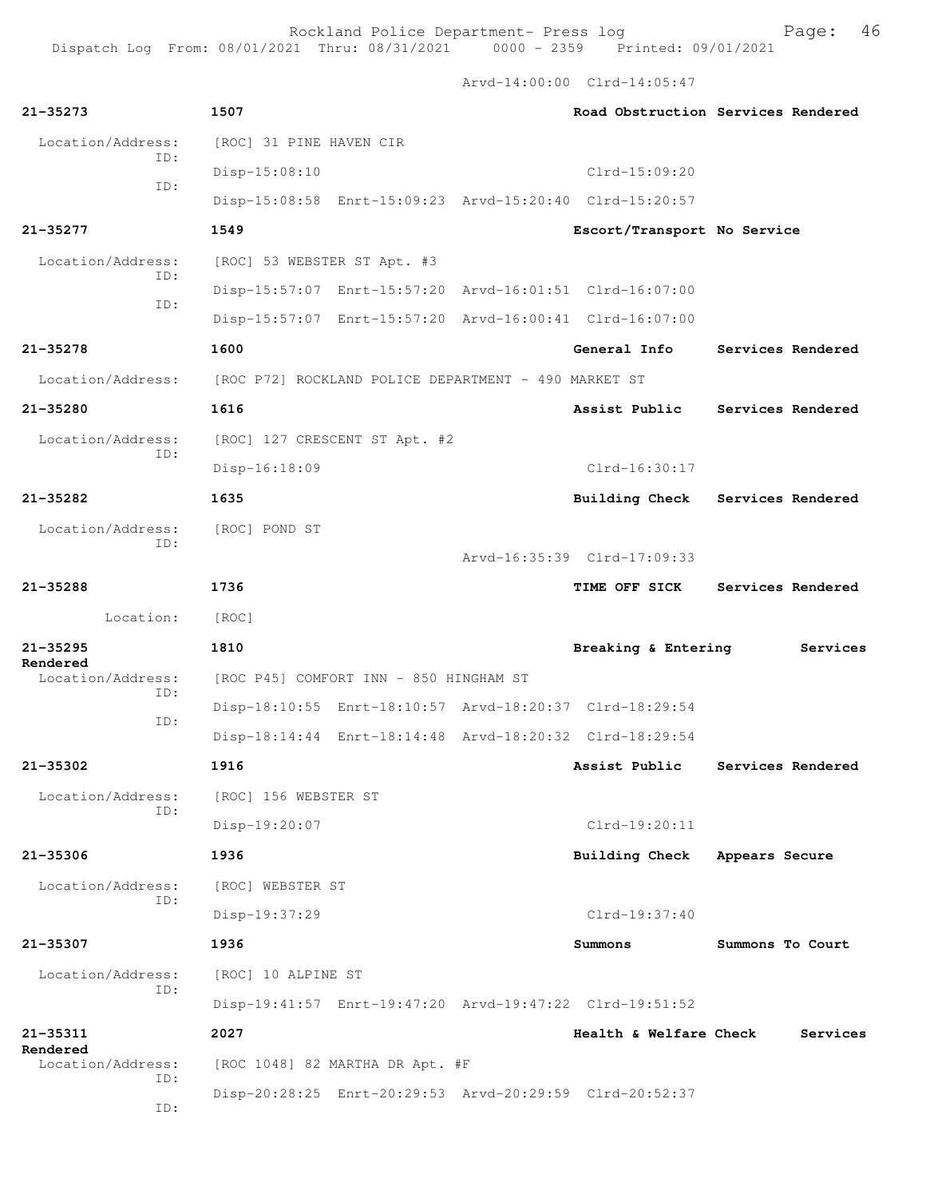Arvd-14:00:00 Clrd-14:05:47

**21-35273** **1507** **Road Obstruction Services Rendered**

Location/Address: [ROC] 31 PINE HAVEN CIR
ID:
Disp-15:08:10 Clrd-15:09:20
ID:
Disp-15:08:58 Enrt-15:09:23 Arvd-15:20:40 Clrd-15:20:57

**21-35277** **1549** **Escort/Transport No Service**

Location/Address: [ROC] 53 WEBSTER ST Apt. #3
ID:
Disp-15:57:07 Enrt-15:57:20 Arvd-16:01:51 Clrd-16:07:00
ID:
Disp-15:57:07 Enrt-15:57:20 Arvd-16:00:41 Clrd-16:07:00

**21-35278** **1600** **General Info Services Rendered**

Location/Address: [ROC P72] ROCKLAND POLICE DEPARTMENT - 490 MARKET ST

**21-35280** **1616** **Assist Public Services Rendered**

Location/Address: [ROC] 127 CRESCENT ST Apt. #2
ID:
Disp-16:18:09 Clrd-16:30:17

**21-35282** **1635** **Building Check Services Rendered**

Location/Address: [ROC] POND ST
ID:
Arvd-16:35:39 Clrd-17:09:33

**21-35288** **1736** **TIME OFF SICK Services Rendered**

Location: [ROC]

**21-35295** **1810** **Breaking & Entering Services Rendered**

Location/Address: [ROC P45] COMFORT INN - 850 HINGHAM ST
ID:
Disp-18:10:55 Enrt-18:10:57 Arvd-18:20:37 Clrd-18:29:54
ID:
Disp-18:14:44 Enrt-18:14:48 Arvd-18:20:32 Clrd-18:29:54

**21-35302** **1916** **Assist Public Services Rendered**

Location/Address: [ROC] 156 WEBSTER ST
ID:
Disp-19:20:07 Clrd-19:20:11

**21-35306** **1936** **Building Check Appears Secure**

Location/Address: [ROC] WEBSTER ST
ID:
Disp-19:37:29 Clrd-19:37:40

**21-35307** **1936** **Summons Summons To Court**

Location/Address: [ROC] 10 ALPINE ST
ID:
Disp-19:41:57 Enrt-19:47:20 Arvd-19:47:22 Clrd-19:51:52

**21-35311** **2027** **Health & Welfare Check Services Rendered**

Location/Address: [ROC 1048] 82 MARTHA DR Apt. #F
ID:
Disp-20:28:25 Enrt-20:29:53 Arvd-20:29:59 Clrd-20:52:37
ID: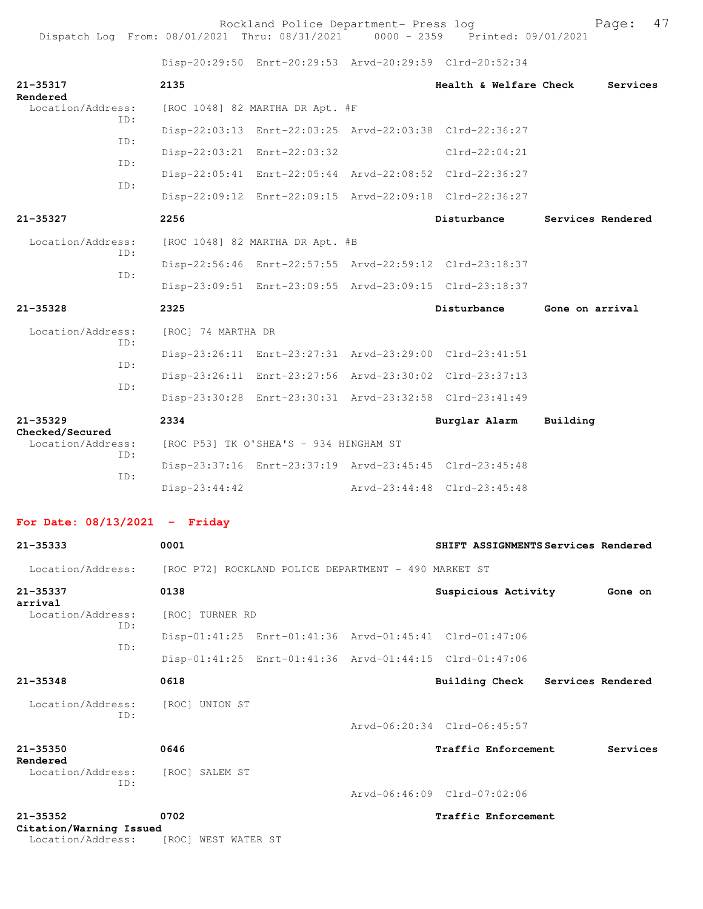Disp-20:29:50 Enrt-20:29:53 Arvd-20:29:59 Clrd-20:52:34

**21-35317** **2135** **Health & Welfare Check** **Services Rendered**
Location/Address: [ROC 1048] 82 MARTHA DR Apt. #F
ID: Disp-22:03:13 Enrt-22:03:25 Arvd-22:03:38 Clrd-22:36:27
ID: Disp-22:03:21 Enrt-22:03:32 Clrd-22:04:21
ID: Disp-22:05:41 Enrt-22:05:44 Arvd-22:08:52 Clrd-22:36:27
ID: Disp-22:09:12 Enrt-22:09:15 Arvd-22:09:18 Clrd-22:36:27

**21-35327** **2256** **Disturbance** **Services Rendered**
Location/Address: [ROC 1048] 82 MARTHA DR Apt. #B
ID: Disp-22:56:46 Enrt-22:57:55 Arvd-22:59:12 Clrd-23:18:37
ID: Disp-23:09:51 Enrt-23:09:55 Arvd-23:09:15 Clrd-23:18:37

**21-35328** **2325** **Disturbance** **Gone on arrival**
Location/Address: [ROC] 74 MARTHA DR
ID: Disp-23:26:11 Enrt-23:27:31 Arvd-23:29:00 Clrd-23:41:51
ID: Disp-23:26:11 Enrt-23:27:56 Arvd-23:30:02 Clrd-23:37:13
ID: Disp-23:30:28 Enrt-23:30:31 Arvd-23:32:58 Clrd-23:41:49

**21-35329** **2334** **Burglar Alarm** **Building Checked/Secured**
Location/Address: [ROC P53] TK O'SHEA'S - 934 HINGHAM ST
ID: Disp-23:37:16 Enrt-23:37:19 Arvd-23:45:45 Clrd-23:45:48
ID: Disp-23:44:42 Arvd-23:44:48 Clrd-23:45:48

## For Date: 08/13/2021 - Friday

**21-35333** **0001** **SHIFT ASSIGNMENTS** **Services Rendered**
Location/Address: [ROC P72] ROCKLAND POLICE DEPARTMENT - 490 MARKET ST

**21-35337** **0138** **Suspicious Activity** **Gone on arrival**
Location/Address: [ROC] TURNER RD
ID: Disp-01:41:25 Enrt-01:41:36 Arvd-01:45:41 Clrd-01:47:06
ID: Disp-01:41:25 Enrt-01:41:36 Arvd-01:44:15 Clrd-01:47:06

**21-35348** **0618** **Building Check** **Services Rendered**
Location/Address: [ROC] UNION ST
ID: Arvd-06:20:34 Clrd-06:45:57

**21-35350** **0646** **Traffic Enforcement** **Services Rendered**
Location/Address: [ROC] SALEM ST
ID: Arvd-06:46:09 Clrd-07:02:06

**21-35352** **0702** **Traffic Enforcement** **Citation/Warning Issued**
Location/Address: [ROC] WEST WATER ST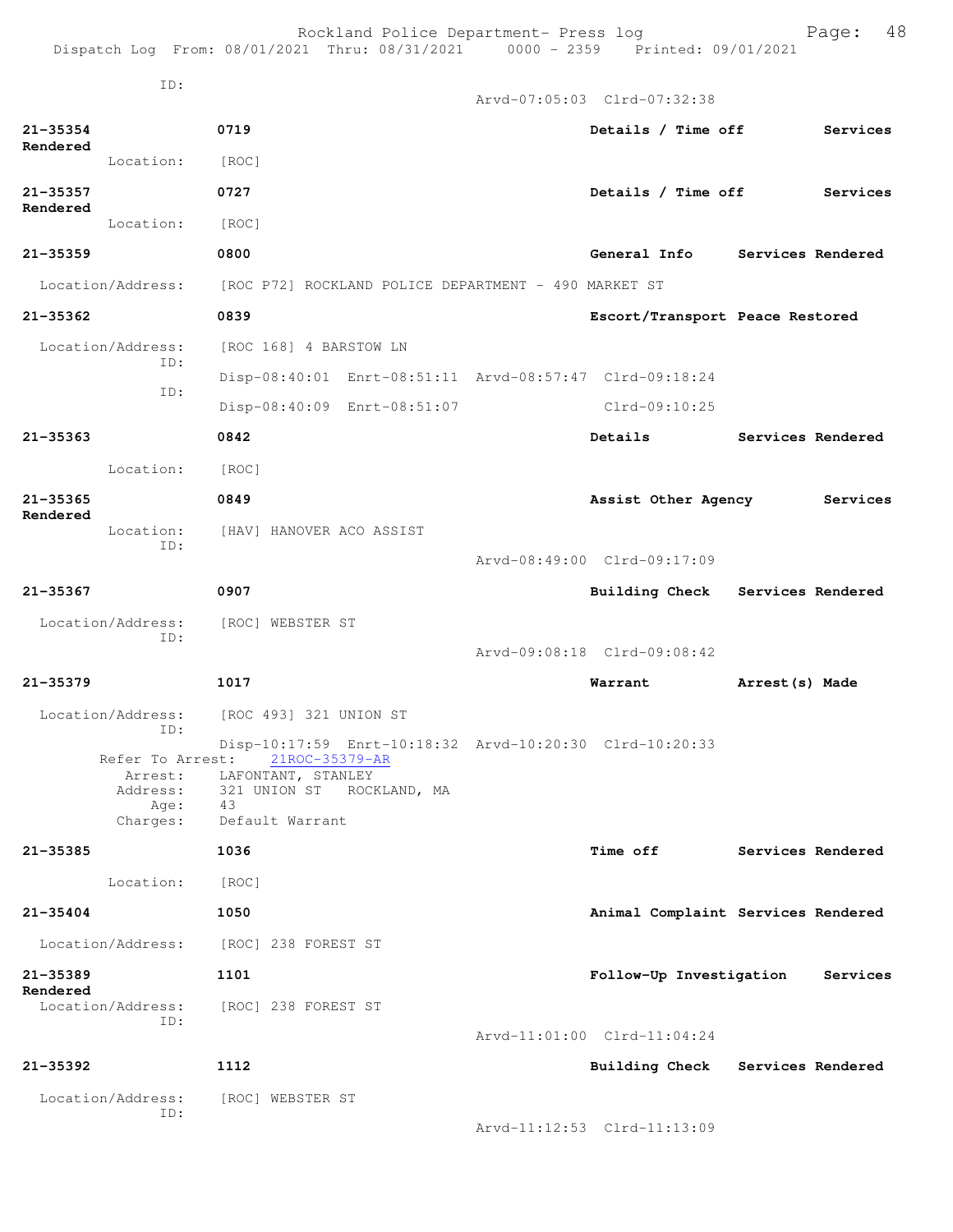```
        ID:
                                              Arvd-07:05:03  Clrd-07:32:38

21-35354            0719                                   Details / Time off        Services
Rendered
        Location:     [ROC]

21-35357            0727                                   Details / Time off        Services
Rendered
        Location:     [ROC]

21-35359            0800                                   General Info     Services Rendered

  Location/Address:   [ROC P72] ROCKLAND POLICE DEPARTMENT - 490 MARKET ST

21-35362            0839                                   Escort/Transport Peace Restored

  Location/Address:   [ROC 168] 4 BARSTOW LN
              ID:
                      Disp-08:40:01  Enrt-08:51:11  Arvd-08:57:47  Clrd-09:18:24
              ID:
                      Disp-08:40:09  Enrt-08:51:07                 Clrd-09:10:25

21-35363            0842                                   Details          Services Rendered

        Location:     [ROC]

21-35365            0849                                   Assist Other Agency       Services
Rendered
        Location:     [HAV] HANOVER ACO ASSIST
              ID:
                                              Arvd-08:49:00  Clrd-09:17:09

21-35367            0907                                   Building Check   Services Rendered

  Location/Address:   [ROC] WEBSTER ST
              ID:
                                              Arvd-09:08:18  Clrd-09:08:42

21-35379            1017                                   Warrant          Arrest(s) Made

  Location/Address:   [ROC 493] 321 UNION ST
              ID:
                      Disp-10:17:59  Enrt-10:18:32  Arvd-10:20:30  Clrd-10:20:33
     Refer To Arrest:    21ROC-35379-AR
             Arrest:  LAFONTANT, STANLEY
            Address:  321 UNION ST   ROCKLAND, MA
                Age:  43
            Charges:  Default Warrant

21-35385            1036                                   Time off         Services Rendered

        Location:     [ROC]

21-35404            1050                                   Animal Complaint Services Rendered

  Location/Address:   [ROC] 238 FOREST ST

21-35389            1101                                   Follow-Up Investigation   Services
Rendered
  Location/Address:   [ROC] 238 FOREST ST
              ID:
                                              Arvd-11:01:00  Clrd-11:04:24

21-35392            1112                                   Building Check   Services Rendered

  Location/Address:   [ROC] WEBSTER ST
              ID:
                                              Arvd-11:12:53  Clrd-11:13:09
```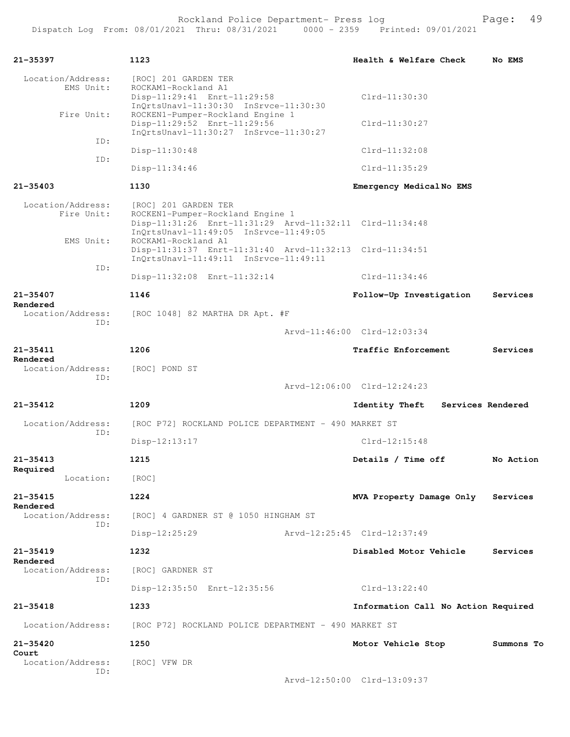**21-35397** 1123 **Health & Welfare Check** **No EMS**

Location/Address: [ROC] 201 GARDEN TER
EMS Unit: ROCKAM1-Rockland A1
Disp-11:29:41 Enrt-11:29:58 Clrd-11:30:30
InQrtsUnavl-11:30:30 InSrvce-11:30:30
Fire Unit: ROCKEN1-Pumper-Rockland Engine 1
Disp-11:29:52 Enrt-11:29:56 Clrd-11:30:27
InQrtsUnavl-11:30:27 InSrvce-11:30:27
ID:
Disp-11:30:48 Clrd-11:32:08
ID:
Disp-11:34:46 Clrd-11:35:29

**21-35403** 1130 **Emergency Medical** **No EMS**

Location/Address: [ROC] 201 GARDEN TER
Fire Unit: ROCKEN1-Pumper-Rockland Engine 1
Disp-11:31:26 Enrt-11:31:29 Arvd-11:32:11 Clrd-11:34:48
InQrtsUnavl-11:49:05 InSrvce-11:49:05
EMS Unit: ROCKAM1-Rockland A1
Disp-11:31:37 Enrt-11:31:40 Arvd-11:32:13 Clrd-11:34:51
InQrtsUnavl-11:49:11 InSrvce-11:49:11
ID:
Disp-11:32:08 Enrt-11:32:14 Clrd-11:34:46

**21-35407** 1146 **Follow-Up Investigation** **Services Rendered**

Location/Address: [ROC 1048] 82 MARTHA DR Apt. #F
ID:
Arvd-11:46:00 Clrd-12:03:34

**21-35411** 1206 **Traffic Enforcement** **Services Rendered**

Location/Address: [ROC] POND ST
ID:
Arvd-12:06:00 Clrd-12:24:23

**21-35412** 1209 **Identity Theft** **Services Rendered**

Location/Address: [ROC P72] ROCKLAND POLICE DEPARTMENT - 490 MARKET ST
ID:
Disp-12:13:17 Clrd-12:15:48

**21-35413** 1215 **Details / Time off** **No Action Required**

Location: [ROC]

**21-35415** 1224 **MVA Property Damage Only** **Services Rendered**

Location/Address: [ROC] 4 GARDNER ST @ 1050 HINGHAM ST
ID:
Disp-12:25:29 Arvd-12:25:45 Clrd-12:37:49

**21-35419** 1232 **Disabled Motor Vehicle** **Services Rendered**

Location/Address: [ROC] GARDNER ST
ID:
Disp-12:35:50 Enrt-12:35:56 Clrd-13:22:40

**21-35418** 1233 **Information Call** **No Action Required**

Location/Address: [ROC P72] ROCKLAND POLICE DEPARTMENT - 490 MARKET ST

**21-35420** 1250 **Motor Vehicle Stop** **Summons To Court**

Location/Address: [ROC] VFW DR
ID:
Arvd-12:50:00 Clrd-13:09:37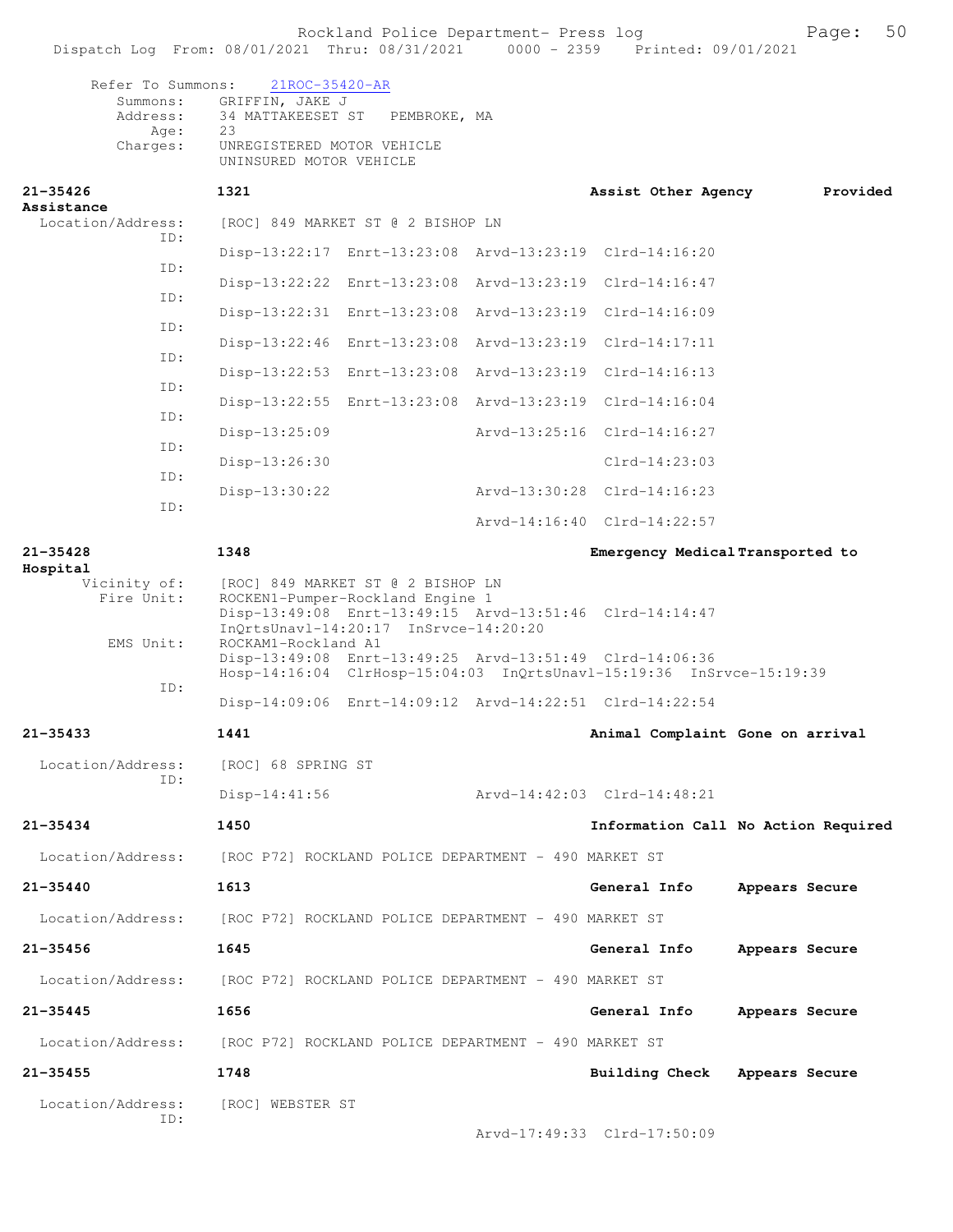Refer To Summons: 21ROC-35420-AR
Summons: GRIFFIN, JAKE J
Address: 34 MATTAKEESET ST PEMBROKE, MA
Age: 23
Charges: UNREGISTERED MOTOR VEHICLE
UNINSURED MOTOR VEHICLE

**21-35426** 1321 Assist Other Agency Provided Assistance
Location/Address: [ROC] 849 MARKET ST @ 2 BISHOP LN
ID: Disp-13:22:17 Enrt-13:23:08 Arvd-13:23:19 Clrd-14:16:20
ID: Disp-13:22:22 Enrt-13:23:08 Arvd-13:23:19 Clrd-14:16:47
ID: Disp-13:22:31 Enrt-13:23:08 Arvd-13:23:19 Clrd-14:16:09
ID: Disp-13:22:46 Enrt-13:23:08 Arvd-13:23:19 Clrd-14:17:11
ID: Disp-13:22:53 Enrt-13:23:08 Arvd-13:23:19 Clrd-14:16:13
ID: Disp-13:22:55 Enrt-13:23:08 Arvd-13:23:19 Clrd-14:16:04
ID: Disp-13:25:09 Arvd-13:25:16 Clrd-14:16:27
ID: Disp-13:26:30 Clrd-14:23:03
ID: Disp-13:30:22 Arvd-13:30:28 Clrd-14:16:23
ID: Arvd-14:16:40 Clrd-14:22:57

**21-35428** 1348 Emergency Medical Transported to Hospital
Vicinity of: [ROC] 849 MARKET ST @ 2 BISHOP LN
Fire Unit: ROCKEN1-Pumper-Rockland Engine 1
Disp-13:49:08 Enrt-13:49:15 Arvd-13:51:46 Clrd-14:14:47
InQrtsUnavl-14:20:17 InSrvce-14:20:20
EMS Unit: ROCKAM1-Rockland A1
Disp-13:49:08 Enrt-13:49:25 Arvd-13:51:49 Clrd-14:06:36
Hosp-14:16:04 ClrHosp-15:04:03 InQrtsUnavl-15:19:36 InSrvce-15:19:39
ID: Disp-14:09:06 Enrt-14:09:12 Arvd-14:22:51 Clrd-14:22:54

**21-35433** 1441 Animal Complaint Gone on arrival
Location/Address: [ROC] 68 SPRING ST
ID: Disp-14:41:56 Arvd-14:42:03 Clrd-14:48:21

**21-35434** 1450 Information Call No Action Required
Location/Address: [ROC P72] ROCKLAND POLICE DEPARTMENT - 490 MARKET ST

**21-35440** 1613 General Info Appears Secure
Location/Address: [ROC P72] ROCKLAND POLICE DEPARTMENT - 490 MARKET ST

**21-35456** 1645 General Info Appears Secure
Location/Address: [ROC P72] ROCKLAND POLICE DEPARTMENT - 490 MARKET ST

**21-35445** 1656 General Info Appears Secure
Location/Address: [ROC P72] ROCKLAND POLICE DEPARTMENT - 490 MARKET ST

**21-35455** 1748 Building Check Appears Secure
Location/Address: [ROC] WEBSTER ST
ID: Arvd-17:49:33 Clrd-17:50:09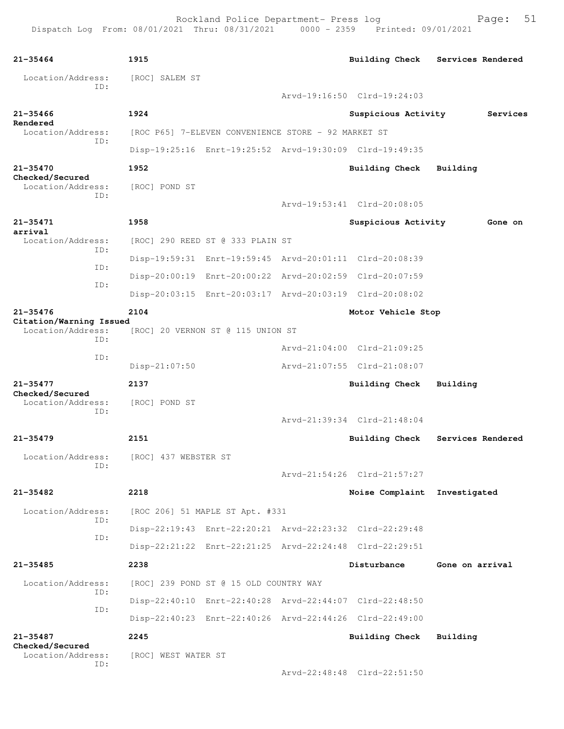| Call Number | Time | Call Type | Disposition |
|---|---|---|---|
| 21-35464 | 1915 | Building Check | Services Rendered |

Location/Address: [ROC] SALEM ST
ID:
Arvd-19:16:50 Clrd-19:24:03

| Call Number | Time | Call Type | Disposition |
|---|---|---|---|
| 21-35466 | 1924 | Suspicious Activity | Services Rendered |

Location/Address: [ROC P65] 7-ELEVEN CONVENIENCE STORE - 92 MARKET ST
ID:
Disp-19:25:16 Enrt-19:25:52 Arvd-19:30:09 Clrd-19:49:35

| Call Number | Time | Call Type | Disposition |
|---|---|---|---|
| 21-35470 | 1952 | Building Check | Building Checked/Secured |

Location/Address: [ROC] POND ST
ID:
Arvd-19:53:41 Clrd-20:08:05

| Call Number | Time | Call Type | Disposition |
|---|---|---|---|
| 21-35471 | 1958 | Suspicious Activity | Gone on arrival |

Location/Address: [ROC] 290 REED ST @ 333 PLAIN ST
ID:
Disp-19:59:31 Enrt-19:59:45 Arvd-20:01:11 Clrd-20:08:39
ID:
Disp-20:00:19 Enrt-20:00:22 Arvd-20:02:59 Clrd-20:07:59
ID:
Disp-20:03:15 Enrt-20:03:17 Arvd-20:03:19 Clrd-20:08:02

| Call Number | Time | Call Type | Disposition |
|---|---|---|---|
| 21-35476 | 2104 | Motor Vehicle Stop | Citation/Warning Issued |

Location/Address: [ROC] 20 VERNON ST @ 115 UNION ST
ID:
Arvd-21:04:00 Clrd-21:09:25
ID:
Disp-21:07:50 Arvd-21:07:55 Clrd-21:08:07

| Call Number | Time | Call Type | Disposition |
|---|---|---|---|
| 21-35477 | 2137 | Building Check | Building Checked/Secured |

Location/Address: [ROC] POND ST
ID:
Arvd-21:39:34 Clrd-21:48:04

| Call Number | Time | Call Type | Disposition |
|---|---|---|---|
| 21-35479 | 2151 | Building Check | Services Rendered |

Location/Address: [ROC] 437 WEBSTER ST
ID:
Arvd-21:54:26 Clrd-21:57:27

| Call Number | Time | Call Type | Disposition |
|---|---|---|---|
| 21-35482 | 2218 | Noise Complaint | Investigated |

Location/Address: [ROC 206] 51 MAPLE ST Apt. #331
ID:
Disp-22:19:43 Enrt-22:20:21 Arvd-22:23:32 Clrd-22:29:48
ID:
Disp-22:21:22 Enrt-22:21:25 Arvd-22:24:48 Clrd-22:29:51

| Call Number | Time | Call Type | Disposition |
|---|---|---|---|
| 21-35485 | 2238 | Disturbance | Gone on arrival |

Location/Address: [ROC] 239 POND ST @ 15 OLD COUNTRY WAY
ID:
Disp-22:40:10 Enrt-22:40:28 Arvd-22:44:07 Clrd-22:48:50
ID:
Disp-22:40:23 Enrt-22:40:26 Arvd-22:44:26 Clrd-22:49:00

| Call Number | Time | Call Type | Disposition |
|---|---|---|---|
| 21-35487 | 2245 | Building Check | Building Checked/Secured |

Location/Address: [ROC] WEST WATER ST
ID:
Arvd-22:48:48 Clrd-22:51:50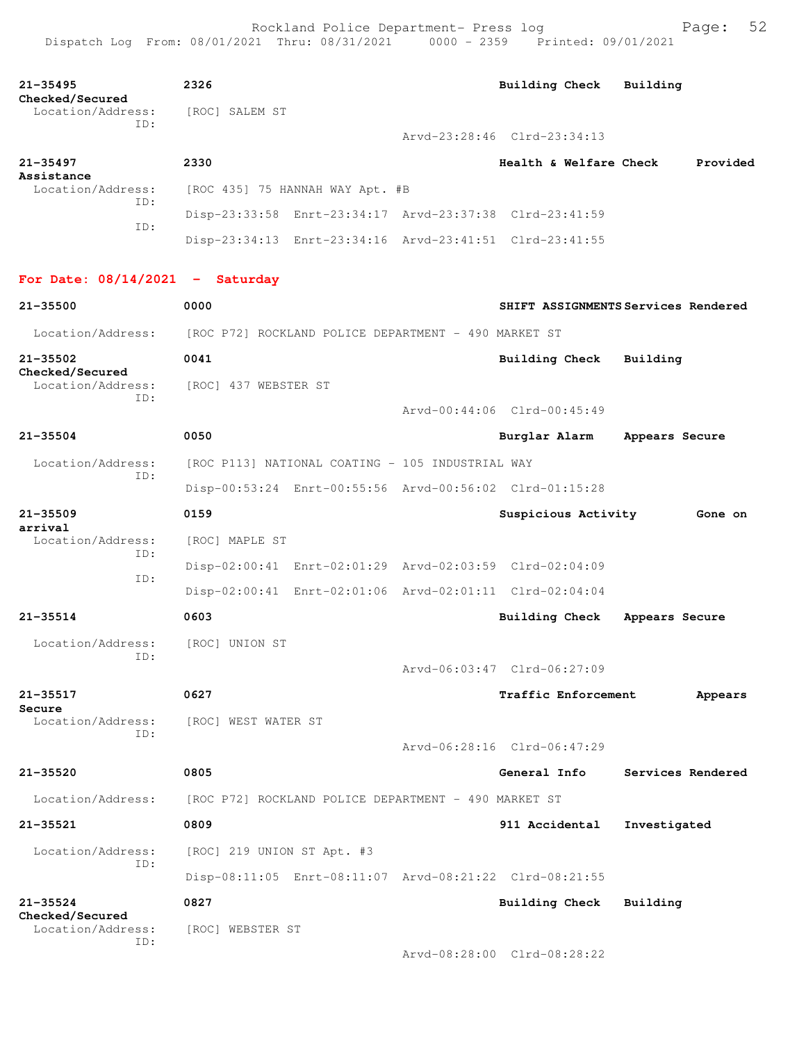| | | | |
|---|---|---|---|
| **21-35495** | **2326** | **Building Check** | **Building Checked/Secured** |
| Location/Address: | [ROC] SALEM ST | | |
| ID: | | Arvd-23:28:46 Clrd-23:34:13 | |
| **21-35497** | **2330** | **Health & Welfare Check** | **Provided Assistance** |
| Location/Address: | [ROC 435] 75 HANNAH WAY Apt. #B | | |
| ID: | Disp-23:33:58 Enrt-23:34:17 Arvd-23:37:38 Clrd-23:41:59 | | |
| ID: | Disp-23:34:13 Enrt-23:34:16 Arvd-23:41:51 Clrd-23:41:55 | | |

**For Date: 08/14/2021 - Saturday**

| | | | |
|---|---|---|---|
| **21-35500** | **0000** | **SHIFT ASSIGNMENTS** | **Services Rendered** |
| Location/Address: | [ROC P72] ROCKLAND POLICE DEPARTMENT - 490 MARKET ST | | |
| **21-35502** | **0041** | **Building Check** | **Building Checked/Secured** |
| Location/Address: | [ROC] 437 WEBSTER ST | | |
| ID: | | Arvd-00:44:06 Clrd-00:45:49 | |
| **21-35504** | **0050** | **Burglar Alarm** | **Appears Secure** |
| Location/Address: | [ROC P113] NATIONAL COATING - 105 INDUSTRIAL WAY | | |
| ID: | Disp-00:53:24 Enrt-00:55:56 Arvd-00:56:02 Clrd-01:15:28 | | |
| **21-35509** | **0159** | **Suspicious Activity** | **Gone on arrival** |
| Location/Address: | [ROC] MAPLE ST | | |
| ID: | Disp-02:00:41 Enrt-02:01:29 Arvd-02:03:59 Clrd-02:04:09 | | |
| ID: | Disp-02:00:41 Enrt-02:01:06 Arvd-02:01:11 Clrd-02:04:04 | | |
| **21-35514** | **0603** | **Building Check** | **Appears Secure** |
| Location/Address: | [ROC] UNION ST | | |
| ID: | | Arvd-06:03:47 Clrd-06:27:09 | |
| **21-35517** | **0627** | **Traffic Enforcement** | **Appears Secure** |
| Location/Address: | [ROC] WEST WATER ST | | |
| ID: | | Arvd-06:28:16 Clrd-06:47:29 | |
| **21-35520** | **0805** | **General Info** | **Services Rendered** |
| Location/Address: | [ROC P72] ROCKLAND POLICE DEPARTMENT - 490 MARKET ST | | |
| **21-35521** | **0809** | **911 Accidental** | **Investigated** |
| Location/Address: | [ROC] 219 UNION ST Apt. #3 | | |
| ID: | Disp-08:11:05 Enrt-08:11:07 Arvd-08:21:22 Clrd-08:21:55 | | |
| **21-35524** | **0827** | **Building Check** | **Building Checked/Secured** |
| Location/Address: | [ROC] WEBSTER ST | | |
| ID: | | Arvd-08:28:00 Clrd-08:28:22 | |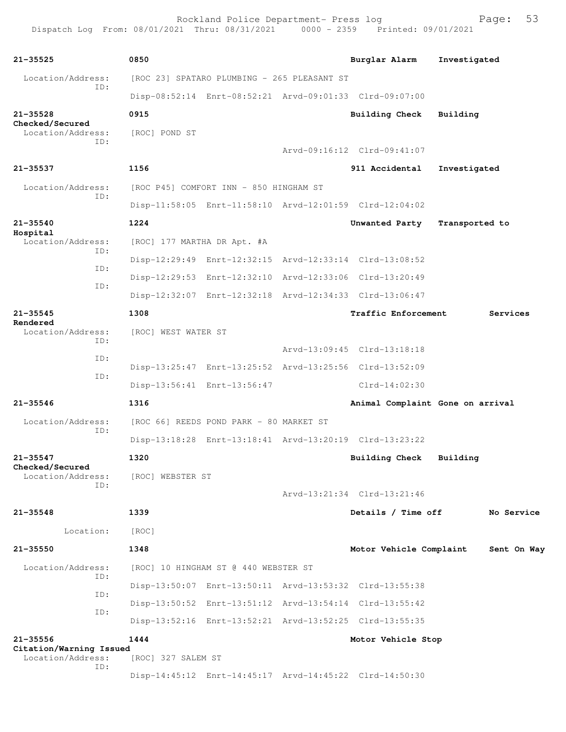21-35525 0850 Burglar Alarm Investigated

Location/Address: [ROC 23] SPATARO PLUMBING - 265 PLEASANT ST
ID:
Disp-08:52:14 Enrt-08:52:21 Arvd-09:01:33 Clrd-09:07:00

21-35528 0915 Building Check Building Checked/Secured

Location/Address: [ROC] POND ST
ID:
Arvd-09:16:12 Clrd-09:41:07

21-35537 1156 911 Accidental Investigated

Location/Address: [ROC P45] COMFORT INN - 850 HINGHAM ST
ID:
Disp-11:58:05 Enrt-11:58:10 Arvd-12:01:59 Clrd-12:04:02

21-35540 1224 Unwanted Party Transported to Hospital

Location/Address: [ROC] 177 MARTHA DR Apt. #A
ID:
Disp-12:29:49 Enrt-12:32:15 Arvd-12:33:14 Clrd-13:08:52
ID:
Disp-12:29:53 Enrt-12:32:10 Arvd-12:33:06 Clrd-13:20:49
ID:
Disp-12:32:07 Enrt-12:32:18 Arvd-12:34:33 Clrd-13:06:47

21-35545 1308 Traffic Enforcement Services Rendered

Location/Address: [ROC] WEST WATER ST
ID:
Arvd-13:09:45 Clrd-13:18:18
ID:
Disp-13:25:47 Enrt-13:25:52 Arvd-13:25:56 Clrd-13:52:09
ID:
Disp-13:56:41 Enrt-13:56:47 Clrd-14:02:30

21-35546 1316 Animal Complaint Gone on arrival

Location/Address: [ROC 66] REEDS POND PARK - 80 MARKET ST
ID:
Disp-13:18:28 Enrt-13:18:41 Arvd-13:20:19 Clrd-13:23:22

21-35547 1320 Building Check Building Checked/Secured

Location/Address: [ROC] WEBSTER ST
ID:
Arvd-13:21:34 Clrd-13:21:46

21-35548 1339 Details / Time off No Service

Location: [ROC]

21-35550 1348 Motor Vehicle Complaint Sent On Way

Location/Address: [ROC] 10 HINGHAM ST @ 440 WEBSTER ST
ID:
Disp-13:50:07 Enrt-13:50:11 Arvd-13:53:32 Clrd-13:55:38
ID:
Disp-13:50:52 Enrt-13:51:12 Arvd-13:54:14 Clrd-13:55:42
ID:
Disp-13:52:16 Enrt-13:52:21 Arvd-13:52:25 Clrd-13:55:35

21-35556 1444 Motor Vehicle Stop Citation/Warning Issued

Location/Address: [ROC] 327 SALEM ST
ID:
Disp-14:45:12 Enrt-14:45:17 Arvd-14:45:22 Clrd-14:50:30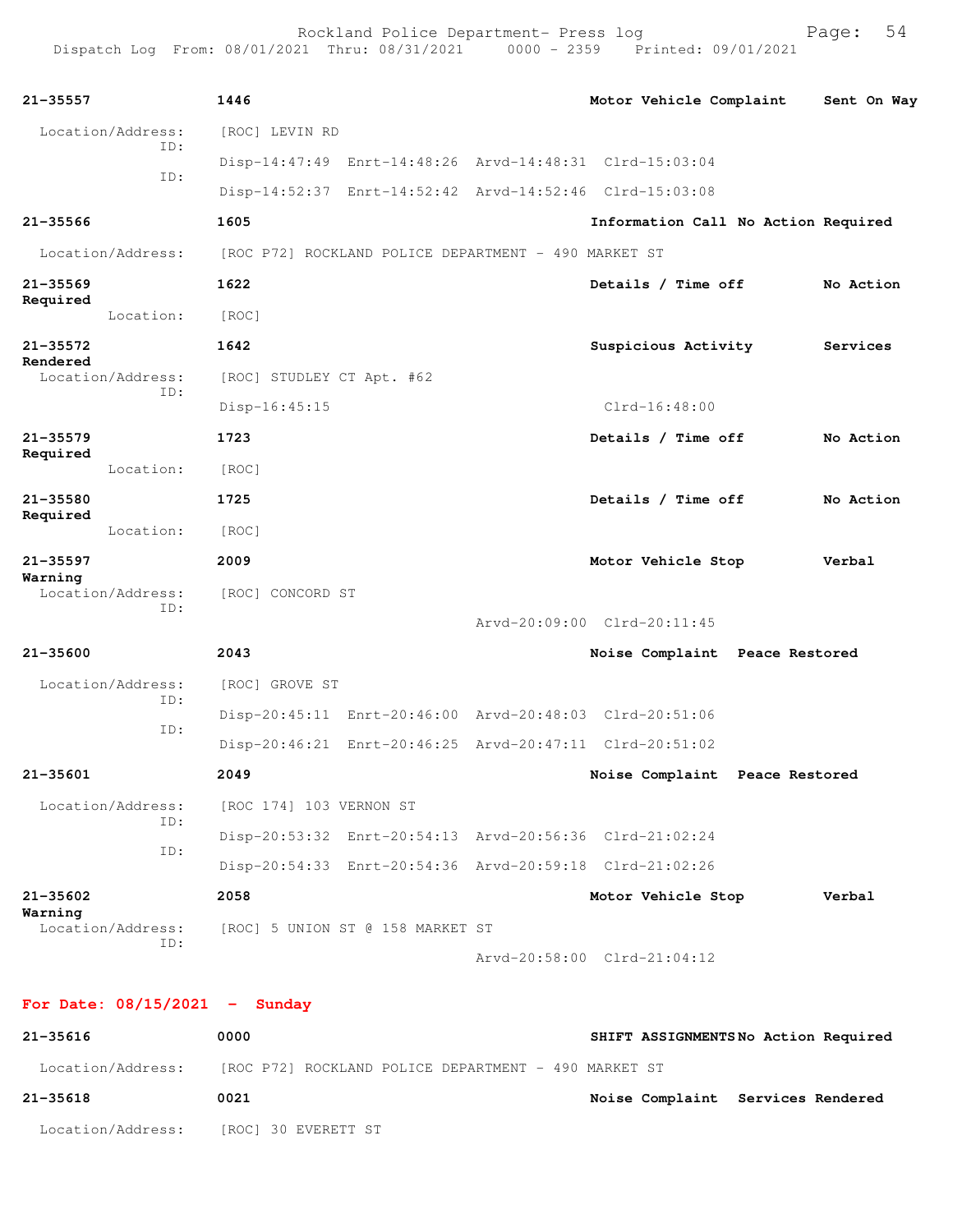21-35557 1446 Motor Vehicle Complaint Sent On Way

Location/Address: [ROC] LEVIN RD
ID: Disp-14:47:49 Enrt-14:48:26 Arvd-14:48:31 Clrd-15:03:04
ID: Disp-14:52:37 Enrt-14:52:42 Arvd-14:52:46 Clrd-15:03:08

21-35566 1605 Information Call No Action Required

Location/Address: [ROC P72] ROCKLAND POLICE DEPARTMENT - 490 MARKET ST

21-35569 1622 Details / Time off No Action Required

Location: [ROC]

21-35572 1642 Suspicious Activity Services Rendered

Location/Address: [ROC] STUDLEY CT Apt. #62
ID: Disp-16:45:15 Clrd-16:48:00

21-35579 1723 Details / Time off No Action Required

Location: [ROC]

21-35580 1725 Details / Time off No Action Required

Location: [ROC]

21-35597 2009 Motor Vehicle Stop Verbal Warning

Location/Address: [ROC] CONCORD ST
ID: Arvd-20:09:00 Clrd-20:11:45

21-35600 2043 Noise Complaint Peace Restored

Location/Address: [ROC] GROVE ST
ID: Disp-20:45:11 Enrt-20:46:00 Arvd-20:48:03 Clrd-20:51:06
ID: Disp-20:46:21 Enrt-20:46:25 Arvd-20:47:11 Clrd-20:51:02

21-35601 2049 Noise Complaint Peace Restored

Location/Address: [ROC 174] 103 VERNON ST
ID: Disp-20:53:32 Enrt-20:54:13 Arvd-20:56:36 Clrd-21:02:24
ID: Disp-20:54:33 Enrt-20:54:36 Arvd-20:59:18 Clrd-21:02:26

21-35602 2058 Motor Vehicle Stop Verbal Warning

Location/Address: [ROC] 5 UNION ST @ 158 MARKET ST
ID: Arvd-20:58:00 Clrd-21:04:12

## For Date: 08/15/2021 - Sunday

21-35616 0000 SHIFT ASSIGNMENTS No Action Required

Location/Address: [ROC P72] ROCKLAND POLICE DEPARTMENT - 490 MARKET ST

21-35618 0021 Noise Complaint Services Rendered

Location/Address: [ROC] 30 EVERETT ST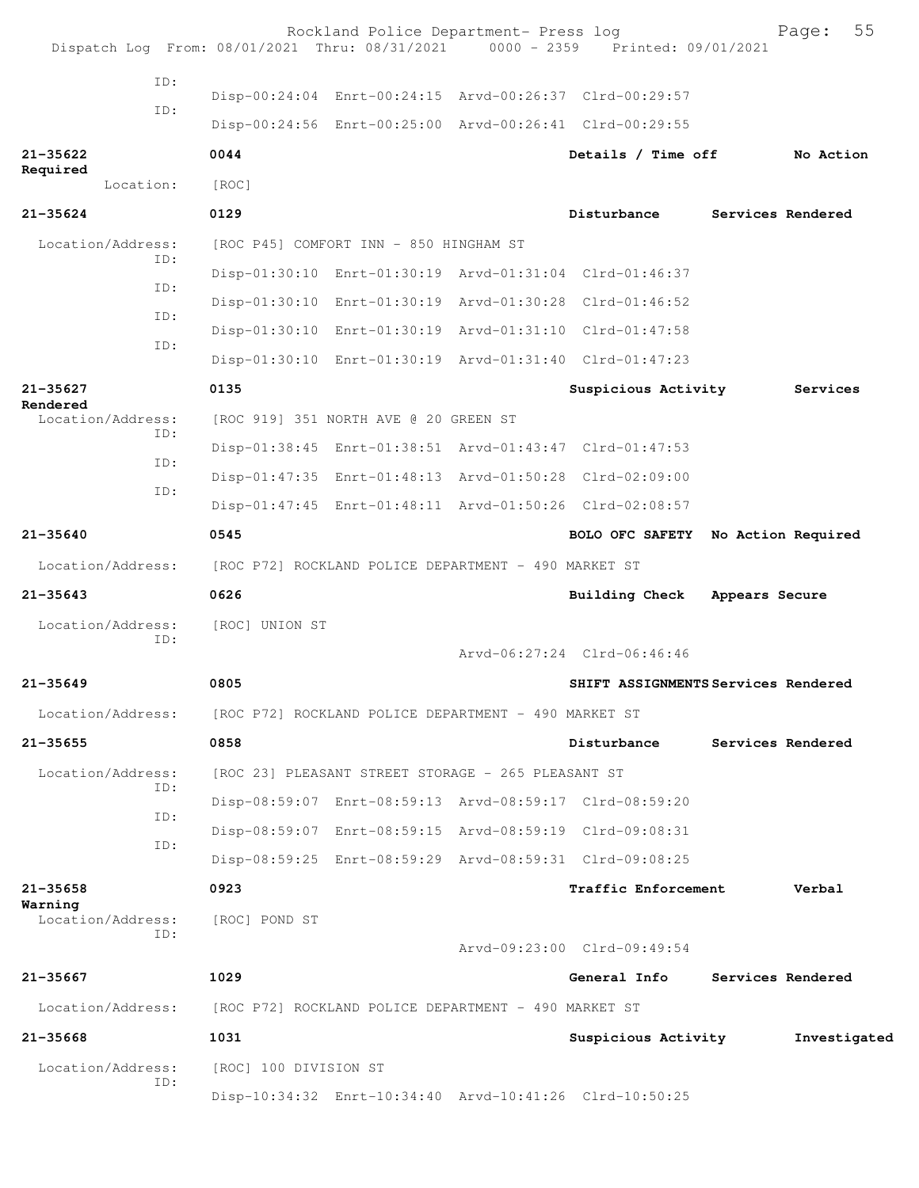ID:
Disp-00:24:04 Enrt-00:24:15 Arvd-00:26:37 Clrd-00:29:57
ID:
Disp-00:24:56 Enrt-00:25:00 Arvd-00:26:41 Clrd-00:29:55

**21-35622** 0044 Details / Time off No Action Required
Location: [ROC]

**21-35624** 0129 Disturbance Services Rendered
Location/Address: [ROC P45] COMFORT INN - 850 HINGHAM ST
ID:
Disp-01:30:10 Enrt-01:30:19 Arvd-01:31:04 Clrd-01:46:37
ID:
Disp-01:30:10 Enrt-01:30:19 Arvd-01:30:28 Clrd-01:46:52
ID:
Disp-01:30:10 Enrt-01:30:19 Arvd-01:31:10 Clrd-01:47:58
ID:
Disp-01:30:10 Enrt-01:30:19 Arvd-01:31:40 Clrd-01:47:23

**21-35627** 0135 Suspicious Activity Services Rendered
Location/Address: [ROC 919] 351 NORTH AVE @ 20 GREEN ST
ID:
Disp-01:38:45 Enrt-01:38:51 Arvd-01:43:47 Clrd-01:47:53
ID:
Disp-01:47:35 Enrt-01:48:13 Arvd-01:50:28 Clrd-02:09:00
ID:
Disp-01:47:45 Enrt-01:48:11 Arvd-01:50:26 Clrd-02:08:57

**21-35640** 0545 BOLO OFC SAFETY No Action Required
Location/Address: [ROC P72] ROCKLAND POLICE DEPARTMENT - 490 MARKET ST

**21-35643** 0626 Building Check Appears Secure
Location/Address: [ROC] UNION ST
ID:
Arvd-06:27:24 Clrd-06:46:46

**21-35649** 0805 SHIFT ASSIGNMENTS Services Rendered
Location/Address: [ROC P72] ROCKLAND POLICE DEPARTMENT - 490 MARKET ST

**21-35655** 0858 Disturbance Services Rendered
Location/Address: [ROC 23] PLEASANT STREET STORAGE - 265 PLEASANT ST
ID:
Disp-08:59:07 Enrt-08:59:13 Arvd-08:59:17 Clrd-08:59:20
ID:
Disp-08:59:07 Enrt-08:59:15 Arvd-08:59:19 Clrd-09:08:31
ID:
Disp-08:59:25 Enrt-08:59:29 Arvd-08:59:31 Clrd-09:08:25

**21-35658** 0923 Traffic Enforcement Verbal Warning
Location/Address: [ROC] POND ST
ID:
Arvd-09:23:00 Clrd-09:49:54

**21-35667** 1029 General Info Services Rendered
Location/Address: [ROC P72] ROCKLAND POLICE DEPARTMENT - 490 MARKET ST

**21-35668** 1031 Suspicious Activity Investigated
Location/Address: [ROC] 100 DIVISION ST
ID:
Disp-10:34:32 Enrt-10:34:40 Arvd-10:41:26 Clrd-10:50:25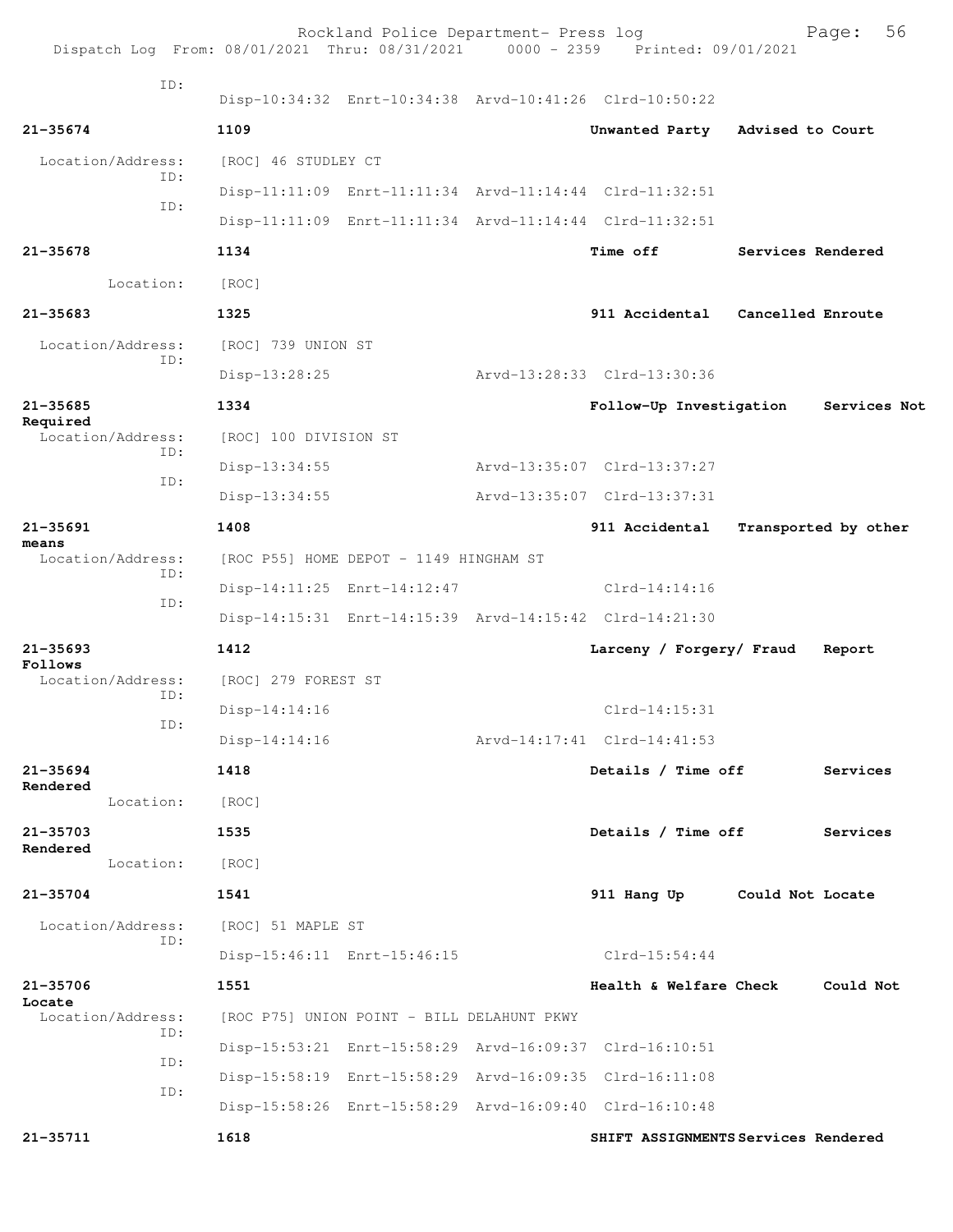ID:
Disp-10:34:32 Enrt-10:34:38 Arvd-10:41:26 Clrd-10:50:22

**21-35674** **1109** **Unwanted Party** **Advised to Court**

Location/Address: [ROC] 46 STUDLEY CT
ID:
Disp-11:11:09 Enrt-11:11:34 Arvd-11:14:44 Clrd-11:32:51
ID:
Disp-11:11:09 Enrt-11:11:34 Arvd-11:14:44 Clrd-11:32:51

**21-35678** **1134** **Time off** **Services Rendered**

Location: [ROC]

**21-35683** **1325** **911 Accidental** **Cancelled Enroute**

Location/Address: [ROC] 739 UNION ST
ID:
Disp-13:28:25 Arvd-13:28:33 Clrd-13:30:36

**21-35685** **1334** **Follow-Up Investigation** **Services Not Required**

Location/Address: [ROC] 100 DIVISION ST
ID:
Disp-13:34:55 Arvd-13:35:07 Clrd-13:37:27
ID:
Disp-13:34:55 Arvd-13:35:07 Clrd-13:37:31

**21-35691** **1408** **911 Accidental** **Transported by other means**

Location/Address: [ROC P55] HOME DEPOT - 1149 HINGHAM ST
ID:
Disp-14:11:25 Enrt-14:12:47 Clrd-14:14:16
ID:
Disp-14:15:31 Enrt-14:15:39 Arvd-14:15:42 Clrd-14:21:30

**21-35693** **1412** **Larceny / Forgery/ Fraud** **Report Follows**

Location/Address: [ROC] 279 FOREST ST
ID:
Disp-14:14:16 Clrd-14:15:31
ID:
Disp-14:14:16 Arvd-14:17:41 Clrd-14:41:53

**21-35694** **1418** **Details / Time off** **Services Rendered**

Location: [ROC]

**21-35703** **1535** **Details / Time off** **Services Rendered**

Location: [ROC]

**21-35704** **1541** **911 Hang Up** **Could Not Locate**

Location/Address: [ROC] 51 MAPLE ST
ID:
Disp-15:46:11 Enrt-15:46:15 Clrd-15:54:44

**21-35706** **1551** **Health & Welfare Check** **Could Not Locate**

Location/Address: [ROC P75] UNION POINT - BILL DELAHUNT PKWY
ID:
Disp-15:53:21 Enrt-15:58:29 Arvd-16:09:37 Clrd-16:10:51
ID:
Disp-15:58:19 Enrt-15:58:29 Arvd-16:09:35 Clrd-16:11:08
ID:
Disp-15:58:26 Enrt-15:58:29 Arvd-16:09:40 Clrd-16:10:48

**21-35711** **1618** **SHIFT ASSIGNMENTS** **Services Rendered**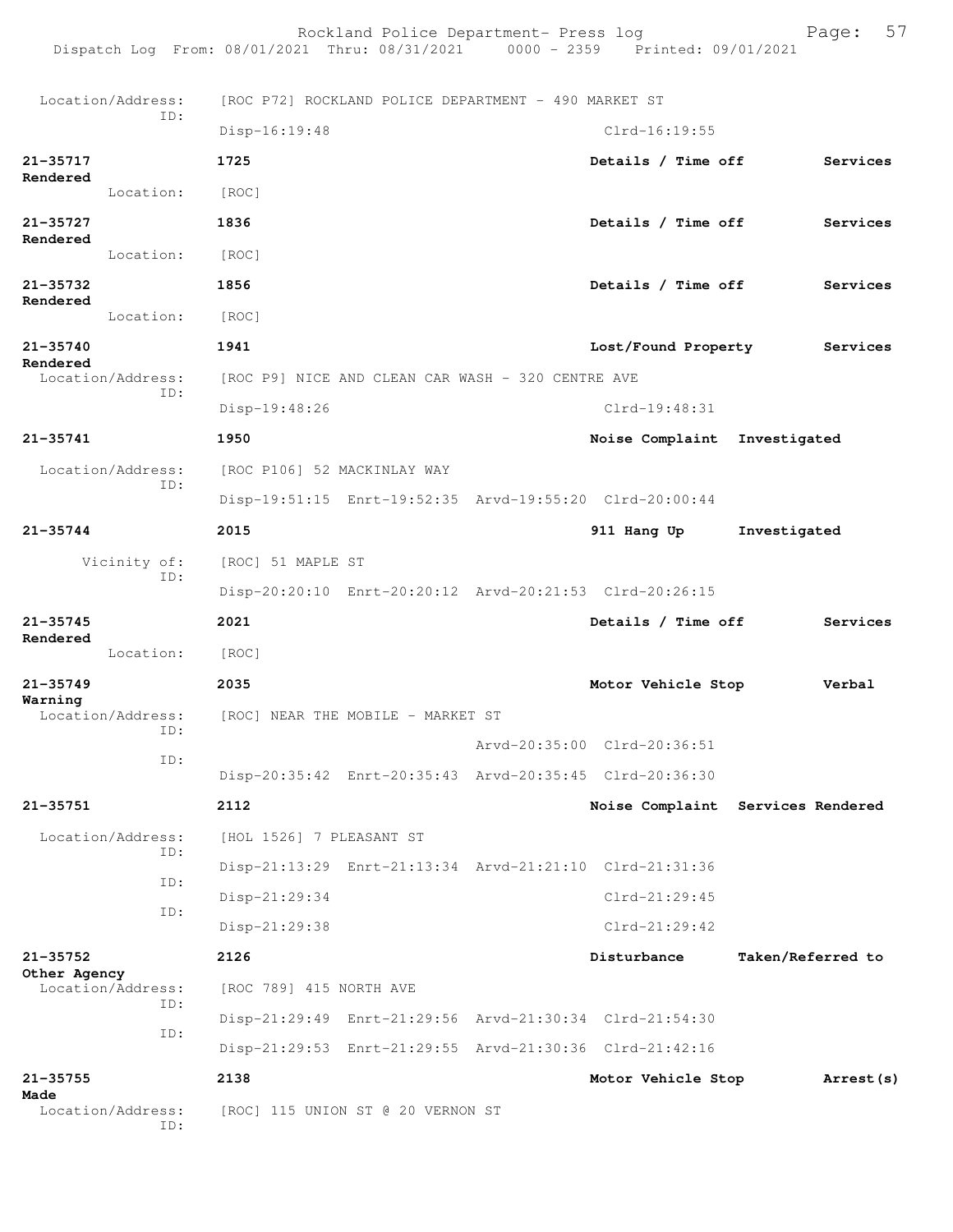Location/Address: [ROC P72] ROCKLAND POLICE DEPARTMENT - 490 MARKET ST
ID:
Disp-16:19:48 Clrd-16:19:55

**21-35717** 1725 **Details / Time off** **Services Rendered**
Location: [ROC]

**21-35727** 1836 **Details / Time off** **Services Rendered**
Location: [ROC]

**21-35732** 1856 **Details / Time off** **Services Rendered**
Location: [ROC]

**21-35740** 1941 **Lost/Found Property** **Services Rendered**
Location/Address: [ROC P9] NICE AND CLEAN CAR WASH - 320 CENTRE AVE
ID:
Disp-19:48:26 Clrd-19:48:31

**21-35741** 1950 **Noise Complaint** **Investigated**
Location/Address: [ROC P106] 52 MACKINLAY WAY
ID:
Disp-19:51:15 Enrt-19:52:35 Arvd-19:55:20 Clrd-20:00:44

**21-35744** 2015 **911 Hang Up** **Investigated**
Vicinity of: [ROC] 51 MAPLE ST
ID:
Disp-20:20:10 Enrt-20:20:12 Arvd-20:21:53 Clrd-20:26:15

**21-35745** 2021 **Details / Time off** **Services Rendered**
Location: [ROC]

**21-35749** 2035 **Motor Vehicle Stop** **Verbal Warning**
Location/Address: [ROC] NEAR THE MOBILE - MARKET ST
ID:
Arvd-20:35:00 Clrd-20:36:51
ID:
Disp-20:35:42 Enrt-20:35:43 Arvd-20:35:45 Clrd-20:36:30

**21-35751** 2112 **Noise Complaint** **Services Rendered**
Location/Address: [HOL 1526] 7 PLEASANT ST
ID:
Disp-21:13:29 Enrt-21:13:34 Arvd-21:21:10 Clrd-21:31:36
ID:
Disp-21:29:34 Clrd-21:29:45
ID:
Disp-21:29:38 Clrd-21:29:42

**21-35752** 2126 **Disturbance** **Taken/Referred to Other Agency**
Location/Address: [ROC 789] 415 NORTH AVE
ID:
Disp-21:29:49 Enrt-21:29:56 Arvd-21:30:34 Clrd-21:54:30
ID:
Disp-21:29:53 Enrt-21:29:55 Arvd-21:30:36 Clrd-21:42:16

**21-35755** 2138 **Motor Vehicle Stop** **Arrest(s) Made**
Location/Address: [ROC] 115 UNION ST @ 20 VERNON ST
ID: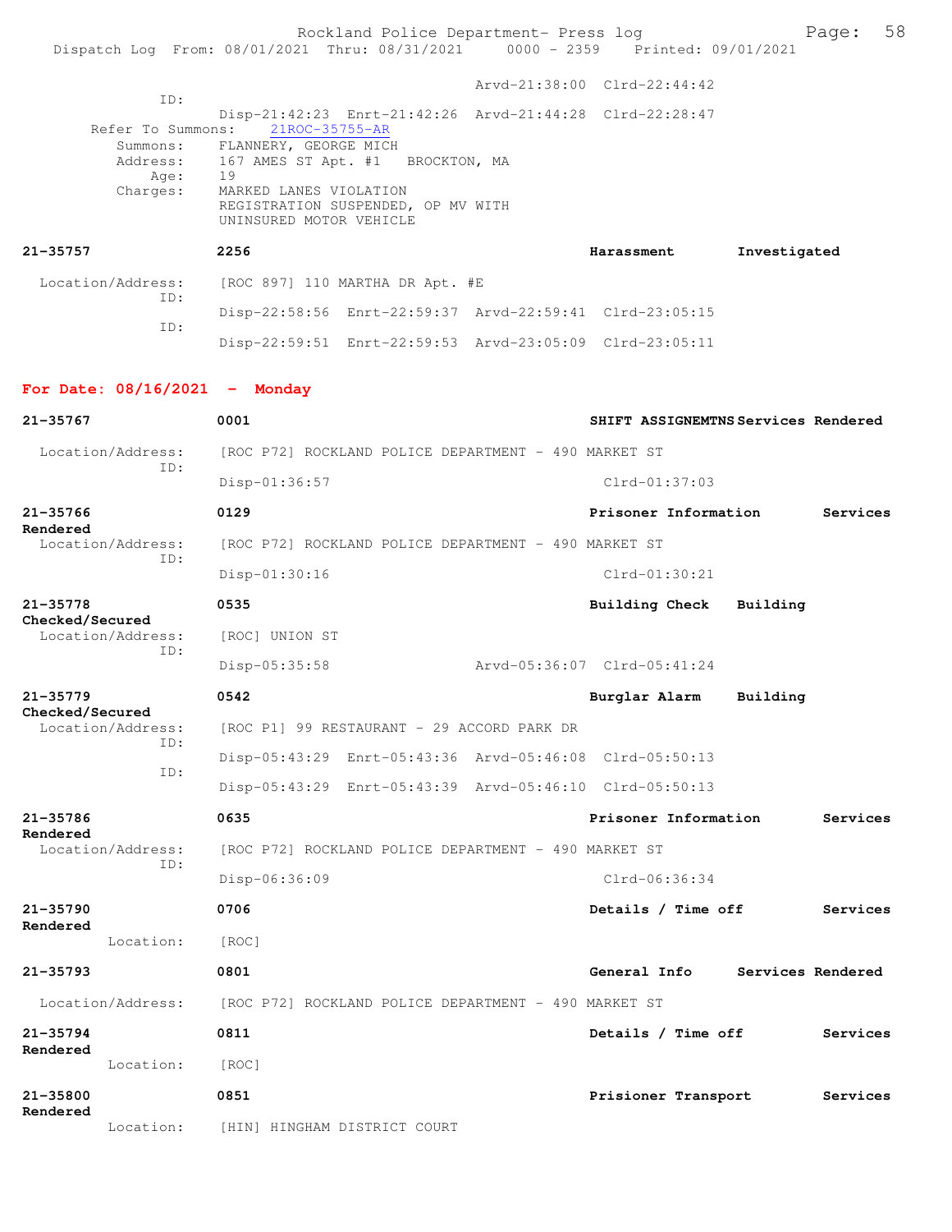Arvd-21:38:00 Clrd-22:44:42

ID:

Disp-21:42:23 Enrt-21:42:26 Arvd-21:44:28 Clrd-22:28:47

Refer To Summons: 21ROC-35755-AR

Summons: FLANNERY, GEORGE MICH
Address: 167 AMES ST Apt. #1 BROCKTON, MA
Age: 19
Charges: MARKED LANES VIOLATION
REGISTRATION SUSPENDED, OP MV WITH
UNINSURED MOTOR VEHICLE

**21-35757** **2256** **Harassment** **Investigated**

Location/Address: [ROC 897] 110 MARTHA DR Apt. #E
ID:
Disp-22:58:56 Enrt-22:59:37 Arvd-22:59:41 Clrd-23:05:15
ID:
Disp-22:59:51 Enrt-22:59:53 Arvd-23:05:09 Clrd-23:05:11

## For Date: 08/16/2021 - Monday

**21-35767** **0001** **SHIFT ASSIGNEMTNS Services Rendered**

Location/Address: [ROC P72] ROCKLAND POLICE DEPARTMENT - 490 MARKET ST
ID:
Disp-01:36:57 Clrd-01:37:03

**21-35766** **0129** **Prisoner Information** **Services Rendered**

Location/Address: [ROC P72] ROCKLAND POLICE DEPARTMENT - 490 MARKET ST
ID:
Disp-01:30:16 Clrd-01:30:21

**21-35778** **0535** **Building Check** **Building Checked/Secured**

Location/Address: [ROC] UNION ST
ID:
Disp-05:35:58 Arvd-05:36:07 Clrd-05:41:24

**21-35779** **0542** **Burglar Alarm** **Building Checked/Secured**

Location/Address: [ROC P1] 99 RESTAURANT - 29 ACCORD PARK DR
ID:
Disp-05:43:29 Enrt-05:43:36 Arvd-05:46:08 Clrd-05:50:13
ID:
Disp-05:43:29 Enrt-05:43:39 Arvd-05:46:10 Clrd-05:50:13

**21-35786** **0635** **Prisoner Information** **Services Rendered**

Location/Address: [ROC P72] ROCKLAND POLICE DEPARTMENT - 490 MARKET ST
ID:
Disp-06:36:09 Clrd-06:36:34

**21-35790** **0706** **Details / Time off** **Services Rendered**

Location: [ROC]

**21-35793** **0801** **General Info** **Services Rendered**

Location/Address: [ROC P72] ROCKLAND POLICE DEPARTMENT - 490 MARKET ST

**21-35794** **0811** **Details / Time off** **Services Rendered**

Location: [ROC]

**21-35800** **0851** **Prisioner Transport** **Services Rendered**

Location: [HIN] HINGHAM DISTRICT COURT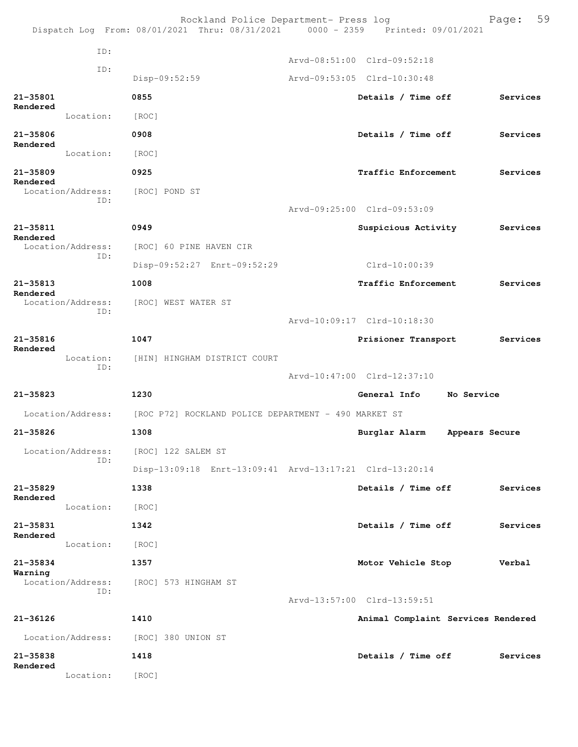ID:
Arvd-08:51:00 Clrd-09:52:18

ID:
Disp-09:52:59 Arvd-09:53:05 Clrd-10:30:48

**21-35801** **0855** **Details / Time off** **Services Rendered**
Location: [ROC]

**21-35806** **0908** **Details / Time off** **Services Rendered**
Location: [ROC]

**21-35809** **0925** **Traffic Enforcement** **Services Rendered**
Location/Address: [ROC] POND ST
ID:
Arvd-09:25:00 Clrd-09:53:09

**21-35811** **0949** **Suspicious Activity** **Services Rendered**
Location/Address: [ROC] 60 PINE HAVEN CIR
ID:
Disp-09:52:27 Enrt-09:52:29 Clrd-10:00:39

**21-35813** **1008** **Traffic Enforcement** **Services Rendered**
Location/Address: [ROC] WEST WATER ST
ID:
Arvd-10:09:17 Clrd-10:18:30

**21-35816** **1047** **Prisioner Transport** **Services Rendered**
Location: [HIN] HINGHAM DISTRICT COURT
ID:
Arvd-10:47:00 Clrd-12:37:10

**21-35823** **1230** **General Info** **No Service**
Location/Address: [ROC P72] ROCKLAND POLICE DEPARTMENT - 490 MARKET ST

**21-35826** **1308** **Burglar Alarm** **Appears Secure**
Location/Address: [ROC] 122 SALEM ST
ID:
Disp-13:09:18 Enrt-13:09:41 Arvd-13:17:21 Clrd-13:20:14

**21-35829** **1338** **Details / Time off** **Services Rendered**
Location: [ROC]

**21-35831** **1342** **Details / Time off** **Services Rendered**
Location: [ROC]

**21-35834** **1357** **Motor Vehicle Stop** **Verbal Warning**
Location/Address: [ROC] 573 HINGHAM ST
ID:
Arvd-13:57:00 Clrd-13:59:51

**21-36126** **1410** **Animal Complaint** **Services Rendered**
Location/Address: [ROC] 380 UNION ST

**21-35838** **1418** **Details / Time off** **Services Rendered**
Location: [ROC]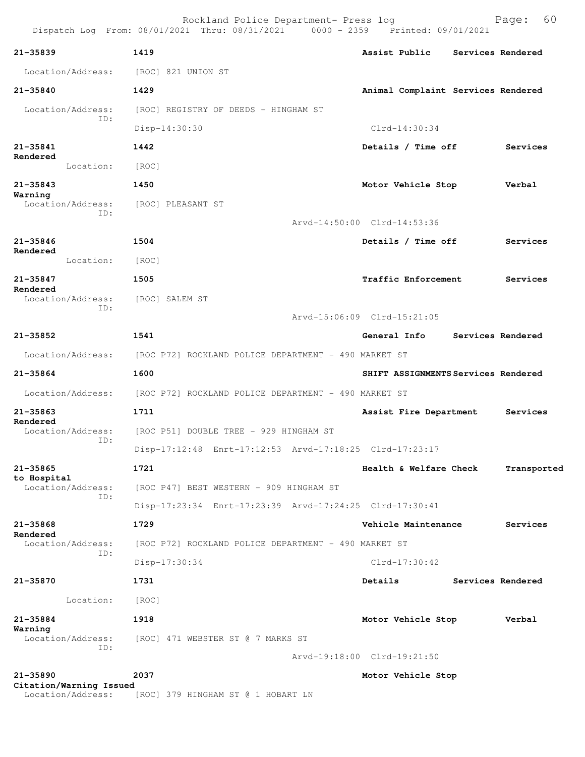21-35839 1419 Assist Public Services Rendered

Location/Address: [ROC] 821 UNION ST

21-35840 1429 Animal Complaint Services Rendered

Location/Address: [ROC] REGISTRY OF DEEDS - HINGHAM ST
ID:
Disp-14:30:30 Clrd-14:30:34

21-35841 1442 Details / Time off Services Rendered

Location: [ROC]

21-35843 1450 Motor Vehicle Stop Verbal Warning

Location/Address: [ROC] PLEASANT ST
ID:
Arvd-14:50:00 Clrd-14:53:36

21-35846 1504 Details / Time off Services Rendered

Location: [ROC]

21-35847 1505 Traffic Enforcement Services Rendered

Location/Address: [ROC] SALEM ST
ID:
Arvd-15:06:09 Clrd-15:21:05

21-35852 1541 General Info Services Rendered

Location/Address: [ROC P72] ROCKLAND POLICE DEPARTMENT - 490 MARKET ST

21-35864 1600 SHIFT ASSIGNMENTS Services Rendered

Location/Address: [ROC P72] ROCKLAND POLICE DEPARTMENT - 490 MARKET ST

21-35863 1711 Assist Fire Department Services Rendered

Location/Address: [ROC P51] DOUBLE TREE - 929 HINGHAM ST
ID:
Disp-17:12:48 Enrt-17:12:53 Arvd-17:18:25 Clrd-17:23:17

21-35865 1721 Health & Welfare Check Transported to Hospital

Location/Address: [ROC P47] BEST WESTERN - 909 HINGHAM ST
ID:
Disp-17:23:34 Enrt-17:23:39 Arvd-17:24:25 Clrd-17:30:41

21-35868 1729 Vehicle Maintenance Services Rendered

Location/Address: [ROC P72] ROCKLAND POLICE DEPARTMENT - 490 MARKET ST
ID:
Disp-17:30:34 Clrd-17:30:42

21-35870 1731 Details Services Rendered

Location: [ROC]

21-35884 1918 Motor Vehicle Stop Verbal Warning

Location/Address: [ROC] 471 WEBSTER ST @ 7 MARKS ST
ID:
Arvd-19:18:00 Clrd-19:21:50

21-35890 2037 Motor Vehicle Stop Citation/Warning Issued

Location/Address: [ROC] 379 HINGHAM ST @ 1 HOBART LN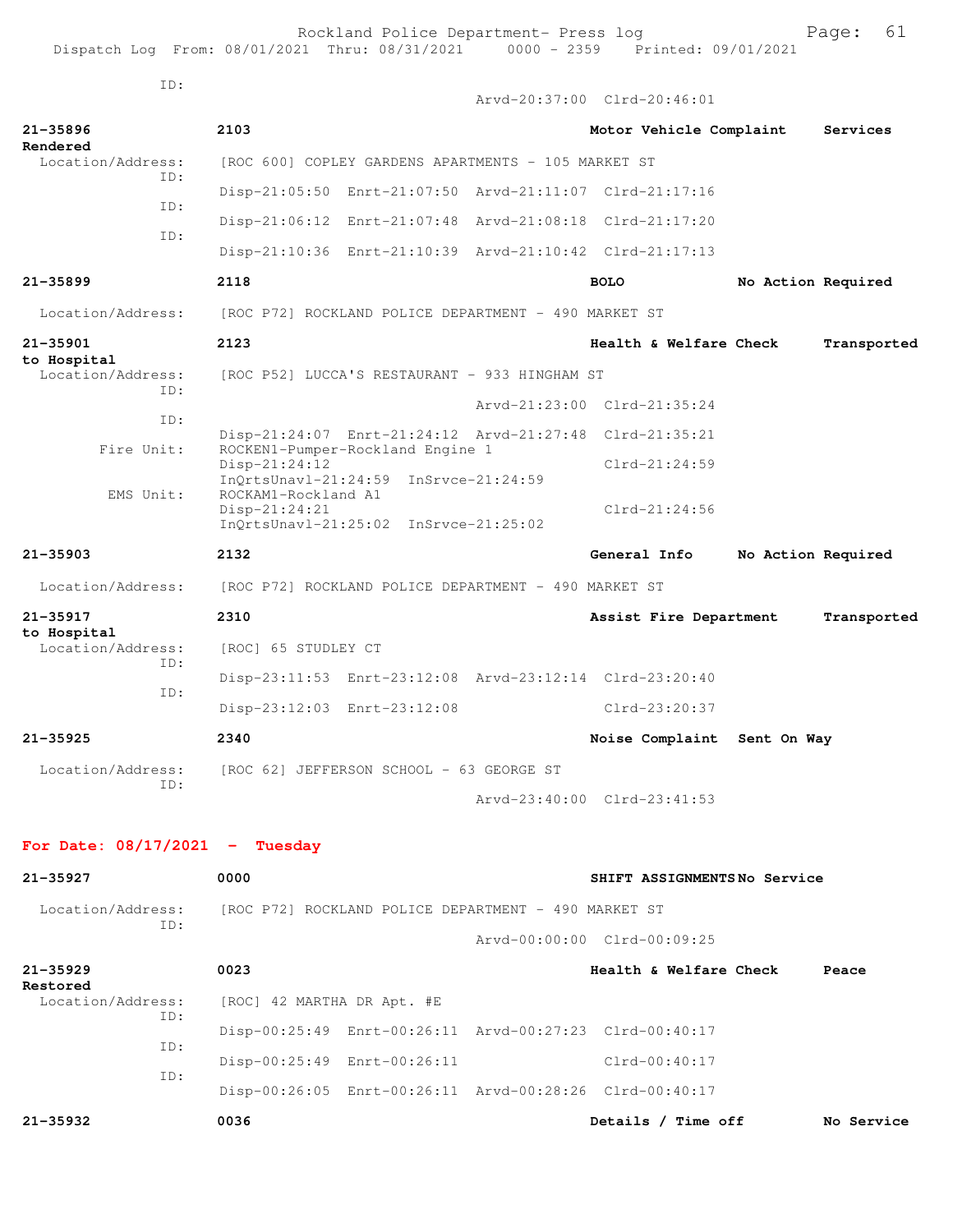ID:
Arvd-20:37:00 Clrd-20:46:01

**21-35896** **2103** **Motor Vehicle Complaint** **Services Rendered**
Location/Address: [ROC 600] COPLEY GARDENS APARTMENTS - 105 MARKET ST
ID:
Disp-21:05:50 Enrt-21:07:50 Arvd-21:11:07 Clrd-21:17:16
ID:
Disp-21:06:12 Enrt-21:07:48 Arvd-21:08:18 Clrd-21:17:20
ID:
Disp-21:10:36 Enrt-21:10:39 Arvd-21:10:42 Clrd-21:17:13

**21-35899** **2118** **BOLO** **No Action Required**
Location/Address: [ROC P72] ROCKLAND POLICE DEPARTMENT - 490 MARKET ST

**21-35901** **2123** **Health & Welfare Check** **Transported to Hospital**
Location/Address: [ROC P52] LUCCA'S RESTAURANT - 933 HINGHAM ST
ID:
Arvd-21:23:00 Clrd-21:35:24
ID:
Disp-21:24:07 Enrt-21:24:12 Arvd-21:27:48 Clrd-21:35:21
Fire Unit: ROCKEN1-Pumper-Rockland Engine 1
Disp-21:24:12 Clrd-21:24:59
InQrtsUnavl-21:24:59 InSrvce-21:24:59
EMS Unit: ROCKAM1-Rockland A1
Disp-21:24:21 Clrd-21:24:56
InQrtsUnavl-21:25:02 InSrvce-21:25:02

**21-35903** **2132** **General Info** **No Action Required**
Location/Address: [ROC P72] ROCKLAND POLICE DEPARTMENT - 490 MARKET ST

**21-35917** **2310** **Assist Fire Department** **Transported to Hospital**
Location/Address: [ROC] 65 STUDLEY CT
ID:
Disp-23:11:53 Enrt-23:12:08 Arvd-23:12:14 Clrd-23:20:40
ID:
Disp-23:12:03 Enrt-23:12:08 Clrd-23:20:37

**21-35925** **2340** **Noise Complaint** **Sent On Way**
Location/Address: [ROC 62] JEFFERSON SCHOOL - 63 GEORGE ST
ID:
Arvd-23:40:00 Clrd-23:41:53

## For Date: 08/17/2021 - Tuesday

**21-35927** **0000** **SHIFT ASSIGNMENTS** **No Service**
Location/Address: [ROC P72] ROCKLAND POLICE DEPARTMENT - 490 MARKET ST
ID:
Arvd-00:00:00 Clrd-00:09:25

**21-35929** **0023** **Health & Welfare Check** **Peace Restored**
Location/Address: [ROC] 42 MARTHA DR Apt. #E
ID:
Disp-00:25:49 Enrt-00:26:11 Arvd-00:27:23 Clrd-00:40:17
ID:
Disp-00:25:49 Enrt-00:26:11 Clrd-00:40:17
ID:
Disp-00:26:05 Enrt-00:26:11 Arvd-00:28:26 Clrd-00:40:17

**21-35932** **0036** **Details / Time off** **No Service**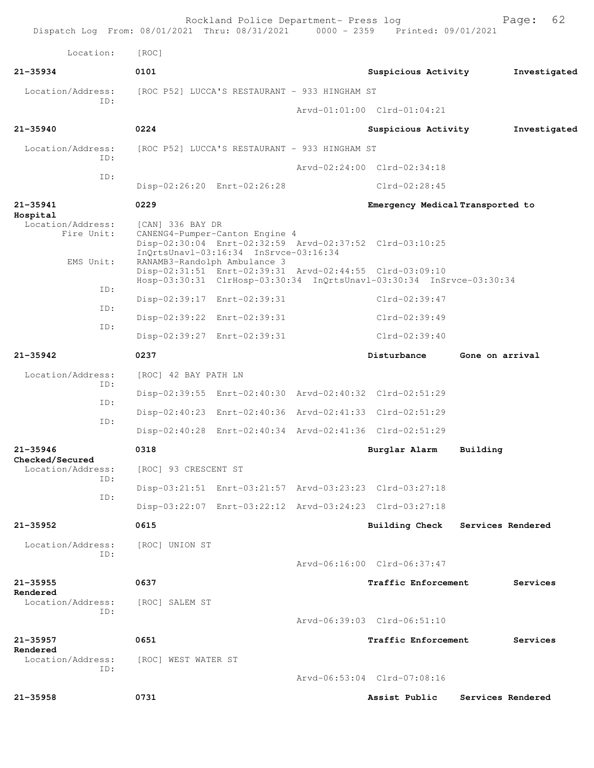Location: [ROC]

**21-35934** 0101 **Suspicious Activity** **Investigated**

Location/Address: [ROC P52] LUCCA'S RESTAURANT - 933 HINGHAM ST
ID:
Arvd-01:01:00 Clrd-01:04:21

**21-35940** 0224 **Suspicious Activity** **Investigated**

Location/Address: [ROC P52] LUCCA'S RESTAURANT - 933 HINGHAM ST
ID:
Arvd-02:24:00 Clrd-02:34:18
ID:
Disp-02:26:20 Enrt-02:26:28 Clrd-02:28:45

**21-35941** 0229 **Emergency Medical Transported to Hospital**

Location/Address: [CAN] 336 BAY DR
Fire Unit: CANENG4-Pumper-Canton Engine 4
Disp-02:30:04 Enrt-02:32:59 Arvd-02:37:52 Clrd-03:10:25
InQrtsUnavl-03:16:34 InSrvce-03:16:34
EMS Unit: RANAMB3-Randolph Ambulance 3
Disp-02:31:51 Enrt-02:39:31 Arvd-02:44:55 Clrd-03:09:10
Hosp-03:30:31 ClrHosp-03:30:34 InQrtsUnavl-03:30:34 InSrvce-03:30:34
ID:
Disp-02:39:17 Enrt-02:39:31 Clrd-02:39:47
ID:
Disp-02:39:22 Enrt-02:39:31 Clrd-02:39:49
ID:
Disp-02:39:27 Enrt-02:39:31 Clrd-02:39:40

**21-35942** 0237 **Disturbance** **Gone on arrival**

Location/Address: [ROC] 42 BAY PATH LN
ID:
Disp-02:39:55 Enrt-02:40:30 Arvd-02:40:32 Clrd-02:51:29
ID:
Disp-02:40:23 Enrt-02:40:36 Arvd-02:41:33 Clrd-02:51:29
ID:
Disp-02:40:28 Enrt-02:40:34 Arvd-02:41:36 Clrd-02:51:29

**21-35946** 0318 **Burglar Alarm** **Building Checked/Secured**

Location/Address: [ROC] 93 CRESCENT ST
ID:
Disp-03:21:51 Enrt-03:21:57 Arvd-03:23:23 Clrd-03:27:18
ID:
Disp-03:22:07 Enrt-03:22:12 Arvd-03:24:23 Clrd-03:27:18

**21-35952** 0615 **Building Check** **Services Rendered**

Location/Address: [ROC] UNION ST
ID:
Arvd-06:16:00 Clrd-06:37:47

**21-35955** 0637 **Traffic Enforcement** **Services Rendered**

Location/Address: [ROC] SALEM ST
ID:
Arvd-06:39:03 Clrd-06:51:10

**21-35957** 0651 **Traffic Enforcement** **Services Rendered**

Location/Address: [ROC] WEST WATER ST
ID:
Arvd-06:53:04 Clrd-07:08:16

**21-35958** 0731 **Assist Public** **Services Rendered**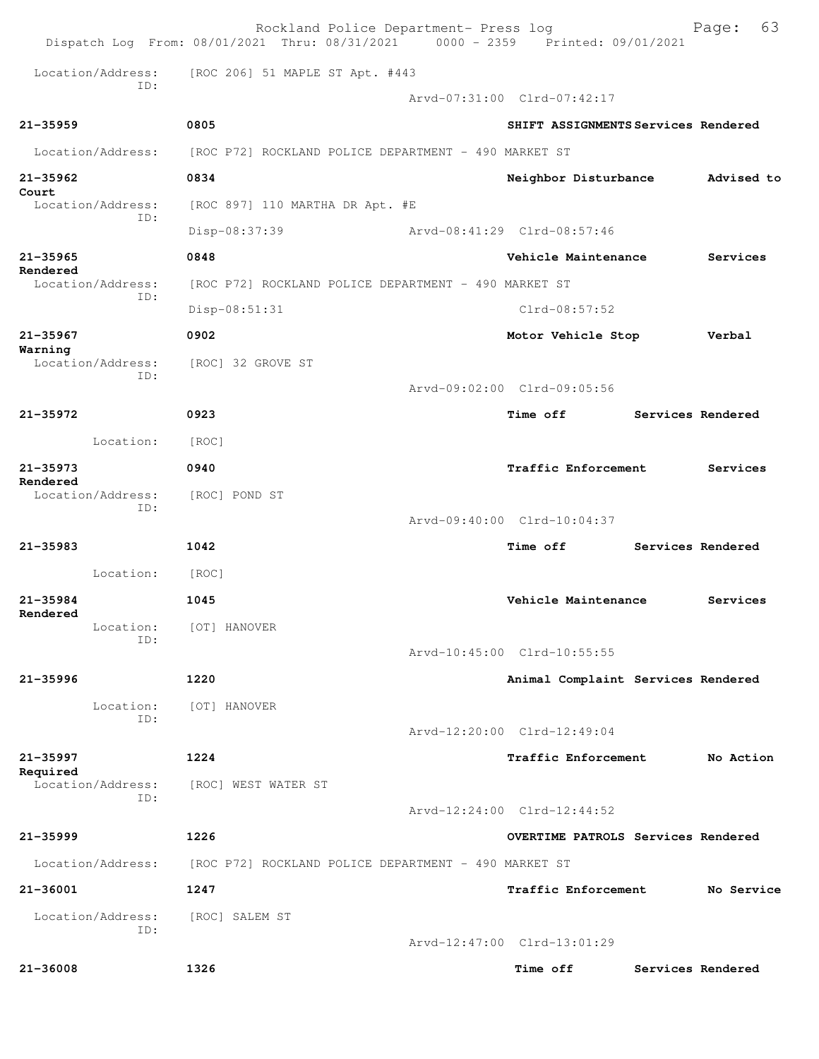Dispatch Log From: 08/01/2021 Thru: 08/31/2021 0000 - 2359 Printed: 09/01/2021

Location/Address: [ROC 206] 51 MAPLE ST Apt. #443
ID:
Arvd-07:31:00 Clrd-07:42:17

**21-35959** **0805** **SHIFT ASSIGNMENTS Services Rendered**
Location/Address: [ROC P72] ROCKLAND POLICE DEPARTMENT - 490 MARKET ST

**21-35962** **0834** **Neighbor Disturbance Advised to Court**
Location/Address: [ROC 897] 110 MARTHA DR Apt. #E
ID:
Disp-08:37:39 Arvd-08:41:29 Clrd-08:57:46

**21-35965** **0848** **Vehicle Maintenance Services Rendered**
Location/Address: [ROC P72] ROCKLAND POLICE DEPARTMENT - 490 MARKET ST
ID:
Disp-08:51:31 Clrd-08:57:52

**21-35967** **0902** **Motor Vehicle Stop Verbal Warning**
Location/Address: [ROC] 32 GROVE ST
ID:
Arvd-09:02:00 Clrd-09:05:56

**21-35972** **0923** **Time off Services Rendered**
Location: [ROC]

**21-35973** **0940** **Traffic Enforcement Services Rendered**
Location/Address: [ROC] POND ST
ID:
Arvd-09:40:00 Clrd-10:04:37

**21-35983** **1042** **Time off Services Rendered**
Location: [ROC]

**21-35984** **1045** **Vehicle Maintenance Services Rendered**
Location: [OT] HANOVER
ID:
Arvd-10:45:00 Clrd-10:55:55

**21-35996** **1220** **Animal Complaint Services Rendered**
Location: [OT] HANOVER
ID:
Arvd-12:20:00 Clrd-12:49:04

**21-35997** **1224** **Traffic Enforcement No Action Required**
Location/Address: [ROC] WEST WATER ST
ID:
Arvd-12:24:00 Clrd-12:44:52

**21-35999** **1226** **OVERTIME PATROLS Services Rendered**
Location/Address: [ROC P72] ROCKLAND POLICE DEPARTMENT - 490 MARKET ST

**21-36001** **1247** **Traffic Enforcement No Service**
Location/Address: [ROC] SALEM ST
ID:
Arvd-12:47:00 Clrd-13:01:29

**21-36008** **1326** **Time off Services Rendered**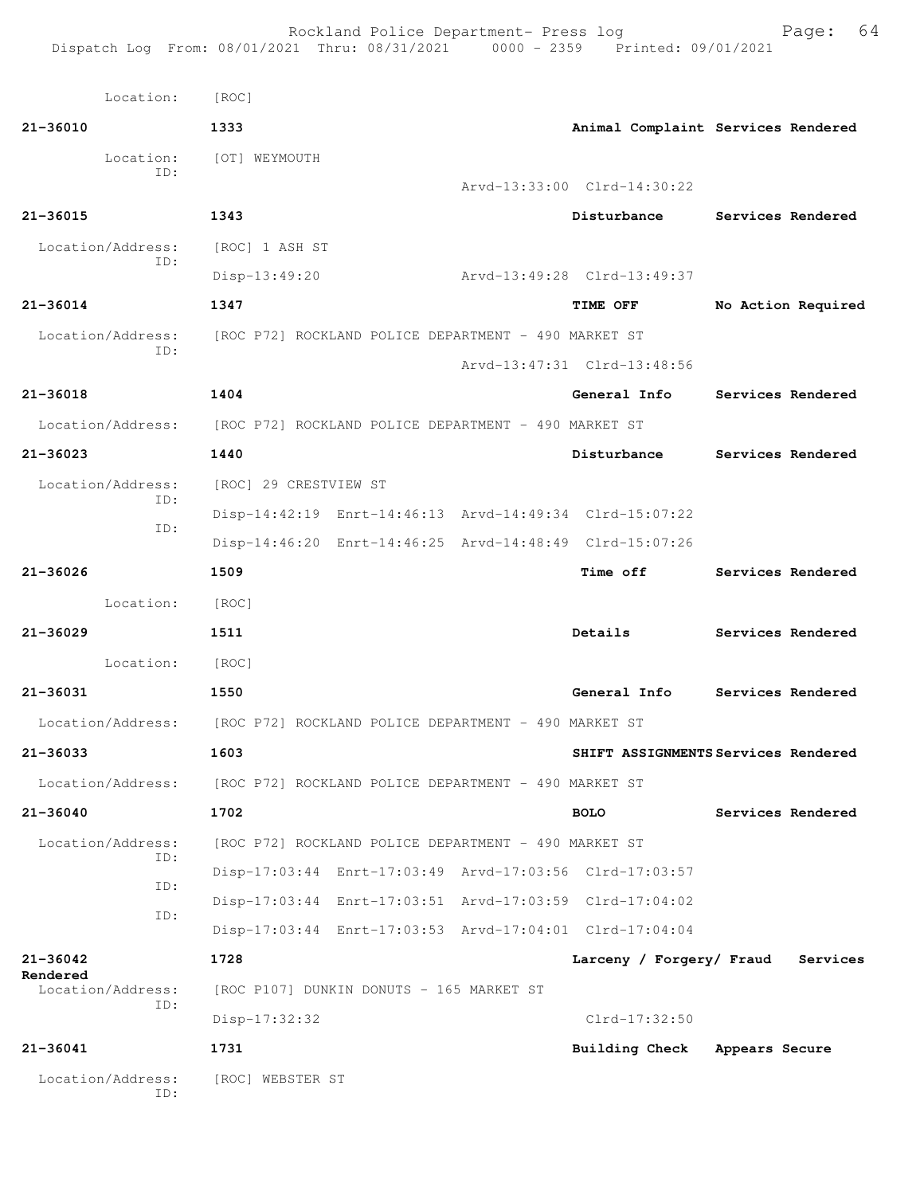Location: [ROC]

**21-36010** 1333 **Animal Complaint Services Rendered**

Location: [OT] WEYMOUTH
ID:
Arvd-13:33:00 Clrd-14:30:22

**21-36015** 1343 **Disturbance Services Rendered**

Location/Address: [ROC] 1 ASH ST
ID:
Disp-13:49:20 Arvd-13:49:28 Clrd-13:49:37

**21-36014** 1347 **TIME OFF No Action Required**

Location/Address: [ROC P72] ROCKLAND POLICE DEPARTMENT - 490 MARKET ST
ID:
Arvd-13:47:31 Clrd-13:48:56

**21-36018** 1404 **General Info Services Rendered**

Location/Address: [ROC P72] ROCKLAND POLICE DEPARTMENT - 490 MARKET ST

**21-36023** 1440 **Disturbance Services Rendered**

Location/Address: [ROC] 29 CRESTVIEW ST
ID:
Disp-14:42:19 Enrt-14:46:13 Arvd-14:49:34 Clrd-15:07:22
ID:
Disp-14:46:20 Enrt-14:46:25 Arvd-14:48:49 Clrd-15:07:26

**21-36026** 1509 **Time off Services Rendered**

Location: [ROC]

**21-36029** 1511 **Details Services Rendered**

Location: [ROC]

**21-36031** 1550 **General Info Services Rendered**

Location/Address: [ROC P72] ROCKLAND POLICE DEPARTMENT - 490 MARKET ST

**21-36033** 1603 **SHIFT ASSIGNMENTS Services Rendered**

Location/Address: [ROC P72] ROCKLAND POLICE DEPARTMENT - 490 MARKET ST

**21-36040** 1702 **BOLO Services Rendered**

Location/Address: [ROC P72] ROCKLAND POLICE DEPARTMENT - 490 MARKET ST
ID:
Disp-17:03:44 Enrt-17:03:49 Arvd-17:03:56 Clrd-17:03:57
ID:
Disp-17:03:44 Enrt-17:03:51 Arvd-17:03:59 Clrd-17:04:02
ID:
Disp-17:03:44 Enrt-17:03:53 Arvd-17:04:01 Clrd-17:04:04

**21-36042** 1728 **Larceny / Forgery/ Fraud Services Rendered**

Location/Address: [ROC P107] DUNKIN DONUTS - 165 MARKET ST
ID:
Disp-17:32:32 Clrd-17:32:50

**21-36041** 1731 **Building Check Appears Secure**

Location/Address: [ROC] WEBSTER ST
ID: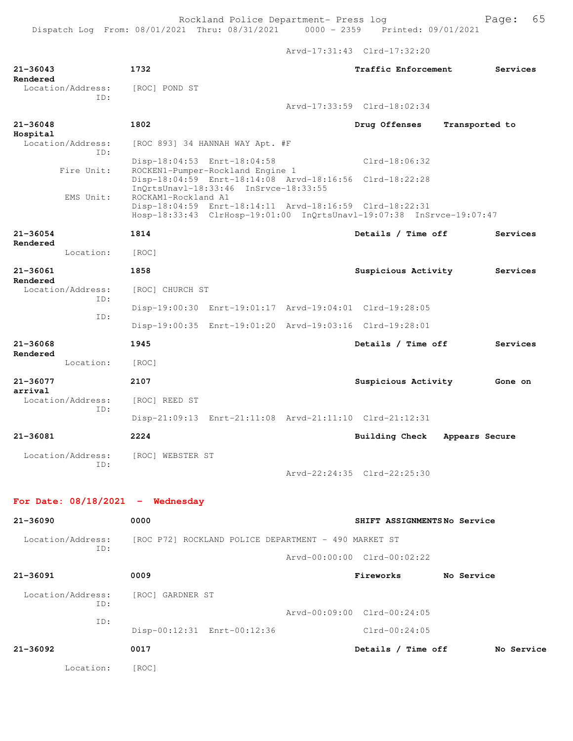Arvd-17:31:43 Clrd-17:32:20

**21-36043** **1732** **Traffic Enforcement** **Services Rendered**
Location/Address: [ROC] POND ST
ID:
Arvd-17:33:59 Clrd-18:02:34

**21-36048** **1802** **Drug Offenses** **Transported to Hospital**
Location/Address: [ROC 893] 34 HANNAH WAY Apt. #F
ID:
Disp-18:04:53 Enrt-18:04:58 Clrd-18:06:32
Fire Unit: ROCKEN1-Pumper-Rockland Engine 1
Disp-18:04:59 Enrt-18:14:08 Arvd-18:16:56 Clrd-18:22:28
InQrtsUnavl-18:33:46 InSrvce-18:33:55
EMS Unit: ROCKAM1-Rockland A1
Disp-18:04:59 Enrt-18:14:11 Arvd-18:16:59 Clrd-18:22:31
Hosp-18:33:43 ClrHosp-19:01:00 InQrtsUnavl-19:07:38 InSrvce-19:07:47

**21-36054** **1814** **Details / Time off** **Services Rendered**
Location: [ROC]

**21-36061** **1858** **Suspicious Activity** **Services Rendered**
Location/Address: [ROC] CHURCH ST
ID:
Disp-19:00:30 Enrt-19:01:17 Arvd-19:04:01 Clrd-19:28:05
ID:
Disp-19:00:35 Enrt-19:01:20 Arvd-19:03:16 Clrd-19:28:01

**21-36068** **1945** **Details / Time off** **Services Rendered**
Location: [ROC]

**21-36077** **2107** **Suspicious Activity** **Gone on arrival**
Location/Address: [ROC] REED ST
ID:
Disp-21:09:13 Enrt-21:11:08 Arvd-21:11:10 Clrd-21:12:31

**21-36081** **2224** **Building Check** **Appears Secure**
Location/Address: [ROC] WEBSTER ST
ID:
Arvd-22:24:35 Clrd-22:25:30

## For Date: 08/18/2021 - Wednesday

**21-36090** **0000** **SHIFT ASSIGNMENTS** **No Service**
Location/Address: [ROC P72] ROCKLAND POLICE DEPARTMENT - 490 MARKET ST
ID:
Arvd-00:00:00 Clrd-00:02:22

**21-36091** **0009** **Fireworks** **No Service**
Location/Address: [ROC] GARDNER ST
ID:
Arvd-00:09:00 Clrd-00:24:05
ID:
Disp-00:12:31 Enrt-00:12:36 Clrd-00:24:05

**21-36092** **0017** **Details / Time off** **No Service**
Location: [ROC]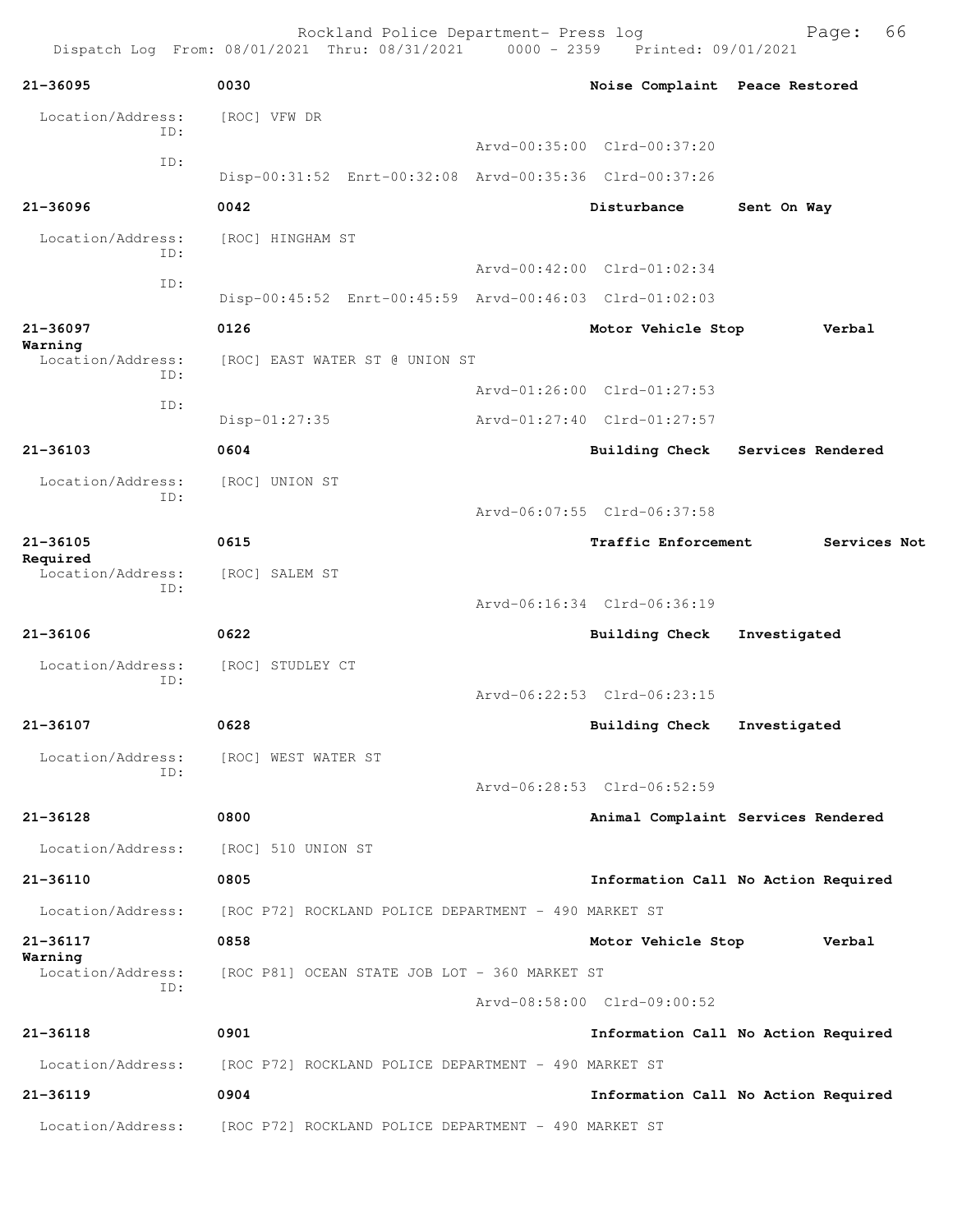**21-36095** | 0030 | **Noise Complaint** | **Peace Restored**

Location/Address: [ROC] VFW DR

ID: Arvd-00:35:00 Clrd-00:37:20

ID: Disp-00:31:52 Enrt-00:32:08 Arvd-00:35:36 Clrd-00:37:26

**21-36096** | 0042 | **Disturbance** | **Sent On Way**

Location/Address: [ROC] HINGHAM ST

ID: Arvd-00:42:00 Clrd-01:02:34

ID: Disp-00:45:52 Enrt-00:45:59 Arvd-00:46:03 Clrd-01:02:03

**21-36097** | 0126 | **Motor Vehicle Stop** | **Verbal Warning**

Location/Address: [ROC] EAST WATER ST @ UNION ST

ID: Arvd-01:26:00 Clrd-01:27:53

ID: Disp-01:27:35 Arvd-01:27:40 Clrd-01:27:57

**21-36103** | 0604 | **Building Check** | **Services Rendered**

Location/Address: [ROC] UNION ST

ID: Arvd-06:07:55 Clrd-06:37:58

**21-36105** | 0615 | **Traffic Enforcement** | **Services Not Required**

Location/Address: [ROC] SALEM ST

ID: Arvd-06:16:34 Clrd-06:36:19

**21-36106** | 0622 | **Building Check** | **Investigated**

Location/Address: [ROC] STUDLEY CT

ID: Arvd-06:22:53 Clrd-06:23:15

**21-36107** | 0628 | **Building Check** | **Investigated**

Location/Address: [ROC] WEST WATER ST

ID: Arvd-06:28:53 Clrd-06:52:59

**21-36128** | 0800 | **Animal Complaint** | **Services Rendered**

Location/Address: [ROC] 510 UNION ST

**21-36110** | 0805 | **Information Call** | **No Action Required**

Location/Address: [ROC P72] ROCKLAND POLICE DEPARTMENT - 490 MARKET ST

**21-36117** | 0858 | **Motor Vehicle Stop** | **Verbal Warning**

Location/Address: [ROC P81] OCEAN STATE JOB LOT - 360 MARKET ST

ID: Arvd-08:58:00 Clrd-09:00:52

**21-36118** | 0901 | **Information Call** | **No Action Required**

Location/Address: [ROC P72] ROCKLAND POLICE DEPARTMENT - 490 MARKET ST

**21-36119** | 0904 | **Information Call** | **No Action Required**

Location/Address: [ROC P72] ROCKLAND POLICE DEPARTMENT - 490 MARKET ST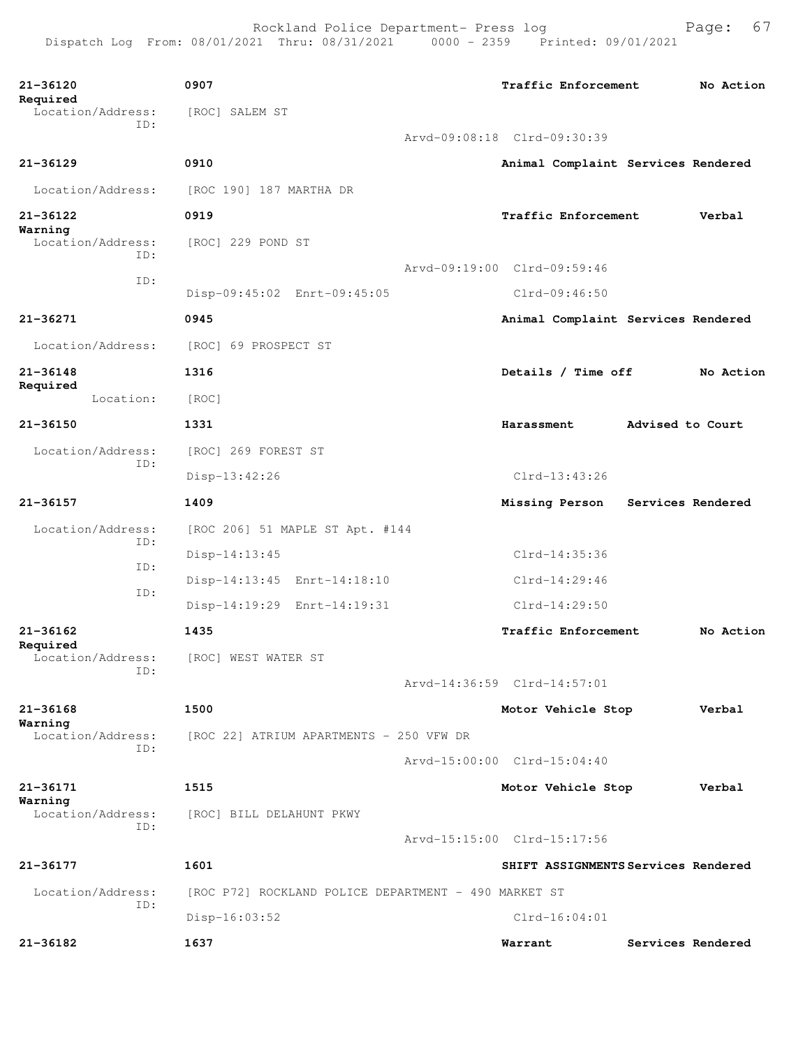| Call # | Time | Call Reason | Action |
|---|---|---|---|
| 21-36120 | 0907 | Traffic Enforcement | No Action Required |

Location/Address: [ROC] SALEM ST
ID:
Arvd-09:08:18 Clrd-09:30:39

| 21-36129 | 0910 | Animal Complaint | Services Rendered |
|---|---|---|---|

Location/Address: [ROC 190] 187 MARTHA DR

| 21-36122 | 0919 | Traffic Enforcement | Verbal Warning |
|---|---|---|---|

Location/Address: [ROC] 229 POND ST
ID:
Arvd-09:19:00 Clrd-09:59:46
ID:
Disp-09:45:02 Enrt-09:45:05 Clrd-09:46:50

| 21-36271 | 0945 | Animal Complaint | Services Rendered |
|---|---|---|---|

Location/Address: [ROC] 69 PROSPECT ST

| 21-36148 | 1316 | Details / Time off | No Action Required |
|---|---|---|---|

Location: [ROC]

| 21-36150 | 1331 | Harassment | Advised to Court |
|---|---|---|---|

Location/Address: [ROC] 269 FOREST ST
ID:
Disp-13:42:26 Clrd-13:43:26

| 21-36157 | 1409 | Missing Person | Services Rendered |
|---|---|---|---|

Location/Address: [ROC 206] 51 MAPLE ST Apt. #144
ID:
Disp-14:13:45 Clrd-14:35:36
ID:
Disp-14:13:45 Enrt-14:18:10 Clrd-14:29:46
ID:
Disp-14:19:29 Enrt-14:19:31 Clrd-14:29:50

| 21-36162 | 1435 | Traffic Enforcement | No Action Required |
|---|---|---|---|

Location/Address: [ROC] WEST WATER ST
ID:
Arvd-14:36:59 Clrd-14:57:01

| 21-36168 | 1500 | Motor Vehicle Stop | Verbal Warning |
|---|---|---|---|

Location/Address: [ROC 22] ATRIUM APARTMENTS - 250 VFW DR
ID:
Arvd-15:00:00 Clrd-15:04:40

| 21-36171 | 1515 | Motor Vehicle Stop | Verbal Warning |
|---|---|---|---|

Location/Address: [ROC] BILL DELAHUNT PKWY
ID:
Arvd-15:15:00 Clrd-15:17:56

| 21-36177 | 1601 | SHIFT ASSIGNMENTS | Services Rendered |
|---|---|---|---|

Location/Address: [ROC P72] ROCKLAND POLICE DEPARTMENT - 490 MARKET ST
ID:
Disp-16:03:52 Clrd-16:04:01

| 21-36182 | 1637 | Warrant | Services Rendered |
|---|---|---|---|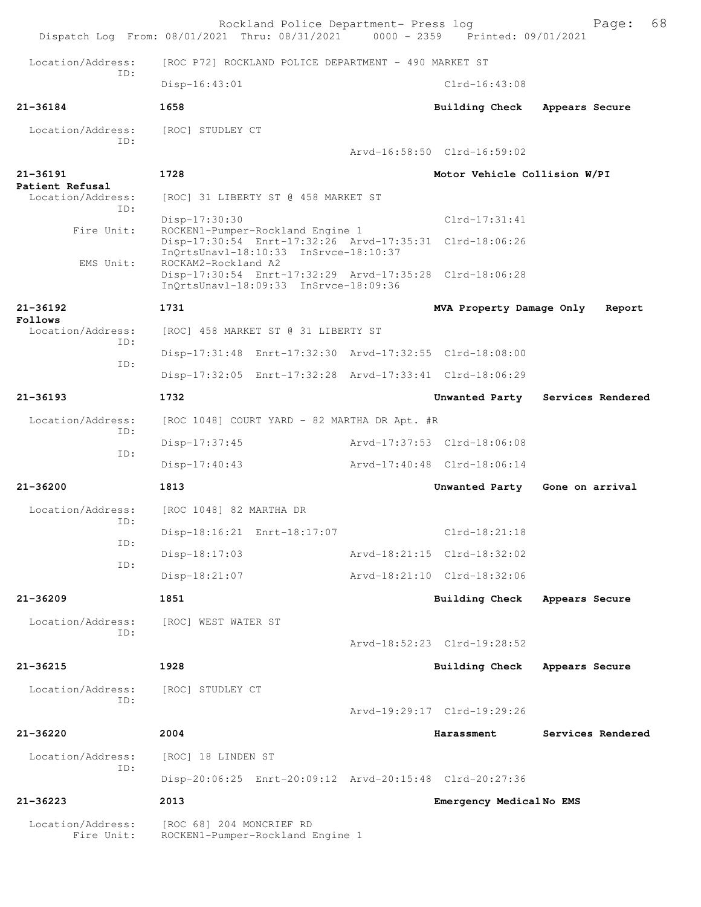Location/Address: [ROC P72] ROCKLAND POLICE DEPARTMENT - 490 MARKET ST
ID:
Disp-16:43:01 Clrd-16:43:08

**21-36184** 1658 **Building Check Appears Secure**

Location/Address: [ROC] STUDLEY CT
ID:
Arvd-16:58:50 Clrd-16:59:02

**21-36191** 1728 **Motor Vehicle Collision W/PI**
**Patient Refusal**

Location/Address: [ROC] 31 LIBERTY ST @ 458 MARKET ST
ID:
Disp-17:30:30 Clrd-17:31:41
Fire Unit: ROCKEN1-Pumper-Rockland Engine 1
Disp-17:30:54 Enrt-17:32:26 Arvd-17:35:31 Clrd-18:06:26
InQrtsUnavl-18:10:33 InSrvce-18:10:37
EMS Unit: ROCKAM2-Rockland A2
Disp-17:30:54 Enrt-17:32:29 Arvd-17:35:28 Clrd-18:06:28
InQrtsUnavl-18:09:33 InSrvce-18:09:36

**21-36192** 1731 **MVA Property Damage Only Report**
**Follows**

Location/Address: [ROC] 458 MARKET ST @ 31 LIBERTY ST
ID:
Disp-17:31:48 Enrt-17:32:30 Arvd-17:32:55 Clrd-18:08:00
ID:
Disp-17:32:05 Enrt-17:32:28 Arvd-17:33:41 Clrd-18:06:29

**21-36193** 1732 **Unwanted Party Services Rendered**

Location/Address: [ROC 1048] COURT YARD - 82 MARTHA DR Apt. #R
ID:
Disp-17:37:45 Arvd-17:37:53 Clrd-18:06:08
ID:
Disp-17:40:43 Arvd-17:40:48 Clrd-18:06:14

**21-36200** 1813 **Unwanted Party Gone on arrival**

Location/Address: [ROC 1048] 82 MARTHA DR
ID:
Disp-18:16:21 Enrt-18:17:07 Clrd-18:21:18
ID:
Disp-18:17:03 Arvd-18:21:15 Clrd-18:32:02
ID:
Disp-18:21:07 Arvd-18:21:10 Clrd-18:32:06

**21-36209** 1851 **Building Check Appears Secure**

Location/Address: [ROC] WEST WATER ST
ID:
Arvd-18:52:23 Clrd-19:28:52

**21-36215** 1928 **Building Check Appears Secure**

Location/Address: [ROC] STUDLEY CT
ID:
Arvd-19:29:17 Clrd-19:29:26

**21-36220** 2004 **Harassment Services Rendered**

Location/Address: [ROC] 18 LINDEN ST
ID:
Disp-20:06:25 Enrt-20:09:12 Arvd-20:15:48 Clrd-20:27:36

**21-36223** 2013 **Emergency Medical No EMS**

Location/Address: [ROC 68] 204 MONCRIEF RD
Fire Unit: ROCKEN1-Pumper-Rockland Engine 1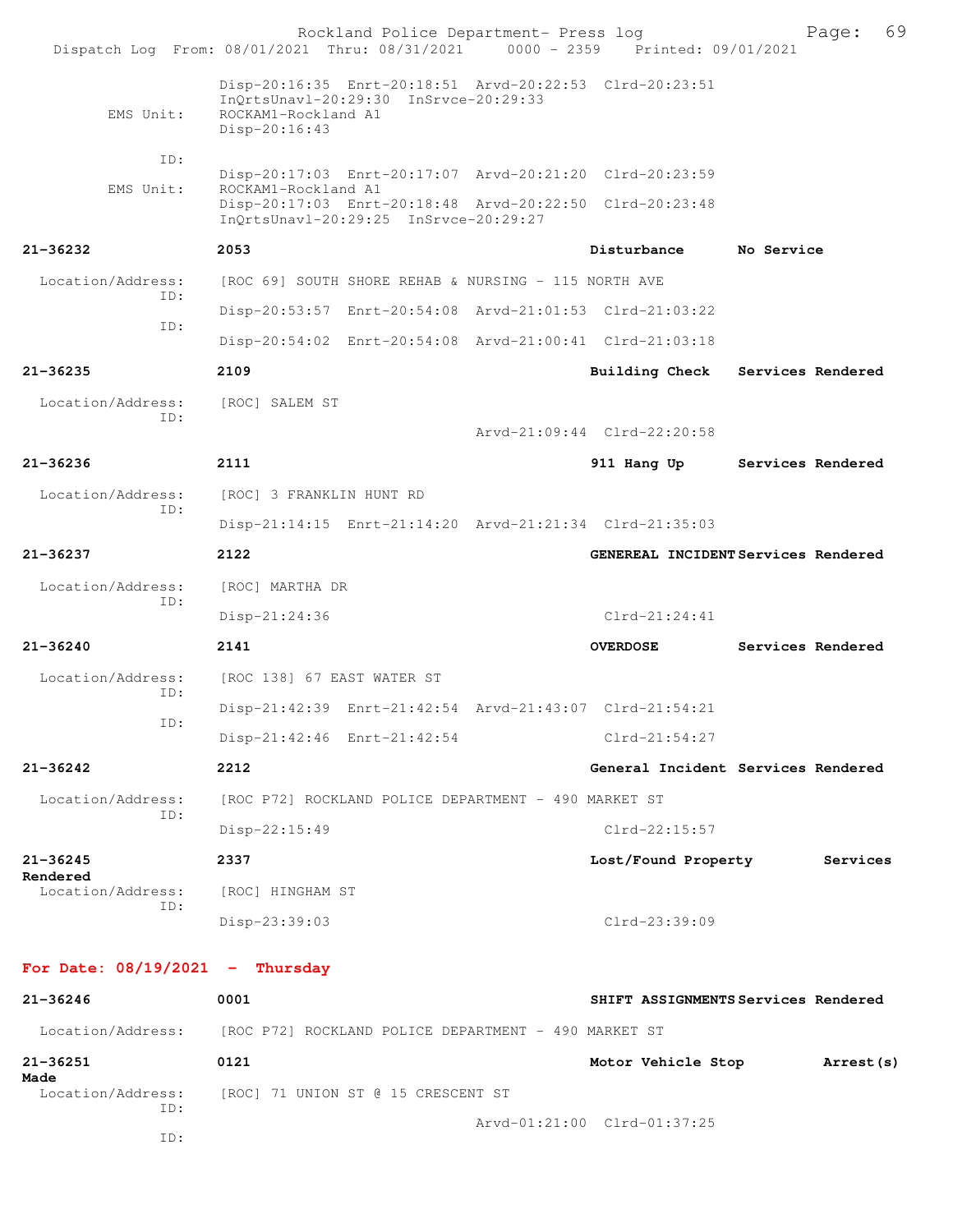Disp-20:16:35 Enrt-20:18:51 Arvd-20:22:53 Clrd-20:23:51
InQrtsUnavl-20:29:30 InSrvce-20:29:33

EMS Unit: ROCKAM1-Rockland A1
Disp-20:16:43

ID:
Disp-20:17:03 Enrt-20:17:07 Arvd-20:21:20 Clrd-20:23:59

EMS Unit: ROCKAM1-Rockland A1
Disp-20:17:03 Enrt-20:18:48 Arvd-20:22:50 Clrd-20:23:48
InQrtsUnavl-20:29:25 InSrvce-20:29:27

**21-36232** **2053** **Disturbance** **No Service**

Location/Address: [ROC 69] SOUTH SHORE REHAB & NURSING - 115 NORTH AVE
ID:
Disp-20:53:57 Enrt-20:54:08 Arvd-21:01:53 Clrd-21:03:22
ID:
Disp-20:54:02 Enrt-20:54:08 Arvd-21:00:41 Clrd-21:03:18

**21-36235** **2109** **Building Check** **Services Rendered**

Location/Address: [ROC] SALEM ST
ID:
Arvd-21:09:44 Clrd-22:20:58

**21-36236** **2111** **911 Hang Up** **Services Rendered**

Location/Address: [ROC] 3 FRANKLIN HUNT RD
ID:
Disp-21:14:15 Enrt-21:14:20 Arvd-21:21:34 Clrd-21:35:03

**21-36237** **2122** **GENEREAL INCIDENT** **Services Rendered**

Location/Address: [ROC] MARTHA DR
ID:
Disp-21:24:36 Clrd-21:24:41

**21-36240** **2141** **OVERDOSE** **Services Rendered**

Location/Address: [ROC 138] 67 EAST WATER ST
ID:
Disp-21:42:39 Enrt-21:42:54 Arvd-21:43:07 Clrd-21:54:21
ID:
Disp-21:42:46 Enrt-21:42:54 Clrd-21:54:27

**21-36242** **2212** **General Incident** **Services Rendered**

Location/Address: [ROC P72] ROCKLAND POLICE DEPARTMENT - 490 MARKET ST
ID:
Disp-22:15:49 Clrd-22:15:57

**21-36245** **2337** **Lost/Found Property** **Services Rendered**

Location/Address: [ROC] HINGHAM ST
ID:
Disp-23:39:03 Clrd-23:39:09

**For Date: 08/19/2021 - Thursday**

**21-36246** **0001** **SHIFT ASSIGNMENTS** **Services Rendered**

Location/Address: [ROC P72] ROCKLAND POLICE DEPARTMENT - 490 MARKET ST

**21-36251** **0121** **Motor Vehicle Stop** **Arrest(s) Made**

Location/Address: [ROC] 71 UNION ST @ 15 CRESCENT ST
ID:
Arvd-01:21:00 Clrd-01:37:25
ID: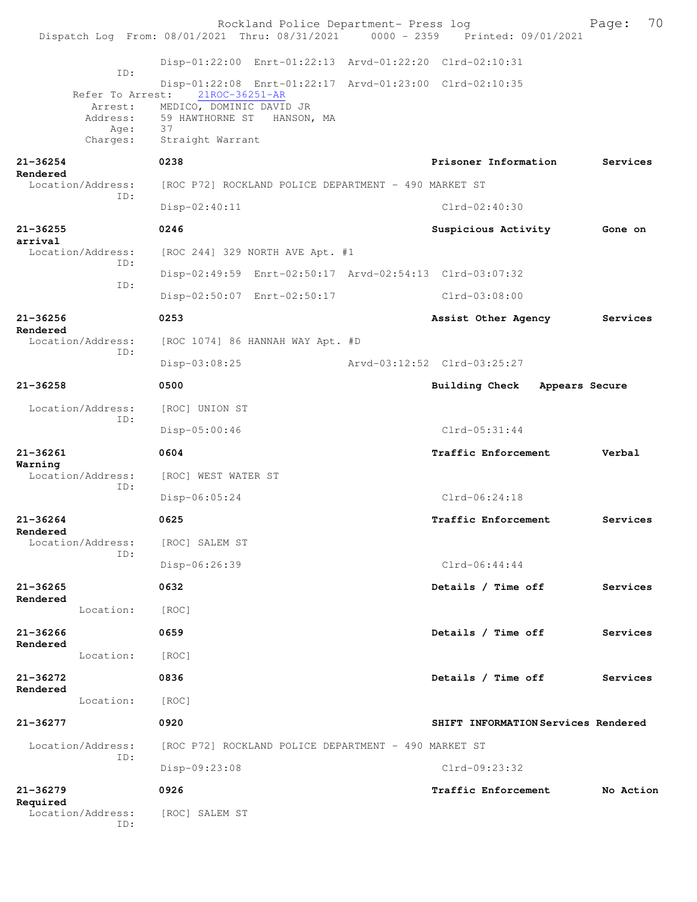Disp-01:22:00 Enrt-01:22:13 Arvd-01:22:20 Clrd-02:10:31

ID:

Disp-01:22:08 Enrt-01:22:17 Arvd-01:23:00 Clrd-02:10:35

Refer To Arrest: 21ROC-36251-AR

Arrest: MEDICO, DOMINIC DAVID JR

Address: 59 HAWTHORNE ST HANSON, MA

Age: 37

Charges: Straight Warrant

**21-36254** **0238** **Prisoner Information** **Services Rendered**

Location/Address: [ROC P72] ROCKLAND POLICE DEPARTMENT - 490 MARKET ST

ID:

Disp-02:40:11 Clrd-02:40:30

**21-36255** **0246** **Suspicious Activity** **Gone on arrival**

Location/Address: [ROC 244] 329 NORTH AVE Apt. #1

ID:

Disp-02:49:59 Enrt-02:50:17 Arvd-02:54:13 Clrd-03:07:32

ID:

Disp-02:50:07 Enrt-02:50:17 Clrd-03:08:00

**21-36256** **0253** **Assist Other Agency** **Services Rendered**

Location/Address: [ROC 1074] 86 HANNAH WAY Apt. #D

ID:

Disp-03:08:25 Arvd-03:12:52 Clrd-03:25:27

**21-36258** **0500** **Building Check** **Appears Secure**

Location/Address: [ROC] UNION ST

ID:

Disp-05:00:46 Clrd-05:31:44

**21-36261** **0604** **Traffic Enforcement** **Verbal Warning**

Location/Address: [ROC] WEST WATER ST

ID:

Disp-06:05:24 Clrd-06:24:18

**21-36264** **0625** **Traffic Enforcement** **Services Rendered**

Location/Address: [ROC] SALEM ST

ID:

Disp-06:26:39 Clrd-06:44:44

**21-36265** **0632** **Details / Time off** **Services Rendered**

Location: [ROC]

**21-36266** **0659** **Details / Time off** **Services Rendered**

Location: [ROC]

**21-36272** **0836** **Details / Time off** **Services Rendered**

Location: [ROC]

**21-36277** **0920** **SHIFT INFORMATION** **Services Rendered**

Location/Address: [ROC P72] ROCKLAND POLICE DEPARTMENT - 490 MARKET ST

ID:

Disp-09:23:08 Clrd-09:23:32

**21-36279** **0926** **Traffic Enforcement** **No Action Required**

Location/Address: [ROC] SALEM ST

ID: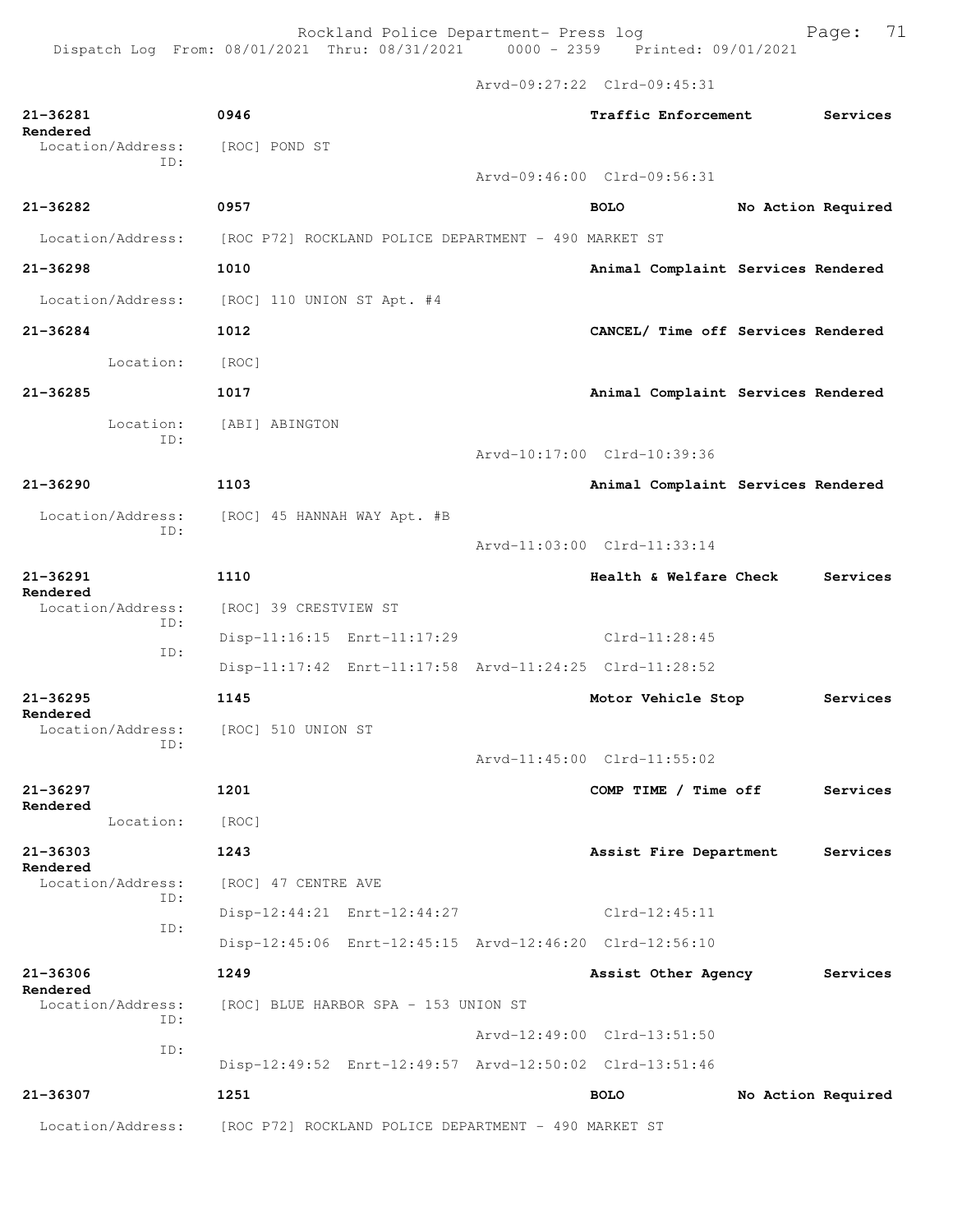Arvd-09:27:22 Clrd-09:45:31

**21-36281** 0946 **Traffic Enforcement** **Services Rendered**
Location/Address: [ROC] POND ST
ID:
Arvd-09:46:00 Clrd-09:56:31

**21-36282** 0957 **BOLO** **No Action Required**
Location/Address: [ROC P72] ROCKLAND POLICE DEPARTMENT - 490 MARKET ST

**21-36298** 1010 **Animal Complaint** **Services Rendered**
Location/Address: [ROC] 110 UNION ST Apt. #4

**21-36284** 1012 **CANCEL/ Time off** **Services Rendered**
Location: [ROC]

**21-36285** 1017 **Animal Complaint** **Services Rendered**
Location: [ABI] ABINGTON
ID:
Arvd-10:17:00 Clrd-10:39:36

**21-36290** 1103 **Animal Complaint** **Services Rendered**
Location/Address: [ROC] 45 HANNAH WAY Apt. #B
ID:
Arvd-11:03:00 Clrd-11:33:14

**21-36291** 1110 **Health & Welfare Check** **Services Rendered**
Location/Address: [ROC] 39 CRESTVIEW ST
ID:
Disp-11:16:15 Enrt-11:17:29 Clrd-11:28:45
ID:
Disp-11:17:42 Enrt-11:17:58 Arvd-11:24:25 Clrd-11:28:52

**21-36295** 1145 **Motor Vehicle Stop** **Services Rendered**
Location/Address: [ROC] 510 UNION ST
ID:
Arvd-11:45:00 Clrd-11:55:02

**21-36297** 1201 **COMP TIME / Time off** **Services Rendered**
Location: [ROC]

**21-36303** 1243 **Assist Fire Department** **Services Rendered**
Location/Address: [ROC] 47 CENTRE AVE
ID:
Disp-12:44:21 Enrt-12:44:27 Clrd-12:45:11
ID:
Disp-12:45:06 Enrt-12:45:15 Arvd-12:46:20 Clrd-12:56:10

**21-36306** 1249 **Assist Other Agency** **Services Rendered**
Location/Address: [ROC] BLUE HARBOR SPA - 153 UNION ST
ID:
Arvd-12:49:00 Clrd-13:51:50
ID:
Disp-12:49:52 Enrt-12:49:57 Arvd-12:50:02 Clrd-13:51:46

**21-36307** 1251 **BOLO** **No Action Required**
Location/Address: [ROC P72] ROCKLAND POLICE DEPARTMENT - 490 MARKET ST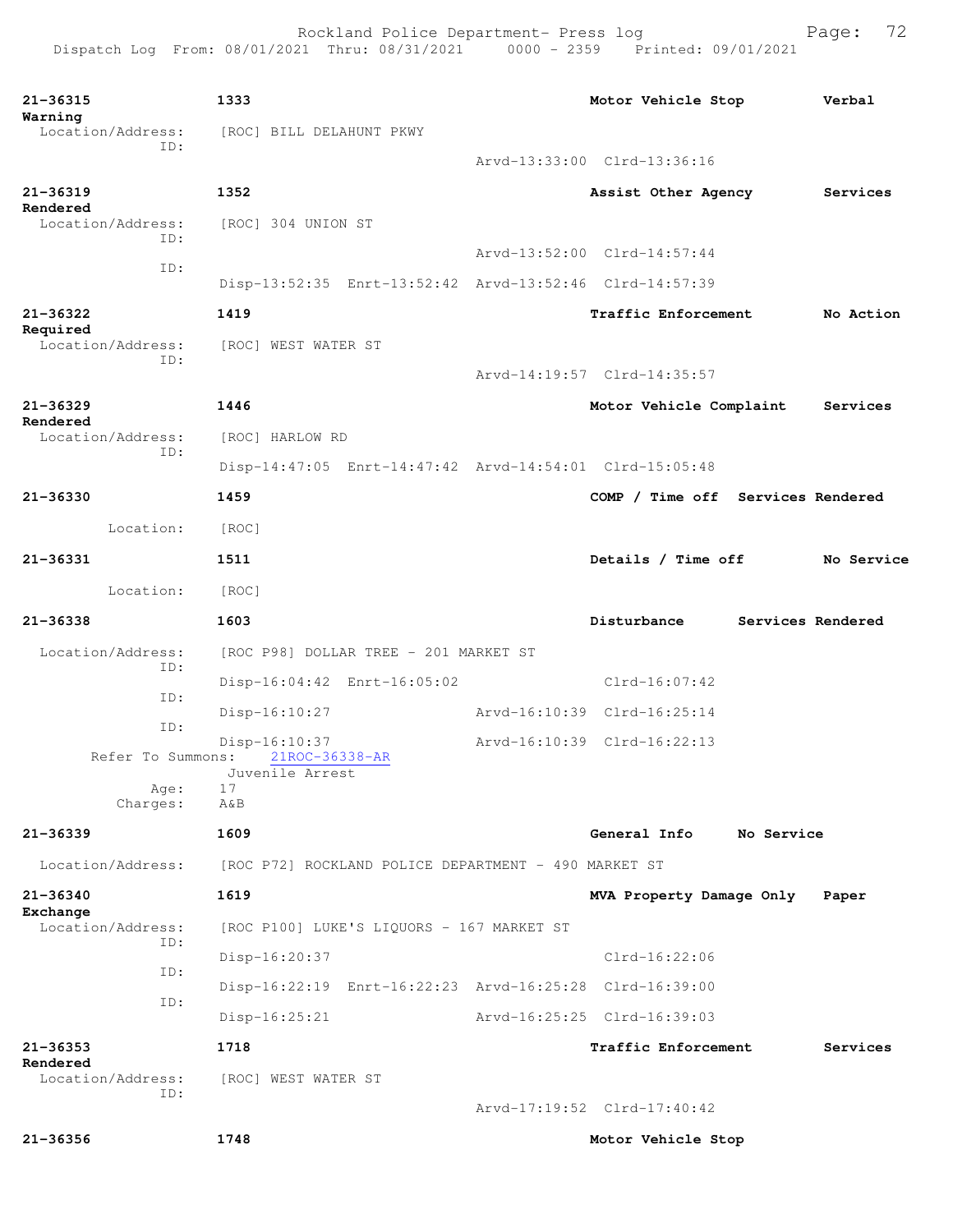21-36315 1333 Motor Vehicle Stop Verbal Warning
Location/Address: [ROC] BILL DELAHUNT PKWY
ID:
Arvd-13:33:00 Clrd-13:36:16

21-36319 1352 Assist Other Agency Services Rendered
Location/Address: [ROC] 304 UNION ST
ID:
Arvd-13:52:00 Clrd-14:57:44
ID:
Disp-13:52:35 Enrt-13:52:42 Arvd-13:52:46 Clrd-14:57:39

21-36322 1419 Traffic Enforcement No Action Required
Location/Address: [ROC] WEST WATER ST
ID:
Arvd-14:19:57 Clrd-14:35:57

21-36329 1446 Motor Vehicle Complaint Services Rendered
Location/Address: [ROC] HARLOW RD
ID:
Disp-14:47:05 Enrt-14:47:42 Arvd-14:54:01 Clrd-15:05:48

21-36330 1459 COMP / Time off Services Rendered
Location: [ROC]

21-36331 1511 Details / Time off No Service
Location: [ROC]

21-36338 1603 Disturbance Services Rendered
Location/Address: [ROC P98] DOLLAR TREE - 201 MARKET ST
ID:
Disp-16:04:42 Enrt-16:05:02 Clrd-16:07:42
ID:
Disp-16:10:27 Arvd-16:10:39 Clrd-16:25:14
ID:
Disp-16:10:37 Arvd-16:10:39 Clrd-16:22:13
Refer To Summons: 21ROC-36338-AR
Juvenile Arrest
Age: 17
Charges: A&B

21-36339 1609 General Info No Service
Location/Address: [ROC P72] ROCKLAND POLICE DEPARTMENT - 490 MARKET ST

21-36340 1619 MVA Property Damage Only Paper Exchange
Location/Address: [ROC P100] LUKE'S LIQUORS - 167 MARKET ST
ID:
Disp-16:20:37 Clrd-16:22:06
ID:
Disp-16:22:19 Enrt-16:22:23 Arvd-16:25:28 Clrd-16:39:00
ID:
Disp-16:25:21 Arvd-16:25:25 Clrd-16:39:03

21-36353 1718 Traffic Enforcement Services Rendered
Location/Address: [ROC] WEST WATER ST
ID:
Arvd-17:19:52 Clrd-17:40:42

21-36356 1748 Motor Vehicle Stop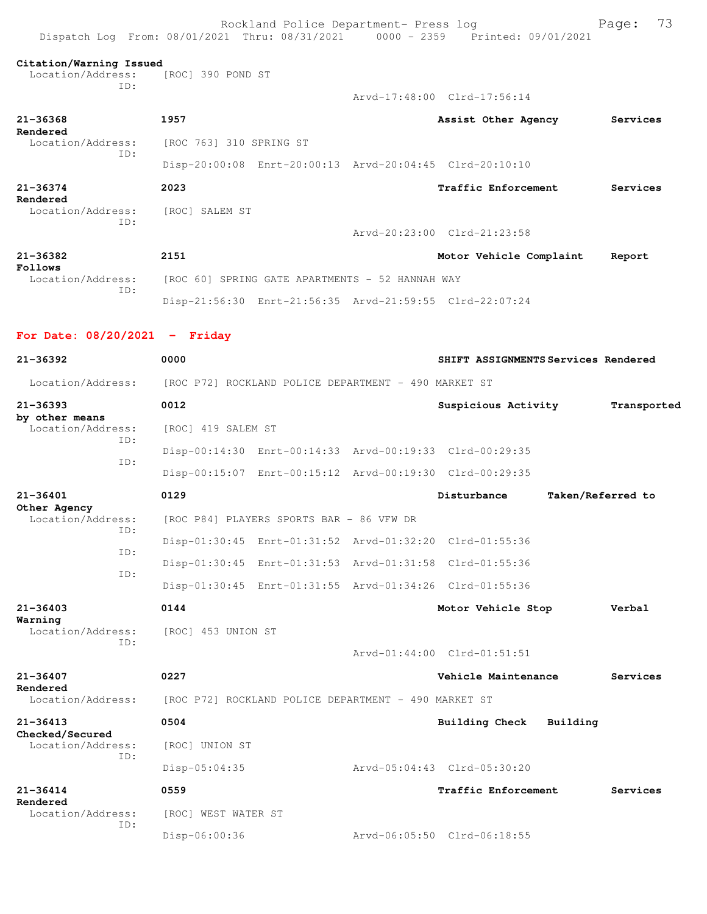**Citation/Warning Issued**
Location/Address: [ROC] 390 POND ST
ID:
Arvd-17:48:00 Clrd-17:56:14

**21-36368** **1957** **Assist Other Agency** **Services Rendered**
Location/Address: [ROC 763] 310 SPRING ST
ID:
Disp-20:00:08 Enrt-20:00:13 Arvd-20:04:45 Clrd-20:10:10

**21-36374** **2023** **Traffic Enforcement** **Services Rendered**
Location/Address: [ROC] SALEM ST
ID:
Arvd-20:23:00 Clrd-21:23:58

**21-36382** **2151** **Motor Vehicle Complaint** **Report Follows**
Location/Address: [ROC 60] SPRING GATE APARTMENTS - 52 HANNAH WAY
ID:
Disp-21:56:30 Enrt-21:56:35 Arvd-21:59:55 Clrd-22:07:24

## For Date: 08/20/2021 - Friday

**21-36392** **0000** **SHIFT ASSIGNMENTS** **Services Rendered**
Location/Address: [ROC P72] ROCKLAND POLICE DEPARTMENT - 490 MARKET ST

**21-36393** **0012** **Suspicious Activity** **Transported by other means**
Location/Address: [ROC] 419 SALEM ST
ID:
Disp-00:14:30 Enrt-00:14:33 Arvd-00:19:33 Clrd-00:29:35
ID:
Disp-00:15:07 Enrt-00:15:12 Arvd-00:19:30 Clrd-00:29:35

**21-36401** **0129** **Disturbance** **Taken/Referred to Other Agency**
Location/Address: [ROC P84] PLAYERS SPORTS BAR - 86 VFW DR
ID:
Disp-01:30:45 Enrt-01:31:52 Arvd-01:32:20 Clrd-01:55:36
ID:
Disp-01:30:45 Enrt-01:31:53 Arvd-01:31:58 Clrd-01:55:36
ID:
Disp-01:30:45 Enrt-01:31:55 Arvd-01:34:26 Clrd-01:55:36

**21-36403** **0144** **Motor Vehicle Stop** **Verbal Warning**
Location/Address: [ROC] 453 UNION ST
ID:
Arvd-01:44:00 Clrd-01:51:51

**21-36407** **0227** **Vehicle Maintenance** **Services Rendered**
Location/Address: [ROC P72] ROCKLAND POLICE DEPARTMENT - 490 MARKET ST

**21-36413** **0504** **Building Check** **Building Checked/Secured**
Location/Address: [ROC] UNION ST
ID:
Disp-05:04:35 Arvd-05:04:43 Clrd-05:30:20

**21-36414** **0559** **Traffic Enforcement** **Services Rendered**
Location/Address: [ROC] WEST WATER ST
ID:
Disp-06:00:36 Arvd-06:05:50 Clrd-06:18:55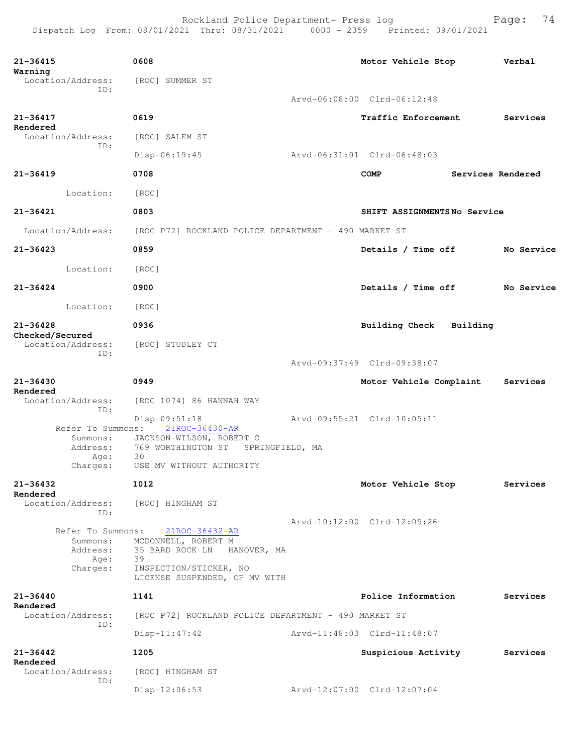Rockland Police Department- Press log
Dispatch Log From: 08/01/2021 Thru: 08/31/2021 0000 - 2359 Printed: 09/01/2021

**21-36415** **0608** **Motor Vehicle Stop** **Verbal Warning**
Location/Address: [ROC] SUMMER ST
ID:
Arvd-06:08:00 Clrd-06:12:48

**21-36417** **0619** **Traffic Enforcement** **Services Rendered**
Location/Address: [ROC] SALEM ST
ID:
Disp-06:19:45 Arvd-06:31:01 Clrd-06:48:03

**21-36419** **0708** **COMP** **Services Rendered**
Location: [ROC]

**21-36421** **0803** **SHIFT ASSIGNMENTS** **No Service**
Location/Address: [ROC P72] ROCKLAND POLICE DEPARTMENT - 490 MARKET ST

**21-36423** **0859** **Details / Time off** **No Service**
Location: [ROC]

**21-36424** **0900** **Details / Time off** **No Service**
Location: [ROC]

**21-36428** **0936** **Building Check** **Building Checked/Secured**
Location/Address: [ROC] STUDLEY CT
ID:
Arvd-09:37:49 Clrd-09:38:07

**21-36430** **0949** **Motor Vehicle Complaint** **Services Rendered**
Location/Address: [ROC 1074] 86 HANNAH WAY
ID:
Disp-09:51:18 Arvd-09:55:21 Clrd-10:05:11
Refer To Summons: 21ROC-36430-AR
Summons: JACKSON-WILSON, ROBERT C
Address: 769 WORTHINGTON ST SPRINGFIELD, MA
Age: 30
Charges: USE MV WITHOUT AUTHORITY

**21-36432** **1012** **Motor Vehicle Stop** **Services Rendered**
Location/Address: [ROC] HINGHAM ST
ID:
Arvd-10:12:00 Clrd-12:05:26
Refer To Summons: 21ROC-36432-AR
Summons: MCDONNELL, ROBERT M
Address: 35 BARD ROCK LN HANOVER, MA
Age: 39
Charges: INSPECTION/STICKER, NO
LICENSE SUSPENDED, OP MV WITH

**21-36440** **1141** **Police Information** **Services Rendered**
Location/Address: [ROC P72] ROCKLAND POLICE DEPARTMENT - 490 MARKET ST
ID:
Disp-11:47:42 Arvd-11:48:03 Clrd-11:48:07

**21-36442** **1205** **Suspicious Activity** **Services Rendered**
Location/Address: [ROC] HINGHAM ST
ID:
Disp-12:06:53 Arvd-12:07:00 Clrd-12:07:04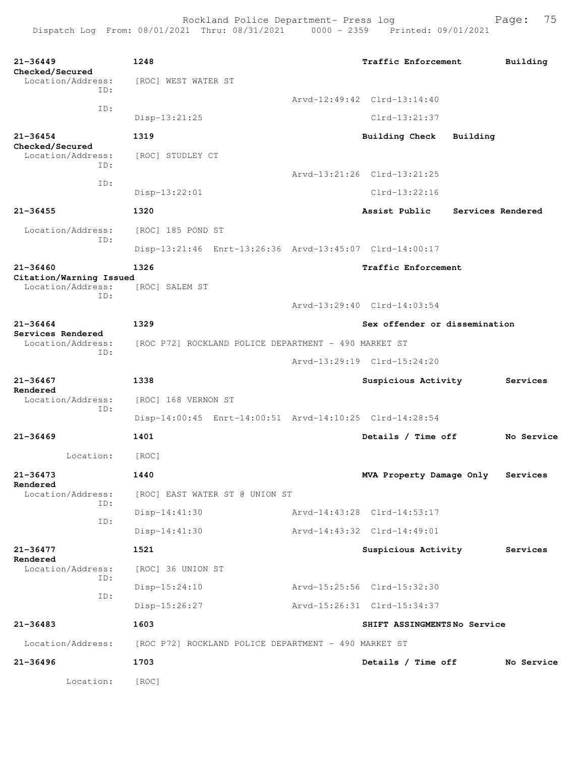**21-36449** **1248** **Traffic Enforcement** **Building Checked/Secured**
Location/Address: [ROC] WEST WATER ST
ID:
Arvd-12:49:42 Clrd-13:14:40
ID:
Disp-13:21:25 Clrd-13:21:37

**21-36454** **1319** **Building Check** **Building Checked/Secured**
Location/Address: [ROC] STUDLEY CT
ID:
Arvd-13:21:26 Clrd-13:21:25
ID:
Disp-13:22:01 Clrd-13:22:16

**21-36455** **1320** **Assist Public** **Services Rendered**
Location/Address: [ROC] 185 POND ST
ID:
Disp-13:21:46 Enrt-13:26:36 Arvd-13:45:07 Clrd-14:00:17

**21-36460** **1326** **Traffic Enforcement** **Citation/Warning Issued**
Location/Address: [ROC] SALEM ST
ID:
Arvd-13:29:40 Clrd-14:03:54

**21-36464** **1329** **Sex offender or dissemination** **Services Rendered**
Location/Address: [ROC P72] ROCKLAND POLICE DEPARTMENT - 490 MARKET ST
ID:
Arvd-13:29:19 Clrd-15:24:20

**21-36467** **1338** **Suspicious Activity** **Services Rendered**
Location/Address: [ROC] 168 VERNON ST
ID:
Disp-14:00:45 Enrt-14:00:51 Arvd-14:10:25 Clrd-14:28:54

**21-36469** **1401** **Details / Time off** **No Service**
Location: [ROC]

**21-36473** **1440** **MVA Property Damage Only** **Services Rendered**
Location/Address: [ROC] EAST WATER ST @ UNION ST
ID:
Disp-14:41:30 Arvd-14:43:28 Clrd-14:53:17
ID:
Disp-14:41:30 Arvd-14:43:32 Clrd-14:49:01

**21-36477** **1521** **Suspicious Activity** **Services Rendered**
Location/Address: [ROC] 36 UNION ST
ID:
Disp-15:24:10 Arvd-15:25:56 Clrd-15:32:30
ID:
Disp-15:26:27 Arvd-15:26:31 Clrd-15:34:37

**21-36483** **1603** **SHIFT ASSINGMENTS** **No Service**
Location/Address: [ROC P72] ROCKLAND POLICE DEPARTMENT - 490 MARKET ST

**21-36496** **1703** **Details / Time off** **No Service**
Location: [ROC]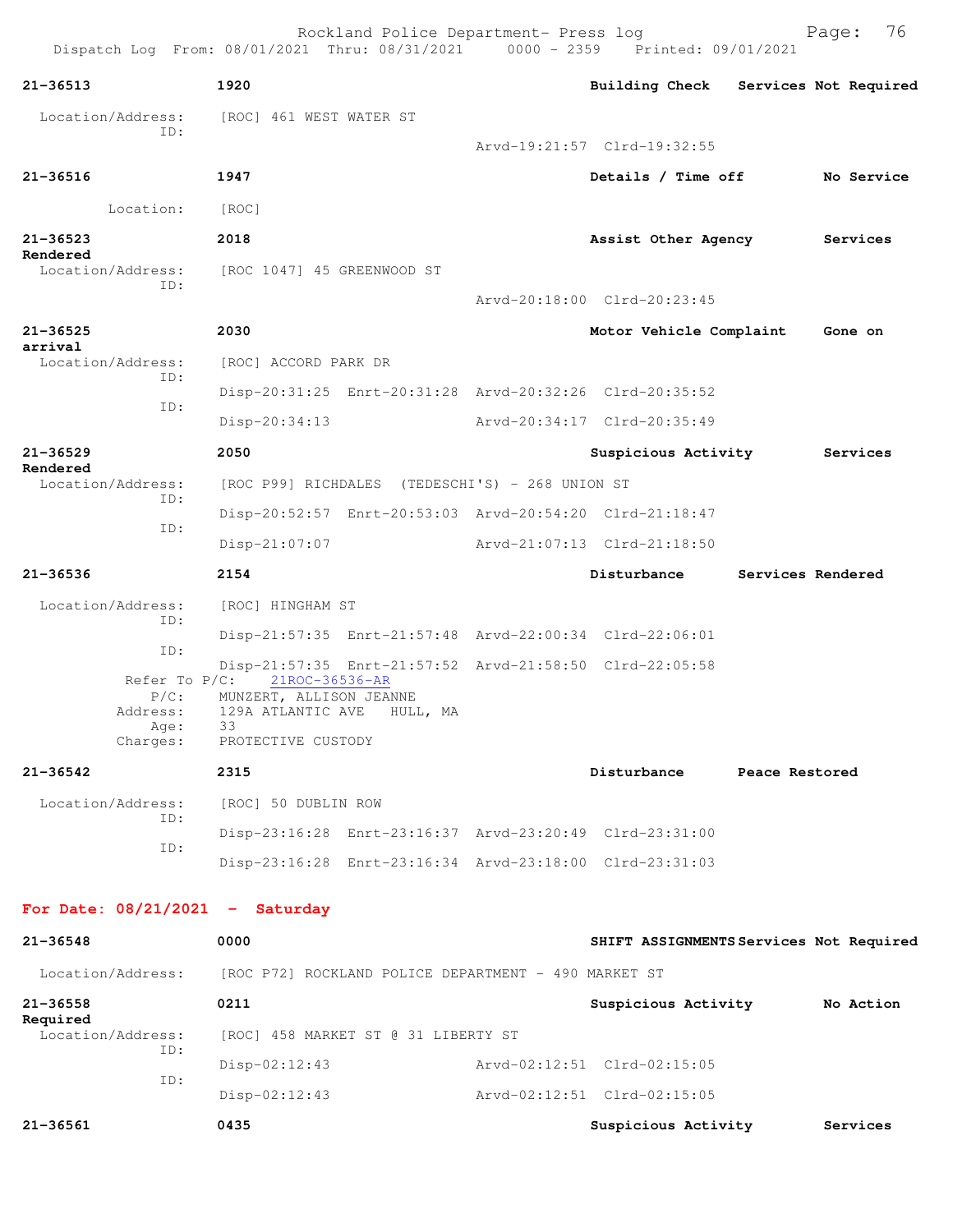**21-36513** | **1920** | **Building Check** | **Services Not Required**

Location/Address: [ROC] 461 WEST WATER ST
ID:
Arvd-19:21:57 Clrd-19:32:55

**21-36516** | **1947** | **Details / Time off** | **No Service**

Location: [ROC]

**21-36523** | **2018** | **Assist Other Agency** | **Services Rendered**

Location/Address: [ROC 1047] 45 GREENWOOD ST
ID:
Arvd-20:18:00 Clrd-20:23:45

**21-36525** | **2030** | **Motor Vehicle Complaint** | **Gone on arrival**

Location/Address: [ROC] ACCORD PARK DR
ID:
Disp-20:31:25 Enrt-20:31:28 Arvd-20:32:26 Clrd-20:35:52
ID:
Disp-20:34:13 Arvd-20:34:17 Clrd-20:35:49

**21-36529** | **2050** | **Suspicious Activity** | **Services Rendered**

Location/Address: [ROC P99] RICHDALES (TEDESCHI'S) - 268 UNION ST
ID:
Disp-20:52:57 Enrt-20:53:03 Arvd-20:54:20 Clrd-21:18:47
ID:
Disp-21:07:07 Arvd-21:07:13 Clrd-21:18:50

**21-36536** | **2154** | **Disturbance** | **Services Rendered**

Location/Address: [ROC] HINGHAM ST
ID:
Disp-21:57:35 Enrt-21:57:48 Arvd-22:00:34 Clrd-22:06:01
ID:
Disp-21:57:35 Enrt-21:57:52 Arvd-21:58:50 Clrd-22:05:58
Refer To P/C: 21ROC-36536-AR
P/C: MUNZERT, ALLISON JEANNE
Address: 129A ATLANTIC AVE HULL, MA
Age: 33
Charges: PROTECTIVE CUSTODY

**21-36542** | **2315** | **Disturbance** | **Peace Restored**

Location/Address: [ROC] 50 DUBLIN ROW
ID:
Disp-23:16:28 Enrt-23:16:37 Arvd-23:20:49 Clrd-23:31:00
ID:
Disp-23:16:28 Enrt-23:16:34 Arvd-23:18:00 Clrd-23:31:03

## For Date: 08/21/2021 - Saturday

**21-36548** | **0000** | **SHIFT ASSIGNMENTS** | **Services Not Required**

Location/Address: [ROC P72] ROCKLAND POLICE DEPARTMENT - 490 MARKET ST

**21-36558** | **0211** | **Suspicious Activity** | **No Action Required**

Location/Address: [ROC] 458 MARKET ST @ 31 LIBERTY ST
ID:
Disp-02:12:43 Arvd-02:12:51 Clrd-02:15:05
ID:
Disp-02:12:43 Arvd-02:12:51 Clrd-02:15:05

**21-36561** | **0435** | **Suspicious Activity** | **Services**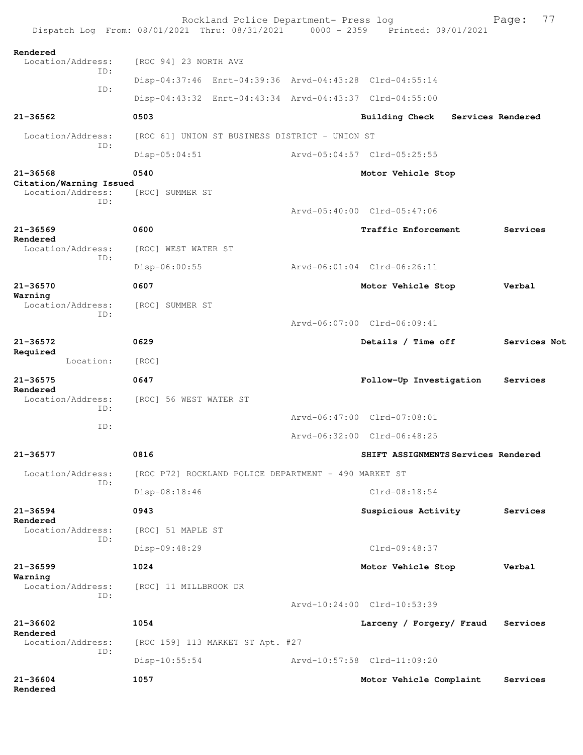Rendered
  Location/Address: [ROC 94] 23 NORTH AVE
  ID:
    Disp-04:37:46 Enrt-04:39:36 Arvd-04:43:28 Clrd-04:55:14
  ID:
    Disp-04:43:32 Enrt-04:43:34 Arvd-04:43:37 Clrd-04:55:00

**21-36562** 0503 Building Check Services Rendered
  Location/Address: [ROC 61] UNION ST BUSINESS DISTRICT - UNION ST
  ID:
    Disp-05:04:51 Arvd-05:04:57 Clrd-05:25:55

**21-36568** 0540 Motor Vehicle Stop
Citation/Warning Issued
  Location/Address: [ROC] SUMMER ST
  ID:
    Arvd-05:40:00 Clrd-05:47:06

**21-36569** 0600 Traffic Enforcement Services Rendered
  Location/Address: [ROC] WEST WATER ST
  ID:
    Disp-06:00:55 Arvd-06:01:04 Clrd-06:26:11

**21-36570** 0607 Motor Vehicle Stop Verbal Warning
  Location/Address: [ROC] SUMMER ST
  ID:
    Arvd-06:07:00 Clrd-06:09:41

**21-36572** 0629 Details / Time off Services Not Required
  Location: [ROC]

**21-36575** 0647 Follow-Up Investigation Services Rendered
  Location/Address: [ROC] 56 WEST WATER ST
  ID:
    Arvd-06:47:00 Clrd-07:08:01
  ID:
    Arvd-06:32:00 Clrd-06:48:25

**21-36577** 0816 SHIFT ASSIGNMENTS Services Rendered
  Location/Address: [ROC P72] ROCKLAND POLICE DEPARTMENT - 490 MARKET ST
  ID:
    Disp-08:18:46 Clrd-08:18:54

**21-36594** 0943 Suspicious Activity Services Rendered
  Location/Address: [ROC] 51 MAPLE ST
  ID:
    Disp-09:48:29 Clrd-09:48:37

**21-36599** 1024 Motor Vehicle Stop Verbal Warning
  Location/Address: [ROC] 11 MILLBROOK DR
  ID:
    Arvd-10:24:00 Clrd-10:53:39

**21-36602** 1054 Larceny / Forgery/ Fraud Services Rendered
  Location/Address: [ROC 159] 113 MARKET ST Apt. #27
  ID:
    Disp-10:55:54 Arvd-10:57:58 Clrd-11:09:20

**21-36604** 1057 Motor Vehicle Complaint Services Rendered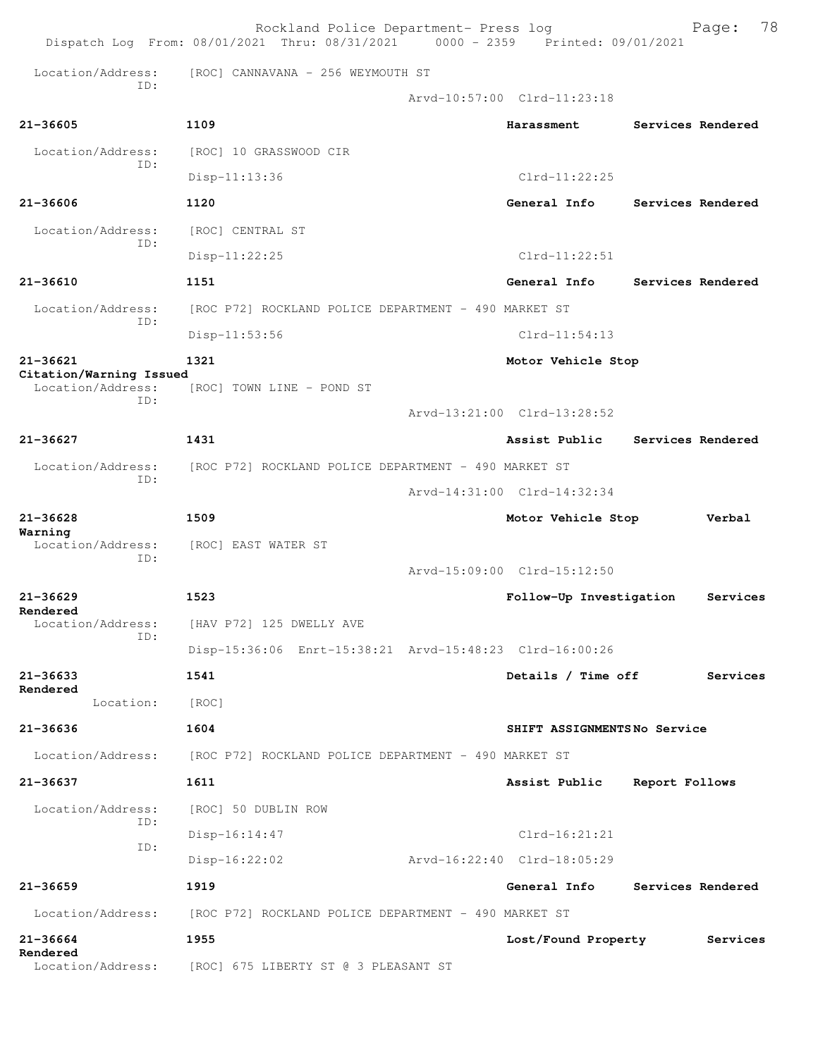Location/Address: [ROC] CANNAVANA - 256 WEYMOUTH ST
ID:
Arvd-10:57:00 Clrd-11:23:18

**21-36605** **1109** **Harassment** **Services Rendered**

Location/Address: [ROC] 10 GRASSWOOD CIR
ID:
Disp-11:13:36 Clrd-11:22:25

**21-36606** **1120** **General Info** **Services Rendered**

Location/Address: [ROC] CENTRAL ST
ID:
Disp-11:22:25 Clrd-11:22:51

**21-36610** **1151** **General Info** **Services Rendered**

Location/Address: [ROC P72] ROCKLAND POLICE DEPARTMENT - 490 MARKET ST
ID:
Disp-11:53:56 Clrd-11:54:13

**21-36621** **1321** **Motor Vehicle Stop**
**Citation/Warning Issued**
Location/Address: [ROC] TOWN LINE - POND ST
ID:
Arvd-13:21:00 Clrd-13:28:52

**21-36627** **1431** **Assist Public** **Services Rendered**

Location/Address: [ROC P72] ROCKLAND POLICE DEPARTMENT - 490 MARKET ST
ID:
Arvd-14:31:00 Clrd-14:32:34

**21-36628** **1509** **Motor Vehicle Stop** **Verbal Warning**
Location/Address: [ROC] EAST WATER ST
ID:
Arvd-15:09:00 Clrd-15:12:50

**21-36629** **1523** **Follow-Up Investigation** **Services Rendered**
Location/Address: [HAV P72] 125 DWELLY AVE
ID:
Disp-15:36:06 Enrt-15:38:21 Arvd-15:48:23 Clrd-16:00:26

**21-36633** **1541** **Details / Time off** **Services Rendered**
Location: [ROC]

**21-36636** **1604** **SHIFT ASSIGNMENTS** **No Service**

Location/Address: [ROC P72] ROCKLAND POLICE DEPARTMENT - 490 MARKET ST

**21-36637** **1611** **Assist Public** **Report Follows**

Location/Address: [ROC] 50 DUBLIN ROW
ID:
Disp-16:14:47 Clrd-16:21:21
ID:
Disp-16:22:02 Arvd-16:22:40 Clrd-18:05:29

**21-36659** **1919** **General Info** **Services Rendered**

Location/Address: [ROC P72] ROCKLAND POLICE DEPARTMENT - 490 MARKET ST

**21-36664** **1955** **Lost/Found Property** **Services Rendered**
Location/Address: [ROC] 675 LIBERTY ST @ 3 PLEASANT ST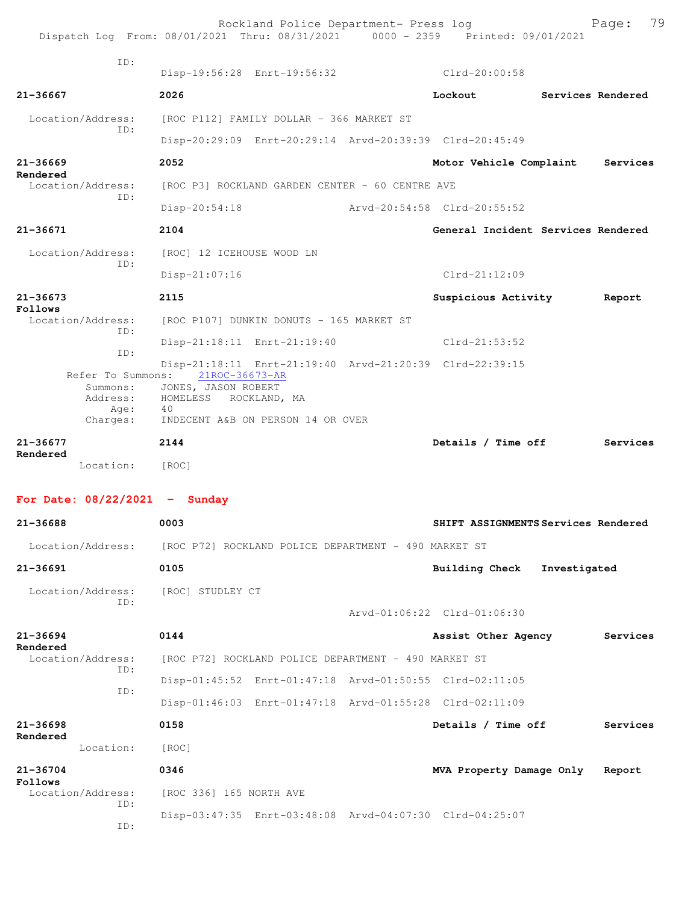ID:
Disp-19:56:28 Enrt-19:56:32 Clrd-20:00:58

**21-36667** **2026** **Lockout** **Services Rendered**
Location/Address: [ROC P112] FAMILY DOLLAR - 366 MARKET ST
ID:
Disp-20:29:09 Enrt-20:29:14 Arvd-20:39:39 Clrd-20:45:49

**21-36669** **2052** **Motor Vehicle Complaint** **Services Rendered**
Location/Address: [ROC P3] ROCKLAND GARDEN CENTER - 60 CENTRE AVE
ID:
Disp-20:54:18 Arvd-20:54:58 Clrd-20:55:52

**21-36671** **2104** **General Incident** **Services Rendered**
Location/Address: [ROC] 12 ICEHOUSE WOOD LN
ID:
Disp-21:07:16 Clrd-21:12:09

**21-36673** **2115** **Suspicious Activity** **Report Follows**
Location/Address: [ROC P107] DUNKIN DONUTS - 165 MARKET ST
ID:
Disp-21:18:11 Enrt-21:19:40 Clrd-21:53:52
ID:
Disp-21:18:11 Enrt-21:19:40 Arvd-21:20:39 Clrd-22:39:15
Refer To Summons: 21ROC-36673-AR
Summons: JONES, JASON ROBERT
Address: HOMELESS ROCKLAND, MA
Age: 40
Charges: INDECENT A&B ON PERSON 14 OR OVER

**21-36677** **2144** **Details / Time off** **Services Rendered**
Location: [ROC]

## For Date: 08/22/2021 - Sunday

**21-36688** **0003** **SHIFT ASSIGNMENTS** **Services Rendered**
Location/Address: [ROC P72] ROCKLAND POLICE DEPARTMENT - 490 MARKET ST

**21-36691** **0105** **Building Check** **Investigated**
Location/Address: [ROC] STUDLEY CT
ID:
Arvd-01:06:22 Clrd-01:06:30

**21-36694** **0144** **Assist Other Agency** **Services Rendered**
Location/Address: [ROC P72] ROCKLAND POLICE DEPARTMENT - 490 MARKET ST
ID:
Disp-01:45:52 Enrt-01:47:18 Arvd-01:50:55 Clrd-02:11:05
ID:
Disp-01:46:03 Enrt-01:47:18 Arvd-01:55:28 Clrd-02:11:09

**21-36698** **0158** **Details / Time off** **Services Rendered**
Location: [ROC]

**21-36704** **0346** **MVA Property Damage Only** **Report Follows**
Location/Address: [ROC 336] 165 NORTH AVE
ID:
Disp-03:47:35 Enrt-03:48:08 Arvd-04:07:30 Clrd-04:25:07
ID: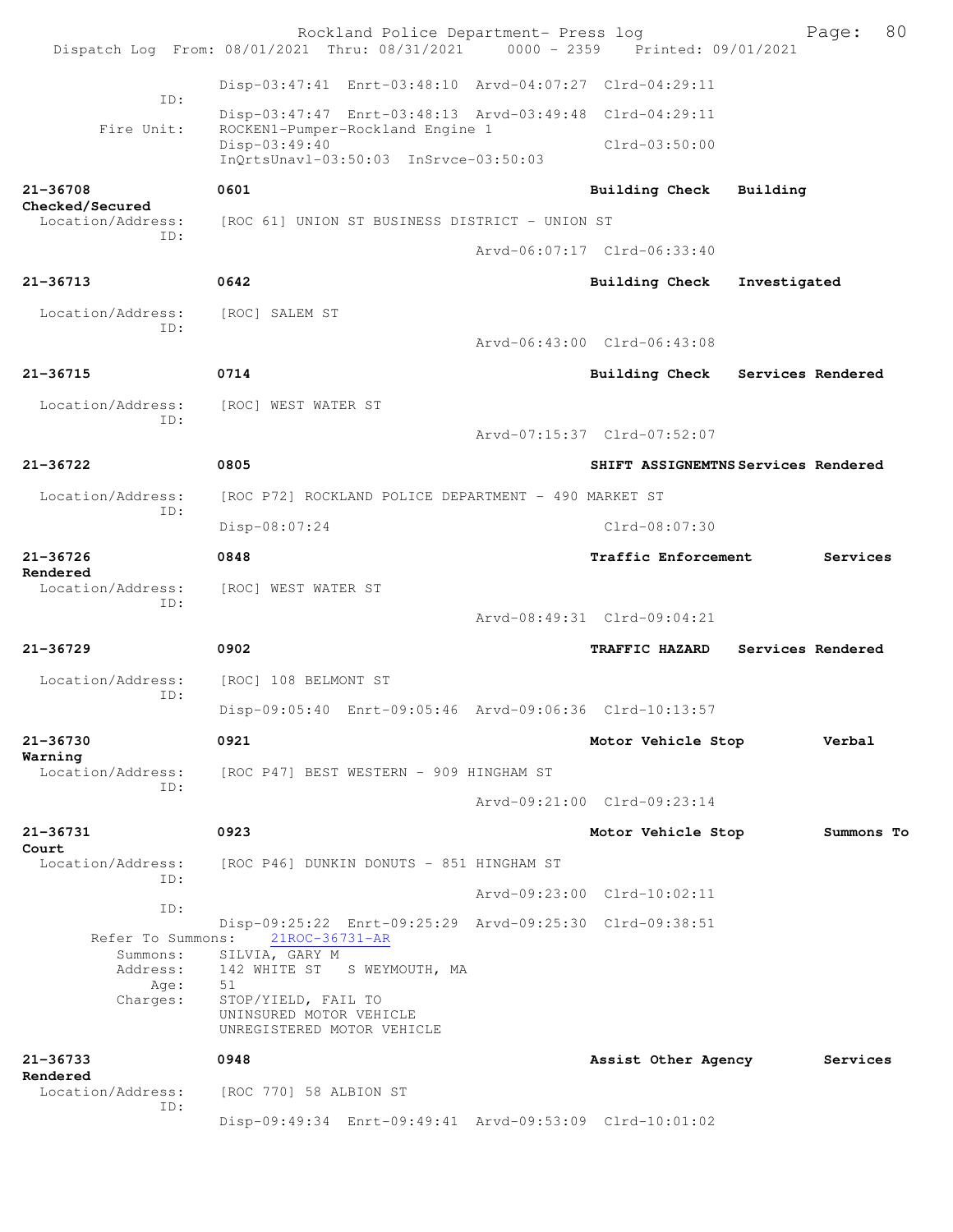```
             Disp-03:47:41  Enrt-03:48:10  Arvd-04:07:27  Clrd-04:29:11
        ID:
             Disp-03:47:47  Enrt-03:48:13  Arvd-03:49:48  Clrd-04:29:11
  Fire Unit: ROCKEN1-Pumper-Rockland Engine 1
             Disp-03:49:40                                Clrd-03:50:00
             InQrtsUnavl-03:50:03  InSrvce-03:50:03

21-36708          0601                         Building Check   Building
Checked/Secured
  Location/Address:   [ROC 61] UNION ST BUSINESS DISTRICT - UNION ST
        ID:
                                     Arvd-06:07:17  Clrd-06:33:40

21-36713          0642                         Building Check   Investigated

  Location/Address:   [ROC] SALEM ST
        ID:
                                     Arvd-06:43:00  Clrd-06:43:08

21-36715          0714                         Building Check   Services Rendered

  Location/Address:   [ROC] WEST WATER ST
        ID:
                                     Arvd-07:15:37  Clrd-07:52:07

21-36722          0805                         SHIFT ASSIGNEMTNS Services Rendered

  Location/Address:   [ROC P72] ROCKLAND POLICE DEPARTMENT - 490 MARKET ST
        ID:
             Disp-08:07:24                                Clrd-08:07:30

21-36726          0848                         Traffic Enforcement      Services
Rendered
  Location/Address:   [ROC] WEST WATER ST
        ID:
                                     Arvd-08:49:31  Clrd-09:04:21

21-36729          0902                         TRAFFIC HAZARD   Services Rendered

  Location/Address:   [ROC] 108 BELMONT ST
        ID:
             Disp-09:05:40  Enrt-09:05:46  Arvd-09:06:36  Clrd-10:13:57

21-36730          0921                         Motor Vehicle Stop       Verbal
Warning
  Location/Address:   [ROC P47] BEST WESTERN - 909 HINGHAM ST
        ID:
                                     Arvd-09:21:00  Clrd-09:23:14

21-36731          0923                         Motor Vehicle Stop       Summons To
Court
  Location/Address:   [ROC P46] DUNKIN DONUTS - 851 HINGHAM ST
        ID:
                                     Arvd-09:23:00  Clrd-10:02:11
        ID:
             Disp-09:25:22  Enrt-09:25:29  Arvd-09:25:30  Clrd-09:38:51
    Refer To Summons:   21ROC-36731-AR
       Summons:  SILVIA, GARY M
       Address:  142 WHITE ST   S WEYMOUTH, MA
           Age:  51
       Charges:  STOP/YIELD, FAIL TO
                 UNINSURED MOTOR VEHICLE
                 UNREGISTERED MOTOR VEHICLE

21-36733          0948                         Assist Other Agency      Services
Rendered
  Location/Address:   [ROC 770] 58 ALBION ST
        ID:
             Disp-09:49:34  Enrt-09:49:41  Arvd-09:53:09  Clrd-10:01:02
```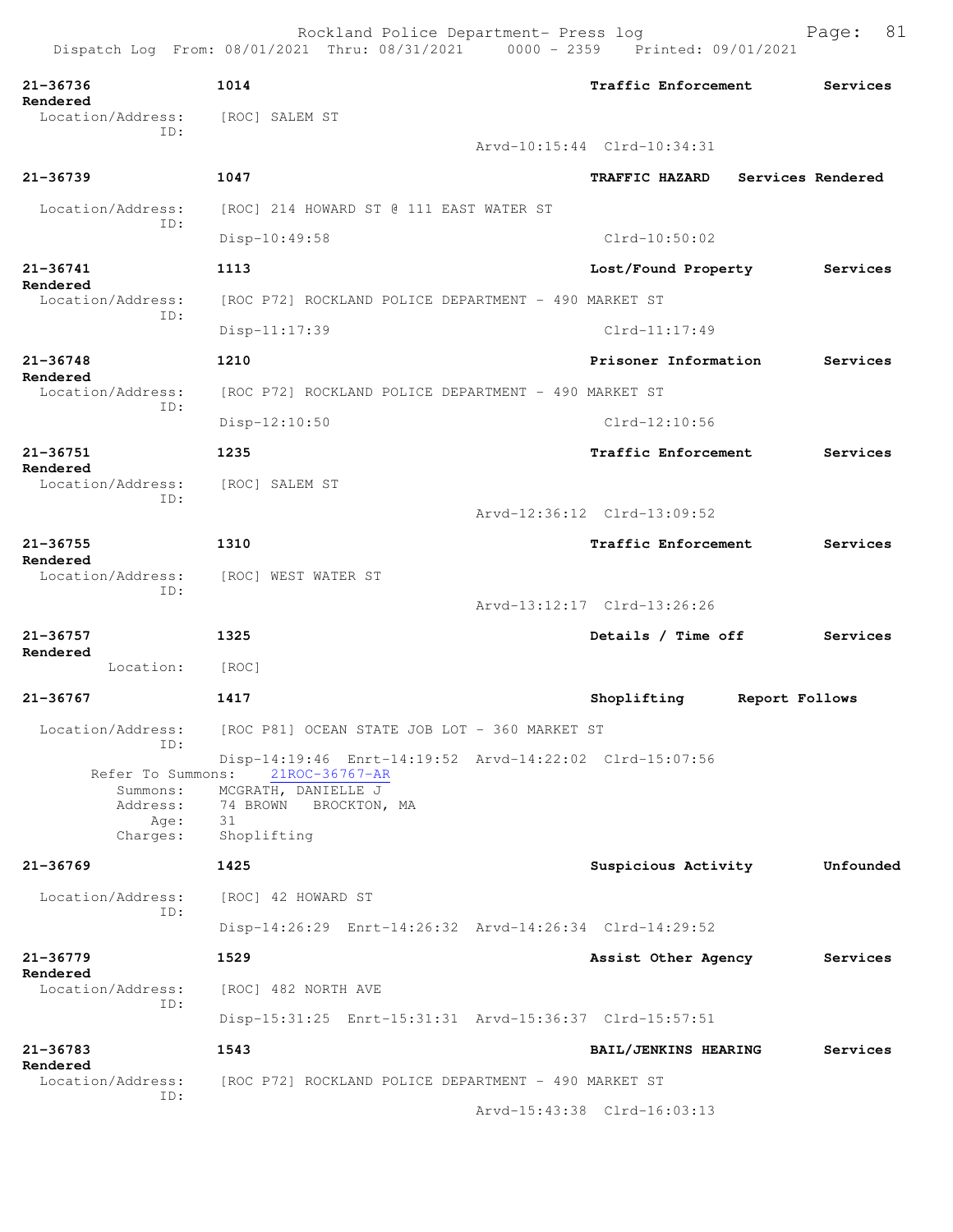Rockland Police Department- Press log

Dispatch Log From: 08/01/2021 Thru: 08/31/2021 0000 - 2359 Printed: 09/01/2021

```
21-36736          1014                          Traffic Enforcement      Services Rendered
  Location/Address:   [ROC] SALEM ST
               ID:
                                          Arvd-10:15:44  Clrd-10:34:31

21-36739          1047                          TRAFFIC HAZARD   Services Rendered
  Location/Address:   [ROC] 214 HOWARD ST @ 111 EAST WATER ST
               ID:
                      Disp-10:49:58                      Clrd-10:50:02

21-36741          1113                          Lost/Found Property      Services Rendered
  Location/Address:   [ROC P72] ROCKLAND POLICE DEPARTMENT - 490 MARKET ST
               ID:
                      Disp-11:17:39                      Clrd-11:17:49

21-36748          1210                          Prisoner Information     Services Rendered
  Location/Address:   [ROC P72] ROCKLAND POLICE DEPARTMENT - 490 MARKET ST
               ID:
                      Disp-12:10:50                      Clrd-12:10:56

21-36751          1235                          Traffic Enforcement      Services Rendered
  Location/Address:   [ROC] SALEM ST
               ID:
                                          Arvd-12:36:12  Clrd-13:09:52

21-36755          1310                          Traffic Enforcement      Services Rendered
  Location/Address:   [ROC] WEST WATER ST
               ID:
                                          Arvd-13:12:17  Clrd-13:26:26

21-36757          1325                          Details / Time off       Services Rendered
         Location:    [ROC]

21-36767          1417                          Shoplifting      Report Follows
  Location/Address:   [ROC P81] OCEAN STATE JOB LOT - 360 MARKET ST
               ID:
                      Disp-14:19:46  Enrt-14:19:52  Arvd-14:22:02  Clrd-15:07:56
       Refer To Summons:   21ROC-36767-AR
           Summons:   MCGRATH, DANIELLE J
           Address:   74 BROWN   BROCKTON, MA
               Age:   31
           Charges:   Shoplifting

21-36769          1425                          Suspicious Activity      Unfounded
  Location/Address:   [ROC] 42 HOWARD ST
               ID:
                      Disp-14:26:29  Enrt-14:26:32  Arvd-14:26:34  Clrd-14:29:52

21-36779          1529                          Assist Other Agency      Services Rendered
  Location/Address:   [ROC] 482 NORTH AVE
               ID:
                      Disp-15:31:25  Enrt-15:31:31  Arvd-15:36:37  Clrd-15:57:51

21-36783          1543                          BAIL/JENKINS HEARING     Services Rendered
  Location/Address:   [ROC P72] ROCKLAND POLICE DEPARTMENT - 490 MARKET ST
               ID:
                                          Arvd-15:43:38  Clrd-16:03:13
```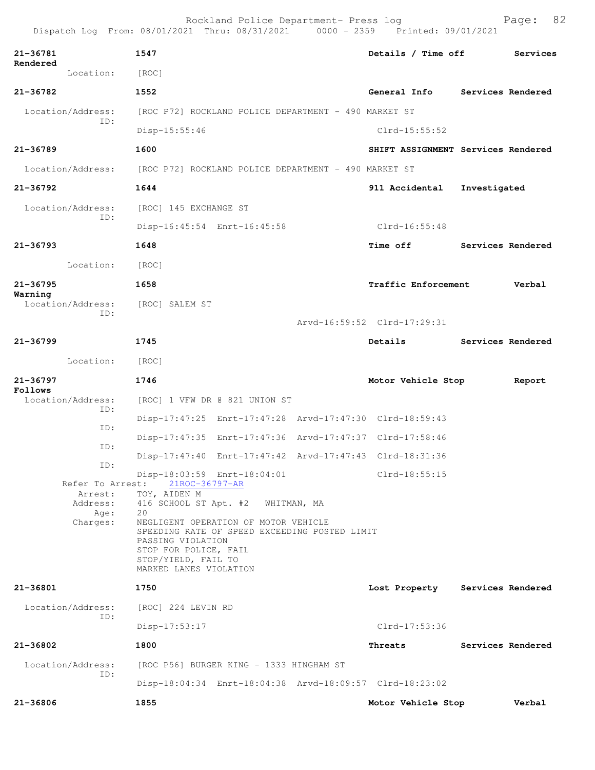**21-36781** **1547** **Details / Time off** **Services Rendered**

Location: [ROC]

**21-36782** **1552** **General Info** **Services Rendered**

Location/Address: [ROC P72] ROCKLAND POLICE DEPARTMENT - 490 MARKET ST
ID:
Disp-15:55:46 Clrd-15:55:52

**21-36789** **1600** **SHIFT ASSIGNMENT** **Services Rendered**

Location/Address: [ROC P72] ROCKLAND POLICE DEPARTMENT - 490 MARKET ST

**21-36792** **1644** **911 Accidental** **Investigated**

Location/Address: [ROC] 145 EXCHANGE ST
ID:
Disp-16:45:54 Enrt-16:45:58 Clrd-16:55:48

**21-36793** **1648** **Time off** **Services Rendered**

Location: [ROC]

**21-36795** **1658** **Traffic Enforcement** **Verbal Warning**

Location/Address: [ROC] SALEM ST
ID:
Arvd-16:59:52 Clrd-17:29:31

**21-36799** **1745** **Details** **Services Rendered**

Location: [ROC]

**21-36797** **1746** **Motor Vehicle Stop** **Report Follows**

Location/Address: [ROC] 1 VFW DR @ 821 UNION ST
ID:
Disp-17:47:25 Enrt-17:47:28 Arvd-17:47:30 Clrd-18:59:43
ID:
Disp-17:47:35 Enrt-17:47:36 Arvd-17:47:37 Clrd-17:58:46
ID:
Disp-17:47:40 Enrt-17:47:42 Arvd-17:47:43 Clrd-18:31:36
ID:
Disp-18:03:59 Enrt-18:04:01 Clrd-18:55:15

Refer To Arrest: 21ROC-36797-AR
Arrest: TOY, AIDEN M
Address: 416 SCHOOL ST Apt. #2 WHITMAN, MA
Age: 20
Charges: NEGLIGENT OPERATION OF MOTOR VEHICLE
SPEEDING RATE OF SPEED EXCEEDING POSTED LIMIT
PASSING VIOLATION
STOP FOR POLICE, FAIL
STOP/YIELD, FAIL TO
MARKED LANES VIOLATION

**21-36801** **1750** **Lost Property** **Services Rendered**

Location/Address: [ROC] 224 LEVIN RD
ID:
Disp-17:53:17 Clrd-17:53:36

**21-36802** **1800** **Threats** **Services Rendered**

Location/Address: [ROC P56] BURGER KING - 1333 HINGHAM ST
ID:
Disp-18:04:34 Enrt-18:04:38 Arvd-18:09:57 Clrd-18:23:02

**21-36806** **1855** **Motor Vehicle Stop** **Verbal**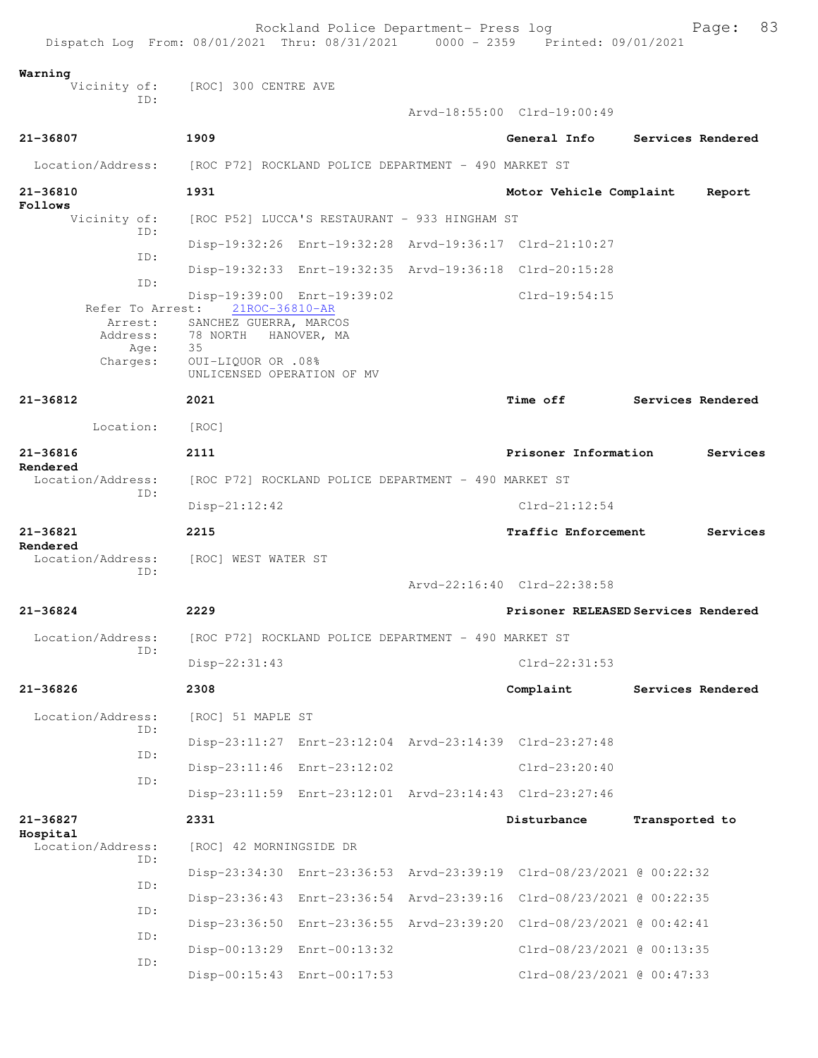Warning
Vicinity of: [ROC] 300 CENTRE AVE
ID:
Arvd-18:55:00 Clrd-19:00:49

**21-36807** **1909** **General Info** **Services Rendered**

Location/Address: [ROC P72] ROCKLAND POLICE DEPARTMENT - 490 MARKET ST

**21-36810** **1931** **Motor Vehicle Complaint** **Report Follows**

Vicinity of: [ROC P52] LUCCA'S RESTAURANT - 933 HINGHAM ST
ID:
Disp-19:32:26 Enrt-19:32:28 Arvd-19:36:17 Clrd-21:10:27
ID:
Disp-19:32:33 Enrt-19:32:35 Arvd-19:36:18 Clrd-20:15:28
ID:
Disp-19:39:00 Enrt-19:39:02 Clrd-19:54:15
Refer To Arrest: 21ROC-36810-AR
Arrest: SANCHEZ GUERRA, MARCOS
Address: 78 NORTH HANOVER, MA
Age: 35
Charges: OUI-LIQUOR OR .08%
UNLICENSED OPERATION OF MV

**21-36812** **2021** **Time off** **Services Rendered**

Location: [ROC]

**21-36816** **2111** **Prisoner Information** **Services Rendered**

Location/Address: [ROC P72] ROCKLAND POLICE DEPARTMENT - 490 MARKET ST
ID:
Disp-21:12:42 Clrd-21:12:54

**21-36821** **2215** **Traffic Enforcement** **Services Rendered**

Location/Address: [ROC] WEST WATER ST
ID:
Arvd-22:16:40 Clrd-22:38:58

**21-36824** **2229** **Prisoner RELEASED** **Services Rendered**

Location/Address: [ROC P72] ROCKLAND POLICE DEPARTMENT - 490 MARKET ST
ID:
Disp-22:31:43 Clrd-22:31:53

**21-36826** **2308** **Complaint** **Services Rendered**

Location/Address: [ROC] 51 MAPLE ST
ID:
Disp-23:11:27 Enrt-23:12:04 Arvd-23:14:39 Clrd-23:27:48
ID:
Disp-23:11:46 Enrt-23:12:02 Clrd-23:20:40
ID:
Disp-23:11:59 Enrt-23:12:01 Arvd-23:14:43 Clrd-23:27:46

**21-36827** **2331** **Disturbance** **Transported to Hospital**

Location/Address: [ROC] 42 MORNINGSIDE DR
ID:
Disp-23:34:30 Enrt-23:36:53 Arvd-23:39:19 Clrd-08/23/2021 @ 00:22:32
ID:
Disp-23:36:43 Enrt-23:36:54 Arvd-23:39:16 Clrd-08/23/2021 @ 00:22:35
ID:
Disp-23:36:50 Enrt-23:36:55 Arvd-23:39:20 Clrd-08/23/2021 @ 00:42:41
ID:
Disp-00:13:29 Enrt-00:13:32 Clrd-08/23/2021 @ 00:13:35
ID:
Disp-00:15:43 Enrt-00:17:53 Clrd-08/23/2021 @ 00:47:33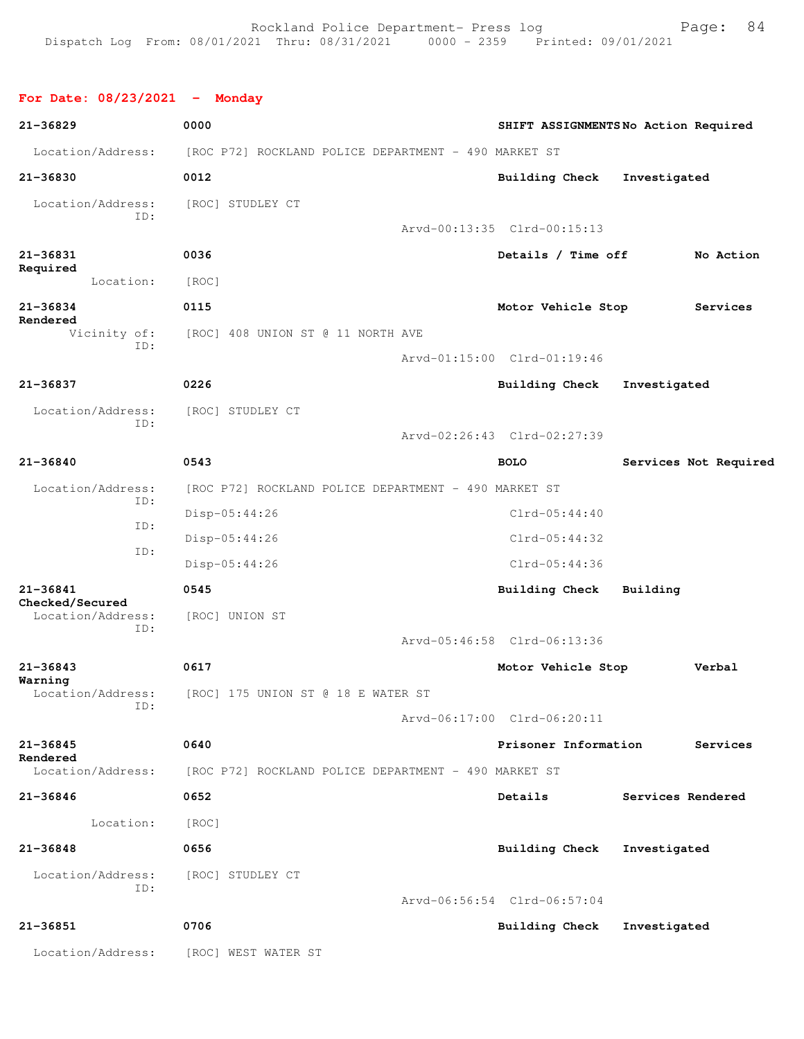Rockland Police Department- Press log
Dispatch Log From: 08/01/2021 Thru: 08/31/2021 0000 - 2359 Printed: 09/01/2021

**For Date: 08/23/2021 - Monday**

**21-36829** **0000** **SHIFT ASSIGNMENTS** **No Action Required**
Location/Address: [ROC P72] ROCKLAND POLICE DEPARTMENT - 490 MARKET ST

**21-36830** **0012** **Building Check** **Investigated**
Location/Address: [ROC] STUDLEY CT
ID:
Arvd-00:13:35 Clrd-00:15:13

**21-36831** **0036** **Details / Time off** **No Action Required**
Location: [ROC]

**21-36834** **0115** **Motor Vehicle Stop** **Services Rendered**
Vicinity of: [ROC] 408 UNION ST @ 11 NORTH AVE
ID:
Arvd-01:15:00 Clrd-01:19:46

**21-36837** **0226** **Building Check** **Investigated**
Location/Address: [ROC] STUDLEY CT
ID:
Arvd-02:26:43 Clrd-02:27:39

**21-36840** **0543** **BOLO** **Services Not Required**
Location/Address: [ROC P72] ROCKLAND POLICE DEPARTMENT - 490 MARKET ST
ID:
Disp-05:44:26 Clrd-05:44:40
ID:
Disp-05:44:26 Clrd-05:44:32
ID:
Disp-05:44:26 Clrd-05:44:36

**21-36841** **0545** **Building Check** **Building Checked/Secured**
Location/Address: [ROC] UNION ST
ID:
Arvd-05:46:58 Clrd-06:13:36

**21-36843** **0617** **Motor Vehicle Stop** **Verbal Warning**
Location/Address: [ROC] 175 UNION ST @ 18 E WATER ST
ID:
Arvd-06:17:00 Clrd-06:20:11

**21-36845** **0640** **Prisoner Information** **Services Rendered**
Location/Address: [ROC P72] ROCKLAND POLICE DEPARTMENT - 490 MARKET ST

**21-36846** **0652** **Details** **Services Rendered**
Location: [ROC]

**21-36848** **0656** **Building Check** **Investigated**
Location/Address: [ROC] STUDLEY CT
ID:
Arvd-06:56:54 Clrd-06:57:04

**21-36851** **0706** **Building Check** **Investigated**
Location/Address: [ROC] WEST WATER ST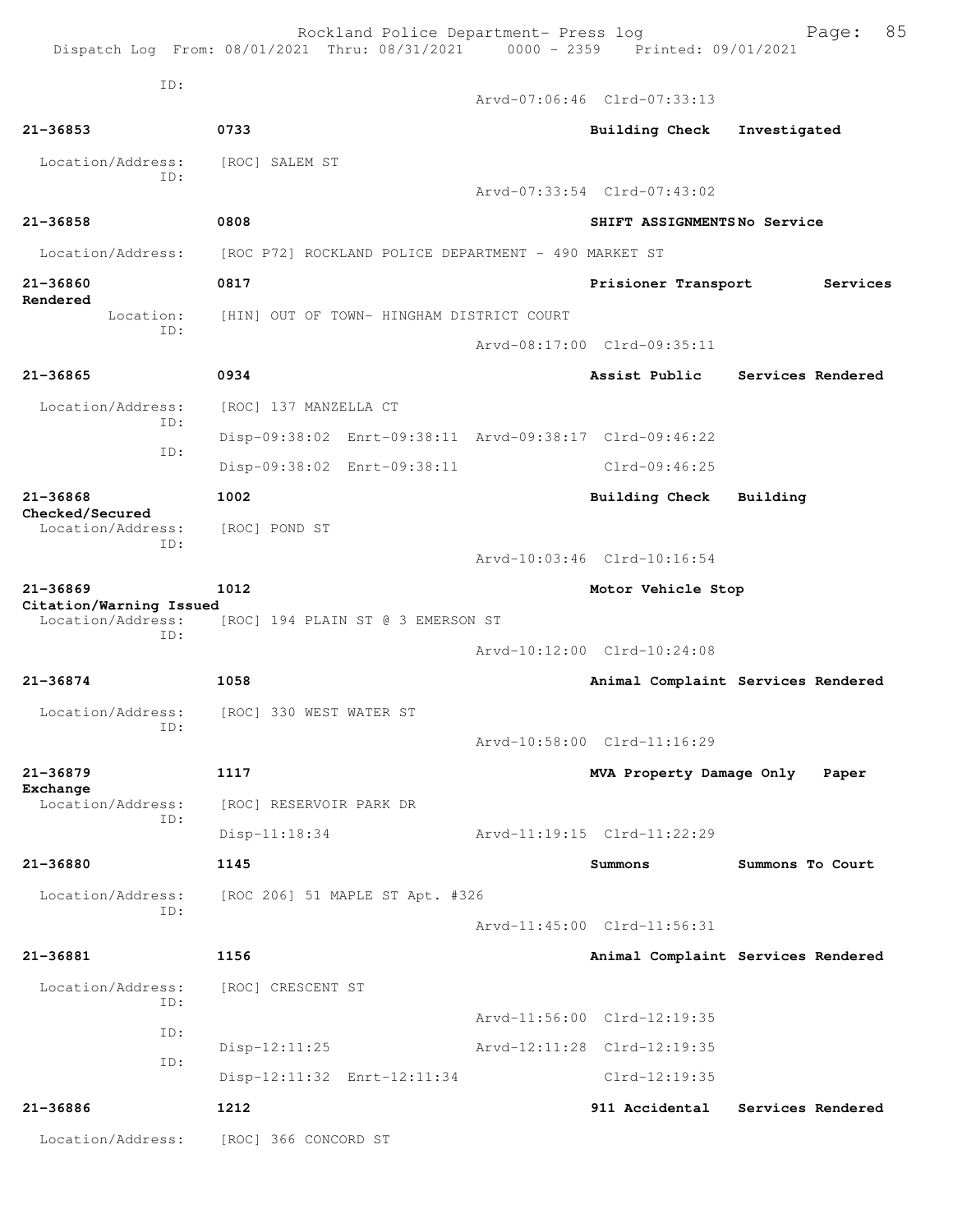ID:
Arvd-07:06:46 Clrd-07:33:13

**21-36853** 0733 **Building Check** Investigated

Location/Address: [ROC] SALEM ST
ID:
Arvd-07:33:54 Clrd-07:43:02

**21-36858** 0808 **SHIFT ASSIGNMENTS** No Service

Location/Address: [ROC P72] ROCKLAND POLICE DEPARTMENT - 490 MARKET ST

**21-36860** 0817 **Prisioner Transport** Services Rendered

Location: [HIN] OUT OF TOWN- HINGHAM DISTRICT COURT
ID:
Arvd-08:17:00 Clrd-09:35:11

**21-36865** 0934 **Assist Public** Services Rendered

Location/Address: [ROC] 137 MANZELLA CT
ID:
Disp-09:38:02 Enrt-09:38:11 Arvd-09:38:17 Clrd-09:46:22
ID:
Disp-09:38:02 Enrt-09:38:11 Clrd-09:46:25

**21-36868** 1002 **Building Check** Building Checked/Secured

Location/Address: [ROC] POND ST
ID:
Arvd-10:03:46 Clrd-10:16:54

**21-36869** 1012 **Motor Vehicle Stop** Citation/Warning Issued

Location/Address: [ROC] 194 PLAIN ST @ 3 EMERSON ST
ID:
Arvd-10:12:00 Clrd-10:24:08

**21-36874** 1058 **Animal Complaint** Services Rendered

Location/Address: [ROC] 330 WEST WATER ST
ID:
Arvd-10:58:00 Clrd-11:16:29

**21-36879** 1117 **MVA Property Damage Only** Paper Exchange

Location/Address: [ROC] RESERVOIR PARK DR
ID:
Disp-11:18:34 Arvd-11:19:15 Clrd-11:22:29

**21-36880** 1145 **Summons** Summons To Court

Location/Address: [ROC 206] 51 MAPLE ST Apt. #326
ID:
Arvd-11:45:00 Clrd-11:56:31

**21-36881** 1156 **Animal Complaint** Services Rendered

Location/Address: [ROC] CRESCENT ST
ID:
Arvd-11:56:00 Clrd-12:19:35
ID:
Disp-12:11:25 Arvd-12:11:28 Clrd-12:19:35
ID:
Disp-12:11:32 Enrt-12:11:34 Clrd-12:19:35

**21-36886** 1212 **911 Accidental** Services Rendered

Location/Address: [ROC] 366 CONCORD ST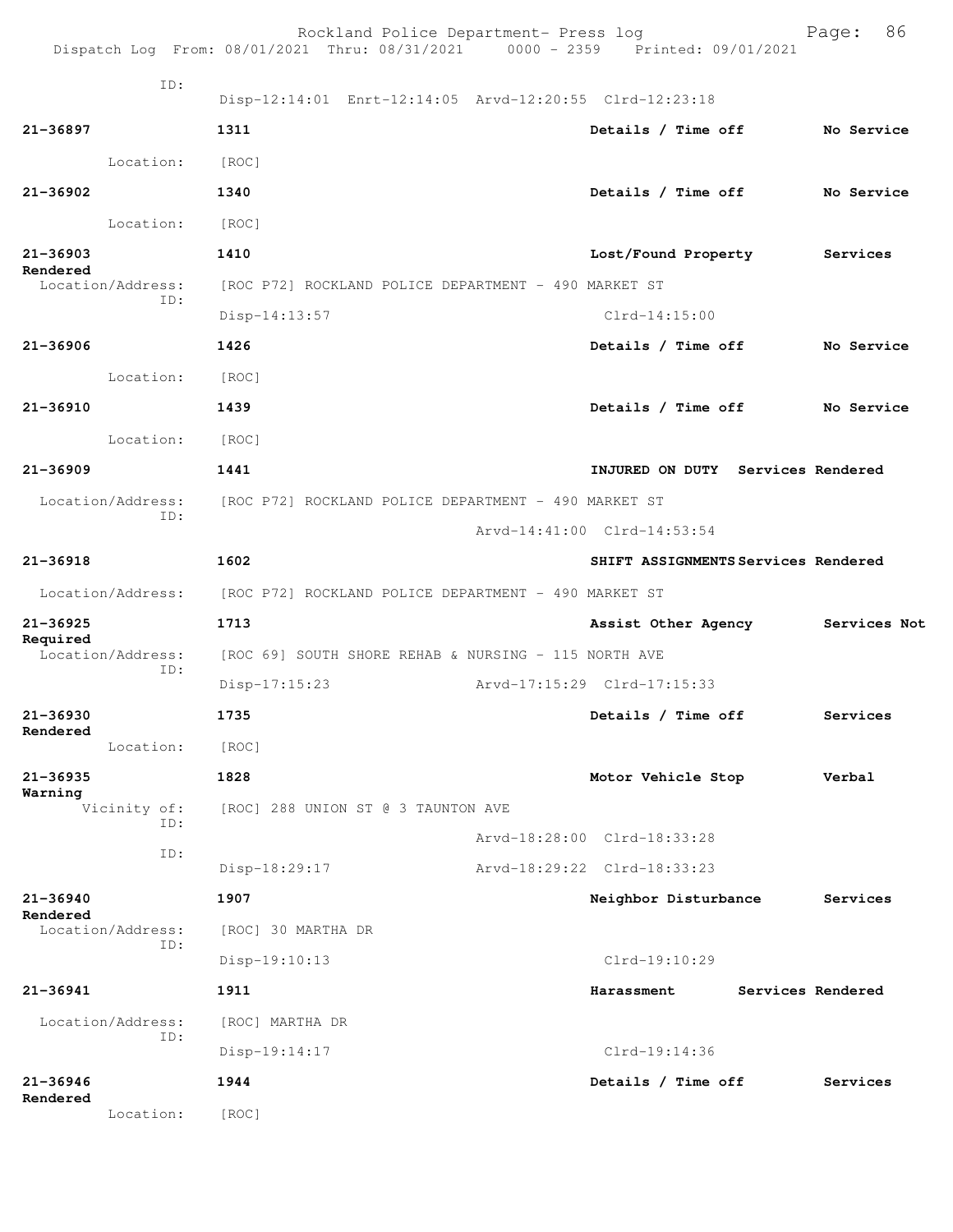ID:
Disp-12:14:01 Enrt-12:14:05 Arvd-12:20:55 Clrd-12:23:18

**21-36897** **1311** **Details / Time off** **No Service**
Location: [ROC]

**21-36902** **1340** **Details / Time off** **No Service**
Location: [ROC]

**21-36903** **1410** **Lost/Found Property** **Services Rendered**
Location/Address: [ROC P72] ROCKLAND POLICE DEPARTMENT - 490 MARKET ST
ID:
Disp-14:13:57 Clrd-14:15:00

**21-36906** **1426** **Details / Time off** **No Service**
Location: [ROC]

**21-36910** **1439** **Details / Time off** **No Service**
Location: [ROC]

**21-36909** **1441** **INJURED ON DUTY** **Services Rendered**
Location/Address: [ROC P72] ROCKLAND POLICE DEPARTMENT - 490 MARKET ST
ID:
Arvd-14:41:00 Clrd-14:53:54

**21-36918** **1602** **SHIFT ASSIGNMENTS** **Services Rendered**
Location/Address: [ROC P72] ROCKLAND POLICE DEPARTMENT - 490 MARKET ST

**21-36925** **1713** **Assist Other Agency** **Services Not Required**
Location/Address: [ROC 69] SOUTH SHORE REHAB & NURSING - 115 NORTH AVE
ID:
Disp-17:15:23 Arvd-17:15:29 Clrd-17:15:33

**21-36930** **1735** **Details / Time off** **Services Rendered**
Location: [ROC]

**21-36935** **1828** **Motor Vehicle Stop** **Verbal Warning**
Vicinity of: [ROC] 288 UNION ST @ 3 TAUNTON AVE
ID:
Arvd-18:28:00 Clrd-18:33:28
ID:
Disp-18:29:17 Arvd-18:29:22 Clrd-18:33:23

**21-36940** **1907** **Neighbor Disturbance** **Services Rendered**
Location/Address: [ROC] 30 MARTHA DR
ID:
Disp-19:10:13 Clrd-19:10:29

**21-36941** **1911** **Harassment** **Services Rendered**
Location/Address: [ROC] MARTHA DR
ID:
Disp-19:14:17 Clrd-19:14:36

**21-36946** **1944** **Details / Time off** **Services Rendered**
Location: [ROC]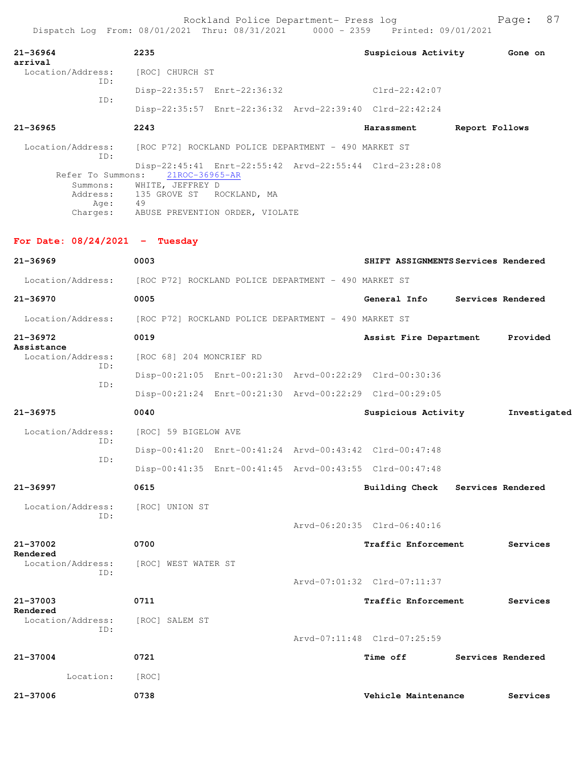Rockland Police Department- Press log

Dispatch Log From: 08/01/2021 Thru: 08/31/2021 0000 - 2359 Printed: 09/01/2021

**21-36964** **2235** **Suspicious Activity** **Gone on arrival**

Location/Address: [ROC] CHURCH ST

ID:
Disp-22:35:57 Enrt-22:36:32 Clrd-22:42:07

ID:
Disp-22:35:57 Enrt-22:36:32 Arvd-22:39:40 Clrd-22:42:24

**21-36965** **2243** **Harassment** **Report Follows**

Location/Address: [ROC P72] ROCKLAND POLICE DEPARTMENT - 490 MARKET ST

ID:
Disp-22:45:41 Enrt-22:55:42 Arvd-22:55:44 Clrd-23:28:08

Refer To Summons: 21ROC-36965-AR

Summons: WHITE, JEFFREY D
Address: 135 GROVE ST ROCKLAND, MA
Age: 49
Charges: ABUSE PREVENTION ORDER, VIOLATE

## For Date: 08/24/2021 - Tuesday

**21-36969** **0003** **SHIFT ASSIGNMENTS** **Services Rendered**

Location/Address: [ROC P72] ROCKLAND POLICE DEPARTMENT - 490 MARKET ST

**21-36970** **0005** **General Info** **Services Rendered**

Location/Address: [ROC P72] ROCKLAND POLICE DEPARTMENT - 490 MARKET ST

**21-36972** **0019** **Assist Fire Department** **Provided Assistance**

Location/Address: [ROC 68] 204 MONCRIEF RD

ID:
Disp-00:21:05 Enrt-00:21:30 Arvd-00:22:29 Clrd-00:30:36

ID:
Disp-00:21:24 Enrt-00:21:30 Arvd-00:22:29 Clrd-00:29:05

**21-36975** **0040** **Suspicious Activity** **Investigated**

Location/Address: [ROC] 59 BIGELOW AVE

ID:
Disp-00:41:20 Enrt-00:41:24 Arvd-00:43:42 Clrd-00:47:48

ID:
Disp-00:41:35 Enrt-00:41:45 Arvd-00:43:55 Clrd-00:47:48

**21-36997** **0615** **Building Check** **Services Rendered**

Location/Address: [ROC] UNION ST

ID:
Arvd-06:20:35 Clrd-06:40:16

**21-37002** **0700** **Traffic Enforcement** **Services Rendered**

Location/Address: [ROC] WEST WATER ST

ID:
Arvd-07:01:32 Clrd-07:11:37

**21-37003** **0711** **Traffic Enforcement** **Services Rendered**

Location/Address: [ROC] SALEM ST

ID:
Arvd-07:11:48 Clrd-07:25:59

**21-37004** **0721** **Time off** **Services Rendered**

Location: [ROC]

**21-37006** **0738** **Vehicle Maintenance** **Services**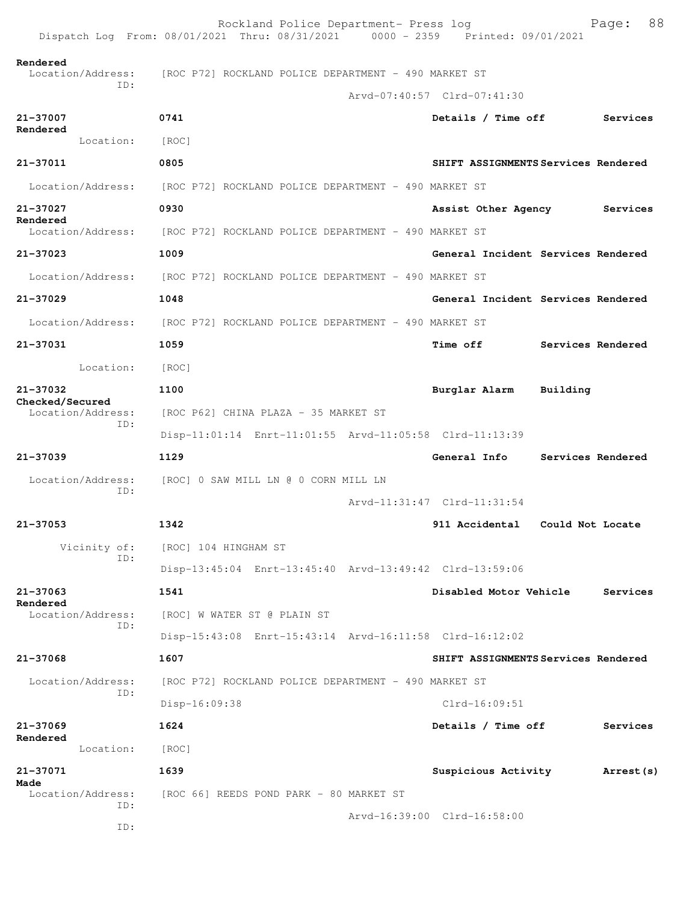Rendered
  Location/Address: [ROC P72] ROCKLAND POLICE DEPARTMENT - 490 MARKET ST
  ID:
  Arvd-07:40:57 Clrd-07:41:30

**21-37007** 0741 **Details / Time off** **Services Rendered**
  Location: [ROC]

**21-37011** 0805 **SHIFT ASSIGNMENTS Services Rendered**
  Location/Address: [ROC P72] ROCKLAND POLICE DEPARTMENT - 490 MARKET ST

**21-37027** 0930 **Assist Other Agency** **Services Rendered**
  Location/Address: [ROC P72] ROCKLAND POLICE DEPARTMENT - 490 MARKET ST

**21-37023** 1009 **General Incident Services Rendered**
  Location/Address: [ROC P72] ROCKLAND POLICE DEPARTMENT - 490 MARKET ST

**21-37029** 1048 **General Incident Services Rendered**
  Location/Address: [ROC P72] ROCKLAND POLICE DEPARTMENT - 490 MARKET ST

**21-37031** 1059 **Time off** **Services Rendered**
  Location: [ROC]

**21-37032** 1100 **Burglar Alarm** **Building Checked/Secured**
  Location/Address: [ROC P62] CHINA PLAZA - 35 MARKET ST
  ID:
  Disp-11:01:14 Enrt-11:01:55 Arvd-11:05:58 Clrd-11:13:39

**21-37039** 1129 **General Info** **Services Rendered**
  Location/Address: [ROC] 0 SAW MILL LN @ 0 CORN MILL LN
  ID:
  Arvd-11:31:47 Clrd-11:31:54

**21-37053** 1342 **911 Accidental** **Could Not Locate**
  Vicinity of: [ROC] 104 HINGHAM ST
  ID:
  Disp-13:45:04 Enrt-13:45:40 Arvd-13:49:42 Clrd-13:59:06

**21-37063** 1541 **Disabled Motor Vehicle** **Services Rendered**
  Location/Address: [ROC] W WATER ST @ PLAIN ST
  ID:
  Disp-15:43:08 Enrt-15:43:14 Arvd-16:11:58 Clrd-16:12:02

**21-37068** 1607 **SHIFT ASSIGNMENTS Services Rendered**
  Location/Address: [ROC P72] ROCKLAND POLICE DEPARTMENT - 490 MARKET ST
  ID:
  Disp-16:09:38 Clrd-16:09:51

**21-37069** 1624 **Details / Time off** **Services Rendered**
  Location: [ROC]

**21-37071** 1639 **Suspicious Activity** **Arrest(s) Made**
  Location/Address: [ROC 66] REEDS POND PARK - 80 MARKET ST
  ID:
  Arvd-16:39:00 Clrd-16:58:00
  ID: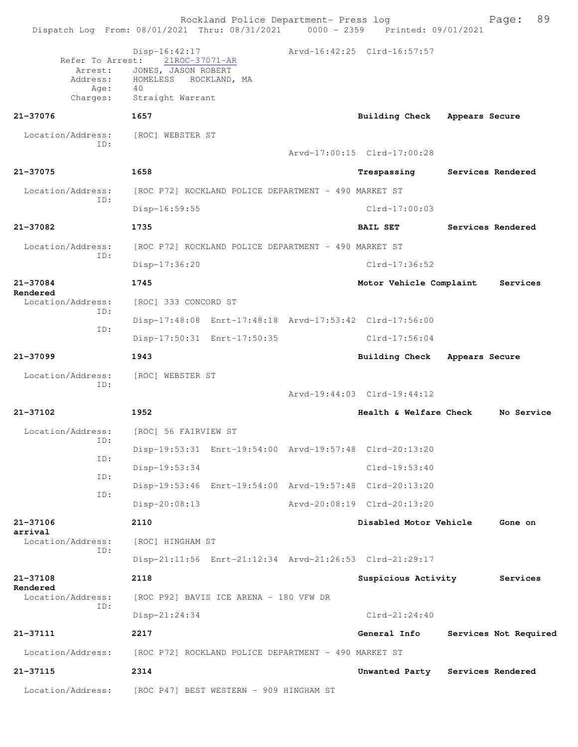Disp-16:42:17 Arvd-16:42:25 Clrd-16:57:57

Refer To Arrest: 21ROC-37071-AR
Arrest: JONES, JASON ROBERT
Address: HOMELESS ROCKLAND, MA
Age: 40
Charges: Straight Warrant

**21-37076** **1657** **Building Check** **Appears Secure**

Location/Address: [ROC] WEBSTER ST
ID:
Arvd-17:00:15 Clrd-17:00:28

**21-37075** **1658** **Trespassing** **Services Rendered**

Location/Address: [ROC P72] ROCKLAND POLICE DEPARTMENT - 490 MARKET ST
ID:
Disp-16:59:55 Clrd-17:00:03

**21-37082** **1735** **BAIL SET** **Services Rendered**

Location/Address: [ROC P72] ROCKLAND POLICE DEPARTMENT - 490 MARKET ST
ID:
Disp-17:36:20 Clrd-17:36:52

**21-37084** **1745** **Motor Vehicle Complaint** **Services Rendered**

Location/Address: [ROC] 333 CONCORD ST
ID:
Disp-17:48:08 Enrt-17:48:18 Arvd-17:53:42 Clrd-17:56:00
ID:
Disp-17:50:31 Enrt-17:50:35 Clrd-17:56:04

**21-37099** **1943** **Building Check** **Appears Secure**

Location/Address: [ROC] WEBSTER ST
ID:
Arvd-19:44:03 Clrd-19:44:12

**21-37102** **1952** **Health & Welfare Check** **No Service**

Location/Address: [ROC] 56 FAIRVIEW ST
ID:
Disp-19:53:31 Enrt-19:54:00 Arvd-19:57:48 Clrd-20:13:20
ID:
Disp-19:53:34 Clrd-19:53:40
ID:
Disp-19:53:46 Enrt-19:54:00 Arvd-19:57:48 Clrd-20:13:20
ID:
Disp-20:08:13 Arvd-20:08:19 Clrd-20:13:20

**21-37106** **2110** **Disabled Motor Vehicle** **Gone on arrival**

Location/Address: [ROC] HINGHAM ST
ID:
Disp-21:11:56 Enrt-21:12:34 Arvd-21:26:53 Clrd-21:29:17

**21-37108** **2118** **Suspicious Activity** **Services Rendered**

Location/Address: [ROC P92] BAVIS ICE ARENA - 180 VFW DR
ID:
Disp-21:24:34 Clrd-21:24:40

**21-37111** **2217** **General Info** **Services Not Required**

Location/Address: [ROC P72] ROCKLAND POLICE DEPARTMENT - 490 MARKET ST

**21-37115** **2314** **Unwanted Party** **Services Rendered**

Location/Address: [ROC P47] BEST WESTERN - 909 HINGHAM ST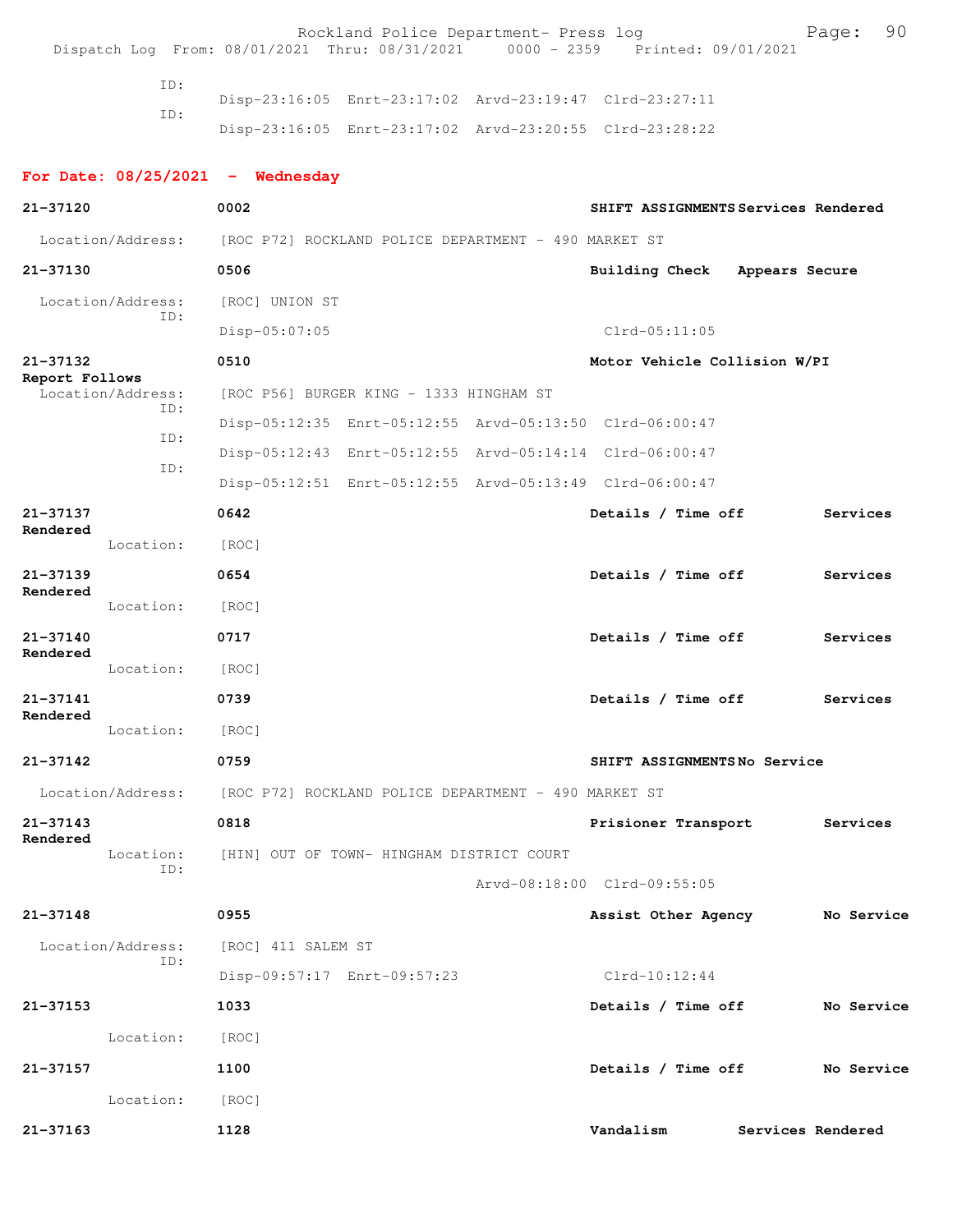ID:
Disp-23:16:05 Enrt-23:17:02 Arvd-23:19:47 Clrd-23:27:11
ID:
Disp-23:16:05 Enrt-23:17:02 Arvd-23:20:55 Clrd-23:28:22

**For Date: 08/25/2021 - Wednesday**

**21-37120** **0002** **SHIFT ASSIGNMENTS** **Services Rendered**
Location/Address: [ROC P72] ROCKLAND POLICE DEPARTMENT - 490 MARKET ST

**21-37130** **0506** **Building Check** **Appears Secure**
Location/Address: [ROC] UNION ST
ID:
Disp-05:07:05 Clrd-05:11:05

**21-37132** **0510** **Motor Vehicle Collision W/PI**
**Report Follows**
Location/Address: [ROC P56] BURGER KING - 1333 HINGHAM ST
ID:
Disp-05:12:35 Enrt-05:12:55 Arvd-05:13:50 Clrd-06:00:47
ID:
Disp-05:12:43 Enrt-05:12:55 Arvd-05:14:14 Clrd-06:00:47
ID:
Disp-05:12:51 Enrt-05:12:55 Arvd-05:13:49 Clrd-06:00:47

**21-37137** **0642** **Details / Time off** **Services Rendered**
Location: [ROC]

**21-37139** **0654** **Details / Time off** **Services Rendered**
Location: [ROC]

**21-37140** **0717** **Details / Time off** **Services Rendered**
Location: [ROC]

**21-37141** **0739** **Details / Time off** **Services Rendered**
Location: [ROC]

**21-37142** **0759** **SHIFT ASSIGNMENTS** **No Service**
Location/Address: [ROC P72] ROCKLAND POLICE DEPARTMENT - 490 MARKET ST

**21-37143** **0818** **Prisioner Transport** **Services Rendered**
Location: [HIN] OUT OF TOWN- HINGHAM DISTRICT COURT
ID:
Arvd-08:18:00 Clrd-09:55:05

**21-37148** **0955** **Assist Other Agency** **No Service**
Location/Address: [ROC] 411 SALEM ST
ID:
Disp-09:57:17 Enrt-09:57:23 Clrd-10:12:44

**21-37153** **1033** **Details / Time off** **No Service**
Location: [ROC]

**21-37157** **1100** **Details / Time off** **No Service**
Location: [ROC]

**21-37163** **1128** **Vandalism** **Services Rendered**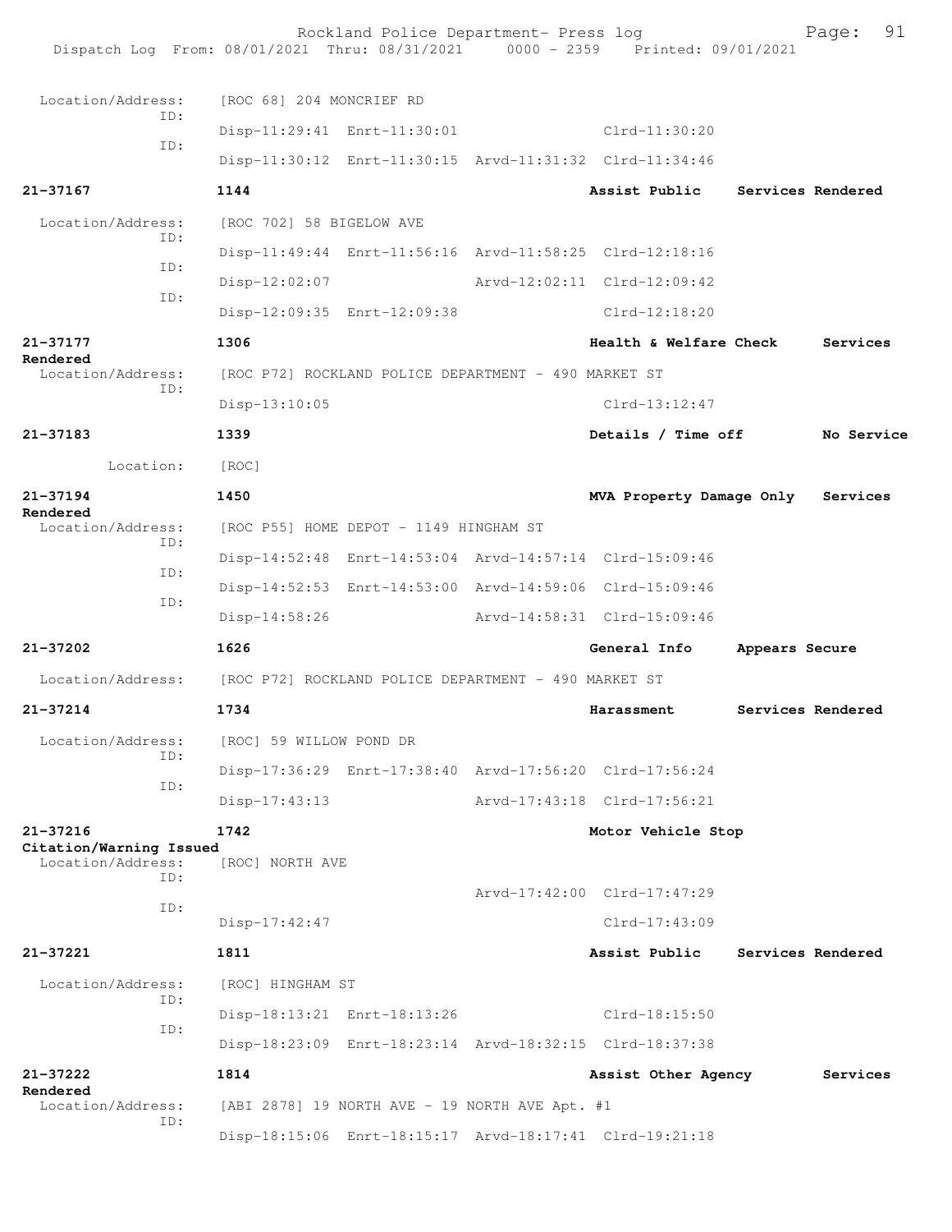Location/Address: [ROC 68] 204 MONCRIEF RD
ID:
Disp-11:29:41 Enrt-11:30:01 Clrd-11:30:20
ID:
Disp-11:30:12 Enrt-11:30:15 Arvd-11:31:32 Clrd-11:34:46

**21-37167** 1144 Assist Public Services Rendered

Location/Address: [ROC 702] 58 BIGELOW AVE
ID:
Disp-11:49:44 Enrt-11:56:16 Arvd-11:58:25 Clrd-12:18:16
ID:
Disp-12:02:07 Arvd-12:02:11 Clrd-12:09:42
ID:
Disp-12:09:35 Enrt-12:09:38 Clrd-12:18:20

**21-37177** 1306 Health & Welfare Check Services Rendered

Location/Address: [ROC P72] ROCKLAND POLICE DEPARTMENT - 490 MARKET ST
ID:
Disp-13:10:05 Clrd-13:12:47

**21-37183** 1339 Details / Time off No Service

Location: [ROC]

**21-37194** 1450 MVA Property Damage Only Services Rendered

Location/Address: [ROC P55] HOME DEPOT - 1149 HINGHAM ST
ID:
Disp-14:52:48 Enrt-14:53:04 Arvd-14:57:14 Clrd-15:09:46
ID:
Disp-14:52:53 Enrt-14:53:00 Arvd-14:59:06 Clrd-15:09:46
ID:
Disp-14:58:26 Arvd-14:58:31 Clrd-15:09:46

**21-37202** 1626 General Info Appears Secure

Location/Address: [ROC P72] ROCKLAND POLICE DEPARTMENT - 490 MARKET ST

**21-37214** 1734 Harassment Services Rendered

Location/Address: [ROC] 59 WILLOW POND DR
ID:
Disp-17:36:29 Enrt-17:38:40 Arvd-17:56:20 Clrd-17:56:24
ID:
Disp-17:43:13 Arvd-17:43:18 Clrd-17:56:21

**21-37216** 1742 Motor Vehicle Stop Citation/Warning Issued

Location/Address: [ROC] NORTH AVE
ID:
Arvd-17:42:00 Clrd-17:47:29
ID:
Disp-17:42:47 Clrd-17:43:09

**21-37221** 1811 Assist Public Services Rendered

Location/Address: [ROC] HINGHAM ST
ID:
Disp-18:13:21 Enrt-18:13:26 Clrd-18:15:50
ID:
Disp-18:23:09 Enrt-18:23:14 Arvd-18:32:15 Clrd-18:37:38

**21-37222** 1814 Assist Other Agency Services Rendered

Location/Address: [ABI 2878] 19 NORTH AVE - 19 NORTH AVE Apt. #1
ID:
Disp-18:15:06 Enrt-18:15:17 Arvd-18:17:41 Clrd-19:21:18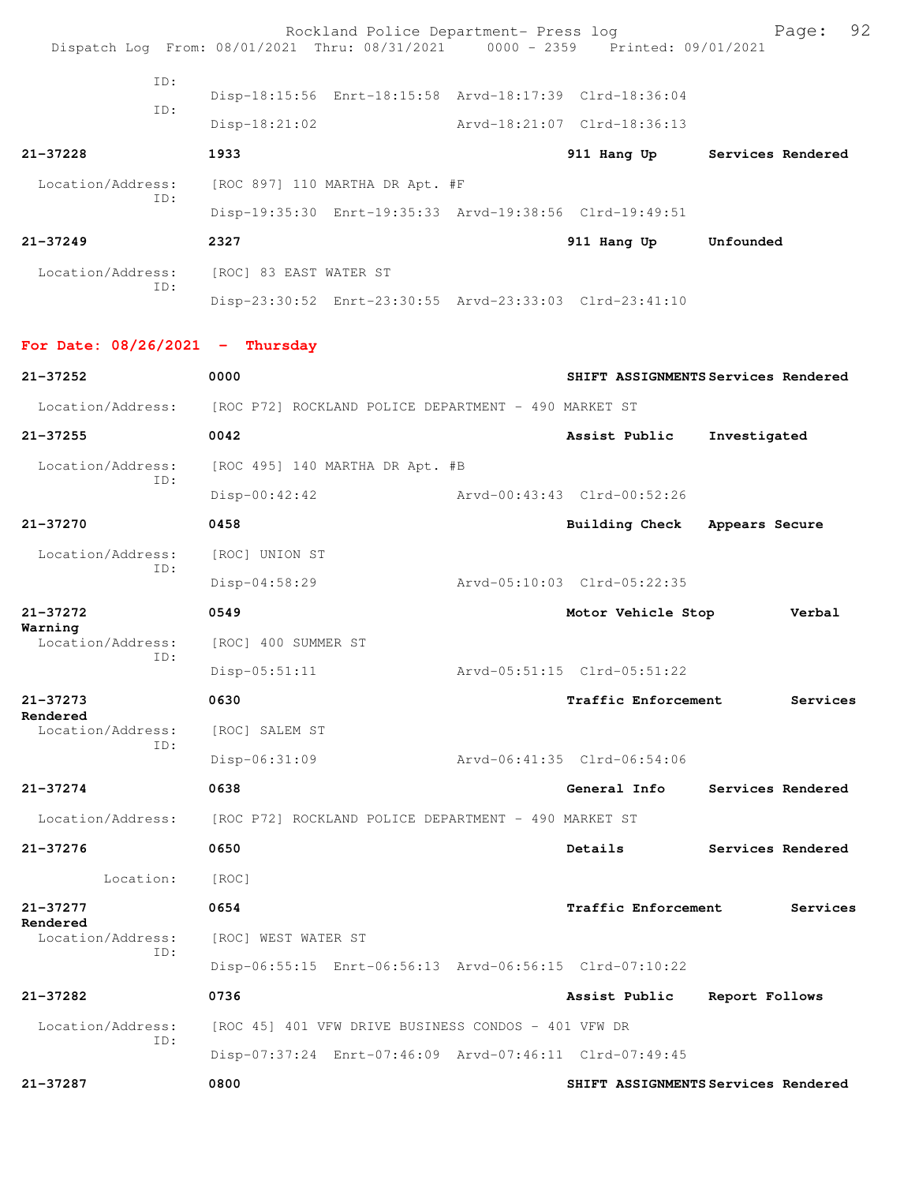```
          ID:
                    Disp-18:15:56  Enrt-18:15:58  Arvd-18:17:39  Clrd-18:36:04
          ID:
                    Disp-18:21:02                 Arvd-18:21:07  Clrd-18:36:13

21-37228            1933                                 911 Hang Up      Services Rendered
  Location/Address:    [ROC 897] 110 MARTHA DR Apt. #F
          ID:
                    Disp-19:35:30  Enrt-19:35:33  Arvd-19:38:56  Clrd-19:49:51

21-37249            2327                                 911 Hang Up      Unfounded
  Location/Address:    [ROC] 83 EAST WATER ST
          ID:
                    Disp-23:30:52  Enrt-23:30:55  Arvd-23:33:03  Clrd-23:41:10
```

**For Date: 08/26/2021 - Thursday**

```
21-37252            0000                                 SHIFT ASSIGNMENTS Services Rendered
  Location/Address:    [ROC P72] ROCKLAND POLICE DEPARTMENT - 490 MARKET ST

21-37255            0042                                 Assist Public    Investigated
  Location/Address:    [ROC 495] 140 MARTHA DR Apt. #B
          ID:
                    Disp-00:42:42                 Arvd-00:43:43  Clrd-00:52:26

21-37270            0458                                 Building Check   Appears Secure
  Location/Address:    [ROC] UNION ST
          ID:
                    Disp-04:58:29                 Arvd-05:10:03  Clrd-05:22:35

21-37272            0549                                 Motor Vehicle Stop       Verbal Warning
  Location/Address:    [ROC] 400 SUMMER ST
          ID:
                    Disp-05:51:11                 Arvd-05:51:15  Clrd-05:51:22

21-37273            0630                                 Traffic Enforcement      Services Rendered
  Location/Address:    [ROC] SALEM ST
          ID:
                    Disp-06:31:09                 Arvd-06:41:35  Clrd-06:54:06

21-37274            0638                                 General Info     Services Rendered
  Location/Address:    [ROC P72] ROCKLAND POLICE DEPARTMENT - 490 MARKET ST

21-37276            0650                                 Details          Services Rendered
         Location:    [ROC]

21-37277            0654                                 Traffic Enforcement      Services Rendered
  Location/Address:    [ROC] WEST WATER ST
          ID:
                    Disp-06:55:15  Enrt-06:56:13  Arvd-06:56:15  Clrd-07:10:22

21-37282            0736                                 Assist Public    Report Follows
  Location/Address:    [ROC 45] 401 VFW DRIVE BUSINESS CONDOS - 401 VFW DR
          ID:
                    Disp-07:37:24  Enrt-07:46:09  Arvd-07:46:11  Clrd-07:49:45

21-37287            0800                                 SHIFT ASSIGNMENTS Services Rendered
```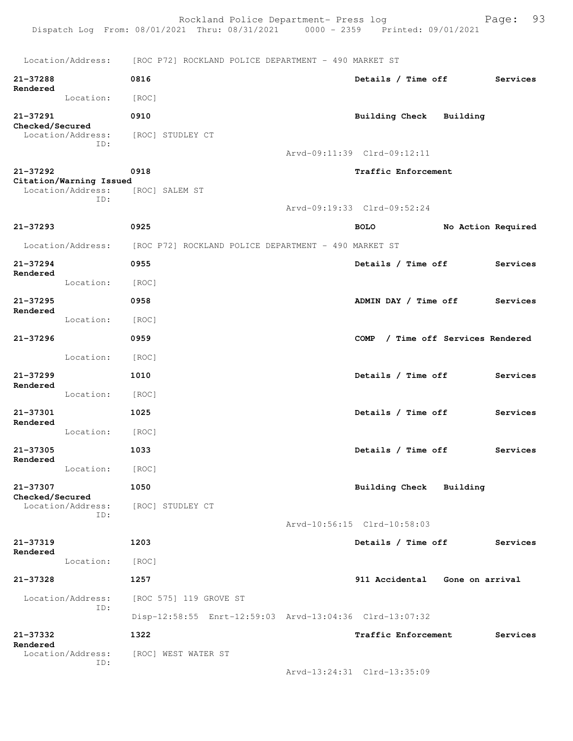Location/Address: [ROC P72] ROCKLAND POLICE DEPARTMENT - 490 MARKET ST

21-37288 0816 Details / Time off Services Rendered
Location: [ROC]

21-37291 0910 Building Check Building Checked/Secured
Location/Address: [ROC] STUDLEY CT
ID:
Arvd-09:11:39 Clrd-09:12:11

21-37292 0918 Traffic Enforcement Citation/Warning Issued
Location/Address: [ROC] SALEM ST
ID:
Arvd-09:19:33 Clrd-09:52:24

21-37293 0925 BOLO No Action Required
Location/Address: [ROC P72] ROCKLAND POLICE DEPARTMENT - 490 MARKET ST

21-37294 0955 Details / Time off Services Rendered
Location: [ROC]

21-37295 0958 ADMIN DAY / Time off Services Rendered
Location: [ROC]

21-37296 0959 COMP / Time off Services Rendered
Location: [ROC]

21-37299 1010 Details / Time off Services Rendered
Location: [ROC]

21-37301 1025 Details / Time off Services Rendered
Location: [ROC]

21-37305 1033 Details / Time off Services Rendered
Location: [ROC]

21-37307 1050 Building Check Building Checked/Secured
Location/Address: [ROC] STUDLEY CT
ID:
Arvd-10:56:15 Clrd-10:58:03

21-37319 1203 Details / Time off Services Rendered
Location: [ROC]

21-37328 1257 911 Accidental Gone on arrival
Location/Address: [ROC 575] 119 GROVE ST
ID:
Disp-12:58:55 Enrt-12:59:03 Arvd-13:04:36 Clrd-13:07:32

21-37332 1322 Traffic Enforcement Services Rendered
Location/Address: [ROC] WEST WATER ST
ID:
Arvd-13:24:31 Clrd-13:35:09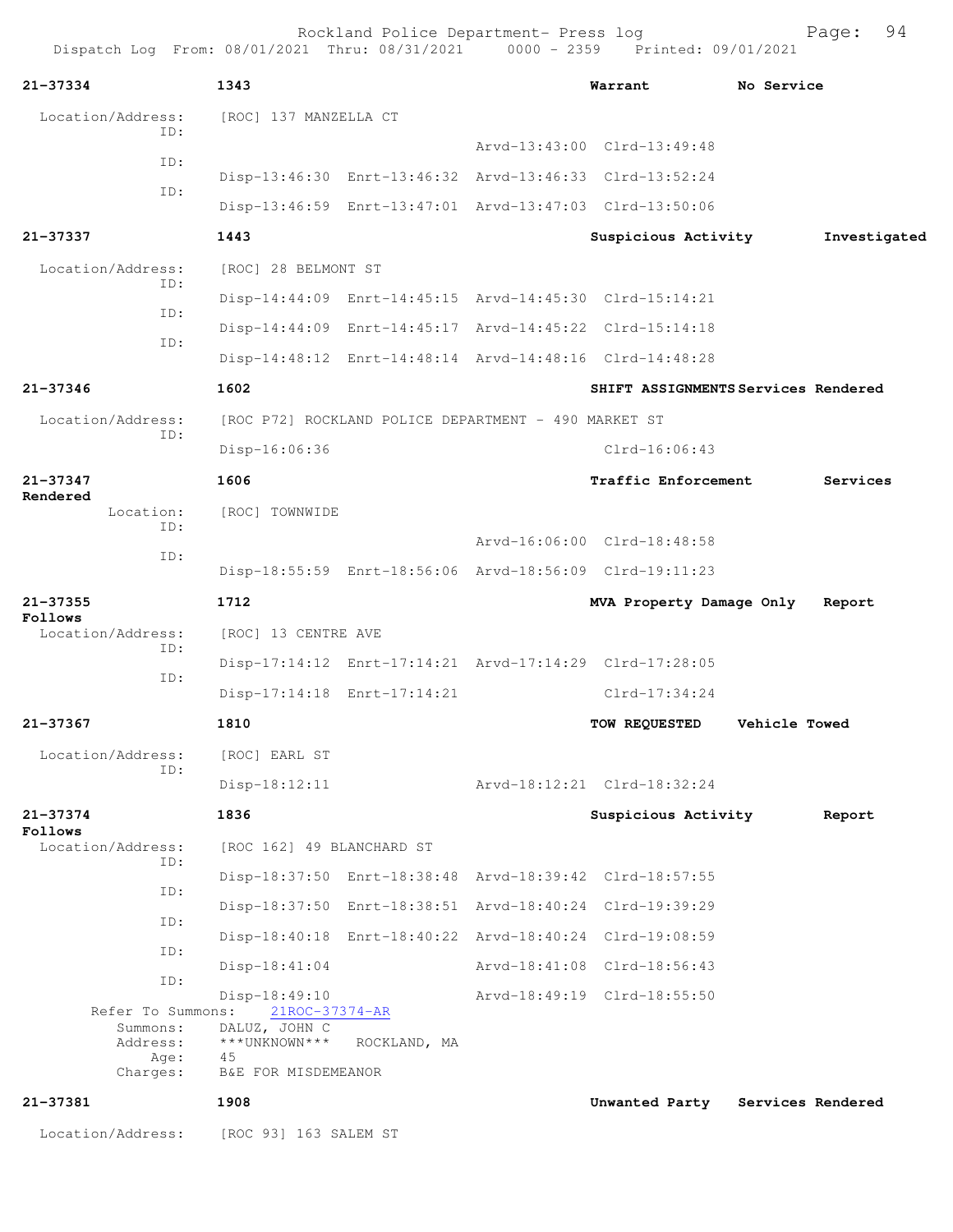21-37334 1343 Warrant No Service

Location/Address: [ROC] 137 MANZELLA CT

ID:
Arvd-13:43:00 Clrd-13:49:48

ID:
Disp-13:46:30 Enrt-13:46:32 Arvd-13:46:33 Clrd-13:52:24

ID:
Disp-13:46:59 Enrt-13:47:01 Arvd-13:47:03 Clrd-13:50:06

21-37337 1443 Suspicious Activity Investigated

Location/Address: [ROC] 28 BELMONT ST

ID:
Disp-14:44:09 Enrt-14:45:15 Arvd-14:45:30 Clrd-15:14:21

ID:
Disp-14:44:09 Enrt-14:45:17 Arvd-14:45:22 Clrd-15:14:18

ID:
Disp-14:48:12 Enrt-14:48:14 Arvd-14:48:16 Clrd-14:48:28

21-37346 1602 SHIFT ASSIGNMENTS Services Rendered

Location/Address: [ROC P72] ROCKLAND POLICE DEPARTMENT - 490 MARKET ST

ID:
Disp-16:06:36 Clrd-16:06:43

21-37347 1606 Traffic Enforcement Services Rendered

Location: [ROC] TOWNWIDE

ID:
Arvd-16:06:00 Clrd-18:48:58

ID:
Disp-18:55:59 Enrt-18:56:06 Arvd-18:56:09 Clrd-19:11:23

21-37355 1712 MVA Property Damage Only Report Follows

Location/Address: [ROC] 13 CENTRE AVE

ID:
Disp-17:14:12 Enrt-17:14:21 Arvd-17:14:29 Clrd-17:28:05

ID:
Disp-17:14:18 Enrt-17:14:21 Clrd-17:34:24

21-37367 1810 TOW REQUESTED Vehicle Towed

Location/Address: [ROC] EARL ST

ID:
Disp-18:12:11 Arvd-18:12:21 Clrd-18:32:24

21-37374 1836 Suspicious Activity Report Follows

Location/Address: [ROC 162] 49 BLANCHARD ST

ID:
Disp-18:37:50 Enrt-18:38:48 Arvd-18:39:42 Clrd-18:57:55

ID:
Disp-18:37:50 Enrt-18:38:51 Arvd-18:40:24 Clrd-19:39:29

ID:
Disp-18:40:18 Enrt-18:40:22 Arvd-18:40:24 Clrd-19:08:59

ID:
Disp-18:41:04 Arvd-18:41:08 Clrd-18:56:43

ID:
Disp-18:49:10 Arvd-18:49:19 Clrd-18:55:50

Refer To Summons: 21ROC-37374-AR

Summons: DALUZ, JOHN C

Address: ***UNKNOWN*** ROCKLAND, MA

Age: 45

Charges: B&E FOR MISDEMEANOR

21-37381 1908 Unwanted Party Services Rendered

Location/Address: [ROC 93] 163 SALEM ST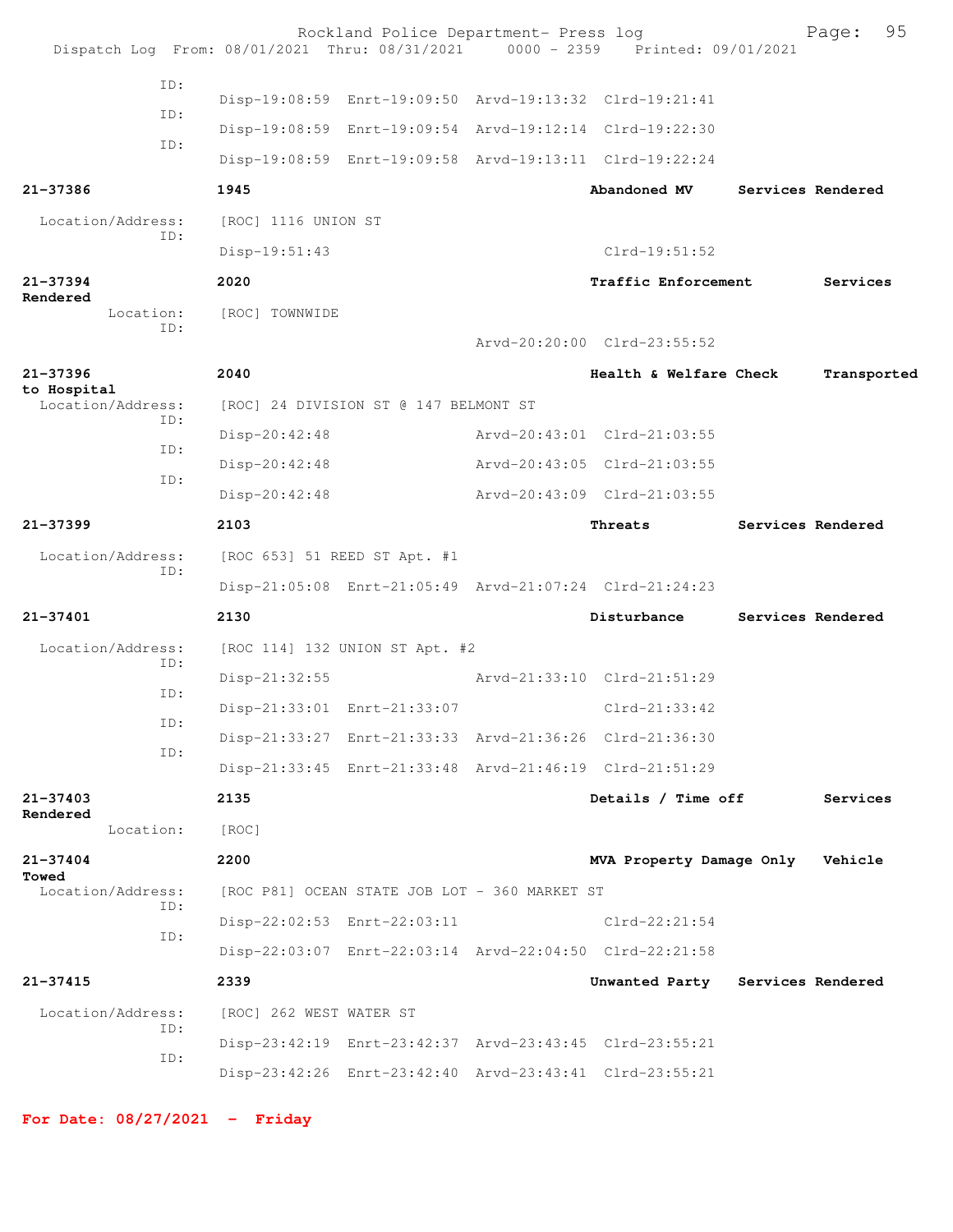ID: Disp-19:08:59 Enrt-19:09:50 Arvd-19:13:32 Clrd-19:21:41
ID: Disp-19:08:59 Enrt-19:09:54 Arvd-19:12:14 Clrd-19:22:30
ID: Disp-19:08:59 Enrt-19:09:58 Arvd-19:13:11 Clrd-19:22:24

**21-37386** **1945** **Abandoned MV** **Services Rendered**

Location/Address: [ROC] 1116 UNION ST
ID: Disp-19:51:43 Clrd-19:51:52

**21-37394** **2020** **Traffic Enforcement** **Services Rendered**

Location: [ROC] TOWNWIDE
ID: Arvd-20:20:00 Clrd-23:55:52

**21-37396** **2040** **Health & Welfare Check** **Transported to Hospital**

Location/Address: [ROC] 24 DIVISION ST @ 147 BELMONT ST
ID: Disp-20:42:48 Arvd-20:43:01 Clrd-21:03:55
ID: Disp-20:42:48 Arvd-20:43:05 Clrd-21:03:55
ID: Disp-20:42:48 Arvd-20:43:09 Clrd-21:03:55

**21-37399** **2103** **Threats** **Services Rendered**

Location/Address: [ROC 653] 51 REED ST Apt. #1
ID: Disp-21:05:08 Enrt-21:05:49 Arvd-21:07:24 Clrd-21:24:23

**21-37401** **2130** **Disturbance** **Services Rendered**

Location/Address: [ROC 114] 132 UNION ST Apt. #2
ID: Disp-21:32:55 Arvd-21:33:10 Clrd-21:51:29
ID: Disp-21:33:01 Enrt-21:33:07 Clrd-21:33:42
ID: Disp-21:33:27 Enrt-21:33:33 Arvd-21:36:26 Clrd-21:36:30
ID: Disp-21:33:45 Enrt-21:33:48 Arvd-21:46:19 Clrd-21:51:29

**21-37403** **2135** **Details / Time off** **Services Rendered**

Location: [ROC]

**21-37404** **2200** **MVA Property Damage Only** **Vehicle Towed**

Location/Address: [ROC P81] OCEAN STATE JOB LOT - 360 MARKET ST
ID: Disp-22:02:53 Enrt-22:03:11 Clrd-22:21:54
ID: Disp-22:03:07 Enrt-22:03:14 Arvd-22:04:50 Clrd-22:21:58

**21-37415** **2339** **Unwanted Party** **Services Rendered**

Location/Address: [ROC] 262 WEST WATER ST
ID: Disp-23:42:19 Enrt-23:42:37 Arvd-23:43:45 Clrd-23:55:21
ID: Disp-23:42:26 Enrt-23:42:40 Arvd-23:43:41 Clrd-23:55:21

**For Date: 08/27/2021 - Friday**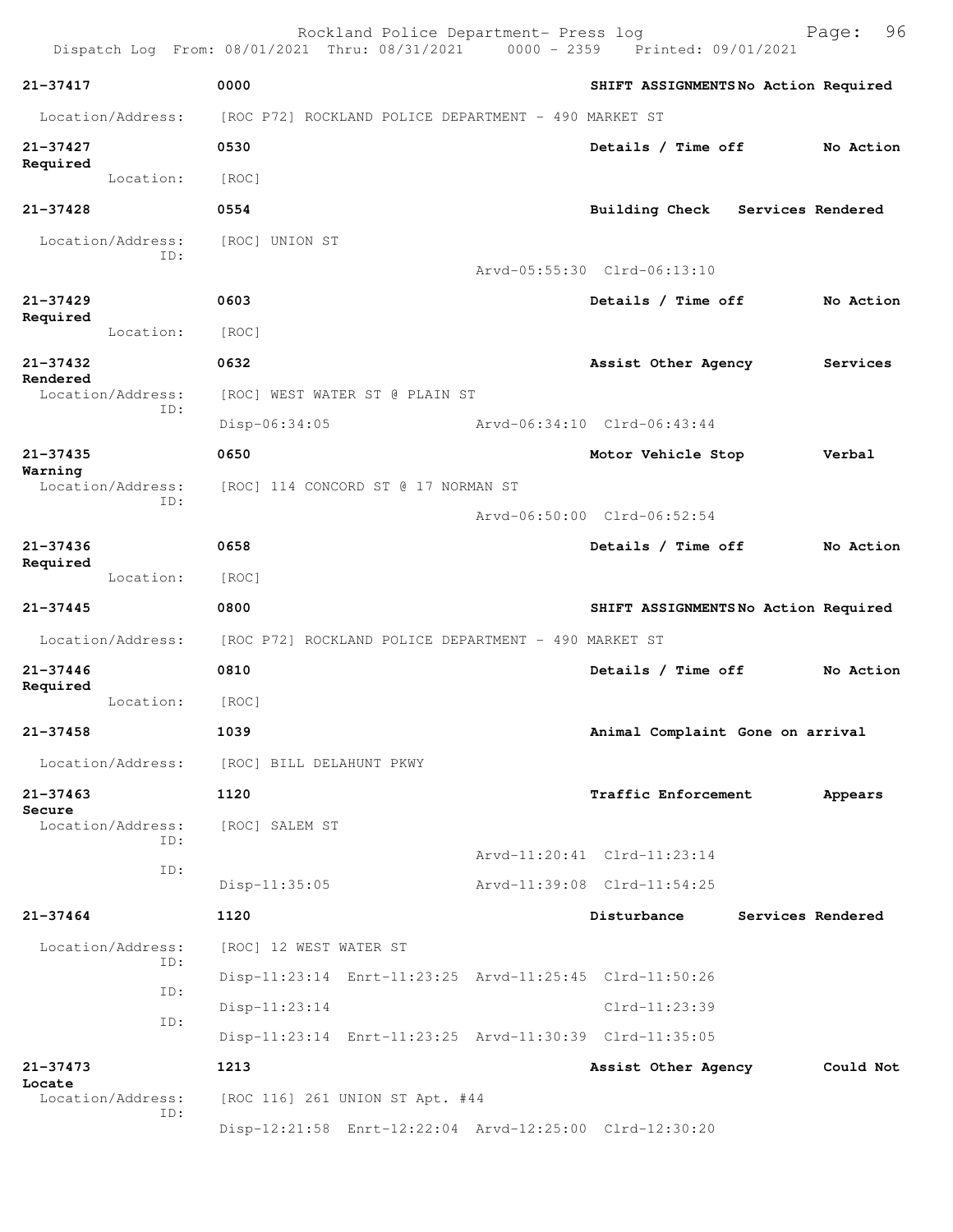Rockland Police Department- Press log

Dispatch Log From: 08/01/2021 Thru: 08/31/2021 0000 - 2359 Printed: 09/01/2021

**21-37417** 0000 SHIFT ASSIGNMENTS No Action Required

Location/Address: [ROC P72] ROCKLAND POLICE DEPARTMENT - 490 MARKET ST

**21-37427** 0530 Details / Time off No Action Required

Location: [ROC]

**21-37428** 0554 Building Check Services Rendered

Location/Address: [ROC] UNION ST

ID:

Arvd-05:55:30 Clrd-06:13:10

**21-37429** 0603 Details / Time off No Action Required

Location: [ROC]

**21-37432** 0632 Assist Other Agency Services Rendered

Location/Address: [ROC] WEST WATER ST @ PLAIN ST

ID:

Disp-06:34:05 Arvd-06:34:10 Clrd-06:43:44

**21-37435** 0650 Motor Vehicle Stop Verbal Warning

Location/Address: [ROC] 114 CONCORD ST @ 17 NORMAN ST

ID:

Arvd-06:50:00 Clrd-06:52:54

**21-37436** 0658 Details / Time off No Action Required

Location: [ROC]

**21-37445** 0800 SHIFT ASSIGNMENTS No Action Required

Location/Address: [ROC P72] ROCKLAND POLICE DEPARTMENT - 490 MARKET ST

**21-37446** 0810 Details / Time off No Action Required

Location: [ROC]

**21-37458** 1039 Animal Complaint Gone on arrival

Location/Address: [ROC] BILL DELAHUNT PKWY

**21-37463** 1120 Traffic Enforcement Appears Secure

Location/Address: [ROC] SALEM ST

ID:

Arvd-11:20:41 Clrd-11:23:14

ID:

Disp-11:35:05 Arvd-11:39:08 Clrd-11:54:25

**21-37464** 1120 Disturbance Services Rendered

Location/Address: [ROC] 12 WEST WATER ST

ID:

Disp-11:23:14 Enrt-11:23:25 Arvd-11:25:45 Clrd-11:50:26

ID:

Disp-11:23:14 Clrd-11:23:39

ID:

Disp-11:23:14 Enrt-11:23:25 Arvd-11:30:39 Clrd-11:35:05

**21-37473** 1213 Assist Other Agency Could Not Locate

Location/Address: [ROC 116] 261 UNION ST Apt. #44

ID:

Disp-12:21:58 Enrt-12:22:04 Arvd-12:25:00 Clrd-12:30:20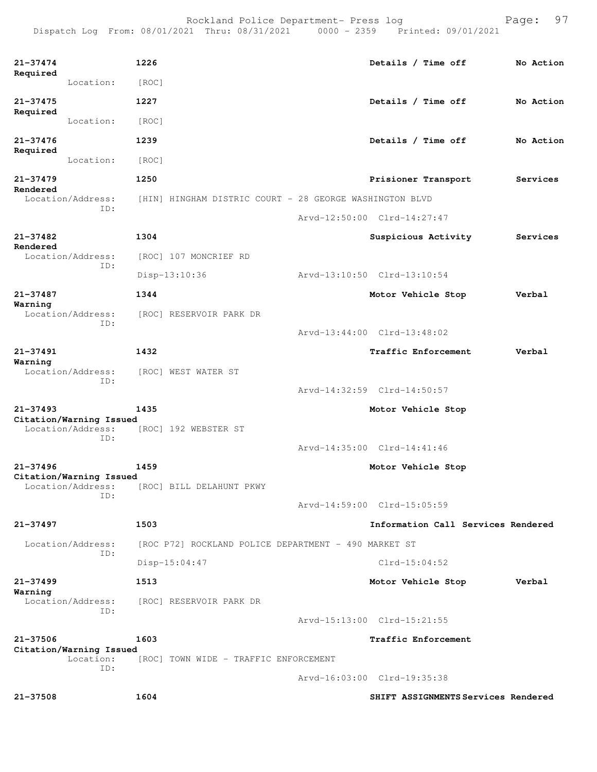21-37474 1226 Details / Time off No Action Required
Location: [ROC]

21-37475 1227 Details / Time off No Action Required
Location: [ROC]

21-37476 1239 Details / Time off No Action Required
Location: [ROC]

21-37479 1250 Prisioner Transport Services Rendered
Location/Address: [HIN] HINGHAM DISTRIC COURT - 28 GEORGE WASHINGTON BLVD
ID:
Arvd-12:50:00 Clrd-14:27:47

21-37482 1304 Suspicious Activity Services Rendered
Location/Address: [ROC] 107 MONCRIEF RD
ID:
Disp-13:10:36 Arvd-13:10:50 Clrd-13:10:54

21-37487 1344 Motor Vehicle Stop Verbal Warning
Location/Address: [ROC] RESERVOIR PARK DR
ID:
Arvd-13:44:00 Clrd-13:48:02

21-37491 1432 Traffic Enforcement Verbal Warning
Location/Address: [ROC] WEST WATER ST
ID:
Arvd-14:32:59 Clrd-14:50:57

21-37493 1435 Motor Vehicle Stop Citation/Warning Issued
Location/Address: [ROC] 192 WEBSTER ST
ID:
Arvd-14:35:00 Clrd-14:41:46

21-37496 1459 Motor Vehicle Stop Citation/Warning Issued
Location/Address: [ROC] BILL DELAHUNT PKWY
ID:
Arvd-14:59:00 Clrd-15:05:59

21-37497 1503 Information Call Services Rendered
Location/Address: [ROC P72] ROCKLAND POLICE DEPARTMENT - 490 MARKET ST
ID:
Disp-15:04:47 Clrd-15:04:52

21-37499 1513 Motor Vehicle Stop Verbal Warning
Location/Address: [ROC] RESERVOIR PARK DR
ID:
Arvd-15:13:00 Clrd-15:21:55

21-37506 1603 Traffic Enforcement Citation/Warning Issued
Location: [ROC] TOWN WIDE - TRAFFIC ENFORCEMENT
ID:
Arvd-16:03:00 Clrd-19:35:38

21-37508 1604 SHIFT ASSIGNMENTS Services Rendered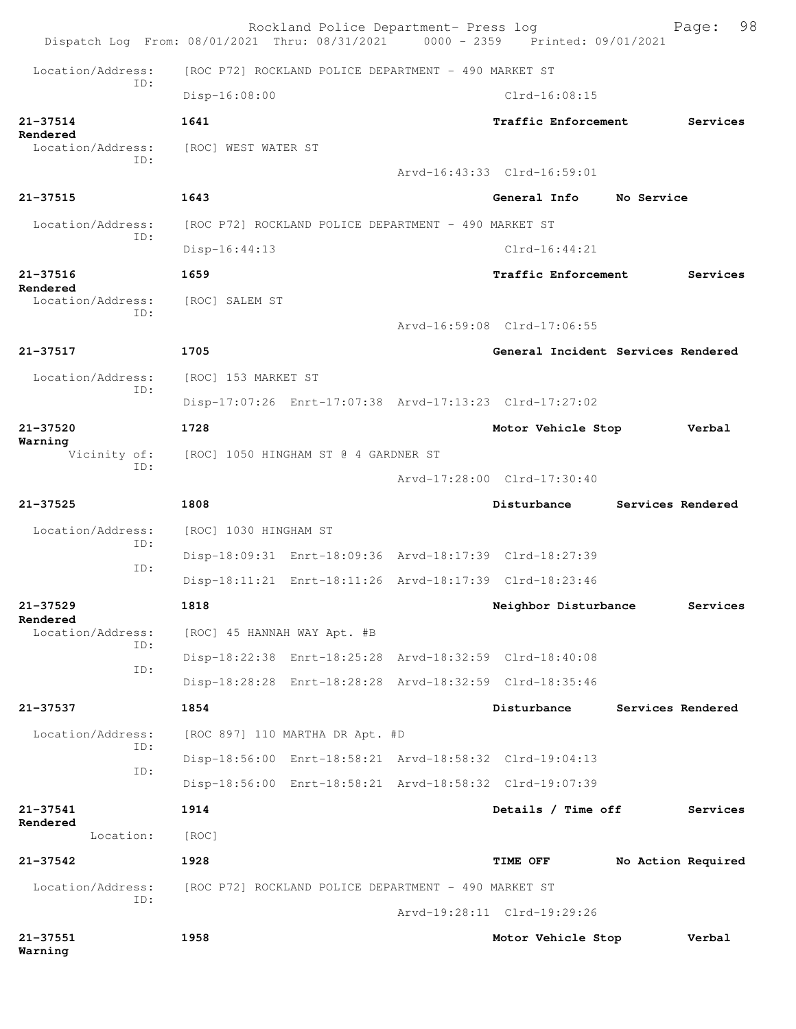Dispatch Log From: 08/01/2021 Thru: 08/31/2021 0000 - 2359 Printed: 09/01/2021

Location/Address: [ROC P72] ROCKLAND POLICE DEPARTMENT - 490 MARKET ST
ID:
Disp-16:08:00 Clrd-16:08:15

**21-37514** **1641** **Traffic Enforcement** **Services Rendered**
Location/Address: [ROC] WEST WATER ST
ID:
Arvd-16:43:33 Clrd-16:59:01

**21-37515** **1643** **General Info** **No Service**
Location/Address: [ROC P72] ROCKLAND POLICE DEPARTMENT - 490 MARKET ST
ID:
Disp-16:44:13 Clrd-16:44:21

**21-37516** **1659** **Traffic Enforcement** **Services Rendered**
Location/Address: [ROC] SALEM ST
ID:
Arvd-16:59:08 Clrd-17:06:55

**21-37517** **1705** **General Incident** **Services Rendered**
Location/Address: [ROC] 153 MARKET ST
ID:
Disp-17:07:26 Enrt-17:07:38 Arvd-17:13:23 Clrd-17:27:02

**21-37520** **1728** **Motor Vehicle Stop** **Verbal Warning**
Vicinity of: [ROC] 1050 HINGHAM ST @ 4 GARDNER ST
ID:
Arvd-17:28:00 Clrd-17:30:40

**21-37525** **1808** **Disturbance** **Services Rendered**
Location/Address: [ROC] 1030 HINGHAM ST
ID:
Disp-18:09:31 Enrt-18:09:36 Arvd-18:17:39 Clrd-18:27:39
ID:
Disp-18:11:21 Enrt-18:11:26 Arvd-18:17:39 Clrd-18:23:46

**21-37529** **1818** **Neighbor Disturbance** **Services Rendered**
Location/Address: [ROC] 45 HANNAH WAY Apt. #B
ID:
Disp-18:22:38 Enrt-18:25:28 Arvd-18:32:59 Clrd-18:40:08
ID:
Disp-18:28:28 Enrt-18:28:28 Arvd-18:32:59 Clrd-18:35:46

**21-37537** **1854** **Disturbance** **Services Rendered**
Location/Address: [ROC 897] 110 MARTHA DR Apt. #D
ID:
Disp-18:56:00 Enrt-18:58:21 Arvd-18:58:32 Clrd-19:04:13
ID:
Disp-18:56:00 Enrt-18:58:21 Arvd-18:58:32 Clrd-19:07:39

**21-37541** **1914** **Details / Time off** **Services Rendered**
Location: [ROC]

**21-37542** **1928** **TIME OFF** **No Action Required**
Location/Address: [ROC P72] ROCKLAND POLICE DEPARTMENT - 490 MARKET ST
ID:
Arvd-19:28:11 Clrd-19:29:26

**21-37551** **1958** **Motor Vehicle Stop** **Verbal Warning**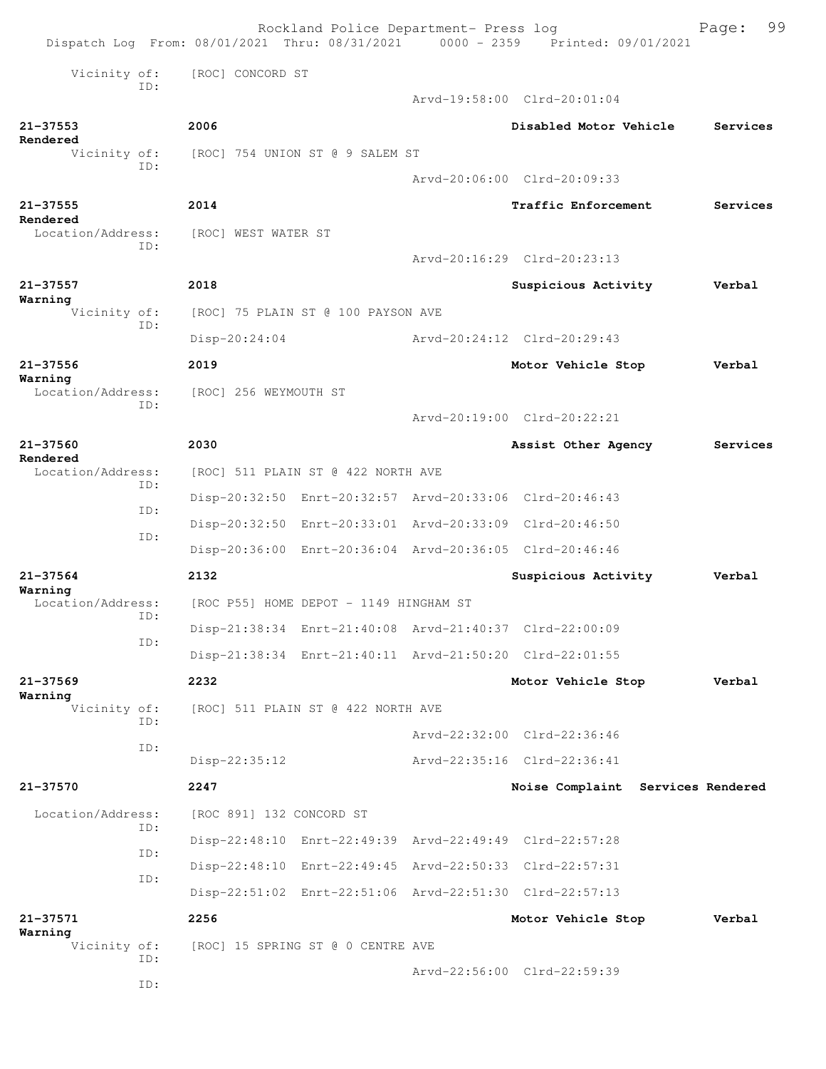```
Vicinity of:    [ROC] CONCORD ST
         ID:
                                              Arvd-19:58:00  Clrd-20:01:04

21-37553              2006                                Disabled Motor Vehicle    Services
Rendered
  Vicinity of:    [ROC] 754 UNION ST @ 9 SALEM ST
         ID:
                                              Arvd-20:06:00  Clrd-20:09:33

21-37555              2014                                Traffic Enforcement       Services
Rendered
  Location/Address:   [ROC] WEST WATER ST
         ID:
                                              Arvd-20:16:29  Clrd-20:23:13

21-37557              2018                                Suspicious Activity       Verbal
Warning
  Vicinity of:    [ROC] 75 PLAIN ST @ 100 PAYSON AVE
         ID:
                  Disp-20:24:04               Arvd-20:24:12  Clrd-20:29:43

21-37556              2019                                Motor Vehicle Stop        Verbal
Warning
  Location/Address:   [ROC] 256 WEYMOUTH ST
         ID:
                                              Arvd-20:19:00  Clrd-20:22:21

21-37560              2030                                Assist Other Agency       Services
Rendered
  Location/Address:   [ROC] 511 PLAIN ST @ 422 NORTH AVE
         ID:
                  Disp-20:32:50  Enrt-20:32:57  Arvd-20:33:06  Clrd-20:46:43
         ID:
                  Disp-20:32:50  Enrt-20:33:01  Arvd-20:33:09  Clrd-20:46:50
         ID:
                  Disp-20:36:00  Enrt-20:36:04  Arvd-20:36:05  Clrd-20:46:46

21-37564              2132                                Suspicious Activity       Verbal
Warning
  Location/Address:   [ROC P55] HOME DEPOT - 1149 HINGHAM ST
         ID:
                  Disp-21:38:34  Enrt-21:40:08  Arvd-21:40:37  Clrd-22:00:09
         ID:
                  Disp-21:38:34  Enrt-21:40:11  Arvd-21:50:20  Clrd-22:01:55

21-37569              2232                                Motor Vehicle Stop        Verbal
Warning
  Vicinity of:    [ROC] 511 PLAIN ST @ 422 NORTH AVE
         ID:
                                              Arvd-22:32:00  Clrd-22:36:46
         ID:
                  Disp-22:35:12               Arvd-22:35:16  Clrd-22:36:41

21-37570              2247                                Noise Complaint  Services Rendered

  Location/Address:   [ROC 891] 132 CONCORD ST
         ID:
                  Disp-22:48:10  Enrt-22:49:39  Arvd-22:49:49  Clrd-22:57:28
         ID:
                  Disp-22:48:10  Enrt-22:49:45  Arvd-22:50:33  Clrd-22:57:31
         ID:
                  Disp-22:51:02  Enrt-22:51:06  Arvd-22:51:30  Clrd-22:57:13

21-37571              2256                                Motor Vehicle Stop        Verbal
Warning
  Vicinity of:    [ROC] 15 SPRING ST @ 0 CENTRE AVE
         ID:
                                              Arvd-22:56:00  Clrd-22:59:39
         ID:
```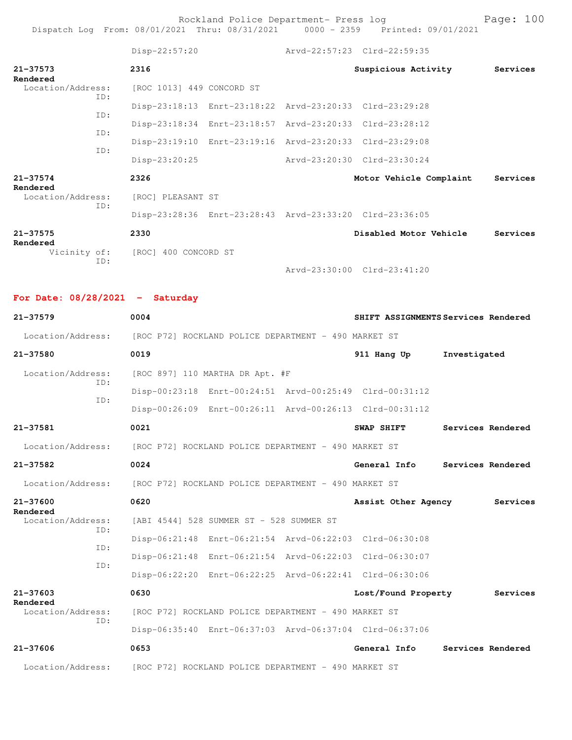Disp-22:57:20 Arvd-22:57:23 Clrd-22:59:35

**21-37573** **2316** **Suspicious Activity** **Services Rendered**
Location/Address: [ROC 1013] 449 CONCORD ST
ID: Disp-23:18:13 Enrt-23:18:22 Arvd-23:20:33 Clrd-23:29:28
ID: Disp-23:18:34 Enrt-23:18:57 Arvd-23:20:33 Clrd-23:28:12
ID: Disp-23:19:10 Enrt-23:19:16 Arvd-23:20:33 Clrd-23:29:08
ID: Disp-23:20:25 Arvd-23:20:30 Clrd-23:30:24

**21-37574** **2326** **Motor Vehicle Complaint** **Services Rendered**
Location/Address: [ROC] PLEASANT ST
ID: Disp-23:28:36 Enrt-23:28:43 Arvd-23:33:20 Clrd-23:36:05

**21-37575** **2330** **Disabled Motor Vehicle** **Services Rendered**
Vicinity of: [ROC] 400 CONCORD ST
ID: Arvd-23:30:00 Clrd-23:41:20

## For Date: 08/28/2021 - Saturday

**21-37579** **0004** **SHIFT ASSIGNMENTS** **Services Rendered**
Location/Address: [ROC P72] ROCKLAND POLICE DEPARTMENT - 490 MARKET ST

**21-37580** **0019** **911 Hang Up** **Investigated**
Location/Address: [ROC 897] 110 MARTHA DR Apt. #F
ID: Disp-00:23:18 Enrt-00:24:51 Arvd-00:25:49 Clrd-00:31:12
ID: Disp-00:26:09 Enrt-00:26:11 Arvd-00:26:13 Clrd-00:31:12

**21-37581** **0021** **SWAP SHIFT** **Services Rendered**
Location/Address: [ROC P72] ROCKLAND POLICE DEPARTMENT - 490 MARKET ST

**21-37582** **0024** **General Info** **Services Rendered**
Location/Address: [ROC P72] ROCKLAND POLICE DEPARTMENT - 490 MARKET ST

**21-37600** **0620** **Assist Other Agency** **Services Rendered**
Location/Address: [ABI 4544] 528 SUMMER ST - 528 SUMMER ST
ID: Disp-06:21:48 Enrt-06:21:54 Arvd-06:22:03 Clrd-06:30:08
ID: Disp-06:21:48 Enrt-06:21:54 Arvd-06:22:03 Clrd-06:30:07
ID: Disp-06:22:20 Enrt-06:22:25 Arvd-06:22:41 Clrd-06:30:06

**21-37603** **0630** **Lost/Found Property** **Services Rendered**
Location/Address: [ROC P72] ROCKLAND POLICE DEPARTMENT - 490 MARKET ST
ID: Disp-06:35:40 Enrt-06:37:03 Arvd-06:37:04 Clrd-06:37:06

**21-37606** **0653** **General Info** **Services Rendered**
Location/Address: [ROC P72] ROCKLAND POLICE DEPARTMENT - 490 MARKET ST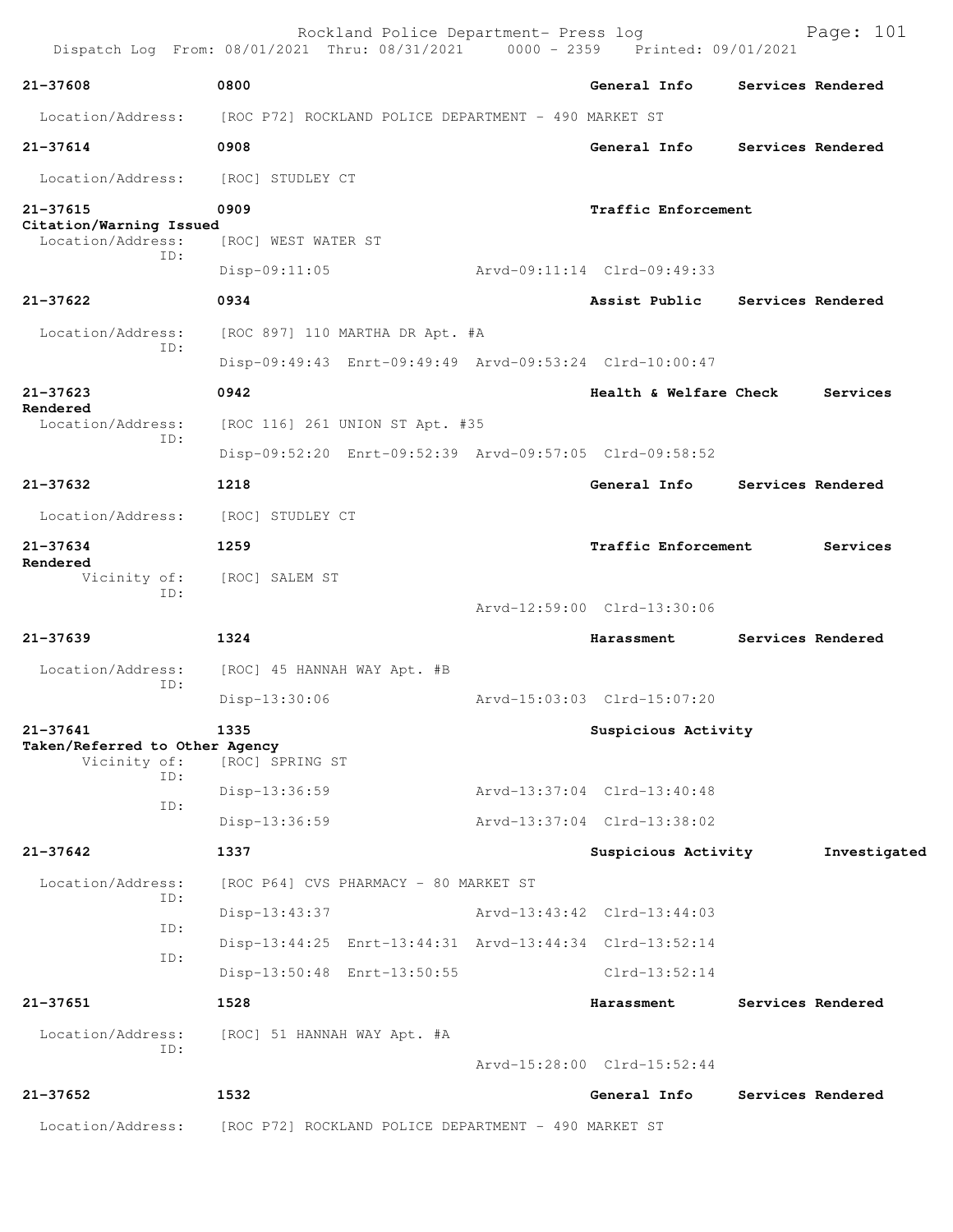Rockland Police Department- Press log
Dispatch Log From: 08/01/2021 Thru: 08/31/2021 0000 - 2359 Printed: 09/01/2021

**21-37608** 0800 **General Info** **Services Rendered**
Location/Address: [ROC P72] ROCKLAND POLICE DEPARTMENT - 490 MARKET ST

**21-37614** 0908 **General Info** **Services Rendered**
Location/Address: [ROC] STUDLEY CT

**21-37615** 0909 **Traffic Enforcement** **Citation/Warning Issued**
Location/Address: [ROC] WEST WATER ST
ID:
Disp-09:11:05 Arvd-09:11:14 Clrd-09:49:33

**21-37622** 0934 **Assist Public** **Services Rendered**
Location/Address: [ROC 897] 110 MARTHA DR Apt. #A
ID:
Disp-09:49:43 Enrt-09:49:49 Arvd-09:53:24 Clrd-10:00:47

**21-37623** 0942 **Health & Welfare Check** **Services Rendered**
Location/Address: [ROC 116] 261 UNION ST Apt. #35
ID:
Disp-09:52:20 Enrt-09:52:39 Arvd-09:57:05 Clrd-09:58:52

**21-37632** 1218 **General Info** **Services Rendered**
Location/Address: [ROC] STUDLEY CT

**21-37634** 1259 **Traffic Enforcement** **Services Rendered**
Vicinity of: [ROC] SALEM ST
ID:
Arvd-12:59:00 Clrd-13:30:06

**21-37639** 1324 **Harassment** **Services Rendered**
Location/Address: [ROC] 45 HANNAH WAY Apt. #B
ID:
Disp-13:30:06 Arvd-15:03:03 Clrd-15:07:20

**21-37641** 1335 **Suspicious Activity** **Taken/Referred to Other Agency**
Vicinity of: [ROC] SPRING ST
ID:
Disp-13:36:59 Arvd-13:37:04 Clrd-13:40:48
ID:
Disp-13:36:59 Arvd-13:37:04 Clrd-13:38:02

**21-37642** 1337 **Suspicious Activity** **Investigated**
Location/Address: [ROC P64] CVS PHARMACY - 80 MARKET ST
ID:
Disp-13:43:37 Arvd-13:43:42 Clrd-13:44:03
ID:
Disp-13:44:25 Enrt-13:44:31 Arvd-13:44:34 Clrd-13:52:14
ID:
Disp-13:50:48 Enrt-13:50:55 Clrd-13:52:14

**21-37651** 1528 **Harassment** **Services Rendered**
Location/Address: [ROC] 51 HANNAH WAY Apt. #A
ID:
Arvd-15:28:00 Clrd-15:52:44

**21-37652** 1532 **General Info** **Services Rendered**
Location/Address: [ROC P72] ROCKLAND POLICE DEPARTMENT - 490 MARKET ST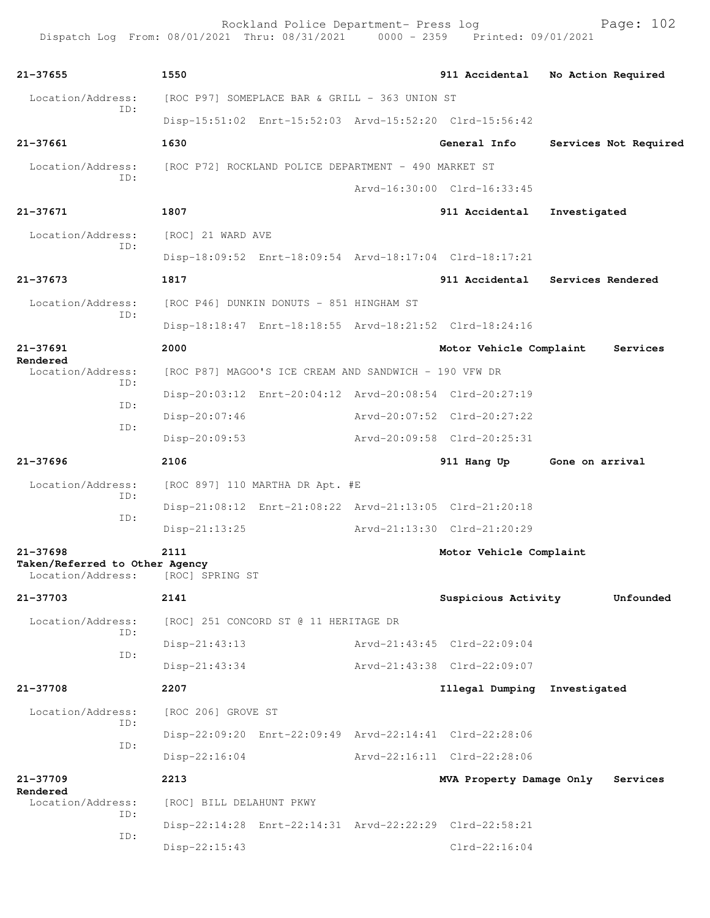| Call # | Time | Call Reason | Action |
|---|---|---|---|
| 21-37655 | 1550 | 911 Accidental | No Action Required |

Location/Address: [ROC P97] SOMEPLACE BAR & GRILL - 363 UNION ST
ID: Disp-15:51:02 Enrt-15:52:03 Arvd-15:52:20 Clrd-15:56:42

| Call # | Time | Call Reason | Action |
|---|---|---|---|
| 21-37661 | 1630 | General Info | Services Not Required |

Location/Address: [ROC P72] ROCKLAND POLICE DEPARTMENT - 490 MARKET ST
ID: Arvd-16:30:00 Clrd-16:33:45

| Call # | Time | Call Reason | Action |
|---|---|---|---|
| 21-37671 | 1807 | 911 Accidental | Investigated |

Location/Address: [ROC] 21 WARD AVE
ID: Disp-18:09:52 Enrt-18:09:54 Arvd-18:17:04 Clrd-18:17:21

| Call # | Time | Call Reason | Action |
|---|---|---|---|
| 21-37673 | 1817 | 911 Accidental | Services Rendered |

Location/Address: [ROC P46] DUNKIN DONUTS - 851 HINGHAM ST
ID: Disp-18:18:47 Enrt-18:18:55 Arvd-18:21:52 Clrd-18:24:16

| Call # | Time | Call Reason | Action |
|---|---|---|---|
| 21-37691 | 2000 | Motor Vehicle Complaint | Services Rendered |

Location/Address: [ROC P87] MAGOO'S ICE CREAM AND SANDWICH - 190 VFW DR
ID: Disp-20:03:12 Enrt-20:04:12 Arvd-20:08:54 Clrd-20:27:19
ID: Disp-20:07:46 Arvd-20:07:52 Clrd-20:27:22
ID: Disp-20:09:53 Arvd-20:09:58 Clrd-20:25:31

| Call # | Time | Call Reason | Action |
|---|---|---|---|
| 21-37696 | 2106 | 911 Hang Up | Gone on arrival |

Location/Address: [ROC 897] 110 MARTHA DR Apt. #E
ID: Disp-21:08:12 Enrt-21:08:22 Arvd-21:13:05 Clrd-21:20:18
ID: Disp-21:13:25 Arvd-21:13:30 Clrd-21:20:29

| Call # | Time | Call Reason | Action |
|---|---|---|---|
| 21-37698 | 2111 | Motor Vehicle Complaint | Taken/Referred to Other Agency |

Location/Address: [ROC] SPRING ST

| Call # | Time | Call Reason | Action |
|---|---|---|---|
| 21-37703 | 2141 | Suspicious Activity | Unfounded |

Location/Address: [ROC] 251 CONCORD ST @ 11 HERITAGE DR
ID: Disp-21:43:13 Arvd-21:43:45 Clrd-22:09:04
ID: Disp-21:43:34 Arvd-21:43:38 Clrd-22:09:07

| Call # | Time | Call Reason | Action |
|---|---|---|---|
| 21-37708 | 2207 | Illegal Dumping | Investigated |

Location/Address: [ROC 206] GROVE ST
ID: Disp-22:09:20 Enrt-22:09:49 Arvd-22:14:41 Clrd-22:28:06
ID: Disp-22:16:04 Arvd-22:16:11 Clrd-22:28:06

| Call # | Time | Call Reason | Action |
|---|---|---|---|
| 21-37709 | 2213 | MVA Property Damage Only | Services Rendered |

Location/Address: [ROC] BILL DELAHUNT PKWY
ID: Disp-22:14:28 Enrt-22:14:31 Arvd-22:22:29 Clrd-22:58:21
ID: Disp-22:15:43 Clrd-22:16:04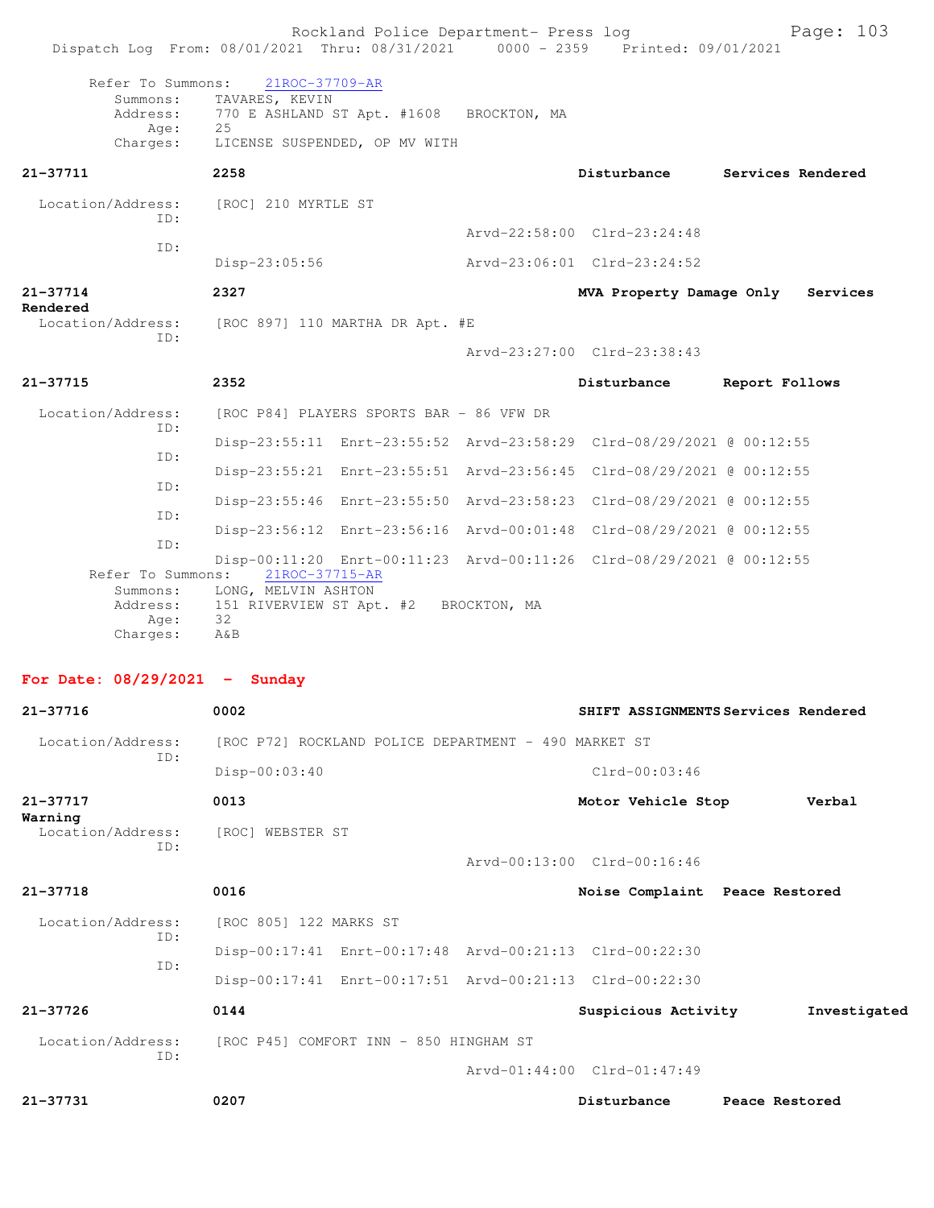Refer To Summons: 21ROC-37709-AR

Summons: TAVARES, KEVIN
Address: 770 E ASHLAND ST Apt. #1608 BROCKTON, MA
Age: 25
Charges: LICENSE SUSPENDED, OP MV WITH

**21-37711** **2258** **Disturbance** **Services Rendered**

Location/Address: [ROC] 210 MYRTLE ST
ID:
Arvd-22:58:00 Clrd-23:24:48
ID:
Disp-23:05:56 Arvd-23:06:01 Clrd-23:24:52

**21-37714** **2327** **MVA Property Damage Only** **Services Rendered**

Location/Address: [ROC 897] 110 MARTHA DR Apt. #E
ID:
Arvd-23:27:00 Clrd-23:38:43

**21-37715** **2352** **Disturbance** **Report Follows**

Location/Address: [ROC P84] PLAYERS SPORTS BAR - 86 VFW DR
ID:
Disp-23:55:11 Enrt-23:55:52 Arvd-23:58:29 Clrd-08/29/2021 @ 00:12:55
ID:
Disp-23:55:21 Enrt-23:55:51 Arvd-23:56:45 Clrd-08/29/2021 @ 00:12:55
ID:
Disp-23:55:46 Enrt-23:55:50 Arvd-23:58:23 Clrd-08/29/2021 @ 00:12:55
ID:
Disp-23:56:12 Enrt-23:56:16 Arvd-00:01:48 Clrd-08/29/2021 @ 00:12:55
ID:
Disp-00:11:20 Enrt-00:11:23 Arvd-00:11:26 Clrd-08/29/2021 @ 00:12:55

Refer To Summons: 21ROC-37715-AR

Summons: LONG, MELVIN ASHTON
Address: 151 RIVERVIEW ST Apt. #2 BROCKTON, MA
Age: 32
Charges: A&B

## For Date: 08/29/2021 - Sunday

**21-37716** **0002** **SHIFT ASSIGNMENTS** **Services Rendered**

Location/Address: [ROC P72] ROCKLAND POLICE DEPARTMENT - 490 MARKET ST
ID:
Disp-00:03:40 Clrd-00:03:46

**21-37717** **0013** **Motor Vehicle Stop** **Verbal Warning**

Location/Address: [ROC] WEBSTER ST
ID:
Arvd-00:13:00 Clrd-00:16:46

**21-37718** **0016** **Noise Complaint** **Peace Restored**

Location/Address: [ROC 805] 122 MARKS ST
ID:
Disp-00:17:41 Enrt-00:17:48 Arvd-00:21:13 Clrd-00:22:30
ID:
Disp-00:17:41 Enrt-00:17:51 Arvd-00:21:13 Clrd-00:22:30

**21-37726** **0144** **Suspicious Activity** **Investigated**

Location/Address: [ROC P45] COMFORT INN - 850 HINGHAM ST
ID:
Arvd-01:44:00 Clrd-01:47:49

**21-37731** **0207** **Disturbance** **Peace Restored**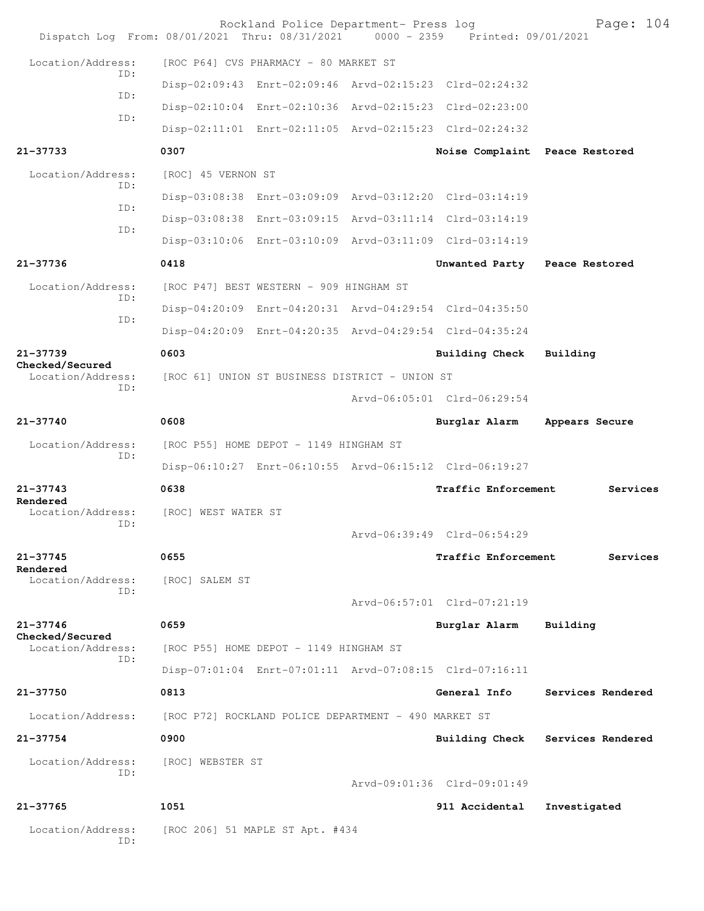Rockland Police Department- Press log

Dispatch Log From: 08/01/2021 Thru: 08/31/2021 0000 - 2359 Printed: 09/01/2021

Location/Address: [ROC P64] CVS PHARMACY - 80 MARKET ST

ID: Disp-02:09:43 Enrt-02:09:46 Arvd-02:15:23 Clrd-02:24:32

ID: Disp-02:10:04 Enrt-02:10:36 Arvd-02:15:23 Clrd-02:23:00

ID: Disp-02:11:01 Enrt-02:11:05 Arvd-02:15:23 Clrd-02:24:32

**21-37733** 0307 **Noise Complaint Peace Restored**

Location/Address: [ROC] 45 VERNON ST

ID: Disp-03:08:38 Enrt-03:09:09 Arvd-03:12:20 Clrd-03:14:19

ID: Disp-03:08:38 Enrt-03:09:15 Arvd-03:11:14 Clrd-03:14:19

ID: Disp-03:10:06 Enrt-03:10:09 Arvd-03:11:09 Clrd-03:14:19

**21-37736** 0418 **Unwanted Party Peace Restored**

Location/Address: [ROC P47] BEST WESTERN - 909 HINGHAM ST

ID: Disp-04:20:09 Enrt-04:20:31 Arvd-04:29:54 Clrd-04:35:50

ID: Disp-04:20:09 Enrt-04:20:35 Arvd-04:29:54 Clrd-04:35:24

**21-37739** 0603 **Building Check Building Checked/Secured**

Location/Address: [ROC 61] UNION ST BUSINESS DISTRICT - UNION ST

ID: Arvd-06:05:01 Clrd-06:29:54

**21-37740** 0608 **Burglar Alarm Appears Secure**

Location/Address: [ROC P55] HOME DEPOT - 1149 HINGHAM ST

ID: Disp-06:10:27 Enrt-06:10:55 Arvd-06:15:12 Clrd-06:19:27

**21-37743** 0638 **Traffic Enforcement Services Rendered**

Location/Address: [ROC] WEST WATER ST

ID: Arvd-06:39:49 Clrd-06:54:29

**21-37745** 0655 **Traffic Enforcement Services Rendered**

Location/Address: [ROC] SALEM ST

ID: Arvd-06:57:01 Clrd-07:21:19

**21-37746** 0659 **Burglar Alarm Building Checked/Secured**

Location/Address: [ROC P55] HOME DEPOT - 1149 HINGHAM ST

ID: Disp-07:01:04 Enrt-07:01:11 Arvd-07:08:15 Clrd-07:16:11

**21-37750** 0813 **General Info Services Rendered**

Location/Address: [ROC P72] ROCKLAND POLICE DEPARTMENT - 490 MARKET ST

**21-37754** 0900 **Building Check Services Rendered**

Location/Address: [ROC] WEBSTER ST

ID: Arvd-09:01:36 Clrd-09:01:49

**21-37765** 1051 **911 Accidental Investigated**

Location/Address: [ROC 206] 51 MAPLE ST Apt. #434

ID: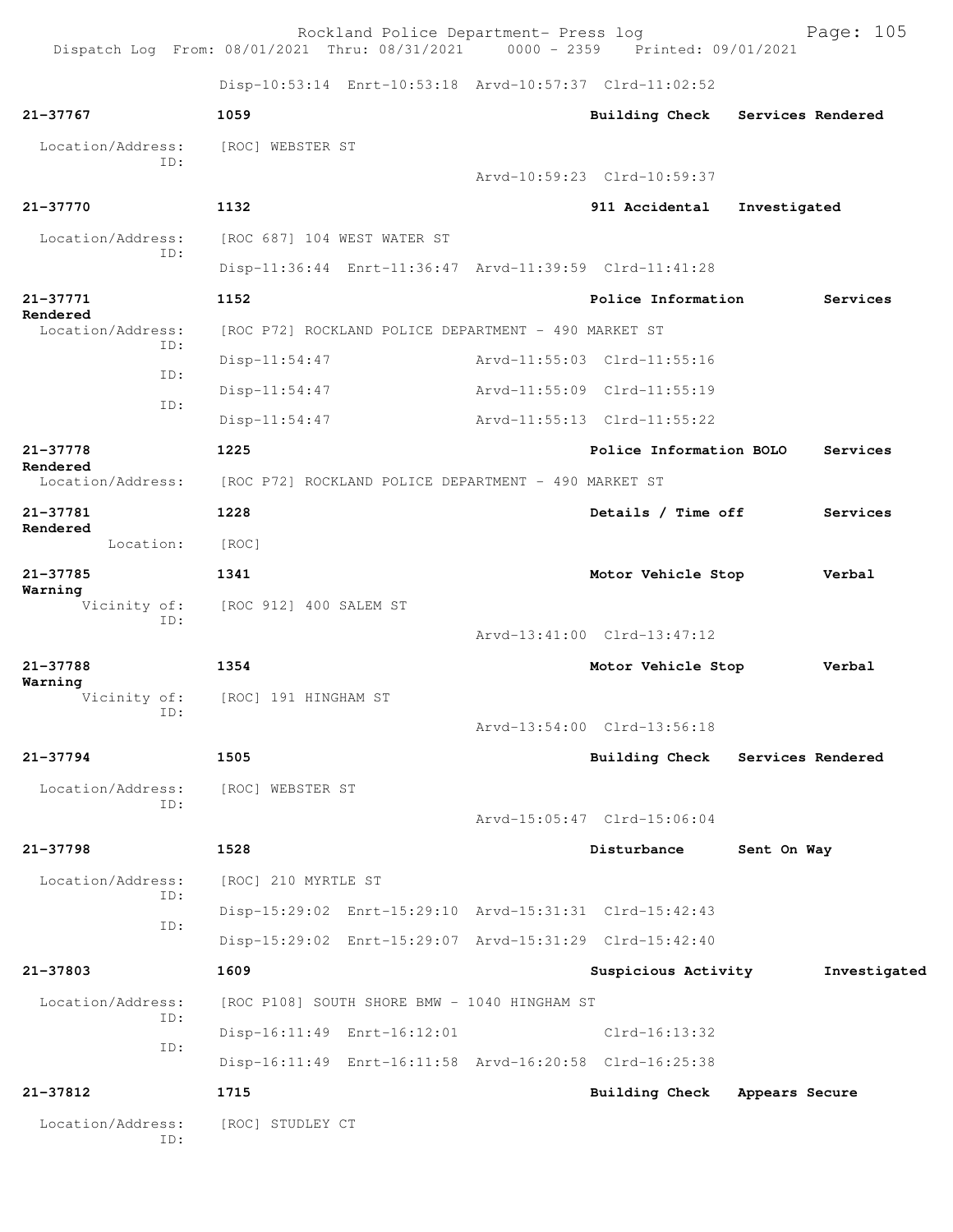Disp-10:53:14 Enrt-10:53:18 Arvd-10:57:37 Clrd-11:02:52

**21-37767** 1059 **Building Check** **Services Rendered**

Location/Address: [ROC] WEBSTER ST
ID:
Arvd-10:59:23 Clrd-10:59:37

**21-37770** 1132 **911 Accidental** **Investigated**

Location/Address: [ROC 687] 104 WEST WATER ST
ID:
Disp-11:36:44 Enrt-11:36:47 Arvd-11:39:59 Clrd-11:41:28

**21-37771** 1152 **Police Information** **Services Rendered**

Location/Address: [ROC P72] ROCKLAND POLICE DEPARTMENT - 490 MARKET ST
ID:
Disp-11:54:47 Arvd-11:55:03 Clrd-11:55:16
ID:
Disp-11:54:47 Arvd-11:55:09 Clrd-11:55:19
ID:
Disp-11:54:47 Arvd-11:55:13 Clrd-11:55:22

**21-37778** 1225 **Police Information BOLO** **Services Rendered**

Location/Address: [ROC P72] ROCKLAND POLICE DEPARTMENT - 490 MARKET ST

**21-37781** 1228 **Details / Time off** **Services Rendered**

Location: [ROC]

**21-37785** 1341 **Motor Vehicle Stop** **Verbal Warning**

Vicinity of: [ROC 912] 400 SALEM ST
ID:
Arvd-13:41:00 Clrd-13:47:12

**21-37788** 1354 **Motor Vehicle Stop** **Verbal Warning**

Vicinity of: [ROC] 191 HINGHAM ST
ID:
Arvd-13:54:00 Clrd-13:56:18

**21-37794** 1505 **Building Check** **Services Rendered**

Location/Address: [ROC] WEBSTER ST
ID:
Arvd-15:05:47 Clrd-15:06:04

**21-37798** 1528 **Disturbance** **Sent On Way**

Location/Address: [ROC] 210 MYRTLE ST
ID:
Disp-15:29:02 Enrt-15:29:10 Arvd-15:31:31 Clrd-15:42:43
ID:
Disp-15:29:02 Enrt-15:29:07 Arvd-15:31:29 Clrd-15:42:40

**21-37803** 1609 **Suspicious Activity** **Investigated**

Location/Address: [ROC P108] SOUTH SHORE BMW - 1040 HINGHAM ST
ID:
Disp-16:11:49 Enrt-16:12:01 Clrd-16:13:32
ID:
Disp-16:11:49 Enrt-16:11:58 Arvd-16:20:58 Clrd-16:25:38

**21-37812** 1715 **Building Check** **Appears Secure**

Location/Address: [ROC] STUDLEY CT
ID: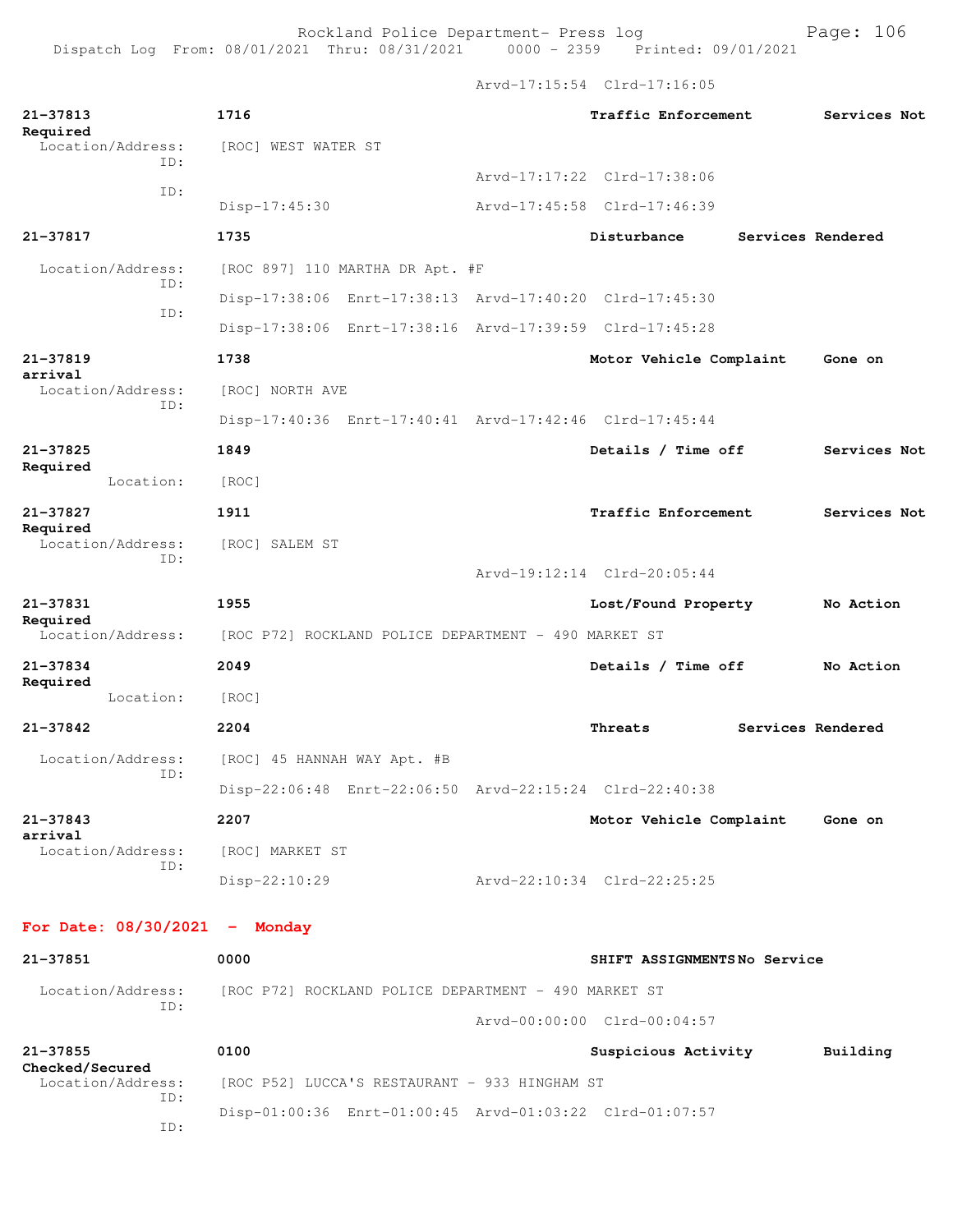Arvd-17:15:54 Clrd-17:16:05

**21-37813** **1716** **Traffic Enforcement** **Services Not Required**
Location/Address: [ROC] WEST WATER ST
ID:
Arvd-17:17:22 Clrd-17:38:06
ID:
Disp-17:45:30 Arvd-17:45:58 Clrd-17:46:39

**21-37817** **1735** **Disturbance** **Services Rendered**
Location/Address: [ROC 897] 110 MARTHA DR Apt. #F
ID:
Disp-17:38:06 Enrt-17:38:13 Arvd-17:40:20 Clrd-17:45:30
ID:
Disp-17:38:06 Enrt-17:38:16 Arvd-17:39:59 Clrd-17:45:28

**21-37819** **1738** **Motor Vehicle Complaint** **Gone on arrival**
Location/Address: [ROC] NORTH AVE
ID:
Disp-17:40:36 Enrt-17:40:41 Arvd-17:42:46 Clrd-17:45:44

**21-37825** **1849** **Details / Time off** **Services Not Required**
Location: [ROC]

**21-37827** **1911** **Traffic Enforcement** **Services Not Required**
Location/Address: [ROC] SALEM ST
ID:
Arvd-19:12:14 Clrd-20:05:44

**21-37831** **1955** **Lost/Found Property** **No Action Required**
Location/Address: [ROC P72] ROCKLAND POLICE DEPARTMENT - 490 MARKET ST

**21-37834** **2049** **Details / Time off** **No Action Required**
Location: [ROC]

**21-37842** **2204** **Threats** **Services Rendered**
Location/Address: [ROC] 45 HANNAH WAY Apt. #B
ID:
Disp-22:06:48 Enrt-22:06:50 Arvd-22:15:24 Clrd-22:40:38

**21-37843** **2207** **Motor Vehicle Complaint** **Gone on arrival**
Location/Address: [ROC] MARKET ST
ID:
Disp-22:10:29 Arvd-22:10:34 Clrd-22:25:25

## For Date: 08/30/2021 - Monday

**21-37851** **0000** **SHIFT ASSIGNMENTS** **No Service**
Location/Address: [ROC P72] ROCKLAND POLICE DEPARTMENT - 490 MARKET ST
ID:
Arvd-00:00:00 Clrd-00:04:57

**21-37855** **0100** **Suspicious Activity** **Building Checked/Secured**
Location/Address: [ROC P52] LUCCA'S RESTAURANT - 933 HINGHAM ST
ID:
Disp-01:00:36 Enrt-01:00:45 Arvd-01:03:22 Clrd-01:07:57
ID: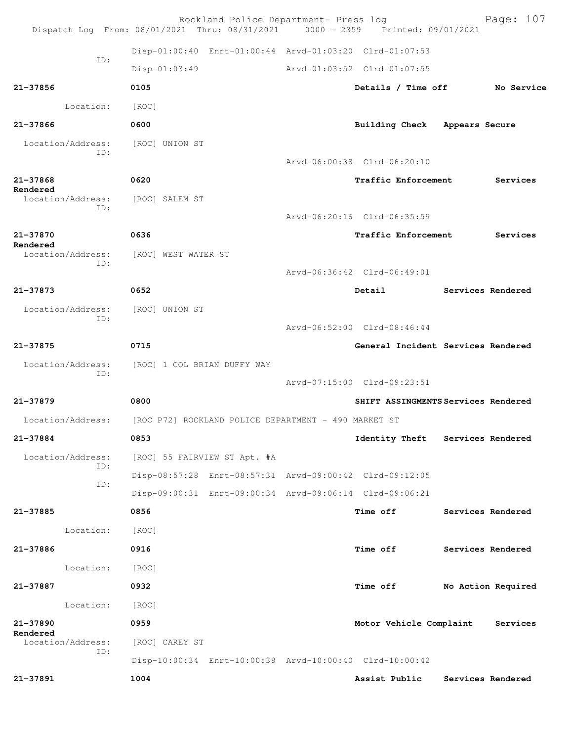Disp-01:00:40 Enrt-01:00:44 Arvd-01:03:20 Clrd-01:07:53

ID:

Disp-01:03:49 Arvd-01:03:52 Clrd-01:07:55

**21-37856** **0105** **Details / Time off** **No Service**

Location: [ROC]

**21-37866** **0600** **Building Check** **Appears Secure**

Location/Address: [ROC] UNION ST

ID:

Arvd-06:00:38 Clrd-06:20:10

**21-37868** **0620** **Traffic Enforcement** **Services Rendered**

Location/Address: [ROC] SALEM ST

ID:

Arvd-06:20:16 Clrd-06:35:59

**21-37870** **0636** **Traffic Enforcement** **Services Rendered**

Location/Address: [ROC] WEST WATER ST

ID:

Arvd-06:36:42 Clrd-06:49:01

**21-37873** **0652** **Detail** **Services Rendered**

Location/Address: [ROC] UNION ST

ID:

Arvd-06:52:00 Clrd-08:46:44

**21-37875** **0715** **General Incident** **Services Rendered**

Location/Address: [ROC] 1 COL BRIAN DUFFY WAY

ID:

Arvd-07:15:00 Clrd-09:23:51

**21-37879** **0800** **SHIFT ASSINGMENTS** **Services Rendered**

Location/Address: [ROC P72] ROCKLAND POLICE DEPARTMENT - 490 MARKET ST

**21-37884** **0853** **Identity Theft** **Services Rendered**

Location/Address: [ROC] 55 FAIRVIEW ST Apt. #A

ID:

Disp-08:57:28 Enrt-08:57:31 Arvd-09:00:42 Clrd-09:12:05

ID:

Disp-09:00:31 Enrt-09:00:34 Arvd-09:06:14 Clrd-09:06:21

**21-37885** **0856** **Time off** **Services Rendered**

Location: [ROC]

**21-37886** **0916** **Time off** **Services Rendered**

Location: [ROC]

**21-37887** **0932** **Time off** **No Action Required**

Location: [ROC]

**21-37890** **0959** **Motor Vehicle Complaint** **Services Rendered**

Location/Address: [ROC] CAREY ST

ID:

Disp-10:00:34 Enrt-10:00:38 Arvd-10:00:40 Clrd-10:00:42

**21-37891** **1004** **Assist Public** **Services Rendered**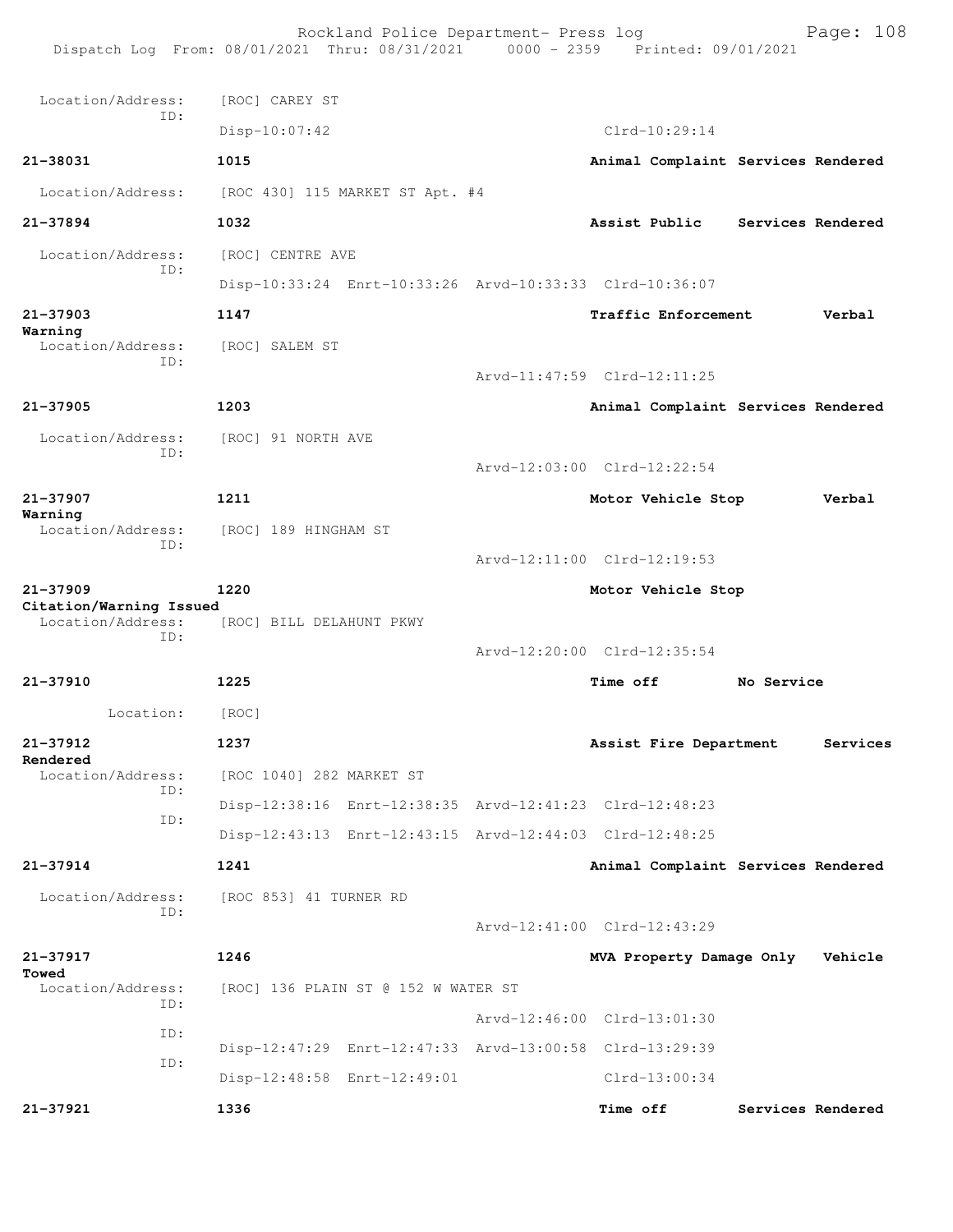Location/Address: [ROC] CAREY ST
ID:
Disp-10:07:42 Clrd-10:29:14

**21-38031** **1015** **Animal Complaint Services Rendered**

Location/Address: [ROC 430] 115 MARKET ST Apt. #4

**21-37894** **1032** **Assist Public Services Rendered**

Location/Address: [ROC] CENTRE AVE
ID:
Disp-10:33:24 Enrt-10:33:26 Arvd-10:33:33 Clrd-10:36:07

**21-37903** **1147** **Traffic Enforcement Verbal Warning**

Location/Address: [ROC] SALEM ST
ID:
Arvd-11:47:59 Clrd-12:11:25

**21-37905** **1203** **Animal Complaint Services Rendered**

Location/Address: [ROC] 91 NORTH AVE
ID:
Arvd-12:03:00 Clrd-12:22:54

**21-37907** **1211** **Motor Vehicle Stop Verbal Warning**

Location/Address: [ROC] 189 HINGHAM ST
ID:
Arvd-12:11:00 Clrd-12:19:53

**21-37909** **1220** **Motor Vehicle Stop Citation/Warning Issued**

Location/Address: [ROC] BILL DELAHUNT PKWY
ID:
Arvd-12:20:00 Clrd-12:35:54

**21-37910** **1225** **Time off No Service**

Location: [ROC]

**21-37912** **1237** **Assist Fire Department Services Rendered**

Location/Address: [ROC 1040] 282 MARKET ST
ID:
Disp-12:38:16 Enrt-12:38:35 Arvd-12:41:23 Clrd-12:48:23
ID:
Disp-12:43:13 Enrt-12:43:15 Arvd-12:44:03 Clrd-12:48:25

**21-37914** **1241** **Animal Complaint Services Rendered**

Location/Address: [ROC 853] 41 TURNER RD
ID:
Arvd-12:41:00 Clrd-12:43:29

**21-37917** **1246** **MVA Property Damage Only Vehicle Towed**

Location/Address: [ROC] 136 PLAIN ST @ 152 W WATER ST
ID:
Arvd-12:46:00 Clrd-13:01:30
ID:
Disp-12:47:29 Enrt-12:47:33 Arvd-13:00:58 Clrd-13:29:39
ID:
Disp-12:48:58 Enrt-12:49:01 Clrd-13:00:34

**21-37921** **1336** **Time off Services Rendered**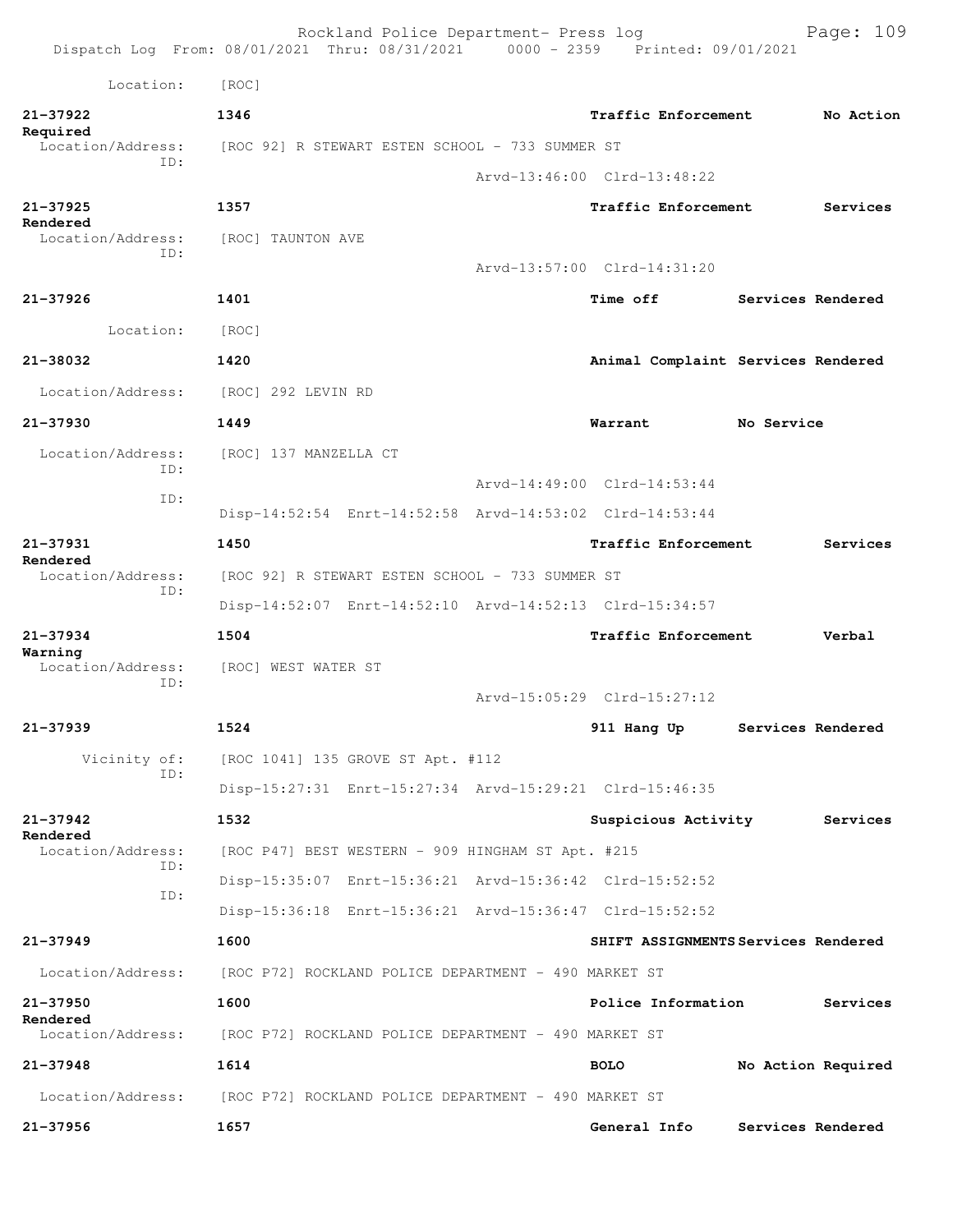Location: [ROC]

**21-37922** 1346 Traffic Enforcement No Action Required
Location/Address: [ROC 92] R STEWART ESTEN SCHOOL - 733 SUMMER ST
ID:
Arvd-13:46:00 Clrd-13:48:22

**21-37925** 1357 Traffic Enforcement Services Rendered
Location/Address: [ROC] TAUNTON AVE
ID:
Arvd-13:57:00 Clrd-14:31:20

**21-37926** 1401 Time off Services Rendered
Location: [ROC]

**21-38032** 1420 Animal Complaint Services Rendered
Location/Address: [ROC] 292 LEVIN RD

**21-37930** 1449 Warrant No Service
Location/Address: [ROC] 137 MANZELLA CT
ID:
Arvd-14:49:00 Clrd-14:53:44
ID:
Disp-14:52:54 Enrt-14:52:58 Arvd-14:53:02 Clrd-14:53:44

**21-37931** 1450 Traffic Enforcement Services Rendered
Location/Address: [ROC 92] R STEWART ESTEN SCHOOL - 733 SUMMER ST
ID:
Disp-14:52:07 Enrt-14:52:10 Arvd-14:52:13 Clrd-15:34:57

**21-37934** 1504 Traffic Enforcement Verbal Warning
Location/Address: [ROC] WEST WATER ST
ID:
Arvd-15:05:29 Clrd-15:27:12

**21-37939** 1524 911 Hang Up Services Rendered
Vicinity of: [ROC 1041] 135 GROVE ST Apt. #112
ID:
Disp-15:27:31 Enrt-15:27:34 Arvd-15:29:21 Clrd-15:46:35

**21-37942** 1532 Suspicious Activity Services Rendered
Location/Address: [ROC P47] BEST WESTERN - 909 HINGHAM ST Apt. #215
ID:
Disp-15:35:07 Enrt-15:36:21 Arvd-15:36:42 Clrd-15:52:52
ID:
Disp-15:36:18 Enrt-15:36:21 Arvd-15:36:47 Clrd-15:52:52

**21-37949** 1600 SHIFT ASSIGNMENTS Services Rendered
Location/Address: [ROC P72] ROCKLAND POLICE DEPARTMENT - 490 MARKET ST

**21-37950** 1600 Police Information Services Rendered
Location/Address: [ROC P72] ROCKLAND POLICE DEPARTMENT - 490 MARKET ST

**21-37948** 1614 BOLO No Action Required
Location/Address: [ROC P72] ROCKLAND POLICE DEPARTMENT - 490 MARKET ST

**21-37956** 1657 General Info Services Rendered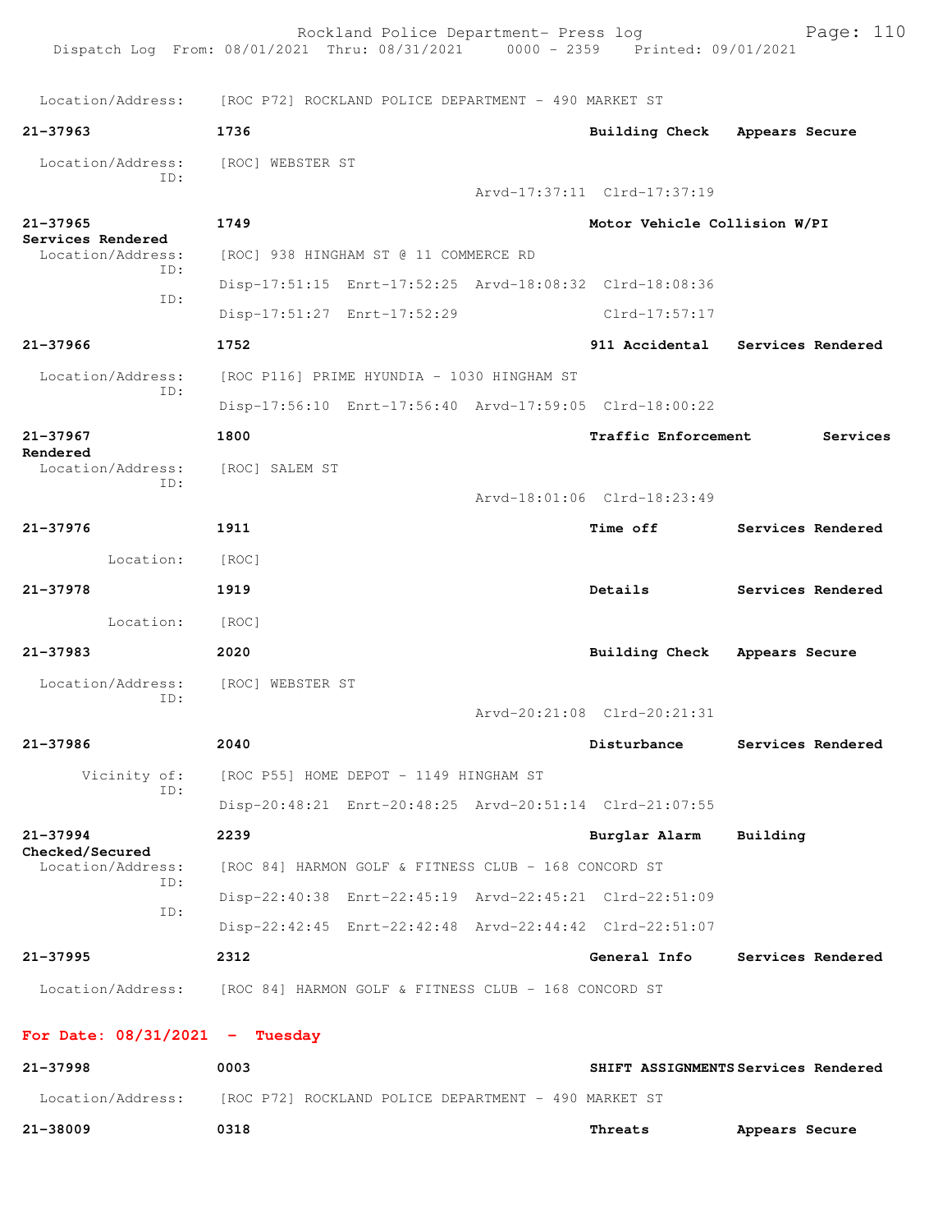Location/Address: [ROC P72] ROCKLAND POLICE DEPARTMENT - 490 MARKET ST

**21-37963** **1736** **Building Check** **Appears Secure**

Location/Address: [ROC] WEBSTER ST
ID:
Arvd-17:37:11 Clrd-17:37:19

**21-37965** **1749** **Motor Vehicle Collision W/PI**
**Services Rendered**
Location/Address: [ROC] 938 HINGHAM ST @ 11 COMMERCE RD
ID:
Disp-17:51:15 Enrt-17:52:25 Arvd-18:08:32 Clrd-18:08:36
ID:
Disp-17:51:27 Enrt-17:52:29 Clrd-17:57:17

**21-37966** **1752** **911 Accidental** **Services Rendered**

Location/Address: [ROC P116] PRIME HYUNDIA - 1030 HINGHAM ST
ID:
Disp-17:56:10 Enrt-17:56:40 Arvd-17:59:05 Clrd-18:00:22

**21-37967** **1800** **Traffic Enforcement** **Services Rendered**
Location/Address: [ROC] SALEM ST
ID:
Arvd-18:01:06 Clrd-18:23:49

**21-37976** **1911** **Time off** **Services Rendered**

Location: [ROC]

**21-37978** **1919** **Details** **Services Rendered**

Location: [ROC]

**21-37983** **2020** **Building Check** **Appears Secure**

Location/Address: [ROC] WEBSTER ST
ID:
Arvd-20:21:08 Clrd-20:21:31

**21-37986** **2040** **Disturbance** **Services Rendered**

Vicinity of: [ROC P55] HOME DEPOT - 1149 HINGHAM ST
ID:
Disp-20:48:21 Enrt-20:48:25 Arvd-20:51:14 Clrd-21:07:55

**21-37994** **2239** **Burglar Alarm** **Building Checked/Secured**
Location/Address: [ROC 84] HARMON GOLF & FITNESS CLUB - 168 CONCORD ST
ID:
Disp-22:40:38 Enrt-22:45:19 Arvd-22:45:21 Clrd-22:51:09
ID:
Disp-22:42:45 Enrt-22:42:48 Arvd-22:44:42 Clrd-22:51:07

**21-37995** **2312** **General Info** **Services Rendered**

Location/Address: [ROC 84] HARMON GOLF & FITNESS CLUB - 168 CONCORD ST

## For Date: 08/31/2021 - Tuesday

**21-37998** **0003** **SHIFT ASSIGNMENTS** **Services Rendered**

Location/Address: [ROC P72] ROCKLAND POLICE DEPARTMENT - 490 MARKET ST

**21-38009** **0318** **Threats** **Appears Secure**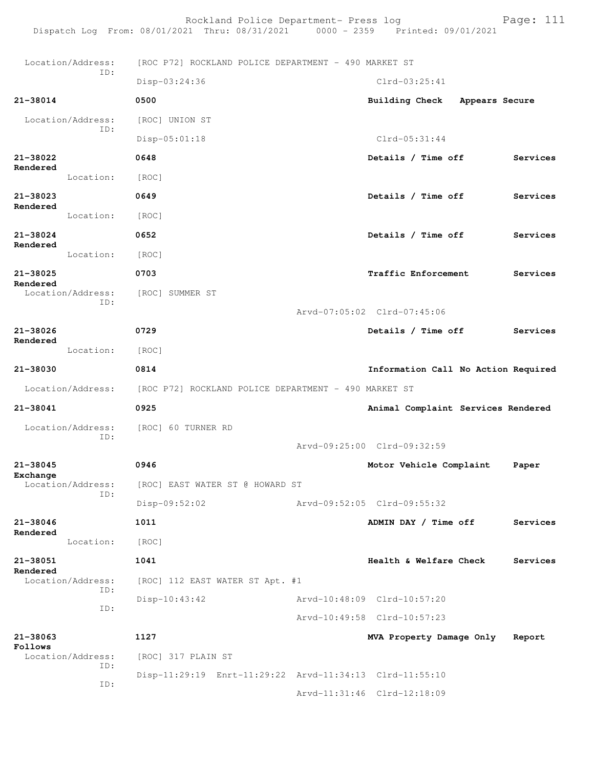Location/Address: [ROC P72] ROCKLAND POLICE DEPARTMENT - 490 MARKET ST
ID:
Disp-03:24:36 Clrd-03:25:41

**21-38014** **0500** **Building Check Appears Secure**
Location/Address: [ROC] UNION ST
ID:
Disp-05:01:18 Clrd-05:31:44

**21-38022** **0648** **Details / Time off Services Rendered**
Location: [ROC]

**21-38023** **0649** **Details / Time off Services Rendered**
Location: [ROC]

**21-38024** **0652** **Details / Time off Services Rendered**
Location: [ROC]

**21-38025** **0703** **Traffic Enforcement Services Rendered**
Location/Address: [ROC] SUMMER ST
ID:
Arvd-07:05:02 Clrd-07:45:06

**21-38026** **0729** **Details / Time off Services Rendered**
Location: [ROC]

**21-38030** **0814** **Information Call No Action Required**
Location/Address: [ROC P72] ROCKLAND POLICE DEPARTMENT - 490 MARKET ST

**21-38041** **0925** **Animal Complaint Services Rendered**
Location/Address: [ROC] 60 TURNER RD
ID:
Arvd-09:25:00 Clrd-09:32:59

**21-38045** **0946** **Motor Vehicle Complaint Paper Exchange**
Location/Address: [ROC] EAST WATER ST @ HOWARD ST
ID:
Disp-09:52:02 Arvd-09:52:05 Clrd-09:55:32

**21-38046** **1011** **ADMIN DAY / Time off Services Rendered**
Location: [ROC]

**21-38051** **1041** **Health & Welfare Check Services Rendered**
Location/Address: [ROC] 112 EAST WATER ST Apt. #1
ID:
Disp-10:43:42 Arvd-10:48:09 Clrd-10:57:20
ID:
Arvd-10:49:58 Clrd-10:57:23

**21-38063** **1127** **MVA Property Damage Only Report Follows**
Location/Address: [ROC] 317 PLAIN ST
ID:
Disp-11:29:19 Enrt-11:29:22 Arvd-11:34:13 Clrd-11:55:10
ID:
Arvd-11:31:46 Clrd-12:18:09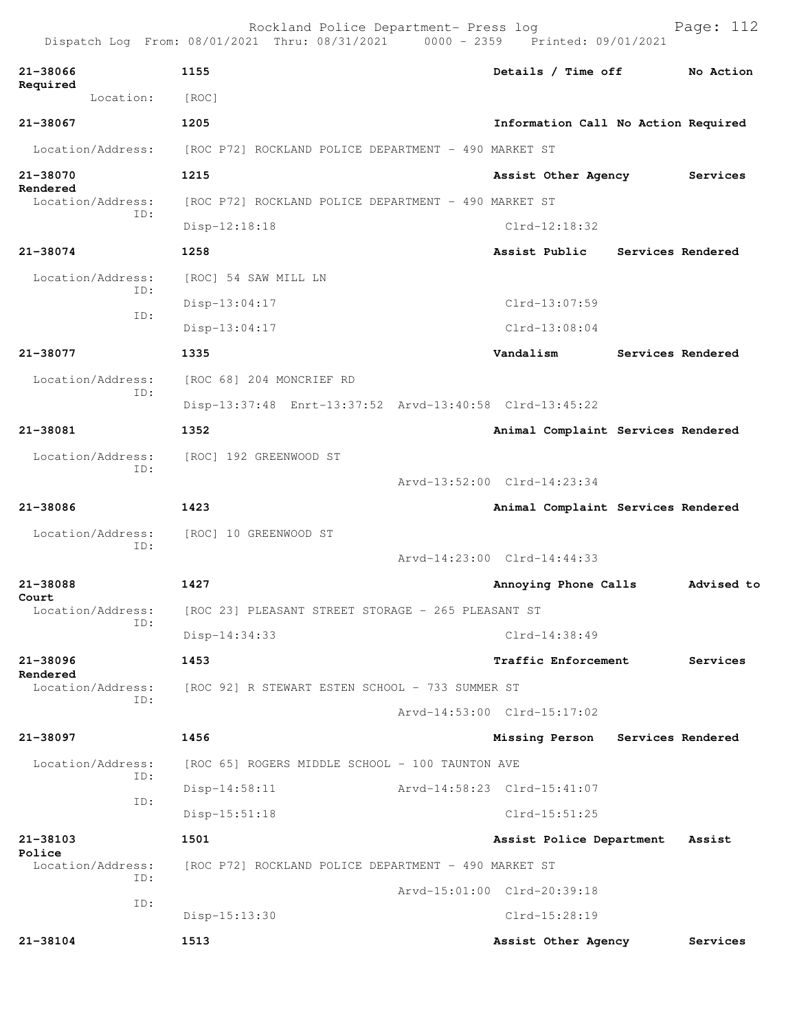Rockland Police Department- Press log
Dispatch Log From: 08/01/2021 Thru: 08/31/2021 0000 - 2359 Printed: 09/01/2021

**21-38066** 1155 Details / Time off No Action Required
Location: [ROC]

**21-38067** 1205 Information Call No Action Required
Location/Address: [ROC P72] ROCKLAND POLICE DEPARTMENT - 490 MARKET ST

**21-38070** 1215 Assist Other Agency Services Rendered
Location/Address: [ROC P72] ROCKLAND POLICE DEPARTMENT - 490 MARKET ST
ID: Disp-12:18:18 Clrd-12:18:32

**21-38074** 1258 Assist Public Services Rendered
Location/Address: [ROC] 54 SAW MILL LN
ID: Disp-13:04:17 Clrd-13:07:59
ID: Disp-13:04:17 Clrd-13:08:04

**21-38077** 1335 Vandalism Services Rendered
Location/Address: [ROC 68] 204 MONCRIEF RD
ID: Disp-13:37:48 Enrt-13:37:52 Arvd-13:40:58 Clrd-13:45:22

**21-38081** 1352 Animal Complaint Services Rendered
Location/Address: [ROC] 192 GREENWOOD ST
ID: Arvd-13:52:00 Clrd-14:23:34

**21-38086** 1423 Animal Complaint Services Rendered
Location/Address: [ROC] 10 GREENWOOD ST
ID: Arvd-14:23:00 Clrd-14:44:33

**21-38088** 1427 Annoying Phone Calls Advised to Court
Location/Address: [ROC 23] PLEASANT STREET STORAGE - 265 PLEASANT ST
ID: Disp-14:34:33 Clrd-14:38:49

**21-38096** 1453 Traffic Enforcement Services Rendered
Location/Address: [ROC 92] R STEWART ESTEN SCHOOL - 733 SUMMER ST
ID: Arvd-14:53:00 Clrd-15:17:02

**21-38097** 1456 Missing Person Services Rendered
Location/Address: [ROC 65] ROGERS MIDDLE SCHOOL - 100 TAUNTON AVE
ID: Disp-14:58:11 Arvd-14:58:23 Clrd-15:41:07
ID: Disp-15:51:18 Clrd-15:51:25

**21-38103** 1501 Assist Police Department Assist Police
Location/Address: [ROC P72] ROCKLAND POLICE DEPARTMENT - 490 MARKET ST
ID: Arvd-15:01:00 Clrd-20:39:18
ID: Disp-15:13:30 Clrd-15:28:19

**21-38104** 1513 Assist Other Agency Services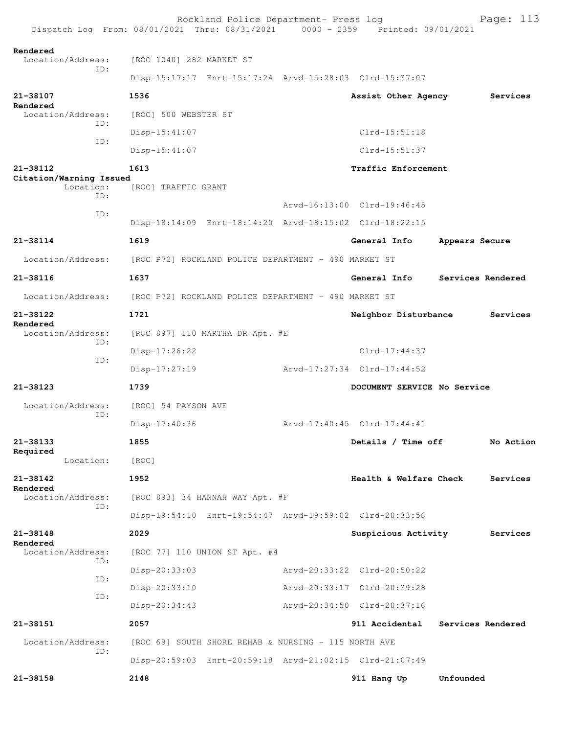Rendered
 Location/Address: [ROC 1040] 282 MARKET ST
 ID:
 Disp-15:17:17 Enrt-15:17:24 Arvd-15:28:03 Clrd-15:37:07

**21-38107** **1536** **Assist Other Agency** **Services Rendered**
 Location/Address: [ROC] 500 WEBSTER ST
 ID:
 Disp-15:41:07 Clrd-15:51:18
 ID:
 Disp-15:41:07 Clrd-15:51:37

**21-38112** **1613** **Traffic Enforcement**
**Citation/Warning Issued**
 Location: [ROC] TRAFFIC GRANT
 ID:
 Arvd-16:13:00 Clrd-19:46:45
 ID:
 Disp-18:14:09 Enrt-18:14:20 Arvd-18:15:02 Clrd-18:22:15

**21-38114** **1619** **General Info** **Appears Secure**
 Location/Address: [ROC P72] ROCKLAND POLICE DEPARTMENT - 490 MARKET ST

**21-38116** **1637** **General Info** **Services Rendered**
 Location/Address: [ROC P72] ROCKLAND POLICE DEPARTMENT - 490 MARKET ST

**21-38122** **1721** **Neighbor Disturbance** **Services Rendered**
 Location/Address: [ROC 897] 110 MARTHA DR Apt. #E
 ID:
 Disp-17:26:22 Clrd-17:44:37
 ID:
 Disp-17:27:19 Arvd-17:27:34 Clrd-17:44:52

**21-38123** **1739** **DOCUMENT SERVICE No Service**
 Location/Address: [ROC] 54 PAYSON AVE
 ID:
 Disp-17:40:36 Arvd-17:40:45 Clrd-17:44:41

**21-38133** **1855** **Details / Time off** **No Action Required**
 Location: [ROC]

**21-38142** **1952** **Health & Welfare Check** **Services Rendered**
 Location/Address: [ROC 893] 34 HANNAH WAY Apt. #F
 ID:
 Disp-19:54:10 Enrt-19:54:47 Arvd-19:59:02 Clrd-20:33:56

**21-38148** **2029** **Suspicious Activity** **Services Rendered**
 Location/Address: [ROC 77] 110 UNION ST Apt. #4
 ID:
 Disp-20:33:03 Arvd-20:33:22 Clrd-20:50:22
 ID:
 Disp-20:33:10 Arvd-20:33:17 Clrd-20:39:28
 ID:
 Disp-20:34:43 Arvd-20:34:50 Clrd-20:37:16

**21-38151** **2057** **911 Accidental** **Services Rendered**
 Location/Address: [ROC 69] SOUTH SHORE REHAB & NURSING - 115 NORTH AVE
 ID:
 Disp-20:59:03 Enrt-20:59:18 Arvd-21:02:15 Clrd-21:07:49

**21-38158** **2148** **911 Hang Up** **Unfounded**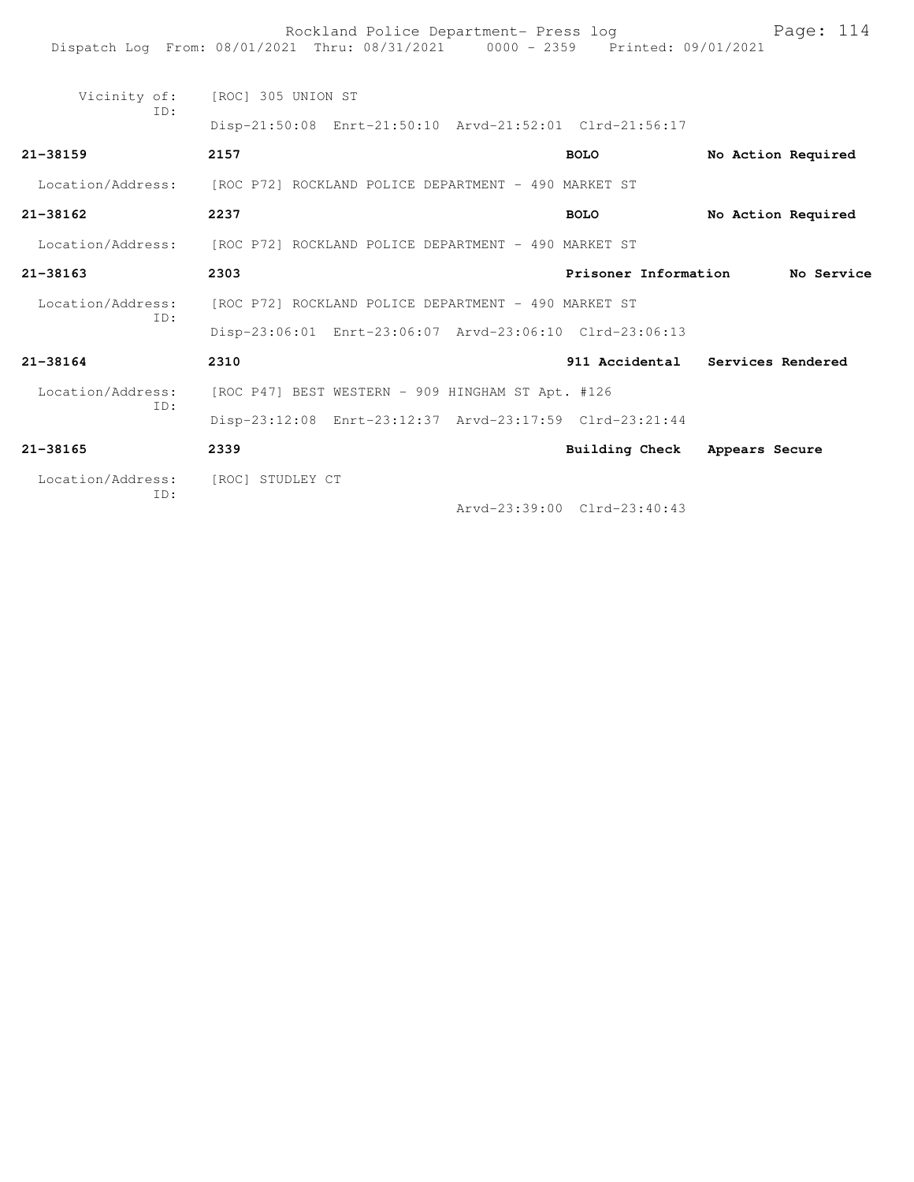Vicinity of: [ROC] 305 UNION ST
ID:
Disp-21:50:08 Enrt-21:50:10 Arvd-21:52:01 Clrd-21:56:17

**21-38159** **2157** **BOLO** **No Action Required**

Location/Address: [ROC P72] ROCKLAND POLICE DEPARTMENT - 490 MARKET ST

**21-38162** **2237** **BOLO** **No Action Required**

Location/Address: [ROC P72] ROCKLAND POLICE DEPARTMENT - 490 MARKET ST

**21-38163** **2303** **Prisoner Information** **No Service**

Location/Address: [ROC P72] ROCKLAND POLICE DEPARTMENT - 490 MARKET ST
ID:
Disp-23:06:01 Enrt-23:06:07 Arvd-23:06:10 Clrd-23:06:13

**21-38164** **2310** **911 Accidental** **Services Rendered**

Location/Address: [ROC P47] BEST WESTERN - 909 HINGHAM ST Apt. #126
ID:
Disp-23:12:08 Enrt-23:12:37 Arvd-23:17:59 Clrd-23:21:44

**21-38165** **2339** **Building Check** **Appears Secure**

Location/Address: [ROC] STUDLEY CT
ID:
Arvd-23:39:00 Clrd-23:40:43